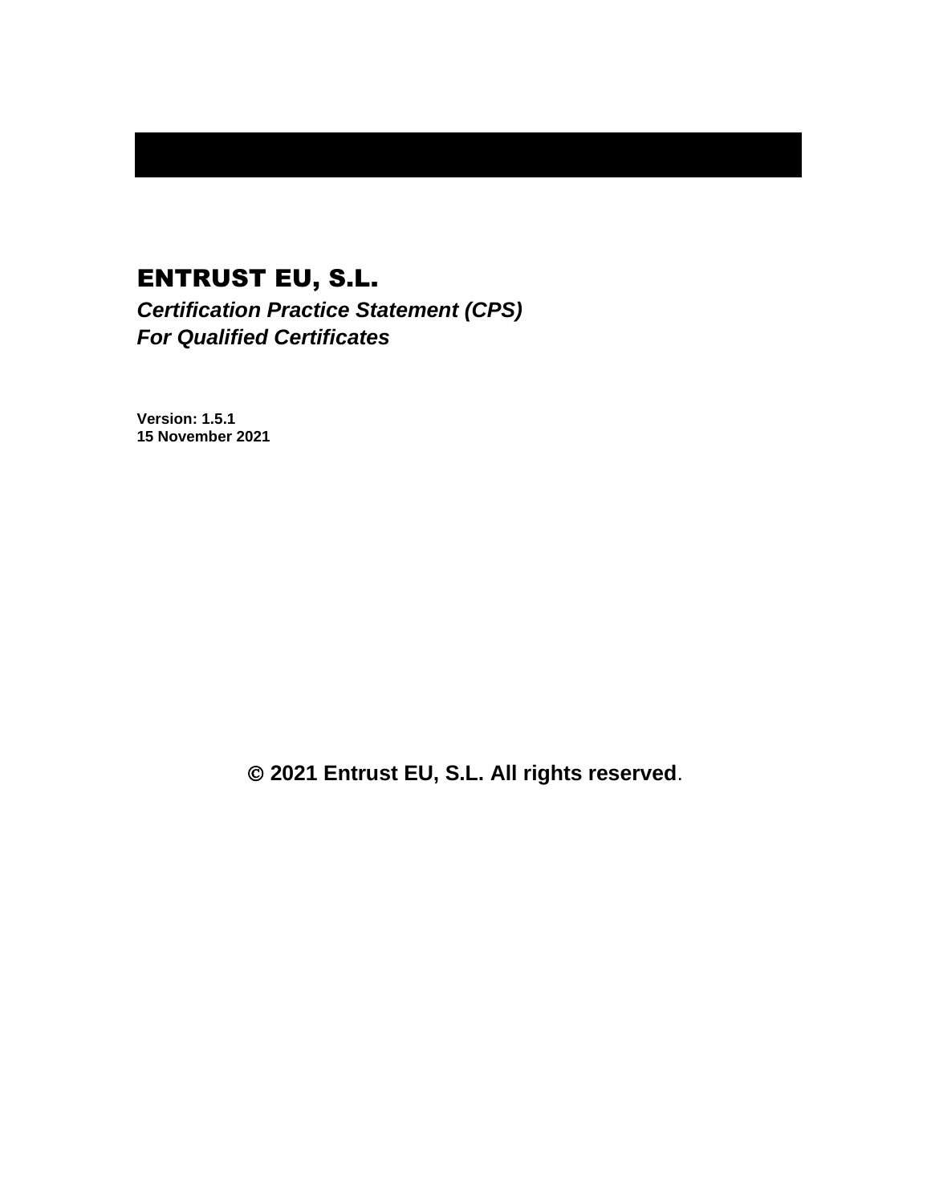# ENTRUST EU, S.L.

***Certification Practice Statement (CPS)***
***For Qualified Certificates***

**Version: 1.5.1**
**15 November 2021**

**© 2021 Entrust EU, S.L. All rights reserved.**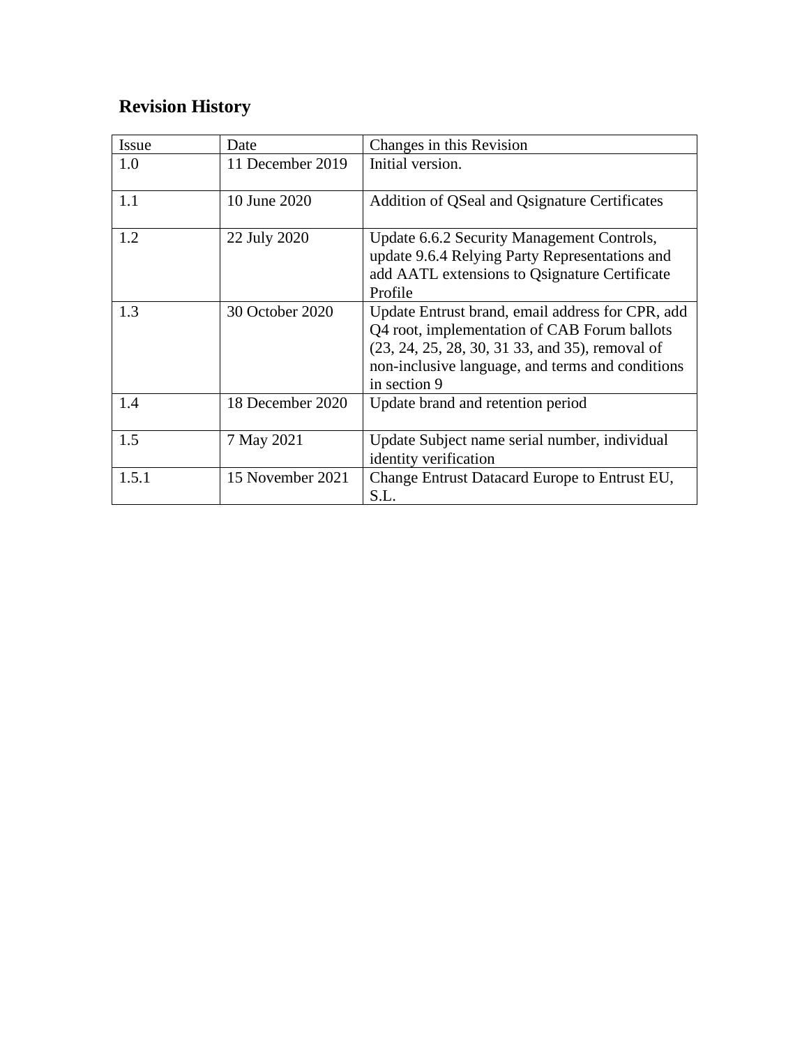## Revision History

| Issue | Date | Changes in this Revision |
| --- | --- | --- |
| 1.0 | 11 December 2019 | Initial version. |
| 1.1 | 10 June 2020 | Addition of QSeal and Qsignature Certificates |
| 1.2 | 22 July 2020 | Update 6.6.2 Security Management Controls, update 9.6.4 Relying Party Representations and add AATL extensions to Qsignature Certificate Profile |
| 1.3 | 30 October 2020 | Update Entrust brand, email address for CPR, add Q4 root, implementation of CAB Forum ballots (23, 24, 25, 28, 30, 31 33, and 35), removal of non-inclusive language, and terms and conditions in section 9 |
| 1.4 | 18 December 2020 | Update brand and retention period |
| 1.5 | 7 May 2021 | Update Subject name serial number, individual identity verification |
| 1.5.1 | 15 November 2021 | Change Entrust Datacard Europe to Entrust EU, S.L. |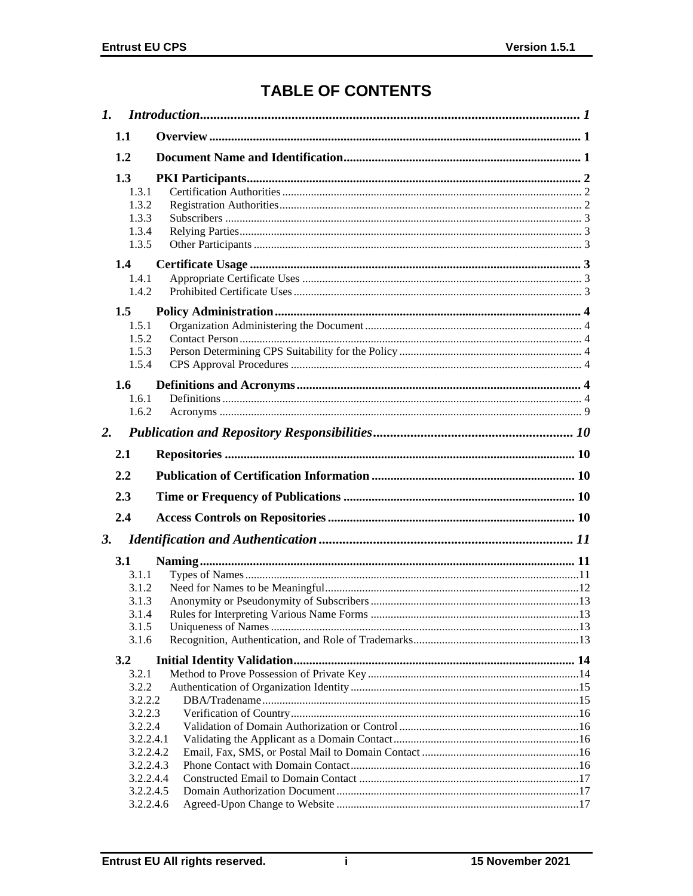# TABLE OF CONTENTS

| | | |
|---|---|---|
| ***1.*** | ***Introduction*** | ***1*** |
| **1.1** | **Overview** | **1** |
| **1.2** | **Document Name and Identification** | **1** |
| **1.3** | **PKI Participants** | **2** |
| 1.3.1 | Certification Authorities | 2 |
| 1.3.2 | Registration Authorities | 2 |
| 1.3.3 | Subscribers | 3 |
| 1.3.4 | Relying Parties | 3 |
| 1.3.5 | Other Participants | 3 |
| **1.4** | **Certificate Usage** | **3** |
| 1.4.1 | Appropriate Certificate Uses | 3 |
| 1.4.2 | Prohibited Certificate Uses | 3 |
| **1.5** | **Policy Administration** | **4** |
| 1.5.1 | Organization Administering the Document | 4 |
| 1.5.2 | Contact Person | 4 |
| 1.5.3 | Person Determining CPS Suitability for the Policy | 4 |
| 1.5.4 | CPS Approval Procedures | 4 |
| **1.6** | **Definitions and Acronyms** | **4** |
| 1.6.1 | Definitions | 4 |
| 1.6.2 | Acronyms | 9 |
| ***2.*** | ***Publication and Repository Responsibilities*** | ***10*** |
| **2.1** | **Repositories** | **10** |
| **2.2** | **Publication of Certification Information** | **10** |
| **2.3** | **Time or Frequency of Publications** | **10** |
| **2.4** | **Access Controls on Repositories** | **10** |
| ***3.*** | ***Identification and Authentication*** | ***11*** |
| **3.1** | **Naming** | **11** |
| 3.1.1 | Types of Names | 11 |
| 3.1.2 | Need for Names to be Meaningful | 12 |
| 3.1.3 | Anonymity or Pseudonymity of Subscribers | 13 |
| 3.1.4 | Rules for Interpreting Various Name Forms | 13 |
| 3.1.5 | Uniqueness of Names | 13 |
| 3.1.6 | Recognition, Authentication, and Role of Trademarks | 13 |
| **3.2** | **Initial Identity Validation** | **14** |
| 3.2.1 | Method to Prove Possession of Private Key | 14 |
| 3.2.2 | Authentication of Organization Identity | 15 |
| 3.2.2.2 | DBA/Tradename | 15 |
| 3.2.2.3 | Verification of Country | 16 |
| 3.2.2.4 | Validation of Domain Authorization or Control | 16 |
| 3.2.2.4.1 | Validating the Applicant as a Domain Contact | 16 |
| 3.2.2.4.2 | Email, Fax, SMS, or Postal Mail to Domain Contact | 16 |
| 3.2.2.4.3 | Phone Contact with Domain Contact | 16 |
| 3.2.2.4.4 | Constructed Email to Domain Contact | 17 |
| 3.2.2.4.5 | Domain Authorization Document | 17 |
| 3.2.2.4.6 | Agreed-Upon Change to Website | 17 |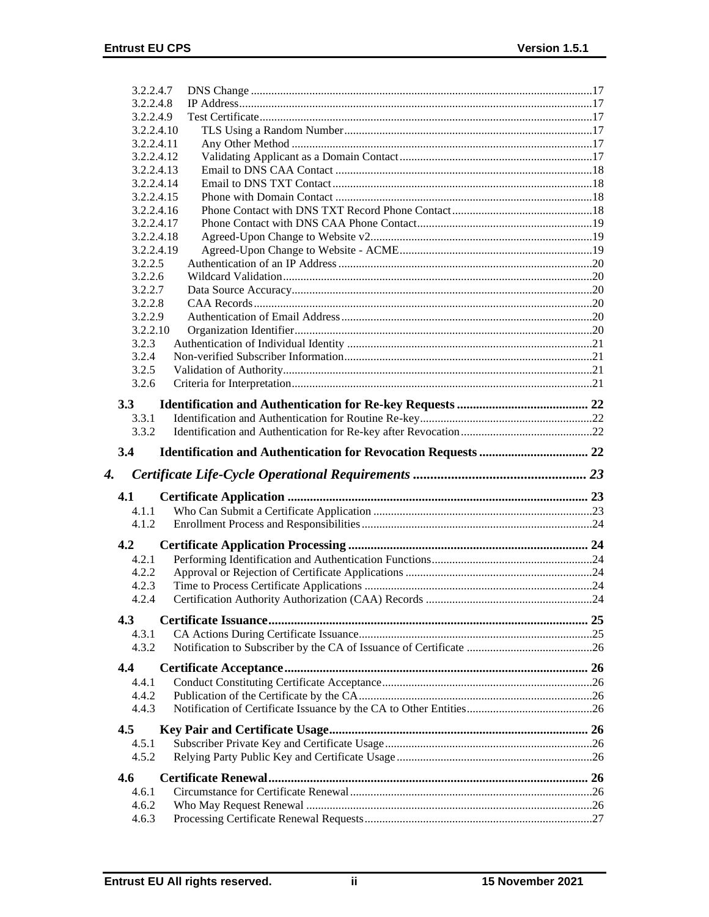3.2.2.4.7 DNS Change .....17
3.2.2.4.8 IP Address .....17
3.2.2.4.9 Test Certificate .....17
3.2.2.4.10 TLS Using a Random Number .....17
3.2.2.4.11 Any Other Method .....17
3.2.2.4.12 Validating Applicant as a Domain Contact .....17
3.2.2.4.13 Email to DNS CAA Contact .....18
3.2.2.4.14 Email to DNS TXT Contact .....18
3.2.2.4.15 Phone with Domain Contact .....18
3.2.2.4.16 Phone Contact with DNS TXT Record Phone Contact .....18
3.2.2.4.17 Phone Contact with DNS CAA Phone Contact .....19
3.2.2.4.18 Agreed-Upon Change to Website v2 .....19
3.2.2.4.19 Agreed-Upon Change to Website - ACME .....19
3.2.2.5 Authentication of an IP Address .....20
3.2.2.6 Wildcard Validation .....20
3.2.2.7 Data Source Accuracy .....20
3.2.2.8 CAA Records .....20
3.2.2.9 Authentication of Email Address .....20
3.2.2.10 Organization Identifier .....20
3.2.3 Authentication of Individual Identity .....21
3.2.4 Non-verified Subscriber Information .....21
3.2.5 Validation of Authority .....21
3.2.6 Criteria for Interpretation .....21

**3.3 Identification and Authentication for Re-key Requests ..... 22**
3.3.1 Identification and Authentication for Routine Re-key .....22
3.3.2 Identification and Authentication for Re-key after Revocation .....22

**3.4 Identification and Authentication for Revocation Requests ..... 22**

***4. Certificate Life-Cycle Operational Requirements ..... 23***

**4.1 Certificate Application ..... 23**
4.1.1 Who Can Submit a Certificate Application .....23
4.1.2 Enrollment Process and Responsibilities .....24

**4.2 Certificate Application Processing ..... 24**
4.2.1 Performing Identification and Authentication Functions .....24
4.2.2 Approval or Rejection of Certificate Applications .....24
4.2.3 Time to Process Certificate Applications .....24
4.2.4 Certification Authority Authorization (CAA) Records .....24

**4.3 Certificate Issuance ..... 25**
4.3.1 CA Actions During Certificate Issuance .....25
4.3.2 Notification to Subscriber by the CA of Issuance of Certificate .....26

**4.4 Certificate Acceptance ..... 26**
4.4.1 Conduct Constituting Certificate Acceptance .....26
4.4.2 Publication of the Certificate by the CA .....26
4.4.3 Notification of Certificate Issuance by the CA to Other Entities .....26

**4.5 Key Pair and Certificate Usage ..... 26**
4.5.1 Subscriber Private Key and Certificate Usage .....26
4.5.2 Relying Party Public Key and Certificate Usage .....26

**4.6 Certificate Renewal ..... 26**
4.6.1 Circumstance for Certificate Renewal .....26
4.6.2 Who May Request Renewal .....26
4.6.3 Processing Certificate Renewal Requests .....27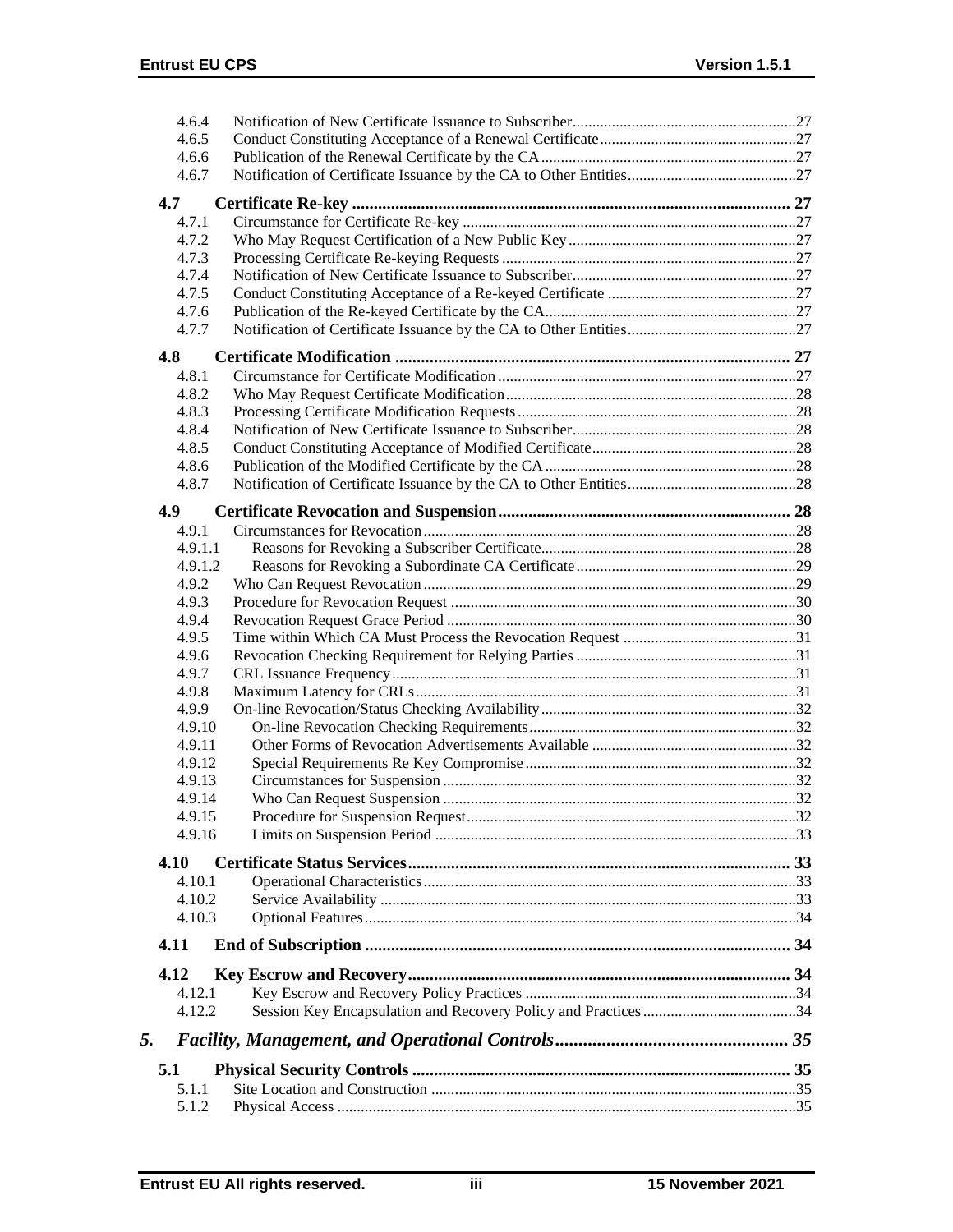| | | |
|---|---|---|
| 4.6.4 | Notification of New Certificate Issuance to Subscriber | 27 |
| 4.6.5 | Conduct Constituting Acceptance of a Renewal Certificate | 27 |
| 4.6.6 | Publication of the Renewal Certificate by the CA | 27 |
| 4.6.7 | Notification of Certificate Issuance by the CA to Other Entities | 27 |
| **4.7** | **Certificate Re-key** | **27** |
| 4.7.1 | Circumstance for Certificate Re-key | 27 |
| 4.7.2 | Who May Request Certification of a New Public Key | 27 |
| 4.7.3 | Processing Certificate Re-keying Requests | 27 |
| 4.7.4 | Notification of New Certificate Issuance to Subscriber | 27 |
| 4.7.5 | Conduct Constituting Acceptance of a Re-keyed Certificate | 27 |
| 4.7.6 | Publication of the Re-keyed Certificate by the CA | 27 |
| 4.7.7 | Notification of Certificate Issuance by the CA to Other Entities | 27 |
| **4.8** | **Certificate Modification** | **27** |
| 4.8.1 | Circumstance for Certificate Modification | 27 |
| 4.8.2 | Who May Request Certificate Modification | 28 |
| 4.8.3 | Processing Certificate Modification Requests | 28 |
| 4.8.4 | Notification of New Certificate Issuance to Subscriber | 28 |
| 4.8.5 | Conduct Constituting Acceptance of Modified Certificate | 28 |
| 4.8.6 | Publication of the Modified Certificate by the CA | 28 |
| 4.8.7 | Notification of Certificate Issuance by the CA to Other Entities | 28 |
| **4.9** | **Certificate Revocation and Suspension** | **28** |
| 4.9.1 | Circumstances for Revocation | 28 |
| 4.9.1.1 | Reasons for Revoking a Subscriber Certificate | 28 |
| 4.9.1.2 | Reasons for Revoking a Subordinate CA Certificate | 29 |
| 4.9.2 | Who Can Request Revocation | 29 |
| 4.9.3 | Procedure for Revocation Request | 30 |
| 4.9.4 | Revocation Request Grace Period | 30 |
| 4.9.5 | Time within Which CA Must Process the Revocation Request | 31 |
| 4.9.6 | Revocation Checking Requirement for Relying Parties | 31 |
| 4.9.7 | CRL Issuance Frequency | 31 |
| 4.9.8 | Maximum Latency for CRLs | 31 |
| 4.9.9 | On-line Revocation/Status Checking Availability | 32 |
| 4.9.10 | On-line Revocation Checking Requirements | 32 |
| 4.9.11 | Other Forms of Revocation Advertisements Available | 32 |
| 4.9.12 | Special Requirements Re Key Compromise | 32 |
| 4.9.13 | Circumstances for Suspension | 32 |
| 4.9.14 | Who Can Request Suspension | 32 |
| 4.9.15 | Procedure for Suspension Request | 32 |
| 4.9.16 | Limits on Suspension Period | 33 |
| **4.10** | **Certificate Status Services** | **33** |
| 4.10.1 | Operational Characteristics | 33 |
| 4.10.2 | Service Availability | 33 |
| 4.10.3 | Optional Features | 34 |
| **4.11** | **End of Subscription** | **34** |
| **4.12** | **Key Escrow and Recovery** | **34** |
| 4.12.1 | Key Escrow and Recovery Policy Practices | 34 |
| 4.12.2 | Session Key Encapsulation and Recovery Policy and Practices | 34 |
| ***5.*** | ***Facility, Management, and Operational Controls*** | ***35*** |
| **5.1** | **Physical Security Controls** | **35** |
| 5.1.1 | Site Location and Construction | 35 |
| 5.1.2 | Physical Access | 35 |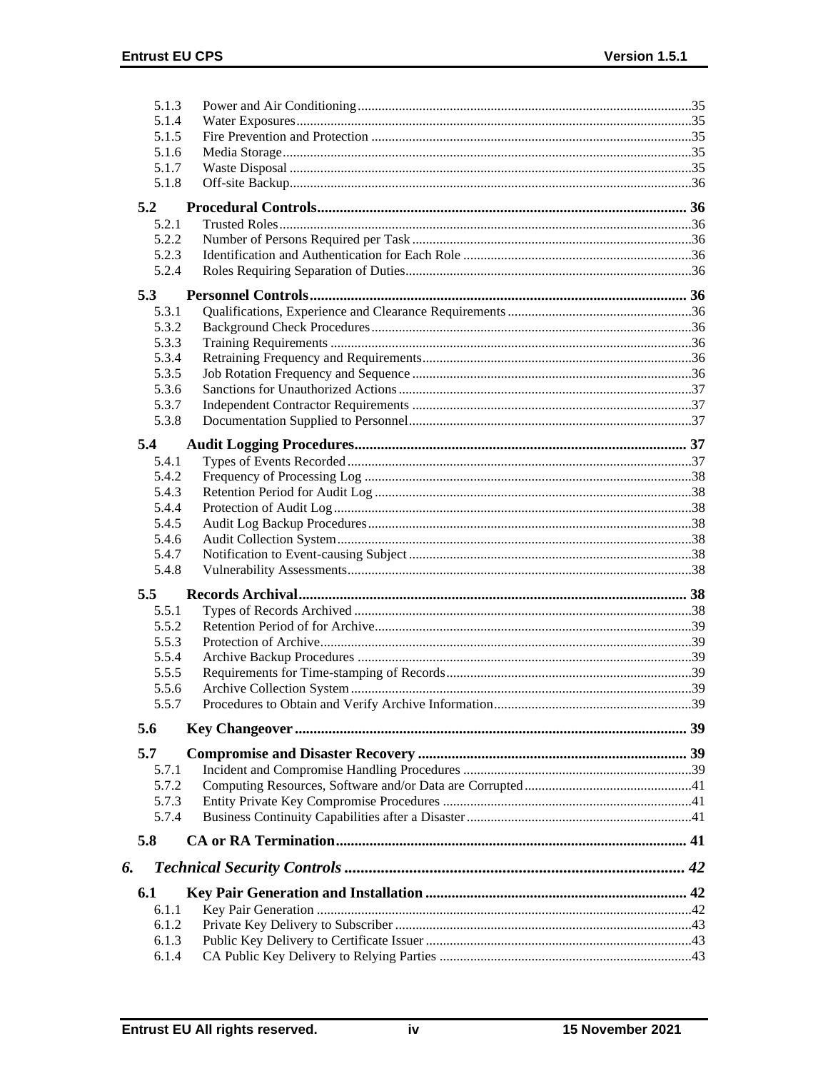5.1.3 Power and Air Conditioning ........ 35
5.1.4 Water Exposures ........ 35
5.1.5 Fire Prevention and Protection ........ 35
5.1.6 Media Storage ........ 35
5.1.7 Waste Disposal ........ 35
5.1.8 Off-site Backup ........ 36

**5.2 Procedural Controls ........ 36**

5.2.1 Trusted Roles ........ 36
5.2.2 Number of Persons Required per Task ........ 36
5.2.3 Identification and Authentication for Each Role ........ 36
5.2.4 Roles Requiring Separation of Duties ........ 36

**5.3 Personnel Controls ........ 36**

5.3.1 Qualifications, Experience and Clearance Requirements ........ 36
5.3.2 Background Check Procedures ........ 36
5.3.3 Training Requirements ........ 36
5.3.4 Retraining Frequency and Requirements ........ 36
5.3.5 Job Rotation Frequency and Sequence ........ 36
5.3.6 Sanctions for Unauthorized Actions ........ 37
5.3.7 Independent Contractor Requirements ........ 37
5.3.8 Documentation Supplied to Personnel ........ 37

**5.4 Audit Logging Procedures ........ 37**

5.4.1 Types of Events Recorded ........ 37
5.4.2 Frequency of Processing Log ........ 38
5.4.3 Retention Period for Audit Log ........ 38
5.4.4 Protection of Audit Log ........ 38
5.4.5 Audit Log Backup Procedures ........ 38
5.4.6 Audit Collection System ........ 38
5.4.7 Notification to Event-causing Subject ........ 38
5.4.8 Vulnerability Assessments ........ 38

**5.5 Records Archival ........ 38**

5.5.1 Types of Records Archived ........ 38
5.5.2 Retention Period of for Archive ........ 39
5.5.3 Protection of Archive ........ 39
5.5.4 Archive Backup Procedures ........ 39
5.5.5 Requirements for Time-stamping of Records ........ 39
5.5.6 Archive Collection System ........ 39
5.5.7 Procedures to Obtain and Verify Archive Information ........ 39

**5.6 Key Changeover ........ 39**

**5.7 Compromise and Disaster Recovery ........ 39**

5.7.1 Incident and Compromise Handling Procedures ........ 39
5.7.2 Computing Resources, Software and/or Data are Corrupted ........ 41
5.7.3 Entity Private Key Compromise Procedures ........ 41
5.7.4 Business Continuity Capabilities after a Disaster ........ 41

**5.8 CA or RA Termination ........ 41**

***6. Technical Security Controls ........ 42***

**6.1 Key Pair Generation and Installation ........ 42**

6.1.1 Key Pair Generation ........ 42
6.1.2 Private Key Delivery to Subscriber ........ 43
6.1.3 Public Key Delivery to Certificate Issuer ........ 43
6.1.4 CA Public Key Delivery to Relying Parties ........ 43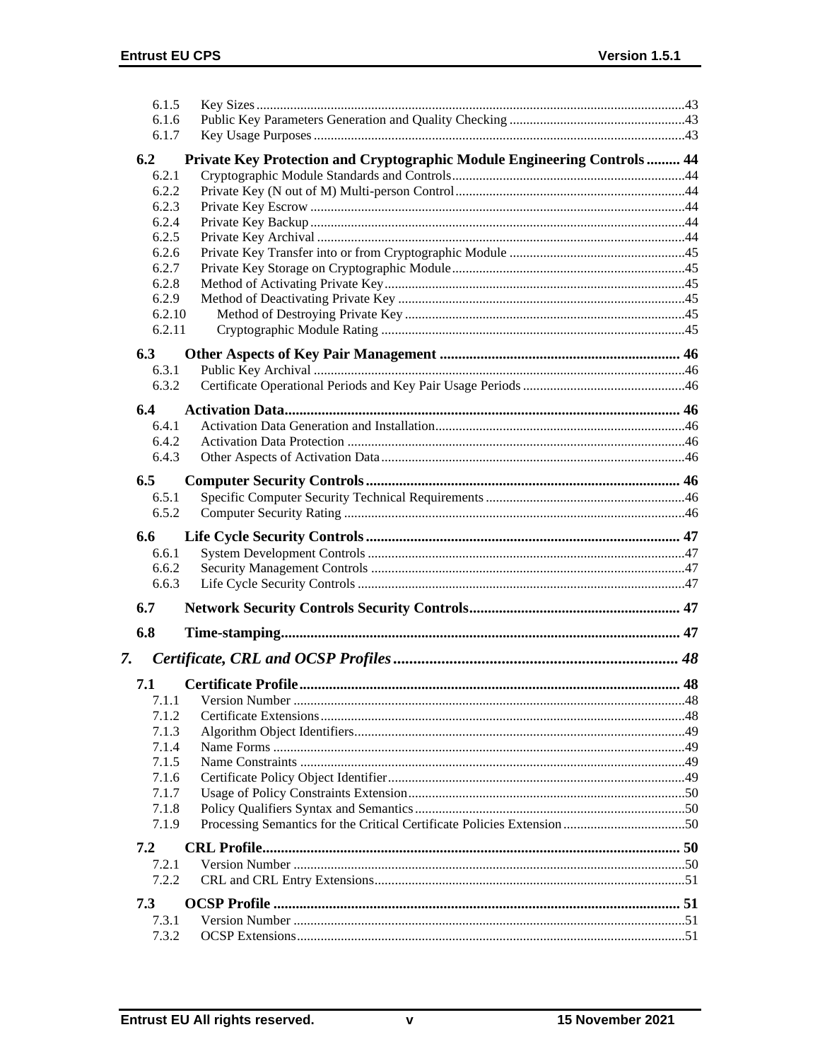6.1.5 Key Sizes .....43
6.1.6 Public Key Parameters Generation and Quality Checking .....43
6.1.7 Key Usage Purposes .....43

**6.2 Private Key Protection and Cryptographic Module Engineering Controls ..... 44**

6.2.1 Cryptographic Module Standards and Controls .....44
6.2.2 Private Key (N out of M) Multi-person Control .....44
6.2.3 Private Key Escrow .....44
6.2.4 Private Key Backup .....44
6.2.5 Private Key Archival .....44
6.2.6 Private Key Transfer into or from Cryptographic Module .....45
6.2.7 Private Key Storage on Cryptographic Module .....45
6.2.8 Method of Activating Private Key .....45
6.2.9 Method of Deactivating Private Key .....45
6.2.10 Method of Destroying Private Key .....45
6.2.11 Cryptographic Module Rating .....45

**6.3 Other Aspects of Key Pair Management ..... 46**

6.3.1 Public Key Archival .....46
6.3.2 Certificate Operational Periods and Key Pair Usage Periods .....46

**6.4 Activation Data ..... 46**

6.4.1 Activation Data Generation and Installation .....46
6.4.2 Activation Data Protection .....46
6.4.3 Other Aspects of Activation Data .....46

**6.5 Computer Security Controls ..... 46**

6.5.1 Specific Computer Security Technical Requirements .....46
6.5.2 Computer Security Rating .....46

**6.6 Life Cycle Security Controls ..... 47**

6.6.1 System Development Controls .....47
6.6.2 Security Management Controls .....47
6.6.3 Life Cycle Security Controls .....47

**6.7 Network Security Controls Security Controls ..... 47**

**6.8 Time-stamping ..... 47**

***7. Certificate, CRL and OCSP Profiles ..... 48***

**7.1 Certificate Profile ..... 48**

7.1.1 Version Number .....48
7.1.2 Certificate Extensions .....48
7.1.3 Algorithm Object Identifiers .....49
7.1.4 Name Forms .....49
7.1.5 Name Constraints .....49
7.1.6 Certificate Policy Object Identifier .....49
7.1.7 Usage of Policy Constraints Extension .....50
7.1.8 Policy Qualifiers Syntax and Semantics .....50
7.1.9 Processing Semantics for the Critical Certificate Policies Extension .....50

**7.2 CRL Profile ..... 50**

7.2.1 Version Number .....50
7.2.2 CRL and CRL Entry Extensions .....51

**7.3 OCSP Profile ..... 51**

7.3.1 Version Number .....51
7.3.2 OCSP Extensions .....51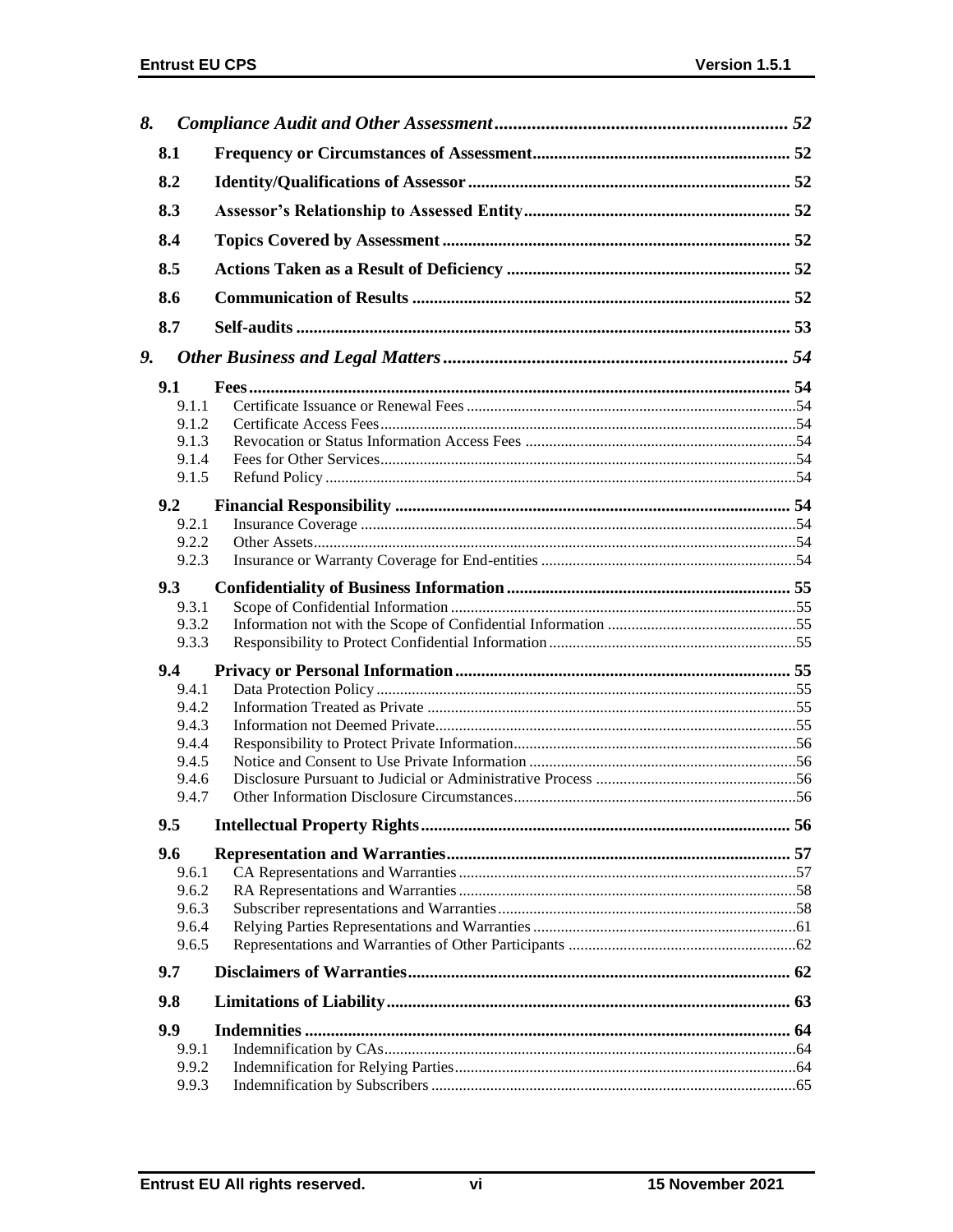*8. Compliance Audit and Other Assessment* ... 52

- **8.1 Frequency or Circumstances of Assessment** ... 52
- **8.2 Identity/Qualifications of Assessor** ... 52
- **8.3 Assessor's Relationship to Assessed Entity** ... 52
- **8.4 Topics Covered by Assessment** ... 52
- **8.5 Actions Taken as a Result of Deficiency** ... 52
- **8.6 Communication of Results** ... 52
- **8.7 Self-audits** ... 53

*9. Other Business and Legal Matters* ... 54

- **9.1 Fees** ... 54
  - 9.1.1 Certificate Issuance or Renewal Fees ... 54
  - 9.1.2 Certificate Access Fees ... 54
  - 9.1.3 Revocation or Status Information Access Fees ... 54
  - 9.1.4 Fees for Other Services ... 54
  - 9.1.5 Refund Policy ... 54
- **9.2 Financial Responsibility** ... 54
  - 9.2.1 Insurance Coverage ... 54
  - 9.2.2 Other Assets ... 54
  - 9.2.3 Insurance or Warranty Coverage for End-entities ... 54
- **9.3 Confidentiality of Business Information** ... 55
  - 9.3.1 Scope of Confidential Information ... 55
  - 9.3.2 Information not with the Scope of Confidential Information ... 55
  - 9.3.3 Responsibility to Protect Confidential Information ... 55
- **9.4 Privacy or Personal Information** ... 55
  - 9.4.1 Data Protection Policy ... 55
  - 9.4.2 Information Treated as Private ... 55
  - 9.4.3 Information not Deemed Private ... 55
  - 9.4.4 Responsibility to Protect Private Information ... 56
  - 9.4.5 Notice and Consent to Use Private Information ... 56
  - 9.4.6 Disclosure Pursuant to Judicial or Administrative Process ... 56
  - 9.4.7 Other Information Disclosure Circumstances ... 56
- **9.5 Intellectual Property Rights** ... 56
- **9.6 Representation and Warranties** ... 57
  - 9.6.1 CA Representations and Warranties ... 57
  - 9.6.2 RA Representations and Warranties ... 58
  - 9.6.3 Subscriber representations and Warranties ... 58
  - 9.6.4 Relying Parties Representations and Warranties ... 61
  - 9.6.5 Representations and Warranties of Other Participants ... 62
- **9.7 Disclaimers of Warranties** ... 62
- **9.8 Limitations of Liability** ... 63
- **9.9 Indemnities** ... 64
  - 9.9.1 Indemnification by CAs ... 64
  - 9.9.2 Indemnification for Relying Parties ... 64
  - 9.9.3 Indemnification by Subscribers ... 65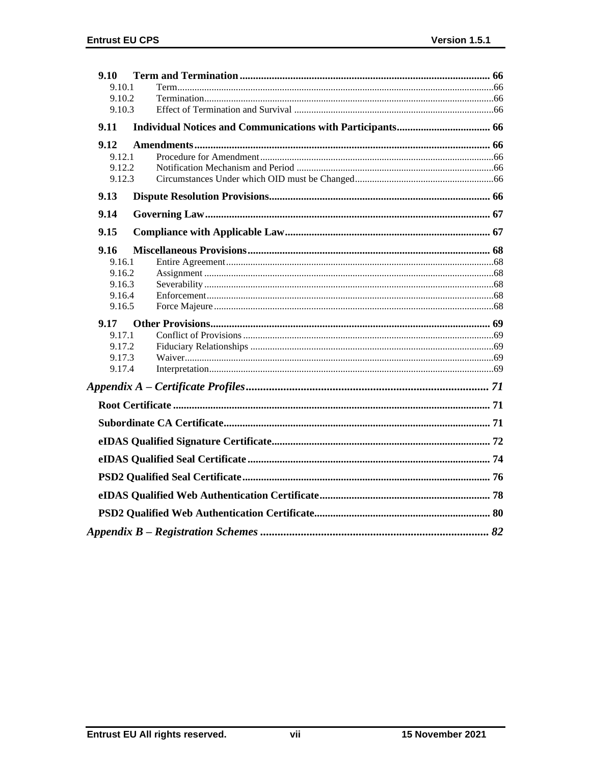| | | |
|---|---|---|
| **9.10** | **Term and Termination** | **66** |
| 9.10.1 | Term | 66 |
| 9.10.2 | Termination | 66 |
| 9.10.3 | Effect of Termination and Survival | 66 |
| **9.11** | **Individual Notices and Communications with Participants** | **66** |
| **9.12** | **Amendments** | **66** |
| 9.12.1 | Procedure for Amendment | 66 |
| 9.12.2 | Notification Mechanism and Period | 66 |
| 9.12.3 | Circumstances Under which OID must be Changed | 66 |
| **9.13** | **Dispute Resolution Provisions** | **66** |
| **9.14** | **Governing Law** | **67** |
| **9.15** | **Compliance with Applicable Law** | **67** |
| **9.16** | **Miscellaneous Provisions** | **68** |
| 9.16.1 | Entire Agreement | 68 |
| 9.16.2 | Assignment | 68 |
| 9.16.3 | Severability | 68 |
| 9.16.4 | Enforcement | 68 |
| 9.16.5 | Force Majeure | 68 |
| **9.17** | **Other Provisions** | **69** |
| 9.17.1 | Conflict of Provisions | 69 |
| 9.17.2 | Fiduciary Relationships | 69 |
| 9.17.3 | Waiver | 69 |
| 9.17.4 | Interpretation | 69 |
| ***Appendix A – Certificate Profiles*** | | ***71*** |
| **Root Certificate** | | **71** |
| **Subordinate CA Certificate** | | **71** |
| **eIDAS Qualified Signature Certificate** | | **72** |
| **eIDAS Qualified Seal Certificate** | | **74** |
| **PSD2 Qualified Seal Certificate** | | **76** |
| **eIDAS Qualified Web Authentication Certificate** | | **78** |
| **PSD2 Qualified Web Authentication Certificate** | | **80** |
| ***Appendix B – Registration Schemes*** | | ***82*** |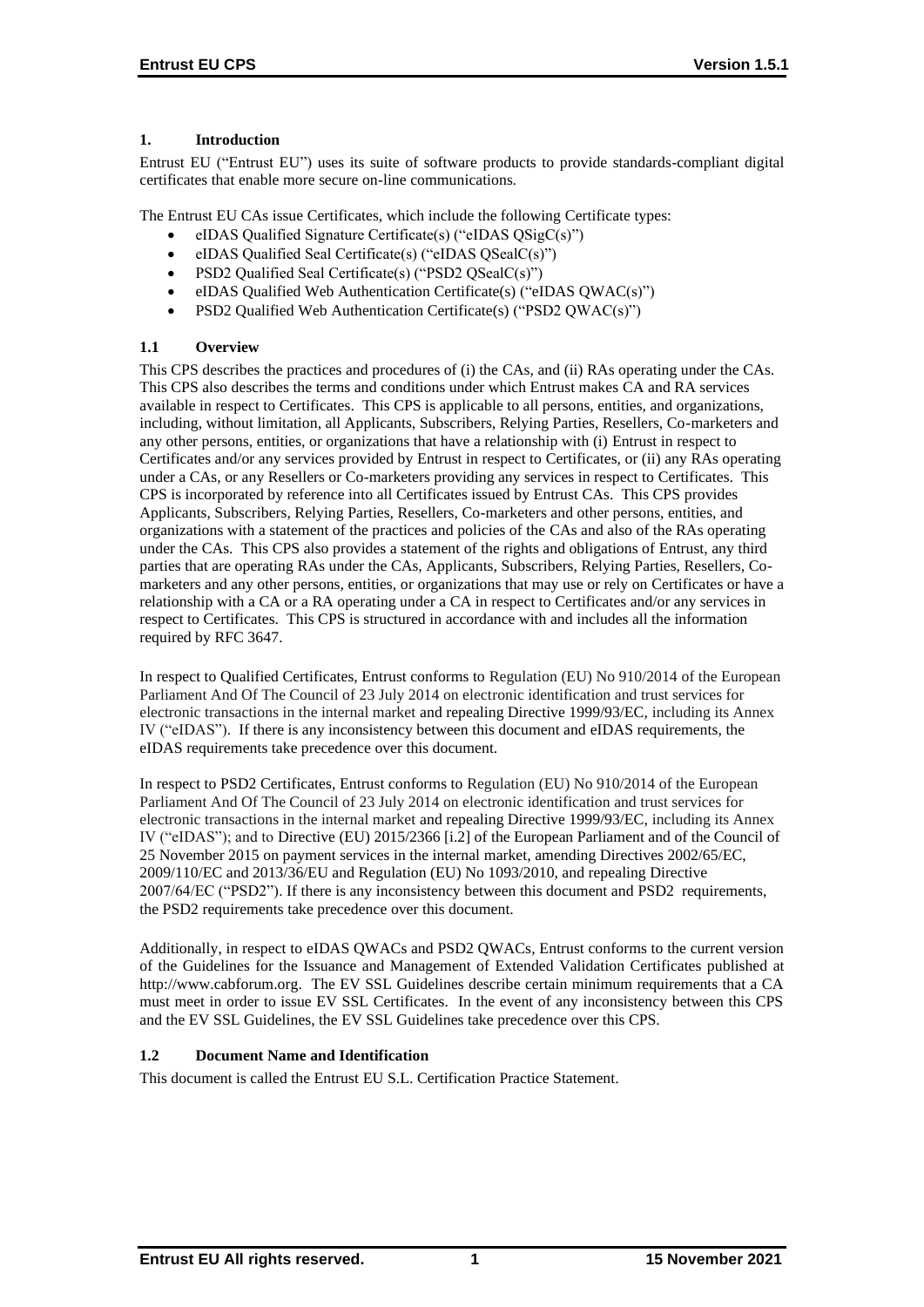## 1. Introduction

Entrust EU ("Entrust EU") uses its suite of software products to provide standards-compliant digital certificates that enable more secure on-line communications.

The Entrust EU CAs issue Certificates, which include the following Certificate types:

- eIDAS Qualified Signature Certificate(s) ("eIDAS QSigC(s)")
- eIDAS Qualified Seal Certificate(s) ("eIDAS QSealC(s)")
- PSD2 Qualified Seal Certificate(s) ("PSD2 QSealC(s)")
- eIDAS Qualified Web Authentication Certificate(s) ("eIDAS QWAC(s)")
- PSD2 Qualified Web Authentication Certificate(s) ("PSD2 QWAC(s)")

### 1.1 Overview

This CPS describes the practices and procedures of (i) the CAs, and (ii) RAs operating under the CAs. This CPS also describes the terms and conditions under which Entrust makes CA and RA services available in respect to Certificates. This CPS is applicable to all persons, entities, and organizations, including, without limitation, all Applicants, Subscribers, Relying Parties, Resellers, Co-marketers and any other persons, entities, or organizations that have a relationship with (i) Entrust in respect to Certificates and/or any services provided by Entrust in respect to Certificates, or (ii) any RAs operating under a CAs, or any Resellers or Co-marketers providing any services in respect to Certificates. This CPS is incorporated by reference into all Certificates issued by Entrust CAs. This CPS provides Applicants, Subscribers, Relying Parties, Resellers, Co-marketers and other persons, entities, and organizations with a statement of the practices and policies of the CAs and also of the RAs operating under the CAs. This CPS also provides a statement of the rights and obligations of Entrust, any third parties that are operating RAs under the CAs, Applicants, Subscribers, Relying Parties, Resellers, Co-marketers and any other persons, entities, or organizations that may use or rely on Certificates or have a relationship with a CA or a RA operating under a CA in respect to Certificates and/or any services in respect to Certificates. This CPS is structured in accordance with and includes all the information required by RFC 3647.

In respect to Qualified Certificates, Entrust conforms to Regulation (EU) No 910/2014 of the European Parliament And Of The Council of 23 July 2014 on electronic identification and trust services for electronic transactions in the internal market and repealing Directive 1999/93/EC, including its Annex IV ("eIDAS"). If there is any inconsistency between this document and eIDAS requirements, the eIDAS requirements take precedence over this document.

In respect to PSD2 Certificates, Entrust conforms to Regulation (EU) No 910/2014 of the European Parliament And Of The Council of 23 July 2014 on electronic identification and trust services for electronic transactions in the internal market and repealing Directive 1999/93/EC, including its Annex IV ("eIDAS"); and to Directive (EU) 2015/2366 [i.2] of the European Parliament and of the Council of 25 November 2015 on payment services in the internal market, amending Directives 2002/65/EC, 2009/110/EC and 2013/36/EU and Regulation (EU) No 1093/2010, and repealing Directive 2007/64/EC ("PSD2"). If there is any inconsistency between this document and PSD2 requirements, the PSD2 requirements take precedence over this document.

Additionally, in respect to eIDAS QWACs and PSD2 QWACs, Entrust conforms to the current version of the Guidelines for the Issuance and Management of Extended Validation Certificates published at http://www.cabforum.org. The EV SSL Guidelines describe certain minimum requirements that a CA must meet in order to issue EV SSL Certificates. In the event of any inconsistency between this CPS and the EV SSL Guidelines, the EV SSL Guidelines take precedence over this CPS.

### 1.2 Document Name and Identification

This document is called the Entrust EU S.L. Certification Practice Statement.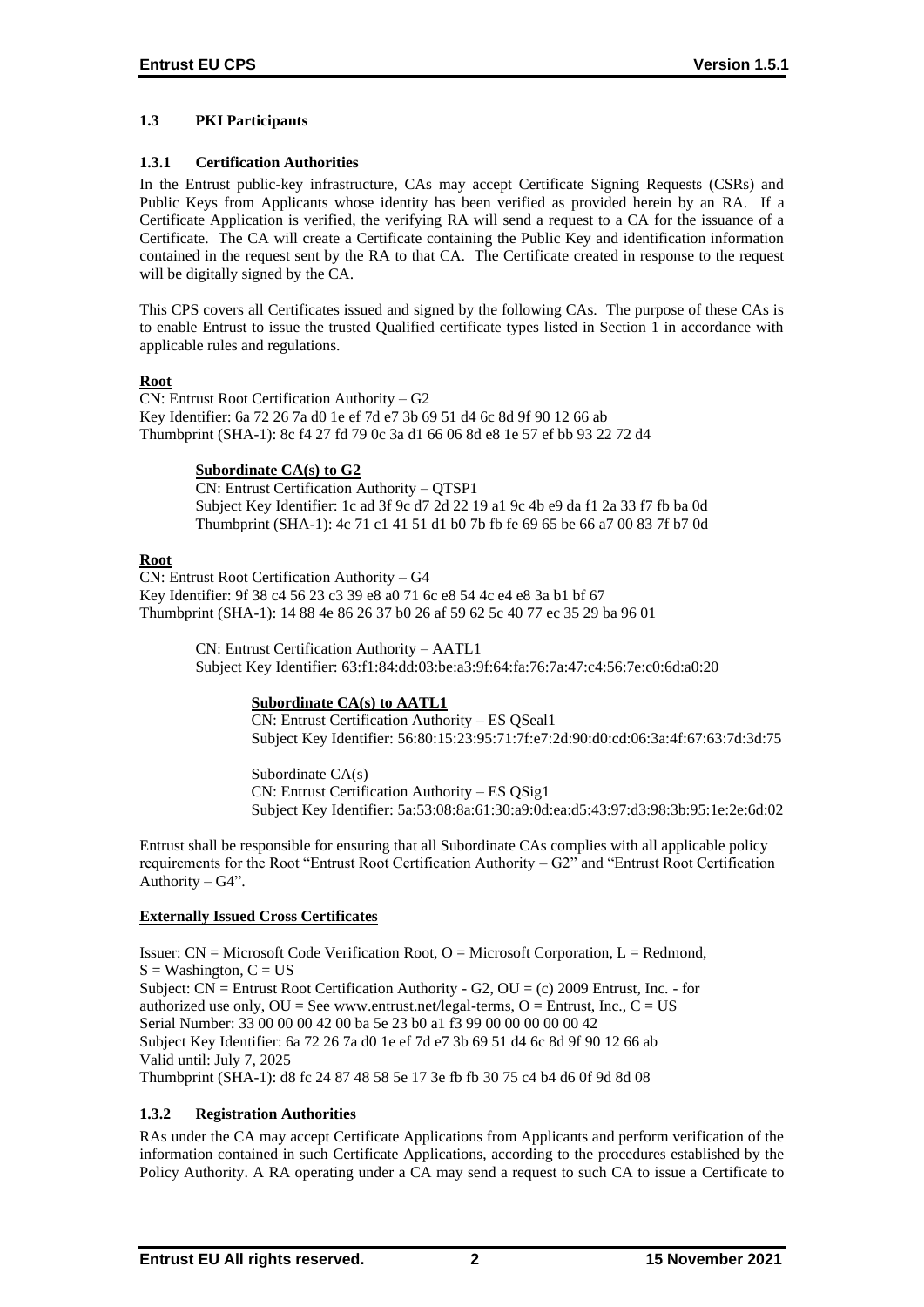### 1.3 PKI Participants

#### 1.3.1 Certification Authorities

In the Entrust public-key infrastructure, CAs may accept Certificate Signing Requests (CSRs) and Public Keys from Applicants whose identity has been verified as provided herein by an RA. If a Certificate Application is verified, the verifying RA will send a request to a CA for the issuance of a Certificate. The CA will create a Certificate containing the Public Key and identification information contained in the request sent by the RA to that CA. The Certificate created in response to the request will be digitally signed by the CA.

This CPS covers all Certificates issued and signed by the following CAs. The purpose of these CAs is to enable Entrust to issue the trusted Qualified certificate types listed in Section 1 in accordance with applicable rules and regulations.

**Root**

CN: Entrust Root Certification Authority – G2
Key Identifier: 6a 72 26 7a d0 1e ef 7d e7 3b 69 51 d4 6c 8d 9f 90 12 66 ab
Thumbprint (SHA-1): 8c f4 27 fd 79 0c 3a d1 66 06 8d e8 1e 57 ef bb 93 22 72 d4

> **Subordinate CA(s) to G2**
>
> CN: Entrust Certification Authority – QTSP1
> Subject Key Identifier: 1c ad 3f 9c d7 2d 22 19 a1 9c 4b e9 da f1 2a 33 f7 fb ba 0d
> Thumbprint (SHA-1): 4c 71 c1 41 51 d1 b0 7b fb fe 69 65 be 66 a7 00 83 7f b7 0d

**Root**

CN: Entrust Root Certification Authority – G4
Key Identifier: 9f 38 c4 56 23 c3 39 e8 a0 71 6c e8 54 4c e4 e8 3a b1 bf 67
Thumbprint (SHA-1): 14 88 4e 86 26 37 b0 26 af 59 62 5c 40 77 ec 35 29 ba 96 01

> CN: Entrust Certification Authority – AATL1
> Subject Key Identifier: 63:f1:84:dd:03:be:a3:9f:64:fa:76:7a:47:c4:56:7e:c0:6d:a0:20
>
> > **Subordinate CA(s) to AATL1**
> >
> > CN: Entrust Certification Authority – ES QSeal1
> > Subject Key Identifier: 56:80:15:23:95:71:7f:e7:2d:90:d0:cd:06:3a:4f:67:63:7d:3d:75
> >
> > Subordinate CA(s)
> > CN: Entrust Certification Authority – ES QSig1
> > Subject Key Identifier: 5a:53:08:8a:61:30:a9:0d:ea:d5:43:97:d3:98:3b:95:1e:2e:6d:02

Entrust shall be responsible for ensuring that all Subordinate CAs complies with all applicable policy requirements for the Root "Entrust Root Certification Authority – G2" and "Entrust Root Certification Authority – G4".

**Externally Issued Cross Certificates**

Issuer: CN = Microsoft Code Verification Root, O = Microsoft Corporation, L = Redmond, S = Washington, C = US
Subject: CN = Entrust Root Certification Authority - G2, OU = (c) 2009 Entrust, Inc. - for authorized use only, OU = See www.entrust.net/legal-terms, O = Entrust, Inc., C = US
Serial Number: 33 00 00 00 42 00 ba 5e 23 b0 a1 f3 99 00 00 00 00 00 42
Subject Key Identifier: 6a 72 26 7a d0 1e ef 7d e7 3b 69 51 d4 6c 8d 9f 90 12 66 ab
Valid until: July 7, 2025
Thumbprint (SHA-1): d8 fc 24 87 48 58 5e 17 3e fb fb 30 75 c4 b4 d6 0f 9d 8d 08

#### 1.3.2 Registration Authorities

RAs under the CA may accept Certificate Applications from Applicants and perform verification of the information contained in such Certificate Applications, according to the procedures established by the Policy Authority. A RA operating under a CA may send a request to such CA to issue a Certificate to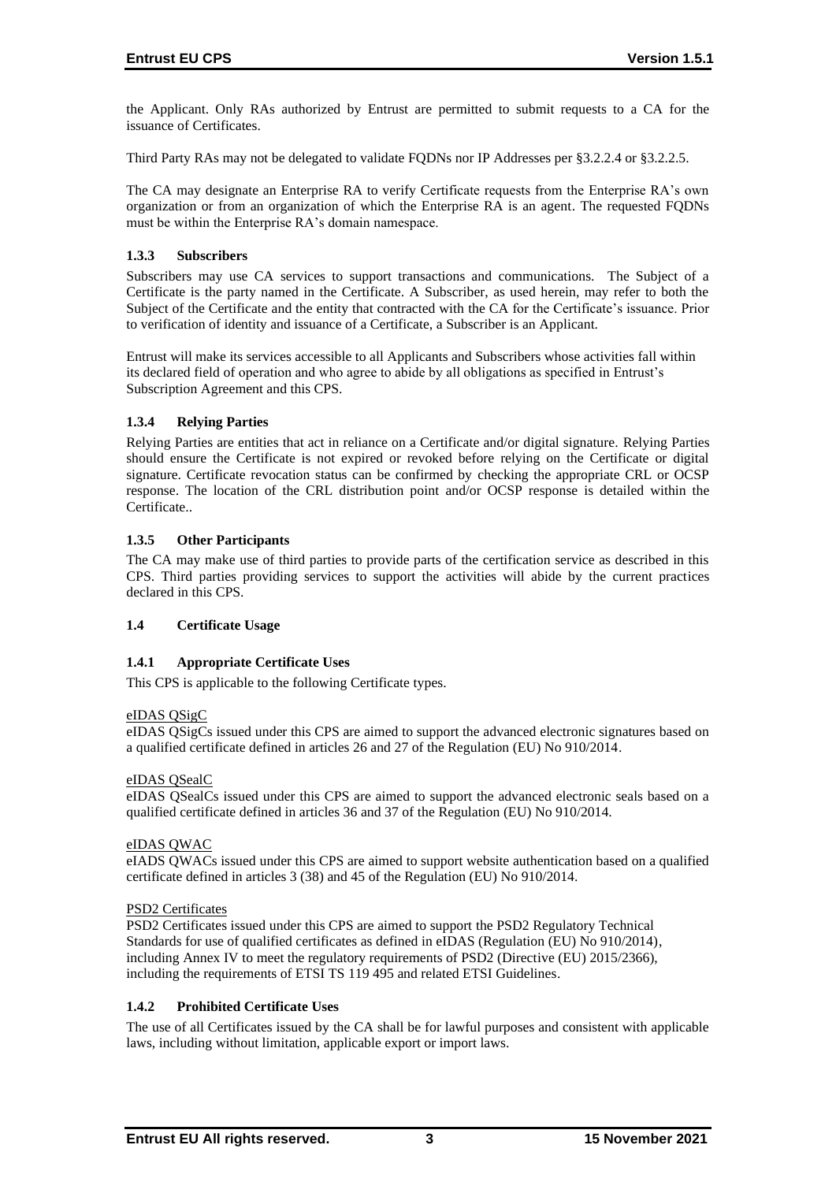the Applicant. Only RAs authorized by Entrust are permitted to submit requests to a CA for the issuance of Certificates.

Third Party RAs may not be delegated to validate FQDNs nor IP Addresses per §3.2.2.4 or §3.2.2.5.

The CA may designate an Enterprise RA to verify Certificate requests from the Enterprise RA's own organization or from an organization of which the Enterprise RA is an agent. The requested FQDNs must be within the Enterprise RA's domain namespace.

### 1.3.3 Subscribers

Subscribers may use CA services to support transactions and communications. The Subject of a Certificate is the party named in the Certificate. A Subscriber, as used herein, may refer to both the Subject of the Certificate and the entity that contracted with the CA for the Certificate's issuance. Prior to verification of identity and issuance of a Certificate, a Subscriber is an Applicant.

Entrust will make its services accessible to all Applicants and Subscribers whose activities fall within its declared field of operation and who agree to abide by all obligations as specified in Entrust's Subscription Agreement and this CPS.

### 1.3.4 Relying Parties

Relying Parties are entities that act in reliance on a Certificate and/or digital signature. Relying Parties should ensure the Certificate is not expired or revoked before relying on the Certificate or digital signature. Certificate revocation status can be confirmed by checking the appropriate CRL or OCSP response. The location of the CRL distribution point and/or OCSP response is detailed within the Certificate..

### 1.3.5 Other Participants

The CA may make use of third parties to provide parts of the certification service as described in this CPS. Third parties providing services to support the activities will abide by the current practices declared in this CPS.

## 1.4 Certificate Usage

### 1.4.1 Appropriate Certificate Uses

This CPS is applicable to the following Certificate types.

eIDAS QSigC

eIDAS QSigCs issued under this CPS are aimed to support the advanced electronic signatures based on a qualified certificate defined in articles 26 and 27 of the Regulation (EU) No 910/2014.

eIDAS QSealC

eIDAS QSealCs issued under this CPS are aimed to support the advanced electronic seals based on a qualified certificate defined in articles 36 and 37 of the Regulation (EU) No 910/2014.

eIDAS QWAC

eIADS QWACs issued under this CPS are aimed to support website authentication based on a qualified certificate defined in articles 3 (38) and 45 of the Regulation (EU) No 910/2014.

PSD2 Certificates

PSD2 Certificates issued under this CPS are aimed to support the PSD2 Regulatory Technical Standards for use of qualified certificates as defined in eIDAS (Regulation (EU) No 910/2014), including Annex IV to meet the regulatory requirements of PSD2 (Directive (EU) 2015/2366), including the requirements of ETSI TS 119 495 and related ETSI Guidelines.

### 1.4.2 Prohibited Certificate Uses

The use of all Certificates issued by the CA shall be for lawful purposes and consistent with applicable laws, including without limitation, applicable export or import laws.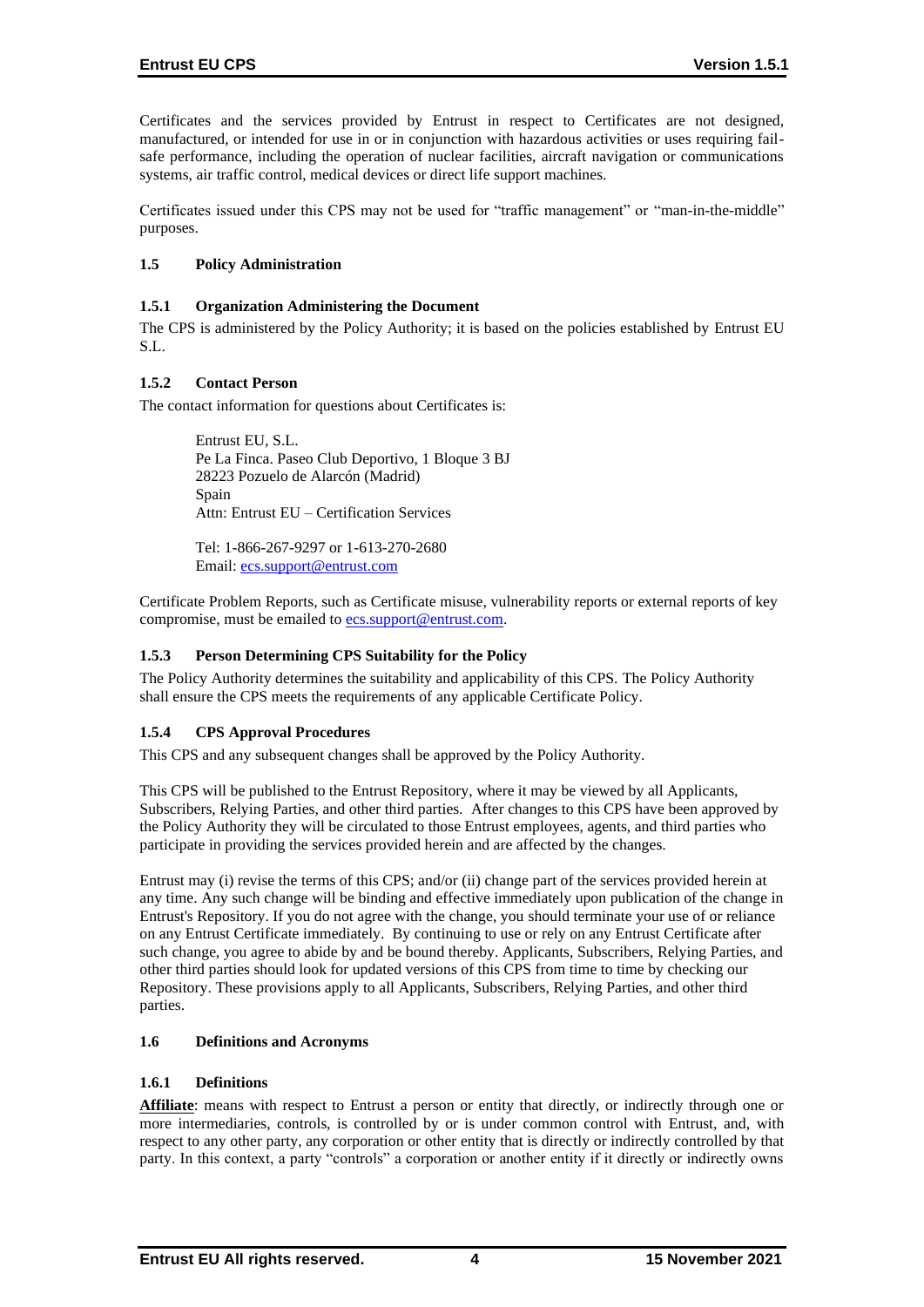Certificates and the services provided by Entrust in respect to Certificates are not designed, manufactured, or intended for use in or in conjunction with hazardous activities or uses requiring fail-safe performance, including the operation of nuclear facilities, aircraft navigation or communications systems, air traffic control, medical devices or direct life support machines.

Certificates issued under this CPS may not be used for "traffic management" or "man-in-the-middle" purposes.

### 1.5 Policy Administration

#### 1.5.1 Organization Administering the Document

The CPS is administered by the Policy Authority; it is based on the policies established by Entrust EU S.L.

#### 1.5.2 Contact Person

The contact information for questions about Certificates is:

> Entrust EU, S.L.
> Pe La Finca. Paseo Club Deportivo, 1 Bloque 3 BJ
> 28223 Pozuelo de Alarcón (Madrid)
> Spain
> Attn: Entrust EU – Certification Services
>
> Tel: 1-866-267-9297 or 1-613-270-2680
> Email: ecs.support@entrust.com

Certificate Problem Reports, such as Certificate misuse, vulnerability reports or external reports of key compromise, must be emailed to ecs.support@entrust.com.

#### 1.5.3 Person Determining CPS Suitability for the Policy

The Policy Authority determines the suitability and applicability of this CPS. The Policy Authority shall ensure the CPS meets the requirements of any applicable Certificate Policy.

#### 1.5.4 CPS Approval Procedures

This CPS and any subsequent changes shall be approved by the Policy Authority.

This CPS will be published to the Entrust Repository, where it may be viewed by all Applicants, Subscribers, Relying Parties, and other third parties. After changes to this CPS have been approved by the Policy Authority they will be circulated to those Entrust employees, agents, and third parties who participate in providing the services provided herein and are affected by the changes.

Entrust may (i) revise the terms of this CPS; and/or (ii) change part of the services provided herein at any time. Any such change will be binding and effective immediately upon publication of the change in Entrust's Repository. If you do not agree with the change, you should terminate your use of or reliance on any Entrust Certificate immediately. By continuing to use or rely on any Entrust Certificate after such change, you agree to abide by and be bound thereby. Applicants, Subscribers, Relying Parties, and other third parties should look for updated versions of this CPS from time to time by checking our Repository. These provisions apply to all Applicants, Subscribers, Relying Parties, and other third parties.

### 1.6 Definitions and Acronyms

#### 1.6.1 Definitions

**Affiliate**: means with respect to Entrust a person or entity that directly, or indirectly through one or more intermediaries, controls, is controlled by or is under common control with Entrust, and, with respect to any other party, any corporation or other entity that is directly or indirectly controlled by that party. In this context, a party "controls" a corporation or another entity if it directly or indirectly owns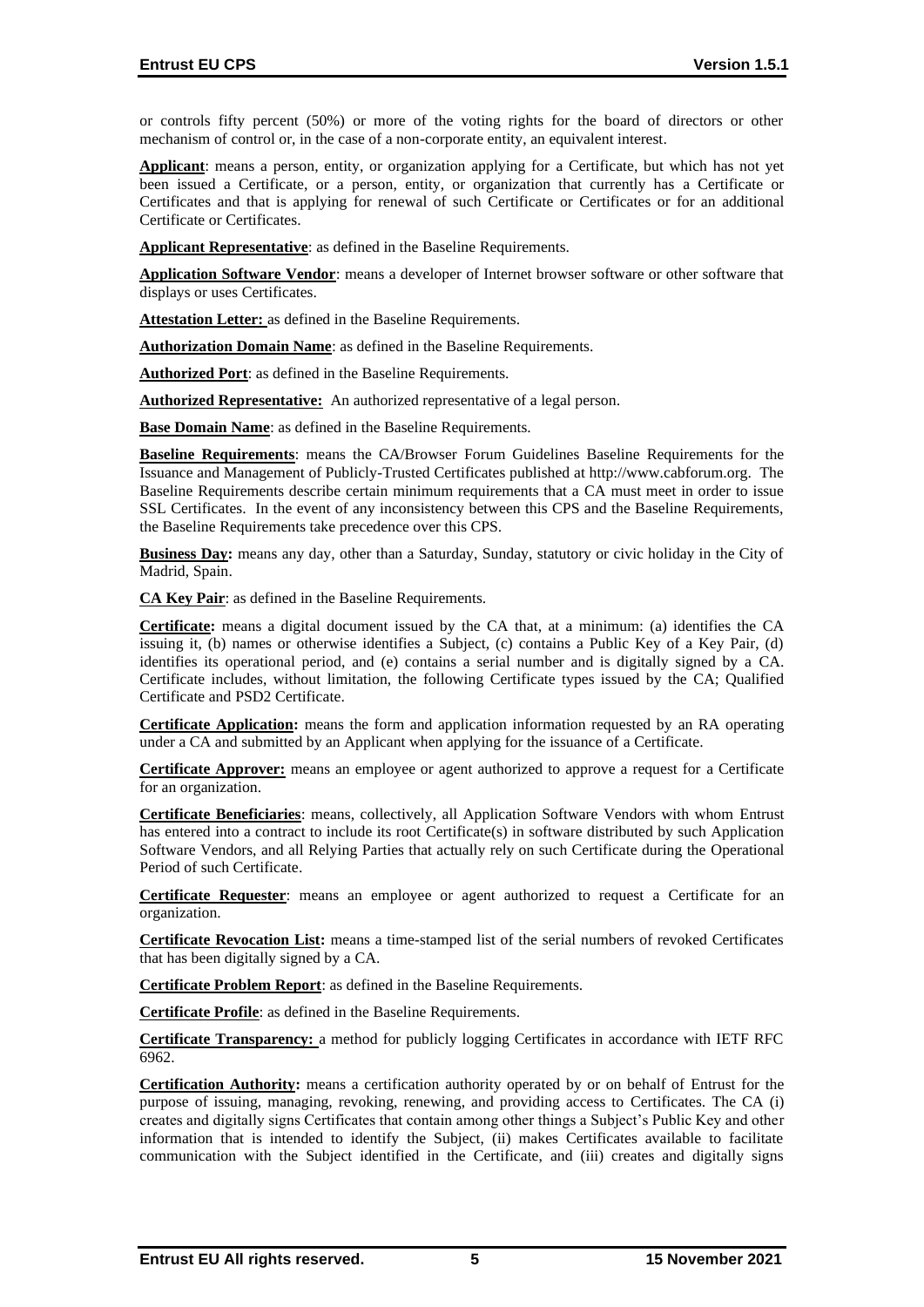or controls fifty percent (50%) or more of the voting rights for the board of directors or other mechanism of control or, in the case of a non-corporate entity, an equivalent interest.

**Applicant**: means a person, entity, or organization applying for a Certificate, but which has not yet been issued a Certificate, or a person, entity, or organization that currently has a Certificate or Certificates and that is applying for renewal of such Certificate or Certificates or for an additional Certificate or Certificates.

**Applicant Representative**: as defined in the Baseline Requirements.

**Application Software Vendor**: means a developer of Internet browser software or other software that displays or uses Certificates.

**Attestation Letter:** as defined in the Baseline Requirements.

**Authorization Domain Name**: as defined in the Baseline Requirements.

**Authorized Port**: as defined in the Baseline Requirements.

**Authorized Representative:** An authorized representative of a legal person.

**Base Domain Name**: as defined in the Baseline Requirements.

**Baseline Requirements**: means the CA/Browser Forum Guidelines Baseline Requirements for the Issuance and Management of Publicly-Trusted Certificates published at http://www.cabforum.org. The Baseline Requirements describe certain minimum requirements that a CA must meet in order to issue SSL Certificates. In the event of any inconsistency between this CPS and the Baseline Requirements, the Baseline Requirements take precedence over this CPS.

**Business Day:** means any day, other than a Saturday, Sunday, statutory or civic holiday in the City of Madrid, Spain.

**CA Key Pair**: as defined in the Baseline Requirements.

**Certificate:** means a digital document issued by the CA that, at a minimum: (a) identifies the CA issuing it, (b) names or otherwise identifies a Subject, (c) contains a Public Key of a Key Pair, (d) identifies its operational period, and (e) contains a serial number and is digitally signed by a CA. Certificate includes, without limitation, the following Certificate types issued by the CA; Qualified Certificate and PSD2 Certificate.

**Certificate Application:** means the form and application information requested by an RA operating under a CA and submitted by an Applicant when applying for the issuance of a Certificate.

**Certificate Approver:** means an employee or agent authorized to approve a request for a Certificate for an organization.

**Certificate Beneficiaries**: means, collectively, all Application Software Vendors with whom Entrust has entered into a contract to include its root Certificate(s) in software distributed by such Application Software Vendors, and all Relying Parties that actually rely on such Certificate during the Operational Period of such Certificate.

**Certificate Requester**: means an employee or agent authorized to request a Certificate for an organization.

**Certificate Revocation List:** means a time-stamped list of the serial numbers of revoked Certificates that has been digitally signed by a CA.

**Certificate Problem Report**: as defined in the Baseline Requirements.

**Certificate Profile**: as defined in the Baseline Requirements.

**Certificate Transparency:** a method for publicly logging Certificates in accordance with IETF RFC 6962.

**Certification Authority:** means a certification authority operated by or on behalf of Entrust for the purpose of issuing, managing, revoking, renewing, and providing access to Certificates. The CA (i) creates and digitally signs Certificates that contain among other things a Subject's Public Key and other information that is intended to identify the Subject, (ii) makes Certificates available to facilitate communication with the Subject identified in the Certificate, and (iii) creates and digitally signs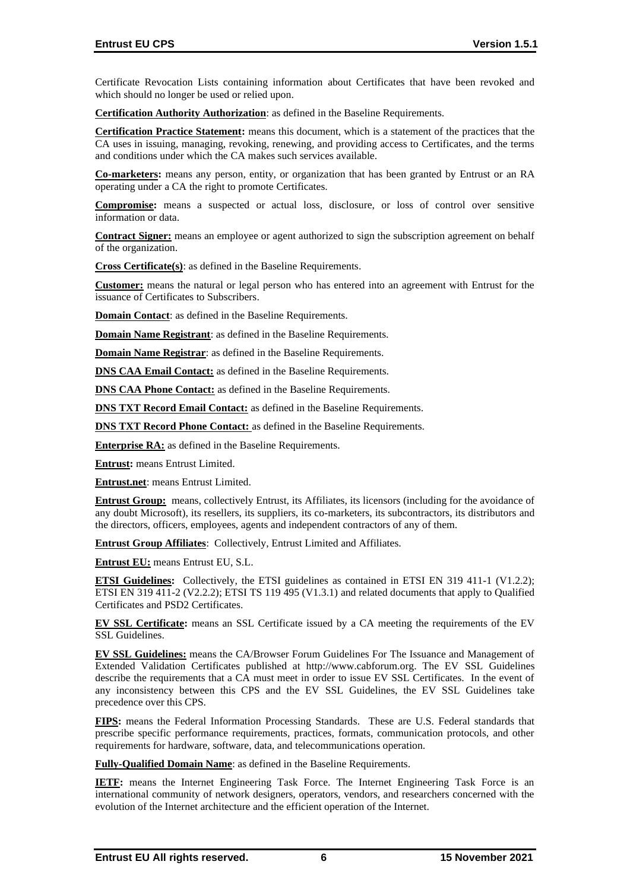Certificate Revocation Lists containing information about Certificates that have been revoked and which should no longer be used or relied upon.

**Certification Authority Authorization**: as defined in the Baseline Requirements.

**Certification Practice Statement:** means this document, which is a statement of the practices that the CA uses in issuing, managing, revoking, renewing, and providing access to Certificates, and the terms and conditions under which the CA makes such services available.

**Co-marketers:** means any person, entity, or organization that has been granted by Entrust or an RA operating under a CA the right to promote Certificates.

**Compromise:** means a suspected or actual loss, disclosure, or loss of control over sensitive information or data.

**Contract Signer:** means an employee or agent authorized to sign the subscription agreement on behalf of the organization.

**Cross Certificate(s)**: as defined in the Baseline Requirements.

**Customer:** means the natural or legal person who has entered into an agreement with Entrust for the issuance of Certificates to Subscribers.

**Domain Contact**: as defined in the Baseline Requirements.

**Domain Name Registrant**: as defined in the Baseline Requirements.

**Domain Name Registrar**: as defined in the Baseline Requirements.

**DNS CAA Email Contact:** as defined in the Baseline Requirements.

**DNS CAA Phone Contact:** as defined in the Baseline Requirements.

**DNS TXT Record Email Contact:** as defined in the Baseline Requirements.

**DNS TXT Record Phone Contact:** as defined in the Baseline Requirements.

**Enterprise RA:** as defined in the Baseline Requirements.

**Entrust:** means Entrust Limited.

**Entrust.net**: means Entrust Limited.

**Entrust Group:** means, collectively Entrust, its Affiliates, its licensors (including for the avoidance of any doubt Microsoft), its resellers, its suppliers, its co-marketers, its subcontractors, its distributors and the directors, officers, employees, agents and independent contractors of any of them.

**Entrust Group Affiliates**: Collectively, Entrust Limited and Affiliates.

**Entrust EU:** means Entrust EU, S.L.

**ETSI Guidelines:** Collectively, the ETSI guidelines as contained in ETSI EN 319 411-1 (V1.2.2); ETSI EN 319 411-2 (V2.2.2); ETSI TS 119 495 (V1.3.1) and related documents that apply to Qualified Certificates and PSD2 Certificates.

**EV SSL Certificate:** means an SSL Certificate issued by a CA meeting the requirements of the EV SSL Guidelines.

**EV SSL Guidelines:** means the CA/Browser Forum Guidelines For The Issuance and Management of Extended Validation Certificates published at http://www.cabforum.org. The EV SSL Guidelines describe the requirements that a CA must meet in order to issue EV SSL Certificates. In the event of any inconsistency between this CPS and the EV SSL Guidelines, the EV SSL Guidelines take precedence over this CPS.

**FIPS:** means the Federal Information Processing Standards. These are U.S. Federal standards that prescribe specific performance requirements, practices, formats, communication protocols, and other requirements for hardware, software, data, and telecommunications operation.

**Fully-Qualified Domain Name**: as defined in the Baseline Requirements.

**IETF:** means the Internet Engineering Task Force. The Internet Engineering Task Force is an international community of network designers, operators, vendors, and researchers concerned with the evolution of the Internet architecture and the efficient operation of the Internet.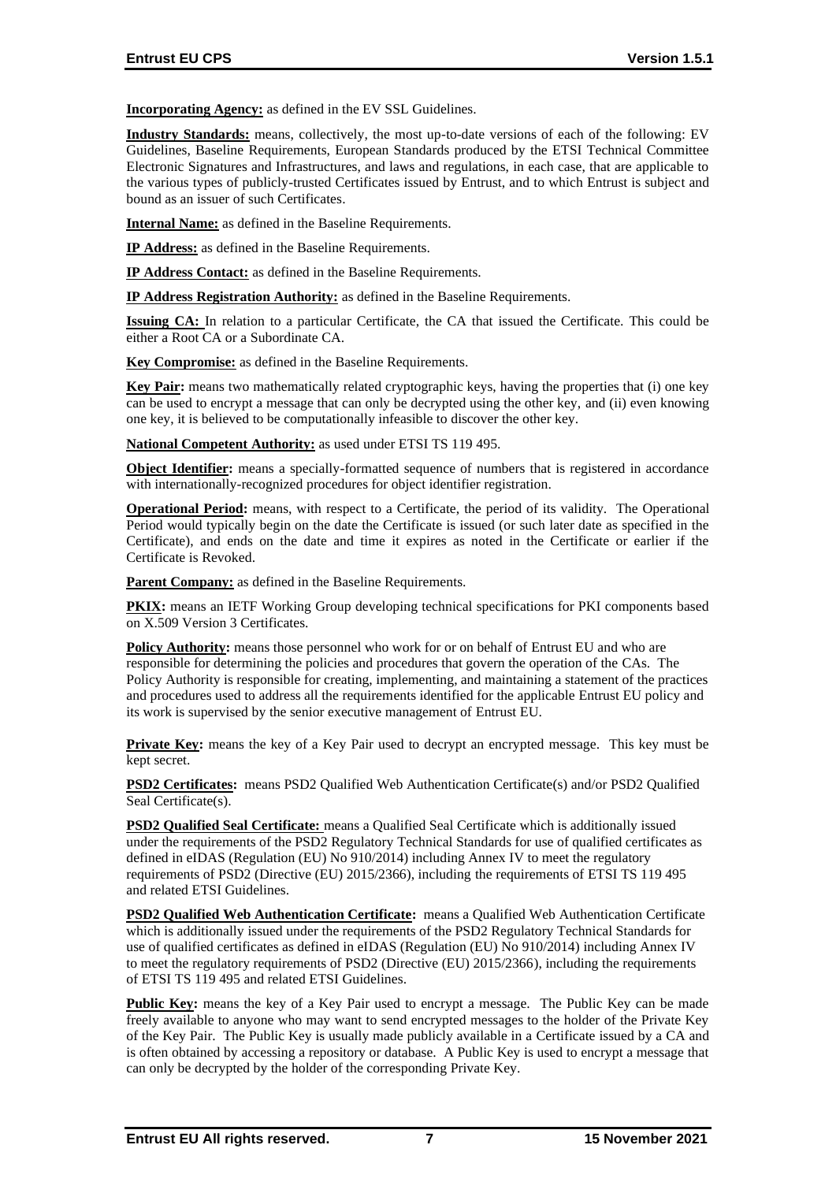**Incorporating Agency:** as defined in the EV SSL Guidelines.

**Industry Standards:** means, collectively, the most up-to-date versions of each of the following: EV Guidelines, Baseline Requirements, European Standards produced by the ETSI Technical Committee Electronic Signatures and Infrastructures, and laws and regulations, in each case, that are applicable to the various types of publicly-trusted Certificates issued by Entrust, and to which Entrust is subject and bound as an issuer of such Certificates.

**Internal Name:** as defined in the Baseline Requirements.

**IP Address:** as defined in the Baseline Requirements.

**IP Address Contact:** as defined in the Baseline Requirements.

**IP Address Registration Authority:** as defined in the Baseline Requirements.

**Issuing CA:** In relation to a particular Certificate, the CA that issued the Certificate. This could be either a Root CA or a Subordinate CA.

**Key Compromise:** as defined in the Baseline Requirements.

**Key Pair:** means two mathematically related cryptographic keys, having the properties that (i) one key can be used to encrypt a message that can only be decrypted using the other key, and (ii) even knowing one key, it is believed to be computationally infeasible to discover the other key.

**National Competent Authority:** as used under ETSI TS 119 495.

**Object Identifier:** means a specially-formatted sequence of numbers that is registered in accordance with internationally-recognized procedures for object identifier registration.

**Operational Period:** means, with respect to a Certificate, the period of its validity. The Operational Period would typically begin on the date the Certificate is issued (or such later date as specified in the Certificate), and ends on the date and time it expires as noted in the Certificate or earlier if the Certificate is Revoked.

**Parent Company:** as defined in the Baseline Requirements.

**PKIX:** means an IETF Working Group developing technical specifications for PKI components based on X.509 Version 3 Certificates.

**Policy Authority:** means those personnel who work for or on behalf of Entrust EU and who are responsible for determining the policies and procedures that govern the operation of the CAs. The Policy Authority is responsible for creating, implementing, and maintaining a statement of the practices and procedures used to address all the requirements identified for the applicable Entrust EU policy and its work is supervised by the senior executive management of Entrust EU.

**Private Key:** means the key of a Key Pair used to decrypt an encrypted message. This key must be kept secret.

**PSD2 Certificates:** means PSD2 Qualified Web Authentication Certificate(s) and/or PSD2 Qualified Seal Certificate(s).

**PSD2 Qualified Seal Certificate:** means a Qualified Seal Certificate which is additionally issued under the requirements of the PSD2 Regulatory Technical Standards for use of qualified certificates as defined in eIDAS (Regulation (EU) No 910/2014) including Annex IV to meet the regulatory requirements of PSD2 (Directive (EU) 2015/2366), including the requirements of ETSI TS 119 495 and related ETSI Guidelines.

**PSD2 Qualified Web Authentication Certificate:** means a Qualified Web Authentication Certificate which is additionally issued under the requirements of the PSD2 Regulatory Technical Standards for use of qualified certificates as defined in eIDAS (Regulation (EU) No 910/2014) including Annex IV to meet the regulatory requirements of PSD2 (Directive (EU) 2015/2366), including the requirements of ETSI TS 119 495 and related ETSI Guidelines.

**Public Key:** means the key of a Key Pair used to encrypt a message. The Public Key can be made freely available to anyone who may want to send encrypted messages to the holder of the Private Key of the Key Pair. The Public Key is usually made publicly available in a Certificate issued by a CA and is often obtained by accessing a repository or database. A Public Key is used to encrypt a message that can only be decrypted by the holder of the corresponding Private Key.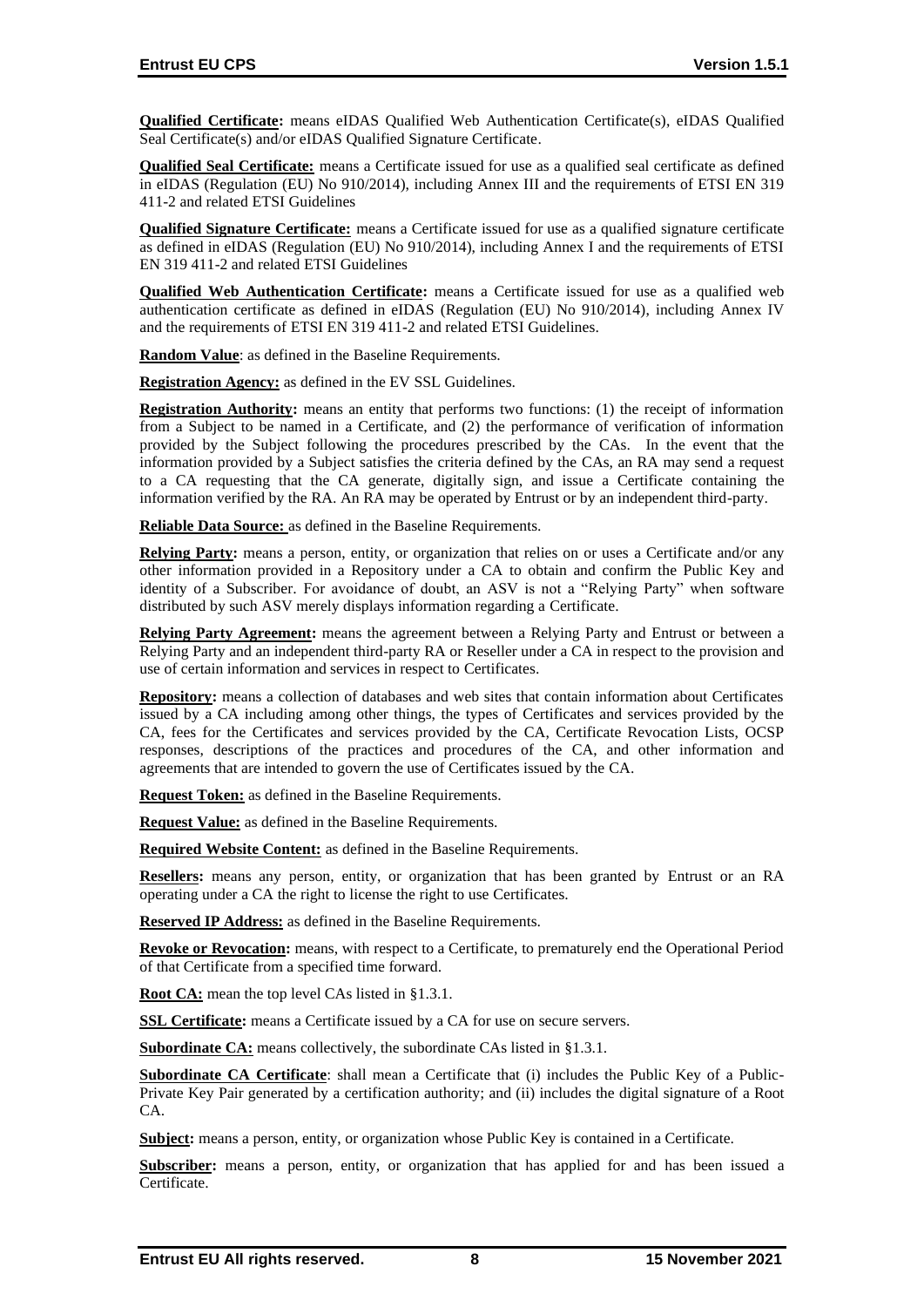**Qualified Certificate:** means eIDAS Qualified Web Authentication Certificate(s), eIDAS Qualified Seal Certificate(s) and/or eIDAS Qualified Signature Certificate.

**Qualified Seal Certificate:** means a Certificate issued for use as a qualified seal certificate as defined in eIDAS (Regulation (EU) No 910/2014), including Annex III and the requirements of ETSI EN 319 411-2 and related ETSI Guidelines

**Qualified Signature Certificate:** means a Certificate issued for use as a qualified signature certificate as defined in eIDAS (Regulation (EU) No 910/2014), including Annex I and the requirements of ETSI EN 319 411-2 and related ETSI Guidelines

**Qualified Web Authentication Certificate:** means a Certificate issued for use as a qualified web authentication certificate as defined in eIDAS (Regulation (EU) No 910/2014), including Annex IV and the requirements of ETSI EN 319 411-2 and related ETSI Guidelines.

**Random Value**: as defined in the Baseline Requirements.

**Registration Agency:** as defined in the EV SSL Guidelines.

**Registration Authority:** means an entity that performs two functions: (1) the receipt of information from a Subject to be named in a Certificate, and (2) the performance of verification of information provided by the Subject following the procedures prescribed by the CAs. In the event that the information provided by a Subject satisfies the criteria defined by the CAs, an RA may send a request to a CA requesting that the CA generate, digitally sign, and issue a Certificate containing the information verified by the RA. An RA may be operated by Entrust or by an independent third-party.

**Reliable Data Source:** as defined in the Baseline Requirements.

**Relying Party:** means a person, entity, or organization that relies on or uses a Certificate and/or any other information provided in a Repository under a CA to obtain and confirm the Public Key and identity of a Subscriber. For avoidance of doubt, an ASV is not a "Relying Party" when software distributed by such ASV merely displays information regarding a Certificate.

**Relying Party Agreement:** means the agreement between a Relying Party and Entrust or between a Relying Party and an independent third-party RA or Reseller under a CA in respect to the provision and use of certain information and services in respect to Certificates.

**Repository:** means a collection of databases and web sites that contain information about Certificates issued by a CA including among other things, the types of Certificates and services provided by the CA, fees for the Certificates and services provided by the CA, Certificate Revocation Lists, OCSP responses, descriptions of the practices and procedures of the CA, and other information and agreements that are intended to govern the use of Certificates issued by the CA.

**Request Token:** as defined in the Baseline Requirements.

**Request Value:** as defined in the Baseline Requirements.

**Required Website Content:** as defined in the Baseline Requirements.

**Resellers:** means any person, entity, or organization that has been granted by Entrust or an RA operating under a CA the right to license the right to use Certificates.

**Reserved IP Address:** as defined in the Baseline Requirements.

**Revoke or Revocation:** means, with respect to a Certificate, to prematurely end the Operational Period of that Certificate from a specified time forward.

**Root CA:** mean the top level CAs listed in §1.3.1.

**SSL Certificate:** means a Certificate issued by a CA for use on secure servers.

**Subordinate CA:** means collectively, the subordinate CAs listed in §1.3.1.

**Subordinate CA Certificate**: shall mean a Certificate that (i) includes the Public Key of a Public-Private Key Pair generated by a certification authority; and (ii) includes the digital signature of a Root CA.

**Subject:** means a person, entity, or organization whose Public Key is contained in a Certificate.

**Subscriber:** means a person, entity, or organization that has applied for and has been issued a Certificate.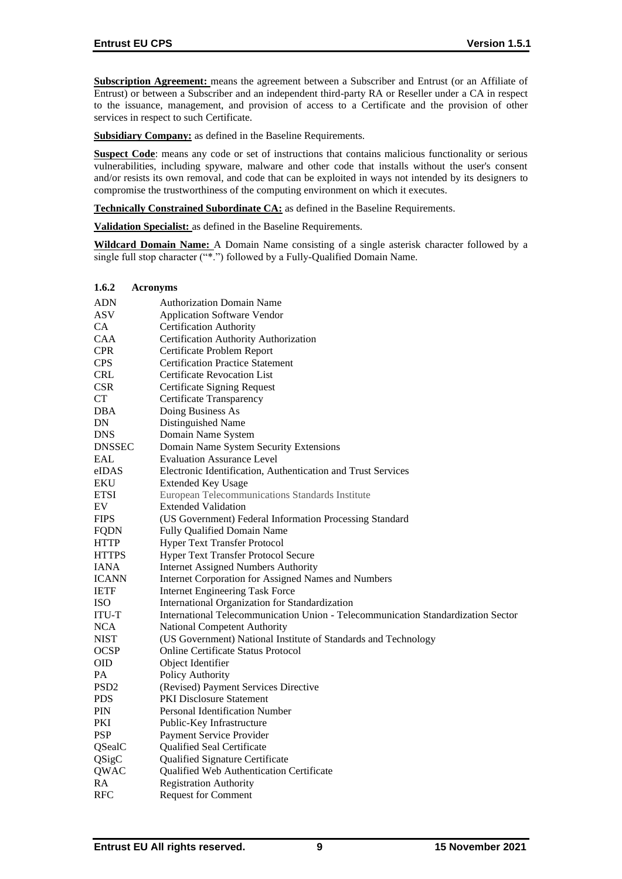**Subscription Agreement:** means the agreement between a Subscriber and Entrust (or an Affiliate of Entrust) or between a Subscriber and an independent third-party RA or Reseller under a CA in respect to the issuance, management, and provision of access to a Certificate and the provision of other services in respect to such Certificate.

**Subsidiary Company:** as defined in the Baseline Requirements.

**Suspect Code**: means any code or set of instructions that contains malicious functionality or serious vulnerabilities, including spyware, malware and other code that installs without the user's consent and/or resists its own removal, and code that can be exploited in ways not intended by its designers to compromise the trustworthiness of the computing environment on which it executes.

**Technically Constrained Subordinate CA:** as defined in the Baseline Requirements.

**Validation Specialist:** as defined in the Baseline Requirements.

**Wildcard Domain Name:** A Domain Name consisting of a single asterisk character followed by a single full stop character ("*.") followed by a Fully-Qualified Domain Name.

### 1.6.2 Acronyms

| | |
|---|---|
| ADN | Authorization Domain Name |
| ASV | Application Software Vendor |
| CA | Certification Authority |
| CAA | Certification Authority Authorization |
| CPR | Certificate Problem Report |
| CPS | Certification Practice Statement |
| CRL | Certificate Revocation List |
| CSR | Certificate Signing Request |
| CT | Certificate Transparency |
| DBA | Doing Business As |
| DN | Distinguished Name |
| DNS | Domain Name System |
| DNSSEC | Domain Name System Security Extensions |
| EAL | Evaluation Assurance Level |
| eIDAS | Electronic Identification, Authentication and Trust Services |
| EKU | Extended Key Usage |
| ETSI | European Telecommunications Standards Institute |
| EV | Extended Validation |
| FIPS | (US Government) Federal Information Processing Standard |
| FQDN | Fully Qualified Domain Name |
| HTTP | Hyper Text Transfer Protocol |
| HTTPS | Hyper Text Transfer Protocol Secure |
| IANA | Internet Assigned Numbers Authority |
| ICANN | Internet Corporation for Assigned Names and Numbers |
| IETF | Internet Engineering Task Force |
| ISO | International Organization for Standardization |
| ITU-T | International Telecommunication Union - Telecommunication Standardization Sector |
| NCA | National Competent Authority |
| NIST | (US Government) National Institute of Standards and Technology |
| OCSP | Online Certificate Status Protocol |
| OID | Object Identifier |
| PA | Policy Authority |
| PSD2 | (Revised) Payment Services Directive |
| PDS | PKI Disclosure Statement |
| PIN | Personal Identification Number |
| PKI | Public-Key Infrastructure |
| PSP | Payment Service Provider |
| QSealC | Qualified Seal Certificate |
| QSigC | Qualified Signature Certificate |
| QWAC | Qualified Web Authentication Certificate |
| RA | Registration Authority |
| RFC | Request for Comment |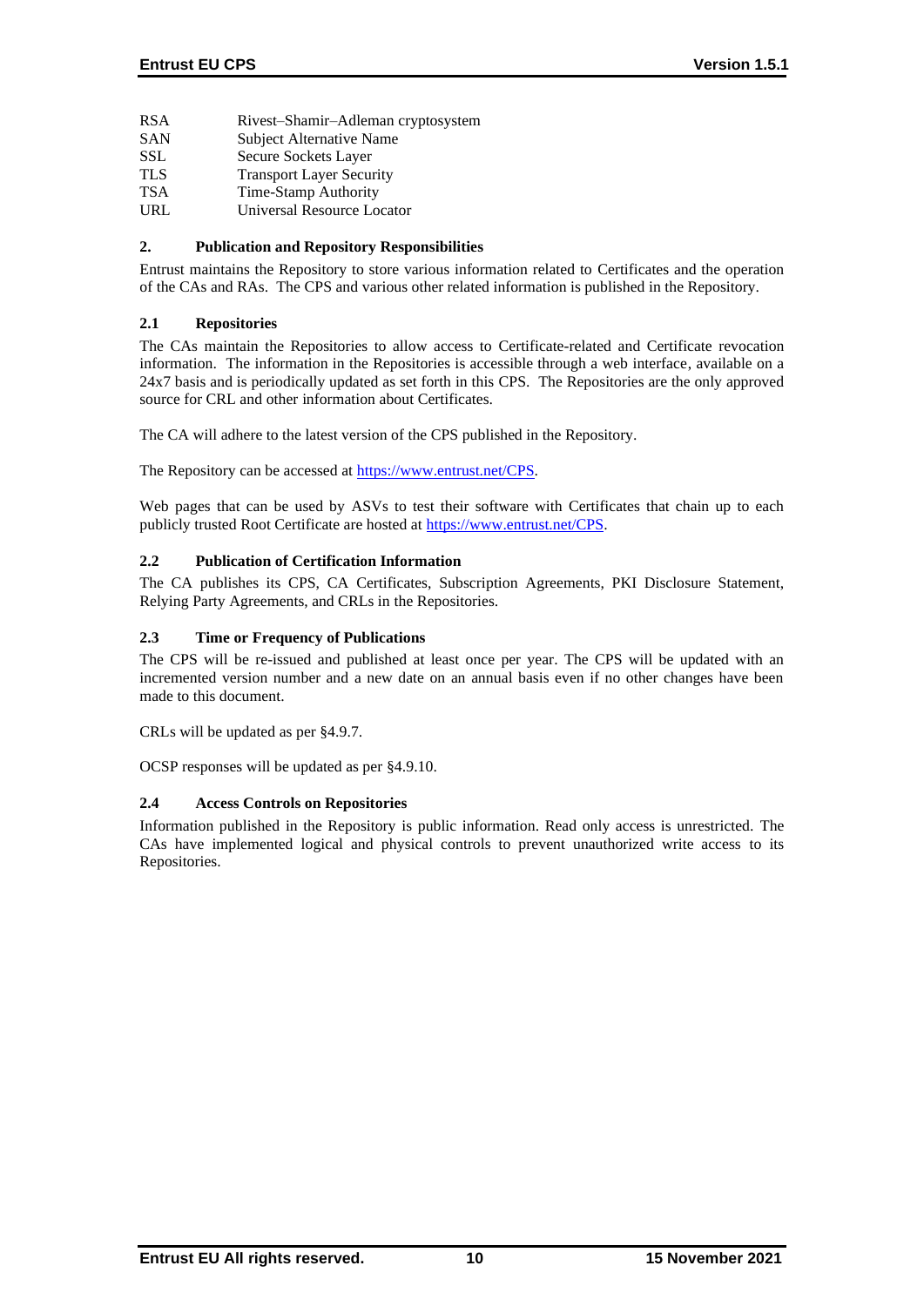| | |
|---|---|
| RSA | Rivest–Shamir–Adleman cryptosystem |
| SAN | Subject Alternative Name |
| SSL | Secure Sockets Layer |
| TLS | Transport Layer Security |
| TSA | Time-Stamp Authority |
| URL | Universal Resource Locator |

# 2. Publication and Repository Responsibilities

Entrust maintains the Repository to store various information related to Certificates and the operation of the CAs and RAs. The CPS and various other related information is published in the Repository.

## 2.1 Repositories

The CAs maintain the Repositories to allow access to Certificate-related and Certificate revocation information. The information in the Repositories is accessible through a web interface, available on a 24x7 basis and is periodically updated as set forth in this CPS. The Repositories are the only approved source for CRL and other information about Certificates.

The CA will adhere to the latest version of the CPS published in the Repository.

The Repository can be accessed at https://www.entrust.net/CPS.

Web pages that can be used by ASVs to test their software with Certificates that chain up to each publicly trusted Root Certificate are hosted at https://www.entrust.net/CPS.

## 2.2 Publication of Certification Information

The CA publishes its CPS, CA Certificates, Subscription Agreements, PKI Disclosure Statement, Relying Party Agreements, and CRLs in the Repositories.

## 2.3 Time or Frequency of Publications

The CPS will be re-issued and published at least once per year. The CPS will be updated with an incremented version number and a new date on an annual basis even if no other changes have been made to this document.

CRLs will be updated as per §4.9.7.

OCSP responses will be updated as per §4.9.10.

## 2.4 Access Controls on Repositories

Information published in the Repository is public information. Read only access is unrestricted. The CAs have implemented logical and physical controls to prevent unauthorized write access to its Repositories.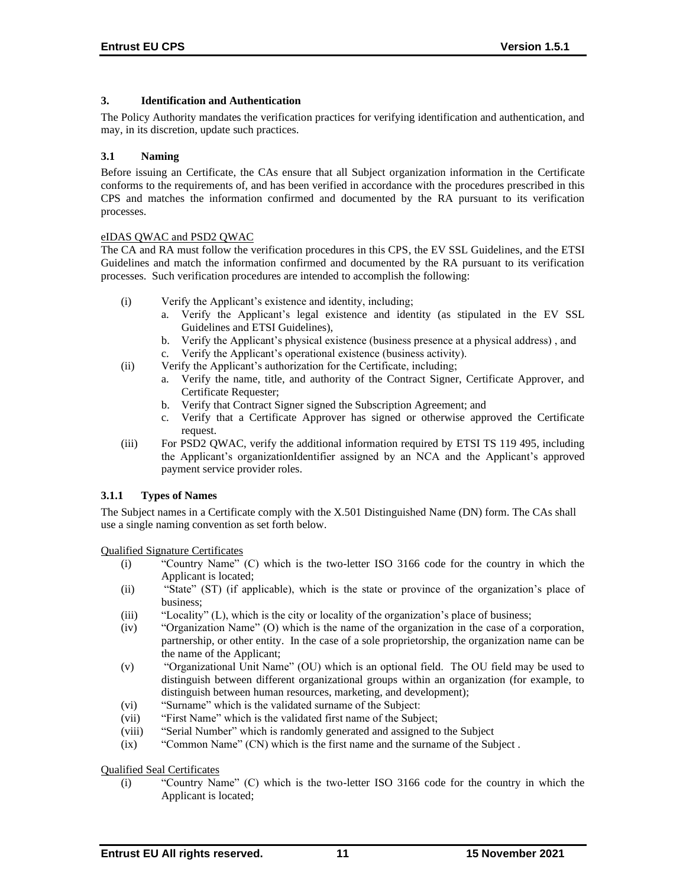## 3. Identification and Authentication

The Policy Authority mandates the verification practices for verifying identification and authentication, and may, in its discretion, update such practices.

### 3.1 Naming

Before issuing an Certificate, the CAs ensure that all Subject organization information in the Certificate conforms to the requirements of, and has been verified in accordance with the procedures prescribed in this CPS and matches the information confirmed and documented by the RA pursuant to its verification processes.

eIDAS QWAC and PSD2 QWAC

The CA and RA must follow the verification procedures in this CPS, the EV SSL Guidelines, and the ETSI Guidelines and match the information confirmed and documented by the RA pursuant to its verification processes. Such verification procedures are intended to accomplish the following:

(i) Verify the Applicant's existence and identity, including;
   a. Verify the Applicant's legal existence and identity (as stipulated in the EV SSL Guidelines and ETSI Guidelines),
   b. Verify the Applicant's physical existence (business presence at a physical address) , and
   c. Verify the Applicant's operational existence (business activity).

(ii) Verify the Applicant's authorization for the Certificate, including;
   a. Verify the name, title, and authority of the Contract Signer, Certificate Approver, and Certificate Requester;
   b. Verify that Contract Signer signed the Subscription Agreement; and
   c. Verify that a Certificate Approver has signed or otherwise approved the Certificate request.

(iii) For PSD2 QWAC, verify the additional information required by ETSI TS 119 495, including the Applicant's organizationIdentifier assigned by an NCA and the Applicant's approved payment service provider roles.

#### 3.1.1 Types of Names

The Subject names in a Certificate comply with the X.501 Distinguished Name (DN) form. The CAs shall use a single naming convention as set forth below.

Qualified Signature Certificates

(i) "Country Name" (C) which is the two-letter ISO 3166 code for the country in which the Applicant is located;
(ii) "State" (ST) (if applicable), which is the state or province of the organization's place of business;
(iii) "Locality" (L), which is the city or locality of the organization's place of business;
(iv) "Organization Name" (O) which is the name of the organization in the case of a corporation, partnership, or other entity. In the case of a sole proprietorship, the organization name can be the name of the Applicant;
(v) "Organizational Unit Name" (OU) which is an optional field. The OU field may be used to distinguish between different organizational groups within an organization (for example, to distinguish between human resources, marketing, and development);
(vi) "Surname" which is the validated surname of the Subject:
(vii) "First Name" which is the validated first name of the Subject;
(viii) "Serial Number" which is randomly generated and assigned to the Subject
(ix) "Common Name" (CN) which is the first name and the surname of the Subject .

Qualified Seal Certificates

(i) "Country Name" (C) which is the two-letter ISO 3166 code for the country in which the Applicant is located;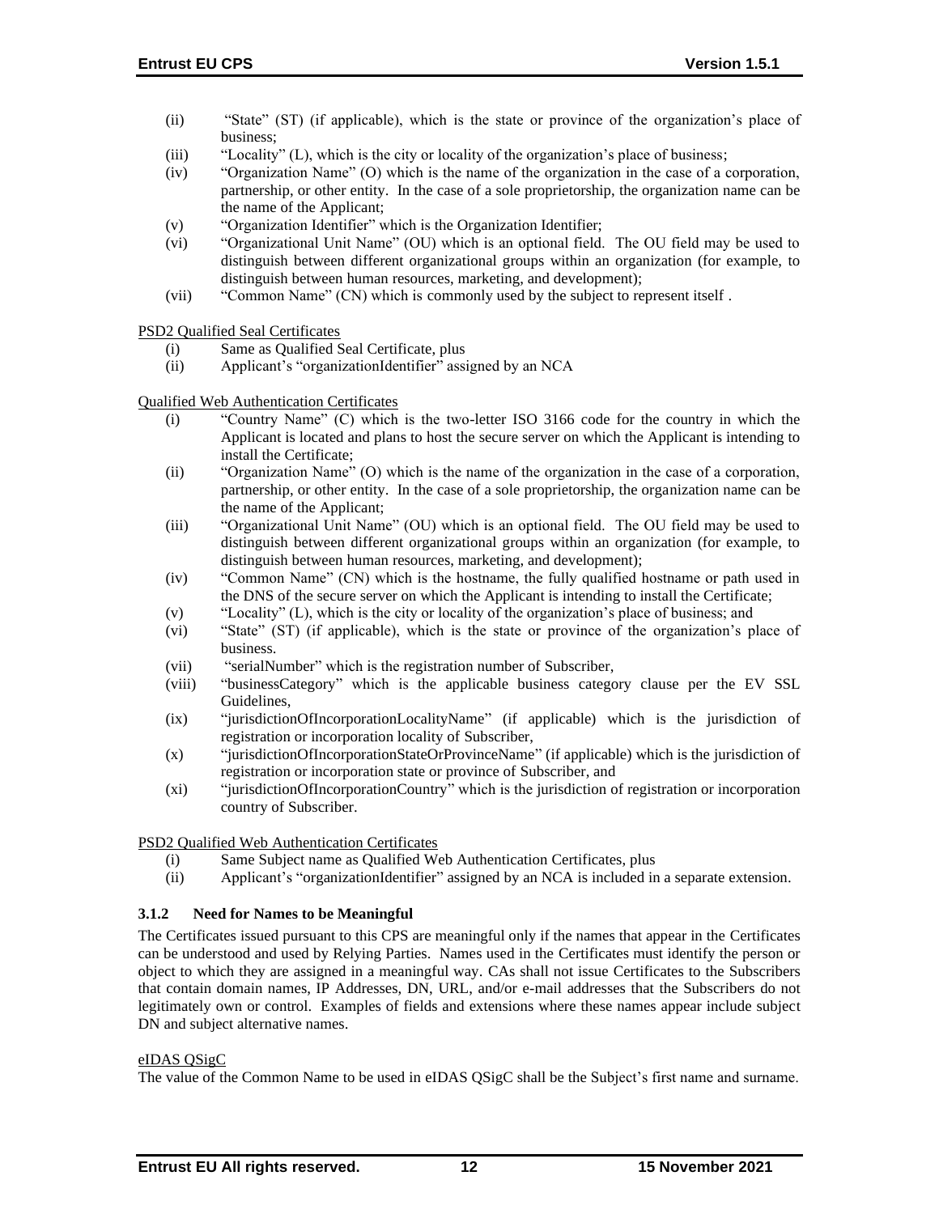(ii) "State" (ST) (if applicable), which is the state or province of the organization's place of business;
(iii) "Locality" (L), which is the city or locality of the organization's place of business;
(iv) "Organization Name" (O) which is the name of the organization in the case of a corporation, partnership, or other entity. In the case of a sole proprietorship, the organization name can be the name of the Applicant;
(v) "Organization Identifier" which is the Organization Identifier;
(vi) "Organizational Unit Name" (OU) which is an optional field. The OU field may be used to distinguish between different organizational groups within an organization (for example, to distinguish between human resources, marketing, and development);
(vii) "Common Name" (CN) which is commonly used by the subject to represent itself .

PSD2 Qualified Seal Certificates

(i) Same as Qualified Seal Certificate, plus
(ii) Applicant's "organizationIdentifier" assigned by an NCA

Qualified Web Authentication Certificates

(i) "Country Name" (C) which is the two-letter ISO 3166 code for the country in which the Applicant is located and plans to host the secure server on which the Applicant is intending to install the Certificate;
(ii) "Organization Name" (O) which is the name of the organization in the case of a corporation, partnership, or other entity. In the case of a sole proprietorship, the organization name can be the name of the Applicant;
(iii) "Organizational Unit Name" (OU) which is an optional field. The OU field may be used to distinguish between different organizational groups within an organization (for example, to distinguish between human resources, marketing, and development);
(iv) "Common Name" (CN) which is the hostname, the fully qualified hostname or path used in the DNS of the secure server on which the Applicant is intending to install the Certificate;
(v) "Locality" (L), which is the city or locality of the organization's place of business; and
(vi) "State" (ST) (if applicable), which is the state or province of the organization's place of business.
(vii) "serialNumber" which is the registration number of Subscriber,
(viii) "businessCategory" which is the applicable business category clause per the EV SSL Guidelines,
(ix) "jurisdictionOfIncorporationLocalityName" (if applicable) which is the jurisdiction of registration or incorporation locality of Subscriber,
(x) "jurisdictionOfIncorporationStateOrProvinceName" (if applicable) which is the jurisdiction of registration or incorporation state or province of Subscriber, and
(xi) "jurisdictionOfIncorporationCountry" which is the jurisdiction of registration or incorporation country of Subscriber.

PSD2 Qualified Web Authentication Certificates

(i) Same Subject name as Qualified Web Authentication Certificates, plus
(ii) Applicant's "organizationIdentifier" assigned by an NCA is included in a separate extension.

### 3.1.2 Need for Names to be Meaningful

The Certificates issued pursuant to this CPS are meaningful only if the names that appear in the Certificates can be understood and used by Relying Parties. Names used in the Certificates must identify the person or object to which they are assigned in a meaningful way. CAs shall not issue Certificates to the Subscribers that contain domain names, IP Addresses, DN, URL, and/or e-mail addresses that the Subscribers do not legitimately own or control. Examples of fields and extensions where these names appear include subject DN and subject alternative names.

eIDAS QSigC

The value of the Common Name to be used in eIDAS QSigC shall be the Subject's first name and surname.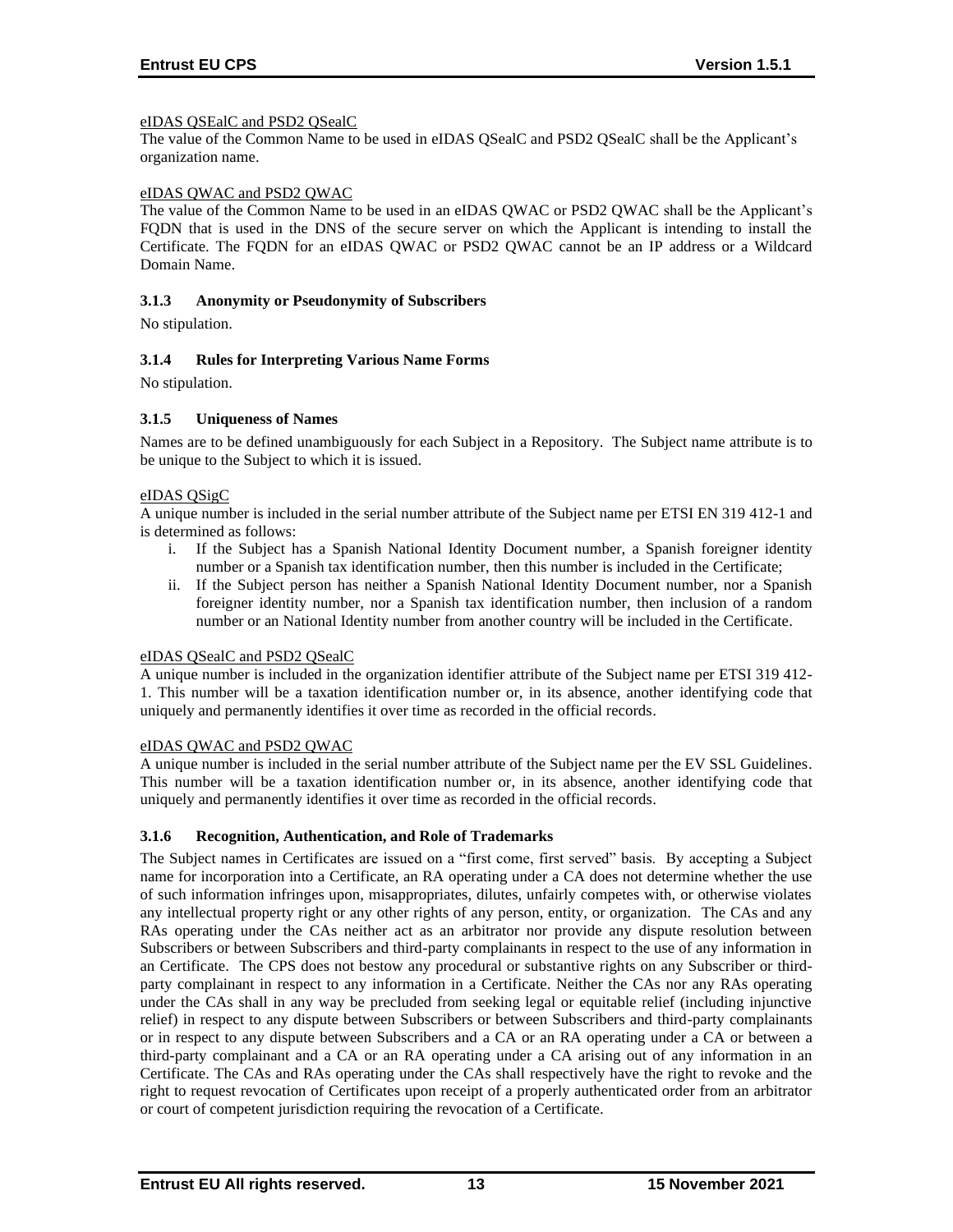eIDAS QSEalC and PSD2 QSealC

The value of the Common Name to be used in eIDAS QSealC and PSD2 QSealC shall be the Applicant's organization name.

eIDAS QWAC and PSD2 QWAC

The value of the Common Name to be used in an eIDAS QWAC or PSD2 QWAC shall be the Applicant's FQDN that is used in the DNS of the secure server on which the Applicant is intending to install the Certificate. The FQDN for an eIDAS QWAC or PSD2 QWAC cannot be an IP address or a Wildcard Domain Name.

### 3.1.3 Anonymity or Pseudonymity of Subscribers

No stipulation.

### 3.1.4 Rules for Interpreting Various Name Forms

No stipulation.

### 3.1.5 Uniqueness of Names

Names are to be defined unambiguously for each Subject in a Repository. The Subject name attribute is to be unique to the Subject to which it is issued.

eIDAS QSigC

A unique number is included in the serial number attribute of the Subject name per ETSI EN 319 412-1 and is determined as follows:

i. If the Subject has a Spanish National Identity Document number, a Spanish foreigner identity number or a Spanish tax identification number, then this number is included in the Certificate;
ii. If the Subject person has neither a Spanish National Identity Document number, nor a Spanish foreigner identity number, nor a Spanish tax identification number, then inclusion of a random number or an National Identity number from another country will be included in the Certificate.

eIDAS QSealC and PSD2 QSealC

A unique number is included in the organization identifier attribute of the Subject name per ETSI 319 412-1. This number will be a taxation identification number or, in its absence, another identifying code that uniquely and permanently identifies it over time as recorded in the official records.

eIDAS QWAC and PSD2 QWAC

A unique number is included in the serial number attribute of the Subject name per the EV SSL Guidelines. This number will be a taxation identification number or, in its absence, another identifying code that uniquely and permanently identifies it over time as recorded in the official records.

### 3.1.6 Recognition, Authentication, and Role of Trademarks

The Subject names in Certificates are issued on a "first come, first served" basis. By accepting a Subject name for incorporation into a Certificate, an RA operating under a CA does not determine whether the use of such information infringes upon, misappropriates, dilutes, unfairly competes with, or otherwise violates any intellectual property right or any other rights of any person, entity, or organization. The CAs and any RAs operating under the CAs neither act as an arbitrator nor provide any dispute resolution between Subscribers or between Subscribers and third-party complainants in respect to the use of any information in an Certificate. The CPS does not bestow any procedural or substantive rights on any Subscriber or third-party complainant in respect to any information in a Certificate. Neither the CAs nor any RAs operating under the CAs shall in any way be precluded from seeking legal or equitable relief (including injunctive relief) in respect to any dispute between Subscribers or between Subscribers and third-party complainants or in respect to any dispute between Subscribers and a CA or an RA operating under a CA or between a third-party complainant and a CA or an RA operating under a CA arising out of any information in an Certificate. The CAs and RAs operating under the CAs shall respectively have the right to revoke and the right to request revocation of Certificates upon receipt of a properly authenticated order from an arbitrator or court of competent jurisdiction requiring the revocation of a Certificate.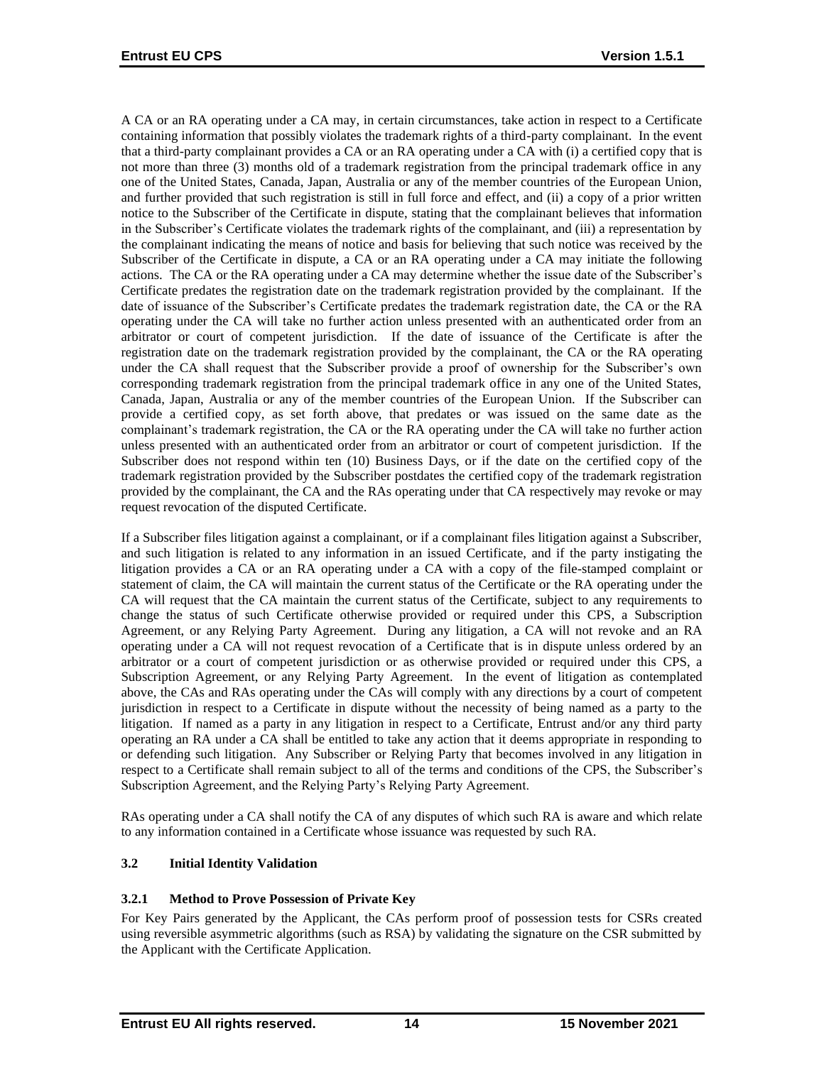A CA or an RA operating under a CA may, in certain circumstances, take action in respect to a Certificate containing information that possibly violates the trademark rights of a third-party complainant. In the event that a third-party complainant provides a CA or an RA operating under a CA with (i) a certified copy that is not more than three (3) months old of a trademark registration from the principal trademark office in any one of the United States, Canada, Japan, Australia or any of the member countries of the European Union, and further provided that such registration is still in full force and effect, and (ii) a copy of a prior written notice to the Subscriber of the Certificate in dispute, stating that the complainant believes that information in the Subscriber's Certificate violates the trademark rights of the complainant, and (iii) a representation by the complainant indicating the means of notice and basis for believing that such notice was received by the Subscriber of the Certificate in dispute, a CA or an RA operating under a CA may initiate the following actions. The CA or the RA operating under a CA may determine whether the issue date of the Subscriber's Certificate predates the registration date on the trademark registration provided by the complainant. If the date of issuance of the Subscriber's Certificate predates the trademark registration date, the CA or the RA operating under the CA will take no further action unless presented with an authenticated order from an arbitrator or court of competent jurisdiction. If the date of issuance of the Certificate is after the registration date on the trademark registration provided by the complainant, the CA or the RA operating under the CA shall request that the Subscriber provide a proof of ownership for the Subscriber's own corresponding trademark registration from the principal trademark office in any one of the United States, Canada, Japan, Australia or any of the member countries of the European Union. If the Subscriber can provide a certified copy, as set forth above, that predates or was issued on the same date as the complainant's trademark registration, the CA or the RA operating under the CA will take no further action unless presented with an authenticated order from an arbitrator or court of competent jurisdiction. If the Subscriber does not respond within ten (10) Business Days, or if the date on the certified copy of the trademark registration provided by the Subscriber postdates the certified copy of the trademark registration provided by the complainant, the CA and the RAs operating under that CA respectively may revoke or may request revocation of the disputed Certificate.

If a Subscriber files litigation against a complainant, or if a complainant files litigation against a Subscriber, and such litigation is related to any information in an issued Certificate, and if the party instigating the litigation provides a CA or an RA operating under a CA with a copy of the file-stamped complaint or statement of claim, the CA will maintain the current status of the Certificate or the RA operating under the CA will request that the CA maintain the current status of the Certificate, subject to any requirements to change the status of such Certificate otherwise provided or required under this CPS, a Subscription Agreement, or any Relying Party Agreement. During any litigation, a CA will not revoke and an RA operating under a CA will not request revocation of a Certificate that is in dispute unless ordered by an arbitrator or a court of competent jurisdiction or as otherwise provided or required under this CPS, a Subscription Agreement, or any Relying Party Agreement. In the event of litigation as contemplated above, the CAs and RAs operating under the CAs will comply with any directions by a court of competent jurisdiction in respect to a Certificate in dispute without the necessity of being named as a party to the litigation. If named as a party in any litigation in respect to a Certificate, Entrust and/or any third party operating an RA under a CA shall be entitled to take any action that it deems appropriate in responding to or defending such litigation. Any Subscriber or Relying Party that becomes involved in any litigation in respect to a Certificate shall remain subject to all of the terms and conditions of the CPS, the Subscriber's Subscription Agreement, and the Relying Party's Relying Party Agreement.

RAs operating under a CA shall notify the CA of any disputes of which such RA is aware and which relate to any information contained in a Certificate whose issuance was requested by such RA.

## 3.2 Initial Identity Validation

### 3.2.1 Method to Prove Possession of Private Key

For Key Pairs generated by the Applicant, the CAs perform proof of possession tests for CSRs created using reversible asymmetric algorithms (such as RSA) by validating the signature on the CSR submitted by the Applicant with the Certificate Application.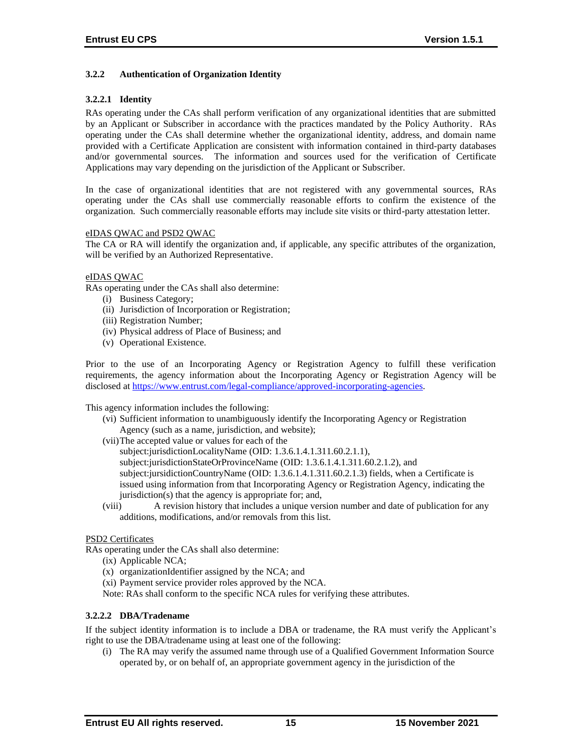### 3.2.2 Authentication of Organization Identity

#### 3.2.2.1 Identity

RAs operating under the CAs shall perform verification of any organizational identities that are submitted by an Applicant or Subscriber in accordance with the practices mandated by the Policy Authority. RAs operating under the CAs shall determine whether the organizational identity, address, and domain name provided with a Certificate Application are consistent with information contained in third-party databases and/or governmental sources. The information and sources used for the verification of Certificate Applications may vary depending on the jurisdiction of the Applicant or Subscriber.

In the case of organizational identities that are not registered with any governmental sources, RAs operating under the CAs shall use commercially reasonable efforts to confirm the existence of the organization. Such commercially reasonable efforts may include site visits or third-party attestation letter.

eIDAS QWAC and PSD2 QWAC

The CA or RA will identify the organization and, if applicable, any specific attributes of the organization, will be verified by an Authorized Representative.

eIDAS QWAC

RAs operating under the CAs shall also determine:

- (i) Business Category;
- (ii) Jurisdiction of Incorporation or Registration;
- (iii) Registration Number;
- (iv) Physical address of Place of Business; and
- (v) Operational Existence.

Prior to the use of an Incorporating Agency or Registration Agency to fulfill these verification requirements, the agency information about the Incorporating Agency or Registration Agency will be disclosed at https://www.entrust.com/legal-compliance/approved-incorporating-agencies.

This agency information includes the following:

- (vi) Sufficient information to unambiguously identify the Incorporating Agency or Registration Agency (such as a name, jurisdiction, and website);
- (vii) The accepted value or values for each of the subject:jurisdictionLocalityName (OID: 1.3.6.1.4.1.311.60.2.1.1), subject:jurisdictionStateOrProvinceName (OID: 1.3.6.1.4.1.311.60.2.1.2), and subject:jursidictionCountryName (OID: 1.3.6.1.4.1.311.60.2.1.3) fields, when a Certificate is issued using information from that Incorporating Agency or Registration Agency, indicating the jurisdiction(s) that the agency is appropriate for; and,
- (viii) A revision history that includes a unique version number and date of publication for any additions, modifications, and/or removals from this list.

PSD2 Certificates

RAs operating under the CAs shall also determine:

- (ix) Applicable NCA;
- (x) organizationIdentifier assigned by the NCA; and
- (xi) Payment service provider roles approved by the NCA.

Note: RAs shall conform to the specific NCA rules for verifying these attributes.

#### 3.2.2.2 DBA/Tradename

If the subject identity information is to include a DBA or tradename, the RA must verify the Applicant's right to use the DBA/tradename using at least one of the following:

- (i) The RA may verify the assumed name through use of a Qualified Government Information Source operated by, or on behalf of, an appropriate government agency in the jurisdiction of the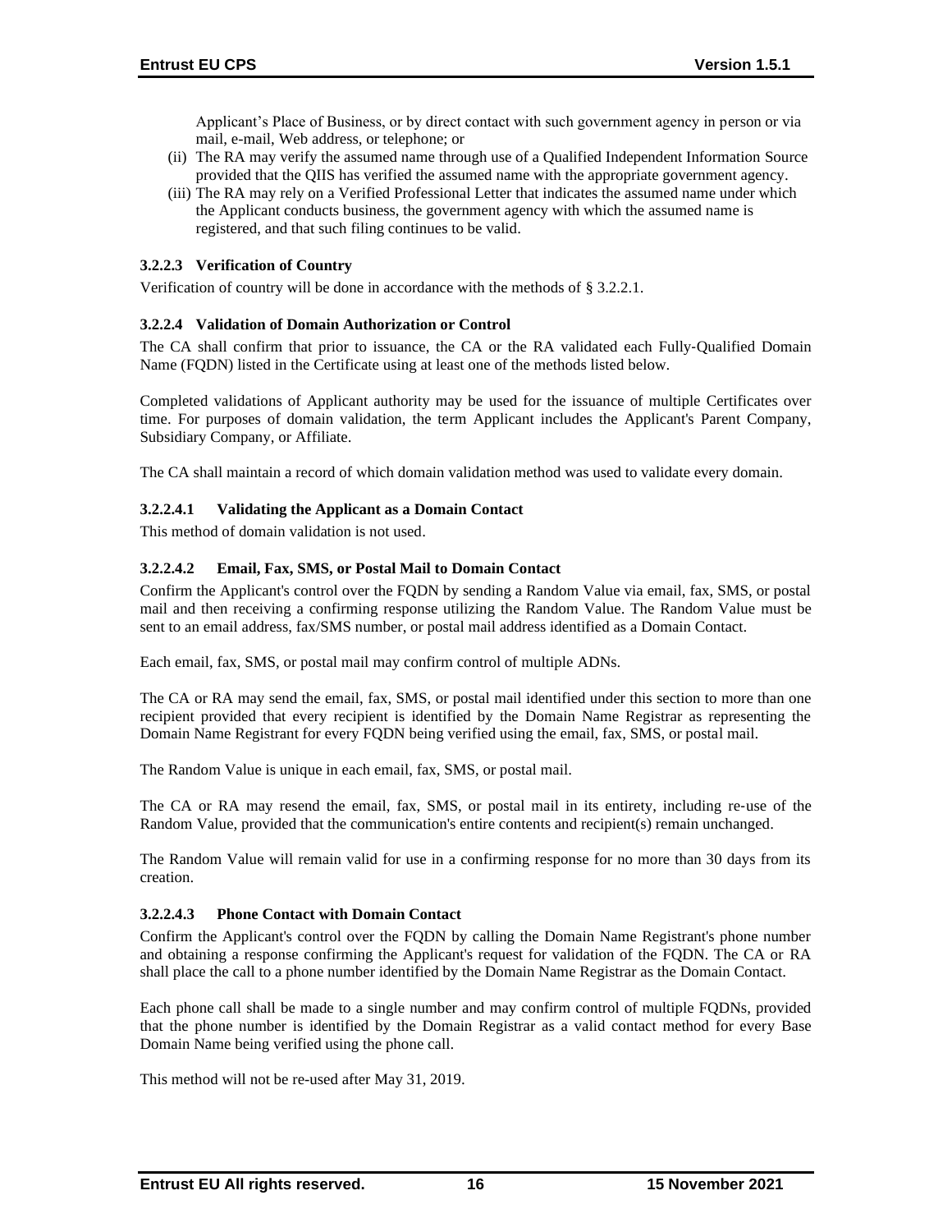Applicant's Place of Business, or by direct contact with such government agency in person or via mail, e-mail, Web address, or telephone; or

(ii) The RA may verify the assumed name through use of a Qualified Independent Information Source provided that the QIIS has verified the assumed name with the appropriate government agency.

(iii) The RA may rely on a Verified Professional Letter that indicates the assumed name under which the Applicant conducts business, the government agency with which the assumed name is registered, and that such filing continues to be valid.

#### 3.2.2.3 Verification of Country

Verification of country will be done in accordance with the methods of § 3.2.2.1.

#### 3.2.2.4 Validation of Domain Authorization or Control

The CA shall confirm that prior to issuance, the CA or the RA validated each Fully‐Qualified Domain Name (FQDN) listed in the Certificate using at least one of the methods listed below.

Completed validations of Applicant authority may be used for the issuance of multiple Certificates over time. For purposes of domain validation, the term Applicant includes the Applicant's Parent Company, Subsidiary Company, or Affiliate.

The CA shall maintain a record of which domain validation method was used to validate every domain.

##### 3.2.2.4.1 Validating the Applicant as a Domain Contact

This method of domain validation is not used.

##### 3.2.2.4.2 Email, Fax, SMS, or Postal Mail to Domain Contact

Confirm the Applicant's control over the FQDN by sending a Random Value via email, fax, SMS, or postal mail and then receiving a confirming response utilizing the Random Value. The Random Value must be sent to an email address, fax/SMS number, or postal mail address identified as a Domain Contact.

Each email, fax, SMS, or postal mail may confirm control of multiple ADNs.

The CA or RA may send the email, fax, SMS, or postal mail identified under this section to more than one recipient provided that every recipient is identified by the Domain Name Registrar as representing the Domain Name Registrant for every FQDN being verified using the email, fax, SMS, or postal mail.

The Random Value is unique in each email, fax, SMS, or postal mail.

The CA or RA may resend the email, fax, SMS, or postal mail in its entirety, including re‐use of the Random Value, provided that the communication's entire contents and recipient(s) remain unchanged.

The Random Value will remain valid for use in a confirming response for no more than 30 days from its creation.

##### 3.2.2.4.3 Phone Contact with Domain Contact

Confirm the Applicant's control over the FQDN by calling the Domain Name Registrant's phone number and obtaining a response confirming the Applicant's request for validation of the FQDN. The CA or RA shall place the call to a phone number identified by the Domain Name Registrar as the Domain Contact.

Each phone call shall be made to a single number and may confirm control of multiple FQDNs, provided that the phone number is identified by the Domain Registrar as a valid contact method for every Base Domain Name being verified using the phone call.

This method will not be re-used after May 31, 2019.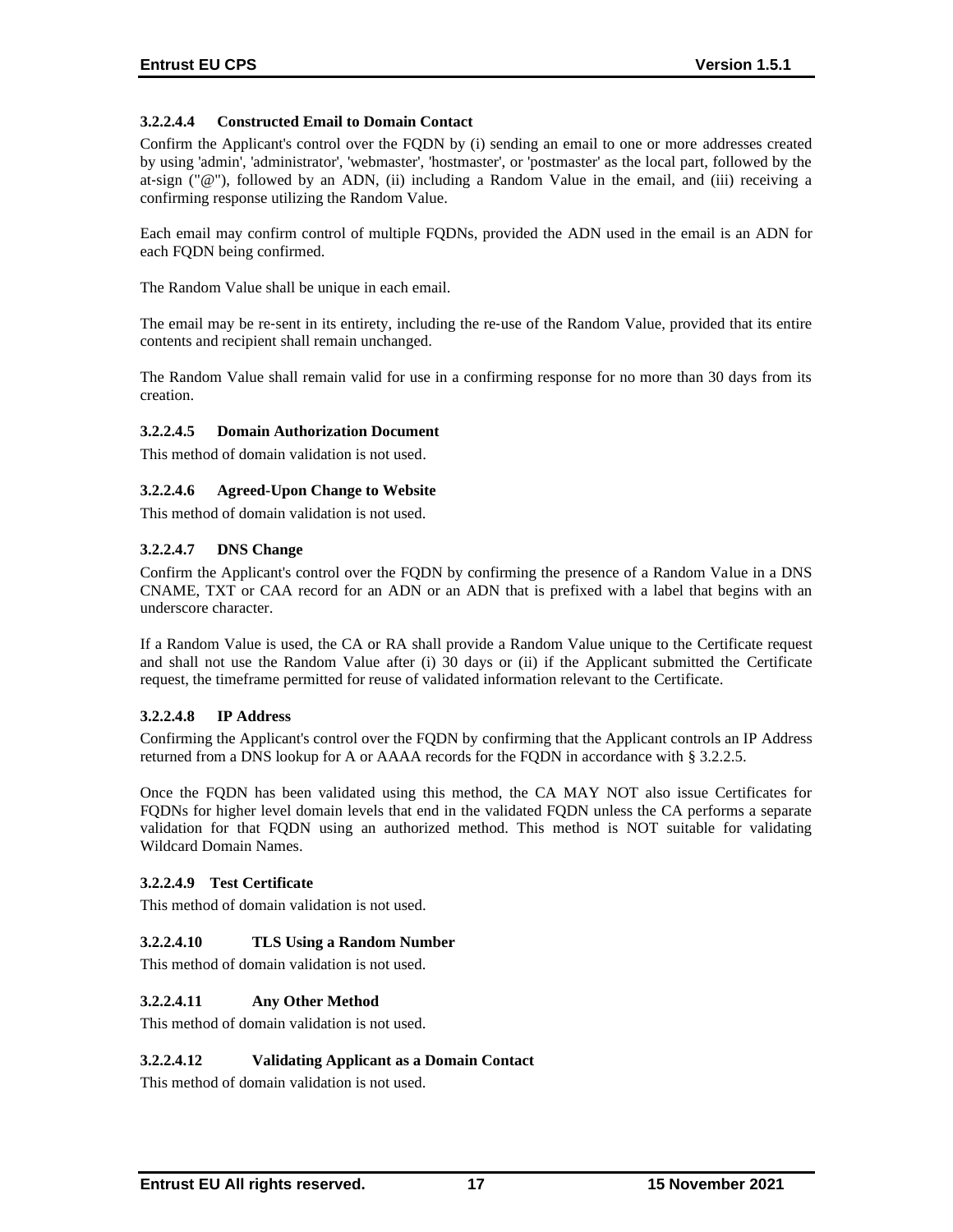#### 3.2.2.4.4 Constructed Email to Domain Contact

Confirm the Applicant's control over the FQDN by (i) sending an email to one or more addresses created by using 'admin', 'administrator', 'webmaster', 'hostmaster', or 'postmaster' as the local part, followed by the at-sign ("@"), followed by an ADN, (ii) including a Random Value in the email, and (iii) receiving a confirming response utilizing the Random Value.

Each email may confirm control of multiple FQDNs, provided the ADN used in the email is an ADN for each FQDN being confirmed.

The Random Value shall be unique in each email.

The email may be re-sent in its entirety, including the re-use of the Random Value, provided that its entire contents and recipient shall remain unchanged.

The Random Value shall remain valid for use in a confirming response for no more than 30 days from its creation.

#### 3.2.2.4.5 Domain Authorization Document

This method of domain validation is not used.

#### 3.2.2.4.6 Agreed-Upon Change to Website

This method of domain validation is not used.

#### 3.2.2.4.7 DNS Change

Confirm the Applicant's control over the FQDN by confirming the presence of a Random Value in a DNS CNAME, TXT or CAA record for an ADN or an ADN that is prefixed with a label that begins with an underscore character.

If a Random Value is used, the CA or RA shall provide a Random Value unique to the Certificate request and shall not use the Random Value after (i) 30 days or (ii) if the Applicant submitted the Certificate request, the timeframe permitted for reuse of validated information relevant to the Certificate.

#### 3.2.2.4.8 IP Address

Confirming the Applicant's control over the FQDN by confirming that the Applicant controls an IP Address returned from a DNS lookup for A or AAAA records for the FQDN in accordance with § 3.2.2.5.

Once the FQDN has been validated using this method, the CA MAY NOT also issue Certificates for FQDNs for higher level domain levels that end in the validated FQDN unless the CA performs a separate validation for that FQDN using an authorized method. This method is NOT suitable for validating Wildcard Domain Names.

#### 3.2.2.4.9 Test Certificate

This method of domain validation is not used.

#### 3.2.2.4.10 TLS Using a Random Number

This method of domain validation is not used.

#### 3.2.2.4.11 Any Other Method

This method of domain validation is not used.

#### 3.2.2.4.12 Validating Applicant as a Domain Contact

This method of domain validation is not used.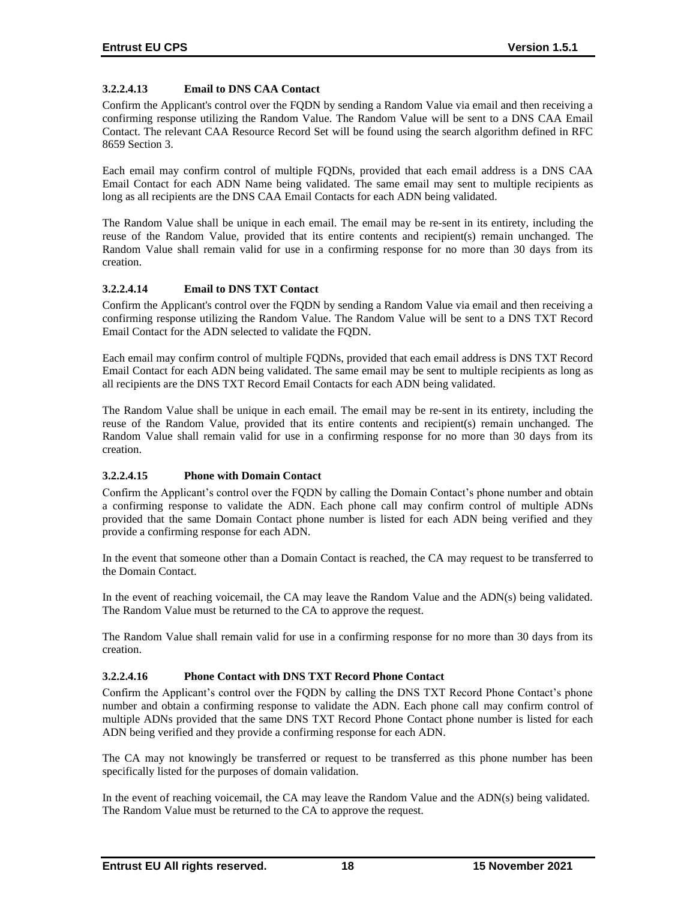#### 3.2.2.4.13 Email to DNS CAA Contact

Confirm the Applicant's control over the FQDN by sending a Random Value via email and then receiving a confirming response utilizing the Random Value. The Random Value will be sent to a DNS CAA Email Contact. The relevant CAA Resource Record Set will be found using the search algorithm defined in RFC 8659 Section 3.

Each email may confirm control of multiple FQDNs, provided that each email address is a DNS CAA Email Contact for each ADN Name being validated. The same email may sent to multiple recipients as long as all recipients are the DNS CAA Email Contacts for each ADN being validated.

The Random Value shall be unique in each email. The email may be re-sent in its entirety, including the reuse of the Random Value, provided that its entire contents and recipient(s) remain unchanged. The Random Value shall remain valid for use in a confirming response for no more than 30 days from its creation.

#### 3.2.2.4.14 Email to DNS TXT Contact

Confirm the Applicant's control over the FQDN by sending a Random Value via email and then receiving a confirming response utilizing the Random Value. The Random Value will be sent to a DNS TXT Record Email Contact for the ADN selected to validate the FQDN.

Each email may confirm control of multiple FQDNs, provided that each email address is DNS TXT Record Email Contact for each ADN being validated. The same email may be sent to multiple recipients as long as all recipients are the DNS TXT Record Email Contacts for each ADN being validated.

The Random Value shall be unique in each email. The email may be re-sent in its entirety, including the reuse of the Random Value, provided that its entire contents and recipient(s) remain unchanged. The Random Value shall remain valid for use in a confirming response for no more than 30 days from its creation.

#### 3.2.2.4.15 Phone with Domain Contact

Confirm the Applicant's control over the FQDN by calling the Domain Contact's phone number and obtain a confirming response to validate the ADN. Each phone call may confirm control of multiple ADNs provided that the same Domain Contact phone number is listed for each ADN being verified and they provide a confirming response for each ADN.

In the event that someone other than a Domain Contact is reached, the CA may request to be transferred to the Domain Contact.

In the event of reaching voicemail, the CA may leave the Random Value and the ADN(s) being validated. The Random Value must be returned to the CA to approve the request.

The Random Value shall remain valid for use in a confirming response for no more than 30 days from its creation.

#### 3.2.2.4.16 Phone Contact with DNS TXT Record Phone Contact

Confirm the Applicant's control over the FQDN by calling the DNS TXT Record Phone Contact's phone number and obtain a confirming response to validate the ADN. Each phone call may confirm control of multiple ADNs provided that the same DNS TXT Record Phone Contact phone number is listed for each ADN being verified and they provide a confirming response for each ADN.

The CA may not knowingly be transferred or request to be transferred as this phone number has been specifically listed for the purposes of domain validation.

In the event of reaching voicemail, the CA may leave the Random Value and the ADN(s) being validated. The Random Value must be returned to the CA to approve the request.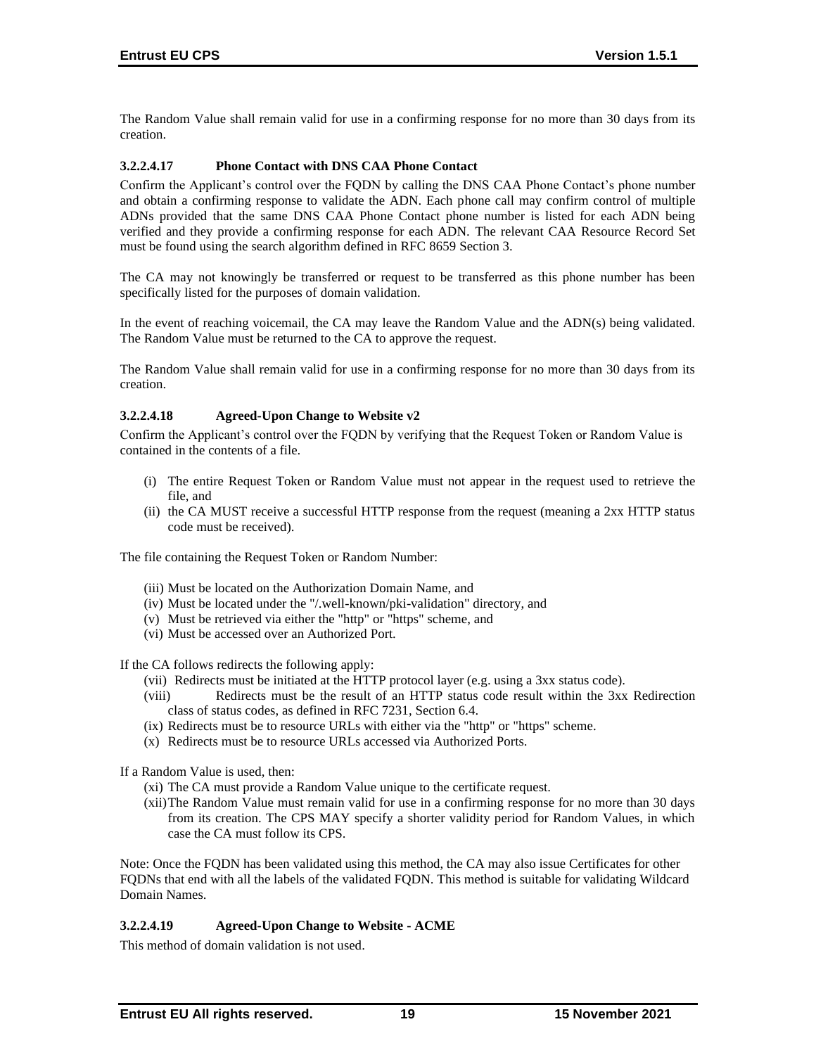The Random Value shall remain valid for use in a confirming response for no more than 30 days from its creation.

#### 3.2.2.4.17 Phone Contact with DNS CAA Phone Contact

Confirm the Applicant's control over the FQDN by calling the DNS CAA Phone Contact's phone number and obtain a confirming response to validate the ADN. Each phone call may confirm control of multiple ADNs provided that the same DNS CAA Phone Contact phone number is listed for each ADN being verified and they provide a confirming response for each ADN. The relevant CAA Resource Record Set must be found using the search algorithm defined in RFC 8659 Section 3.

The CA may not knowingly be transferred or request to be transferred as this phone number has been specifically listed for the purposes of domain validation.

In the event of reaching voicemail, the CA may leave the Random Value and the ADN(s) being validated. The Random Value must be returned to the CA to approve the request.

The Random Value shall remain valid for use in a confirming response for no more than 30 days from its creation.

#### 3.2.2.4.18 Agreed-Upon Change to Website v2

Confirm the Applicant's control over the FQDN by verifying that the Request Token or Random Value is contained in the contents of a file.

(i) The entire Request Token or Random Value must not appear in the request used to retrieve the file, and
(ii) the CA MUST receive a successful HTTP response from the request (meaning a 2xx HTTP status code must be received).

The file containing the Request Token or Random Number:

(iii) Must be located on the Authorization Domain Name, and
(iv) Must be located under the "/.well-known/pki-validation" directory, and
(v) Must be retrieved via either the "http" or "https" scheme, and
(vi) Must be accessed over an Authorized Port.

If the CA follows redirects the following apply:

(vii) Redirects must be initiated at the HTTP protocol layer (e.g. using a 3xx status code).
(viii) Redirects must be the result of an HTTP status code result within the 3xx Redirection class of status codes, as defined in RFC 7231, Section 6.4.
(ix) Redirects must be to resource URLs with either via the "http" or "https" scheme.
(x) Redirects must be to resource URLs accessed via Authorized Ports.

If a Random Value is used, then:

(xi) The CA must provide a Random Value unique to the certificate request.
(xii) The Random Value must remain valid for use in a confirming response for no more than 30 days from its creation. The CPS MAY specify a shorter validity period for Random Values, in which case the CA must follow its CPS.

Note: Once the FQDN has been validated using this method, the CA may also issue Certificates for other FQDNs that end with all the labels of the validated FQDN. This method is suitable for validating Wildcard Domain Names.

#### 3.2.2.4.19 Agreed-Upon Change to Website - ACME

This method of domain validation is not used.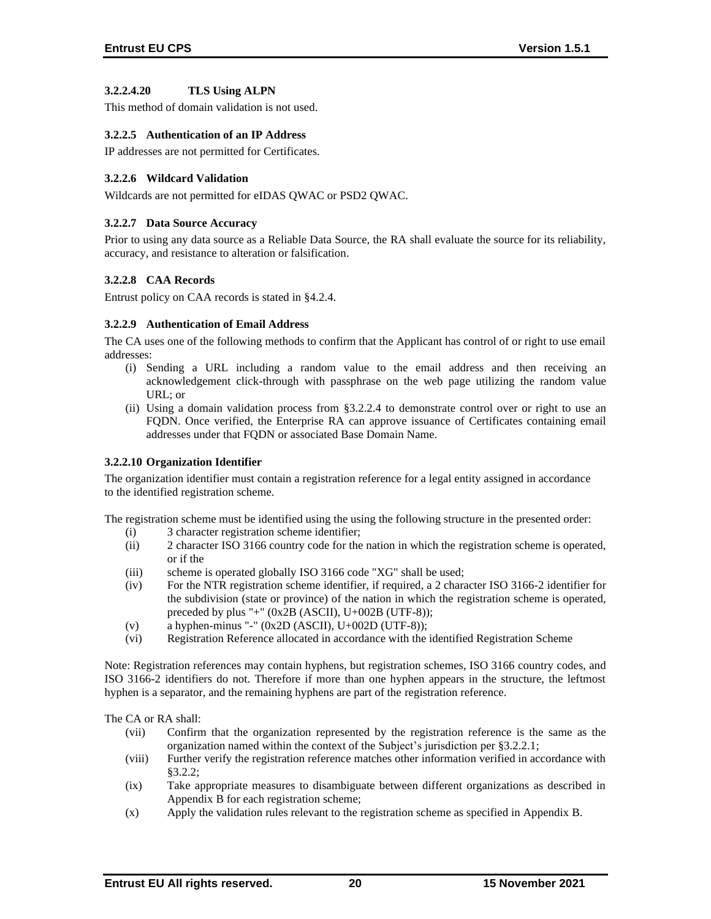#### 3.2.2.4.20 TLS Using ALPN

This method of domain validation is not used.

### 3.2.2.5 Authentication of an IP Address

IP addresses are not permitted for Certificates.

### 3.2.2.6 Wildcard Validation

Wildcards are not permitted for eIDAS QWAC or PSD2 QWAC.

### 3.2.2.7 Data Source Accuracy

Prior to using any data source as a Reliable Data Source, the RA shall evaluate the source for its reliability, accuracy, and resistance to alteration or falsification.

### 3.2.2.8 CAA Records

Entrust policy on CAA records is stated in §4.2.4.

### 3.2.2.9 Authentication of Email Address

The CA uses one of the following methods to confirm that the Applicant has control of or right to use email addresses:

(i) Sending a URL including a random value to the email address and then receiving an acknowledgement click-through with passphrase on the web page utilizing the random value URL; or

(ii) Using a domain validation process from §3.2.2.4 to demonstrate control over or right to use an FQDN. Once verified, the Enterprise RA can approve issuance of Certificates containing email addresses under that FQDN or associated Base Domain Name.

### 3.2.2.10 Organization Identifier

The organization identifier must contain a registration reference for a legal entity assigned in accordance to the identified registration scheme.

The registration scheme must be identified using the using the following structure in the presented order:

(i) 3 character registration scheme identifier;

(ii) 2 character ISO 3166 country code for the nation in which the registration scheme is operated, or if the

(iii) scheme is operated globally ISO 3166 code "XG" shall be used;

(iv) For the NTR registration scheme identifier, if required, a 2 character ISO 3166-2 identifier for the subdivision (state or province) of the nation in which the registration scheme is operated, preceded by plus "+" (0x2B (ASCII), U+002B (UTF-8));

(v) a hyphen-minus "-" (0x2D (ASCII), U+002D (UTF-8));

(vi) Registration Reference allocated in accordance with the identified Registration Scheme

Note: Registration references may contain hyphens, but registration schemes, ISO 3166 country codes, and ISO 3166-2 identifiers do not. Therefore if more than one hyphen appears in the structure, the leftmost hyphen is a separator, and the remaining hyphens are part of the registration reference.

The CA or RA shall:

(vii) Confirm that the organization represented by the registration reference is the same as the organization named within the context of the Subject's jurisdiction per §3.2.2.1;

(viii) Further verify the registration reference matches other information verified in accordance with §3.2.2;

(ix) Take appropriate measures to disambiguate between different organizations as described in Appendix B for each registration scheme;

(x) Apply the validation rules relevant to the registration scheme as specified in Appendix B.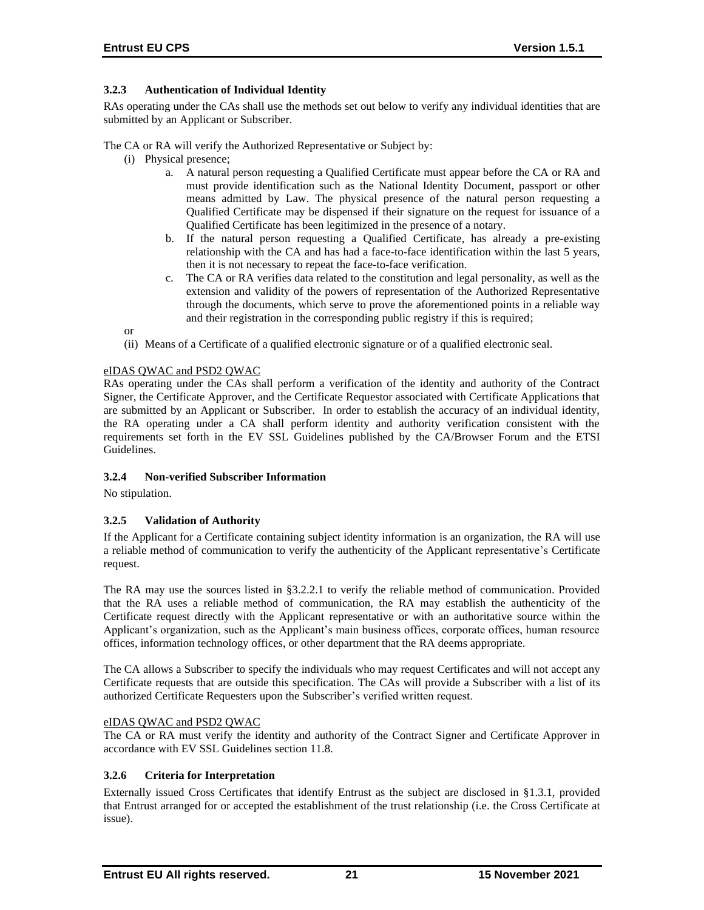### 3.2.3 Authentication of Individual Identity

RAs operating under the CAs shall use the methods set out below to verify any individual identities that are submitted by an Applicant or Subscriber.

The CA or RA will verify the Authorized Representative or Subject by:

(i) Physical presence;

   a. A natural person requesting a Qualified Certificate must appear before the CA or RA and must provide identification such as the National Identity Document, passport or other means admitted by Law. The physical presence of the natural person requesting a Qualified Certificate may be dispensed if their signature on the request for issuance of a Qualified Certificate has been legitimized in the presence of a notary.

   b. If the natural person requesting a Qualified Certificate, has already a pre-existing relationship with the CA and has had a face-to-face identification within the last 5 years, then it is not necessary to repeat the face-to-face verification.

   c. The CA or RA verifies data related to the constitution and legal personality, as well as the extension and validity of the powers of representation of the Authorized Representative through the documents, which serve to prove the aforementioned points in a reliable way and their registration in the corresponding public registry if this is required;

or

(ii) Means of a Certificate of a qualified electronic signature or of a qualified electronic seal.

eIDAS QWAC and PSD2 QWAC

RAs operating under the CAs shall perform a verification of the identity and authority of the Contract Signer, the Certificate Approver, and the Certificate Requestor associated with Certificate Applications that are submitted by an Applicant or Subscriber. In order to establish the accuracy of an individual identity, the RA operating under a CA shall perform identity and authority verification consistent with the requirements set forth in the EV SSL Guidelines published by the CA/Browser Forum and the ETSI Guidelines.

### 3.2.4 Non-verified Subscriber Information

No stipulation.

### 3.2.5 Validation of Authority

If the Applicant for a Certificate containing subject identity information is an organization, the RA will use a reliable method of communication to verify the authenticity of the Applicant representative's Certificate request.

The RA may use the sources listed in §3.2.2.1 to verify the reliable method of communication. Provided that the RA uses a reliable method of communication, the RA may establish the authenticity of the Certificate request directly with the Applicant representative or with an authoritative source within the Applicant's organization, such as the Applicant's main business offices, corporate offices, human resource offices, information technology offices, or other department that the RA deems appropriate.

The CA allows a Subscriber to specify the individuals who may request Certificates and will not accept any Certificate requests that are outside this specification. The CAs will provide a Subscriber with a list of its authorized Certificate Requesters upon the Subscriber's verified written request.

eIDAS QWAC and PSD2 QWAC

The CA or RA must verify the identity and authority of the Contract Signer and Certificate Approver in accordance with EV SSL Guidelines section 11.8.

### 3.2.6 Criteria for Interpretation

Externally issued Cross Certificates that identify Entrust as the subject are disclosed in §1.3.1, provided that Entrust arranged for or accepted the establishment of the trust relationship (i.e. the Cross Certificate at issue).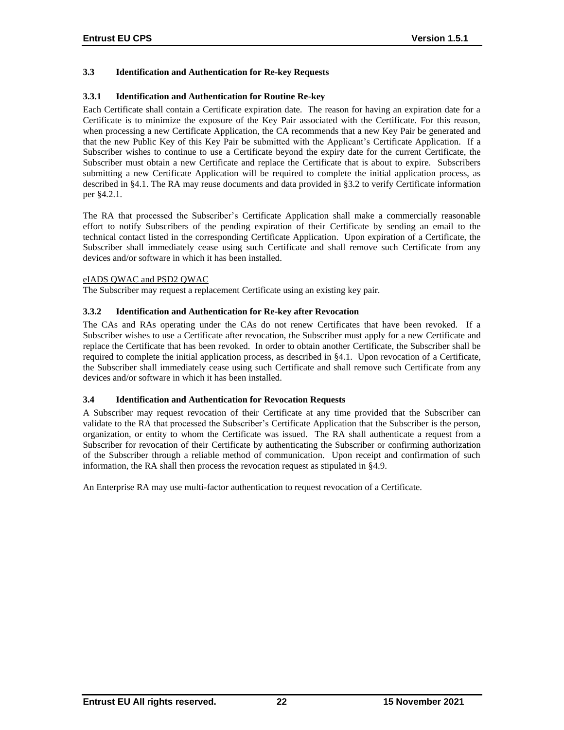### 3.3 Identification and Authentication for Re-key Requests

#### 3.3.1 Identification and Authentication for Routine Re-key

Each Certificate shall contain a Certificate expiration date. The reason for having an expiration date for a Certificate is to minimize the exposure of the Key Pair associated with the Certificate. For this reason, when processing a new Certificate Application, the CA recommends that a new Key Pair be generated and that the new Public Key of this Key Pair be submitted with the Applicant's Certificate Application. If a Subscriber wishes to continue to use a Certificate beyond the expiry date for the current Certificate, the Subscriber must obtain a new Certificate and replace the Certificate that is about to expire. Subscribers submitting a new Certificate Application will be required to complete the initial application process, as described in §4.1. The RA may reuse documents and data provided in §3.2 to verify Certificate information per §4.2.1.

The RA that processed the Subscriber's Certificate Application shall make a commercially reasonable effort to notify Subscribers of the pending expiration of their Certificate by sending an email to the technical contact listed in the corresponding Certificate Application. Upon expiration of a Certificate, the Subscriber shall immediately cease using such Certificate and shall remove such Certificate from any devices and/or software in which it has been installed.

<u>eIADS QWAC and PSD2 QWAC</u>

The Subscriber may request a replacement Certificate using an existing key pair.

#### 3.3.2 Identification and Authentication for Re-key after Revocation

The CAs and RAs operating under the CAs do not renew Certificates that have been revoked. If a Subscriber wishes to use a Certificate after revocation, the Subscriber must apply for a new Certificate and replace the Certificate that has been revoked. In order to obtain another Certificate, the Subscriber shall be required to complete the initial application process, as described in §4.1. Upon revocation of a Certificate, the Subscriber shall immediately cease using such Certificate and shall remove such Certificate from any devices and/or software in which it has been installed.

### 3.4 Identification and Authentication for Revocation Requests

A Subscriber may request revocation of their Certificate at any time provided that the Subscriber can validate to the RA that processed the Subscriber's Certificate Application that the Subscriber is the person, organization, or entity to whom the Certificate was issued. The RA shall authenticate a request from a Subscriber for revocation of their Certificate by authenticating the Subscriber or confirming authorization of the Subscriber through a reliable method of communication. Upon receipt and confirmation of such information, the RA shall then process the revocation request as stipulated in §4.9.

An Enterprise RA may use multi-factor authentication to request revocation of a Certificate.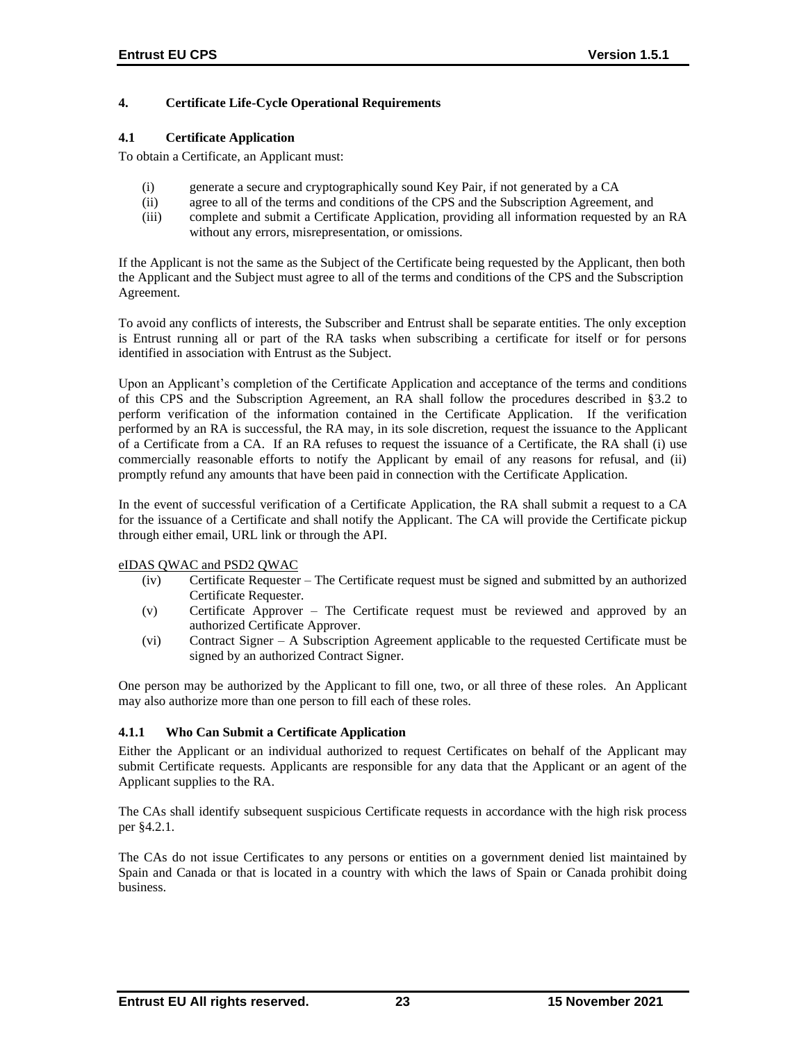# 4. Certificate Life-Cycle Operational Requirements

## 4.1 Certificate Application

To obtain a Certificate, an Applicant must:

(i) generate a secure and cryptographically sound Key Pair, if not generated by a CA
(ii) agree to all of the terms and conditions of the CPS and the Subscription Agreement, and
(iii) complete and submit a Certificate Application, providing all information requested by an RA without any errors, misrepresentation, or omissions.

If the Applicant is not the same as the Subject of the Certificate being requested by the Applicant, then both the Applicant and the Subject must agree to all of the terms and conditions of the CPS and the Subscription Agreement.

To avoid any conflicts of interests, the Subscriber and Entrust shall be separate entities. The only exception is Entrust running all or part of the RA tasks when subscribing a certificate for itself or for persons identified in association with Entrust as the Subject.

Upon an Applicant's completion of the Certificate Application and acceptance of the terms and conditions of this CPS and the Subscription Agreement, an RA shall follow the procedures described in §3.2 to perform verification of the information contained in the Certificate Application. If the verification performed by an RA is successful, the RA may, in its sole discretion, request the issuance to the Applicant of a Certificate from a CA. If an RA refuses to request the issuance of a Certificate, the RA shall (i) use commercially reasonable efforts to notify the Applicant by email of any reasons for refusal, and (ii) promptly refund any amounts that have been paid in connection with the Certificate Application.

In the event of successful verification of a Certificate Application, the RA shall submit a request to a CA for the issuance of a Certificate and shall notify the Applicant. The CA will provide the Certificate pickup through either email, URL link or through the API.

<u>eIDAS QWAC and PSD2 QWAC</u>

(iv) Certificate Requester – The Certificate request must be signed and submitted by an authorized Certificate Requester.
(v) Certificate Approver – The Certificate request must be reviewed and approved by an authorized Certificate Approver.
(vi) Contract Signer – A Subscription Agreement applicable to the requested Certificate must be signed by an authorized Contract Signer.

One person may be authorized by the Applicant to fill one, two, or all three of these roles. An Applicant may also authorize more than one person to fill each of these roles.

### 4.1.1 Who Can Submit a Certificate Application

Either the Applicant or an individual authorized to request Certificates on behalf of the Applicant may submit Certificate requests. Applicants are responsible for any data that the Applicant or an agent of the Applicant supplies to the RA.

The CAs shall identify subsequent suspicious Certificate requests in accordance with the high risk process per §4.2.1.

The CAs do not issue Certificates to any persons or entities on a government denied list maintained by Spain and Canada or that is located in a country with which the laws of Spain or Canada prohibit doing business.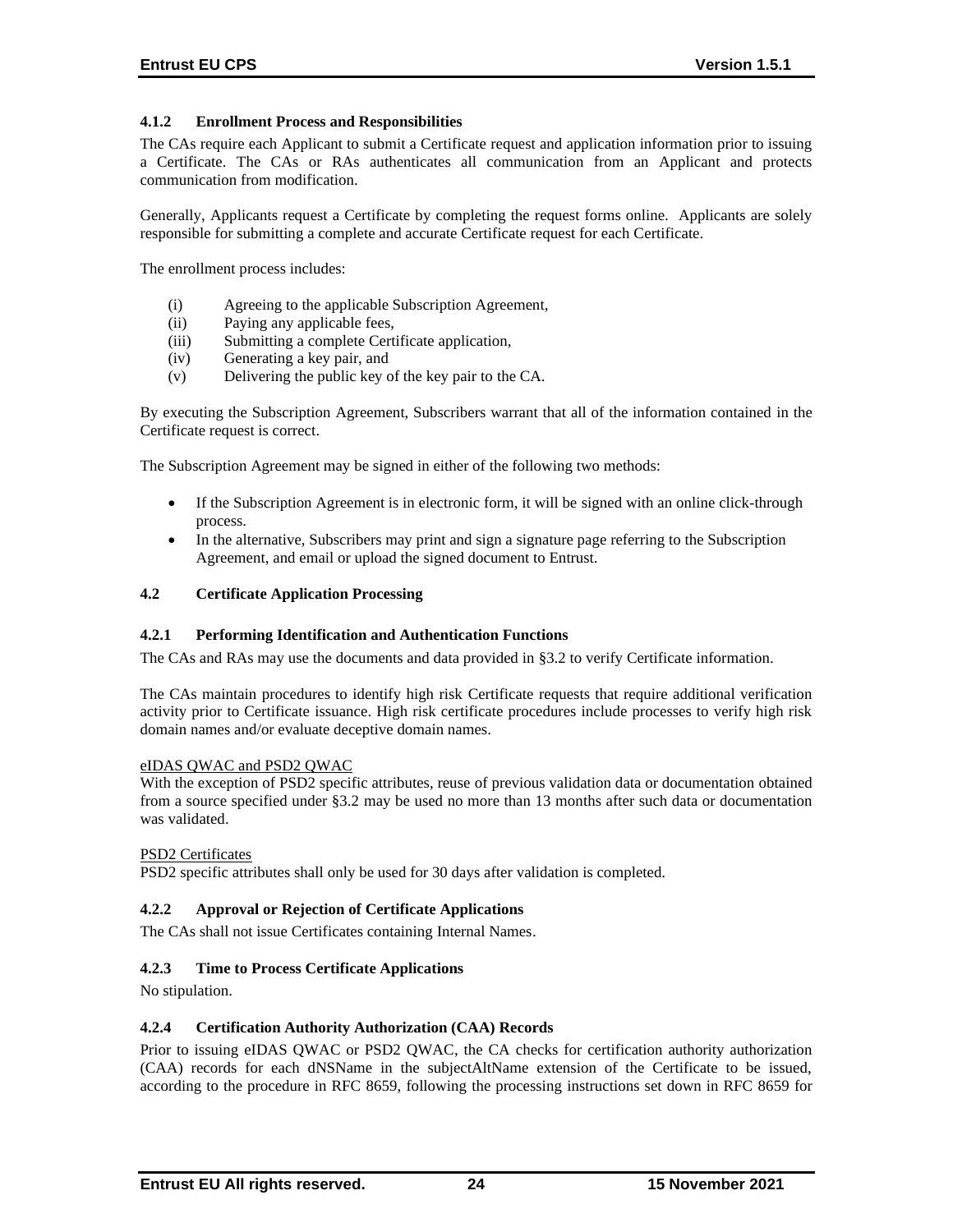### 4.1.2 Enrollment Process and Responsibilities

The CAs require each Applicant to submit a Certificate request and application information prior to issuing a Certificate. The CAs or RAs authenticates all communication from an Applicant and protects communication from modification.

Generally, Applicants request a Certificate by completing the request forms online. Applicants are solely responsible for submitting a complete and accurate Certificate request for each Certificate.

The enrollment process includes:

- (i) Agreeing to the applicable Subscription Agreement,
- (ii) Paying any applicable fees,
- (iii) Submitting a complete Certificate application,
- (iv) Generating a key pair, and
- (v) Delivering the public key of the key pair to the CA.

By executing the Subscription Agreement, Subscribers warrant that all of the information contained in the Certificate request is correct.

The Subscription Agreement may be signed in either of the following two methods:

- If the Subscription Agreement is in electronic form, it will be signed with an online click-through process.
- In the alternative, Subscribers may print and sign a signature page referring to the Subscription Agreement, and email or upload the signed document to Entrust.

### 4.2 Certificate Application Processing

### 4.2.1 Performing Identification and Authentication Functions

The CAs and RAs may use the documents and data provided in §3.2 to verify Certificate information.

The CAs maintain procedures to identify high risk Certificate requests that require additional verification activity prior to Certificate issuance. High risk certificate procedures include processes to verify high risk domain names and/or evaluate deceptive domain names.

eIDAS QWAC and PSD2 QWAC

With the exception of PSD2 specific attributes, reuse of previous validation data or documentation obtained from a source specified under §3.2 may be used no more than 13 months after such data or documentation was validated.

PSD2 Certificates

PSD2 specific attributes shall only be used for 30 days after validation is completed.

### 4.2.2 Approval or Rejection of Certificate Applications

The CAs shall not issue Certificates containing Internal Names.

### 4.2.3 Time to Process Certificate Applications

No stipulation.

### 4.2.4 Certification Authority Authorization (CAA) Records

Prior to issuing eIDAS QWAC or PSD2 QWAC, the CA checks for certification authority authorization (CAA) records for each dNSName in the subjectAltName extension of the Certificate to be issued, according to the procedure in RFC 8659, following the processing instructions set down in RFC 8659 for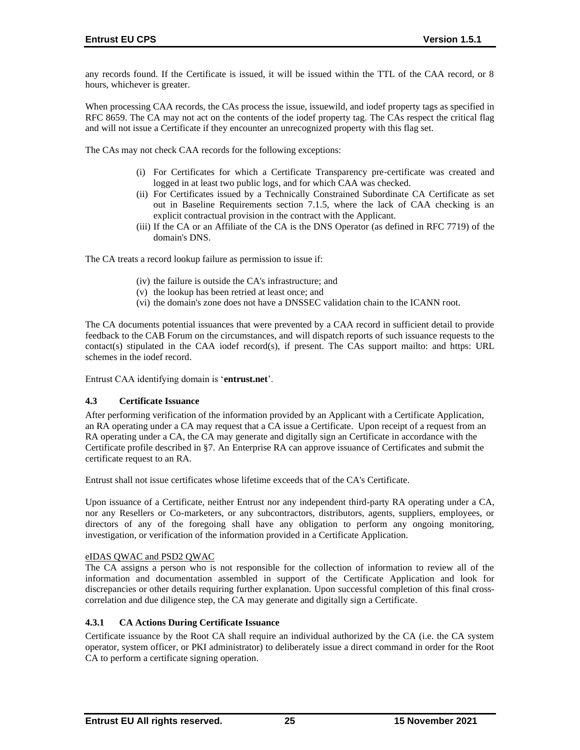any records found. If the Certificate is issued, it will be issued within the TTL of the CAA record, or 8 hours, whichever is greater.

When processing CAA records, the CAs process the issue, issuewild, and iodef property tags as specified in RFC 8659. The CA may not act on the contents of the iodef property tag. The CAs respect the critical flag and will not issue a Certificate if they encounter an unrecognized property with this flag set.

The CAs may not check CAA records for the following exceptions:

(i) For Certificates for which a Certificate Transparency pre-certificate was created and logged in at least two public logs, and for which CAA was checked.
(ii) For Certificates issued by a Technically Constrained Subordinate CA Certificate as set out in Baseline Requirements section 7.1.5, where the lack of CAA checking is an explicit contractual provision in the contract with the Applicant.
(iii) If the CA or an Affiliate of the CA is the DNS Operator (as defined in RFC 7719) of the domain's DNS.

The CA treats a record lookup failure as permission to issue if:

(iv) the failure is outside the CA's infrastructure; and
(v) the lookup has been retried at least once; and
(vi) the domain's zone does not have a DNSSEC validation chain to the ICANN root.

The CA documents potential issuances that were prevented by a CAA record in sufficient detail to provide feedback to the CAB Forum on the circumstances, and will dispatch reports of such issuance requests to the contact(s) stipulated in the CAA iodef record(s), if present. The CAs support mailto: and https: URL schemes in the iodef record.

Entrust CAA identifying domain is '**entrust.net**'.

### 4.3 Certificate Issuance

After performing verification of the information provided by an Applicant with a Certificate Application, an RA operating under a CA may request that a CA issue a Certificate. Upon receipt of a request from an RA operating under a CA, the CA may generate and digitally sign an Certificate in accordance with the Certificate profile described in §7. An Enterprise RA can approve issuance of Certificates and submit the certificate request to an RA.

Entrust shall not issue certificates whose lifetime exceeds that of the CA's Certificate.

Upon issuance of a Certificate, neither Entrust nor any independent third-party RA operating under a CA, nor any Resellers or Co-marketers, or any subcontractors, distributors, agents, suppliers, employees, or directors of any of the foregoing shall have any obligation to perform any ongoing monitoring, investigation, or verification of the information provided in a Certificate Application.

eIDAS QWAC and PSD2 QWAC

The CA assigns a person who is not responsible for the collection of information to review all of the information and documentation assembled in support of the Certificate Application and look for discrepancies or other details requiring further explanation. Upon successful completion of this final cross-correlation and due diligence step, the CA may generate and digitally sign a Certificate.

#### 4.3.1 CA Actions During Certificate Issuance

Certificate issuance by the Root CA shall require an individual authorized by the CA (i.e. the CA system operator, system officer, or PKI administrator) to deliberately issue a direct command in order for the Root CA to perform a certificate signing operation.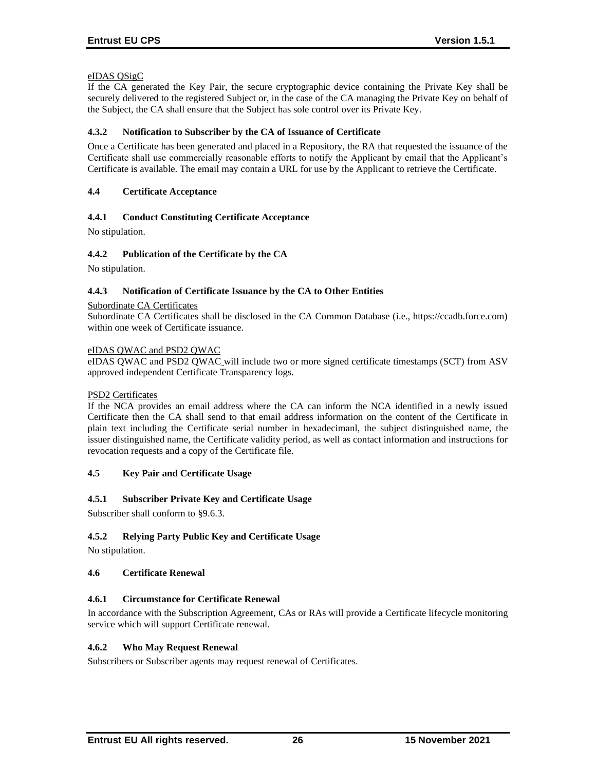eIDAS QSigC

If the CA generated the Key Pair, the secure cryptographic device containing the Private Key shall be securely delivered to the registered Subject or, in the case of the CA managing the Private Key on behalf of the Subject, the CA shall ensure that the Subject has sole control over its Private Key.

### 4.3.2 Notification to Subscriber by the CA of Issuance of Certificate

Once a Certificate has been generated and placed in a Repository, the RA that requested the issuance of the Certificate shall use commercially reasonable efforts to notify the Applicant by email that the Applicant's Certificate is available. The email may contain a URL for use by the Applicant to retrieve the Certificate.

## 4.4 Certificate Acceptance

### 4.4.1 Conduct Constituting Certificate Acceptance

No stipulation.

### 4.4.2 Publication of the Certificate by the CA

No stipulation.

### 4.4.3 Notification of Certificate Issuance by the CA to Other Entities

Subordinate CA Certificates

Subordinate CA Certificates shall be disclosed in the CA Common Database (i.e., https://ccadb.force.com) within one week of Certificate issuance.

eIDAS QWAC and PSD2 QWAC

eIDAS QWAC and PSD2 QWAC will include two or more signed certificate timestamps (SCT) from ASV approved independent Certificate Transparency logs.

PSD2 Certificates

If the NCA provides an email address where the CA can inform the NCA identified in a newly issued Certificate then the CA shall send to that email address information on the content of the Certificate in plain text including the Certificate serial number in hexadecimanl, the subject distinguished name, the issuer distinguished name, the Certificate validity period, as well as contact information and instructions for revocation requests and a copy of the Certificate file.

## 4.5 Key Pair and Certificate Usage

### 4.5.1 Subscriber Private Key and Certificate Usage

Subscriber shall conform to §9.6.3.

### 4.5.2 Relying Party Public Key and Certificate Usage

No stipulation.

## 4.6 Certificate Renewal

### 4.6.1 Circumstance for Certificate Renewal

In accordance with the Subscription Agreement, CAs or RAs will provide a Certificate lifecycle monitoring service which will support Certificate renewal.

### 4.6.2 Who May Request Renewal

Subscribers or Subscriber agents may request renewal of Certificates.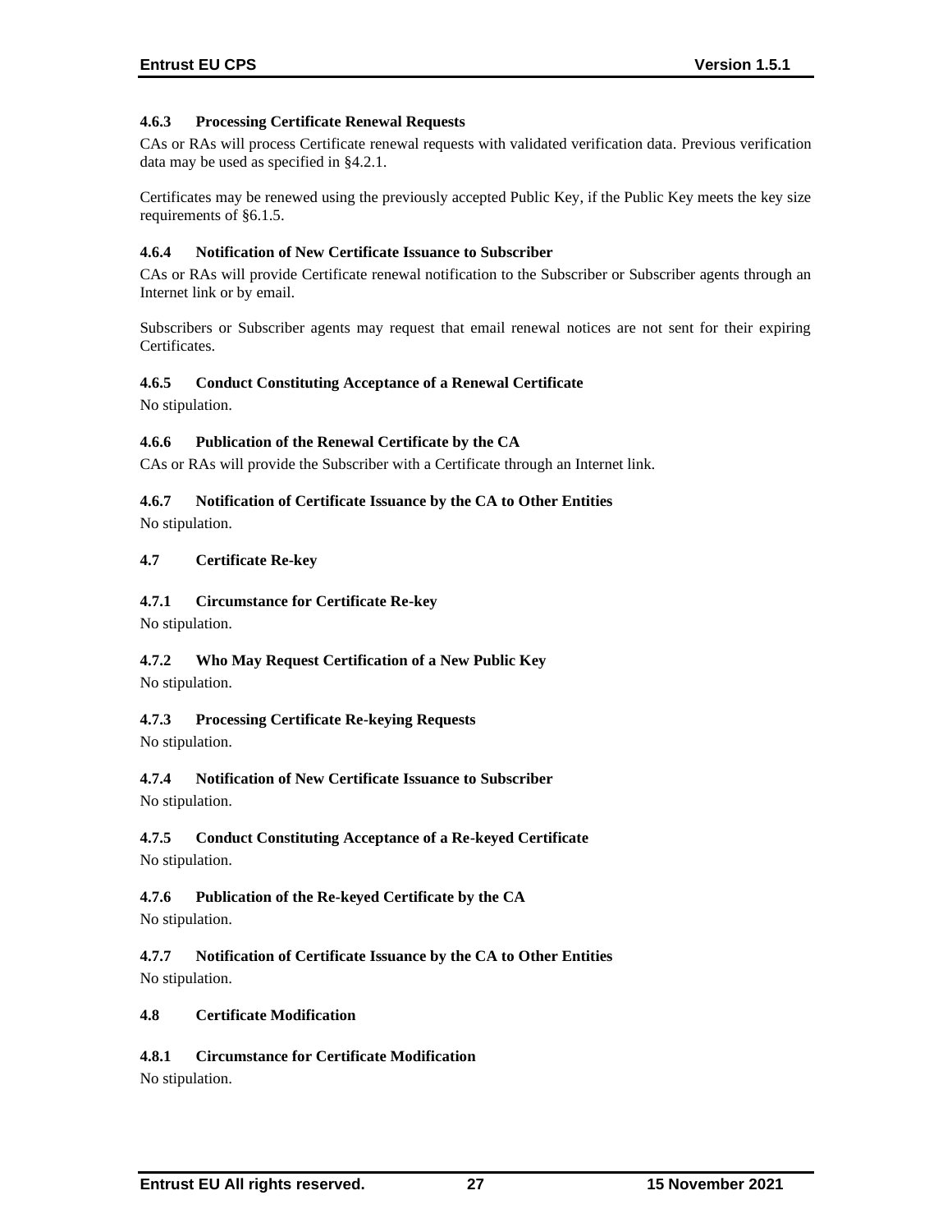#### 4.6.3 Processing Certificate Renewal Requests

CAs or RAs will process Certificate renewal requests with validated verification data. Previous verification data may be used as specified in §4.2.1.

Certificates may be renewed using the previously accepted Public Key, if the Public Key meets the key size requirements of §6.1.5.

#### 4.6.4 Notification of New Certificate Issuance to Subscriber

CAs or RAs will provide Certificate renewal notification to the Subscriber or Subscriber agents through an Internet link or by email.

Subscribers or Subscriber agents may request that email renewal notices are not sent for their expiring Certificates.

#### 4.6.5 Conduct Constituting Acceptance of a Renewal Certificate

No stipulation.

#### 4.6.6 Publication of the Renewal Certificate by the CA

CAs or RAs will provide the Subscriber with a Certificate through an Internet link.

#### 4.6.7 Notification of Certificate Issuance by the CA to Other Entities

No stipulation.

### 4.7 Certificate Re-key

#### 4.7.1 Circumstance for Certificate Re-key

No stipulation.

#### 4.7.2 Who May Request Certification of a New Public Key

No stipulation.

#### 4.7.3 Processing Certificate Re-keying Requests

No stipulation.

#### 4.7.4 Notification of New Certificate Issuance to Subscriber

No stipulation.

#### 4.7.5 Conduct Constituting Acceptance of a Re-keyed Certificate

No stipulation.

#### 4.7.6 Publication of the Re-keyed Certificate by the CA

No stipulation.

#### 4.7.7 Notification of Certificate Issuance by the CA to Other Entities

No stipulation.

### 4.8 Certificate Modification

#### 4.8.1 Circumstance for Certificate Modification

No stipulation.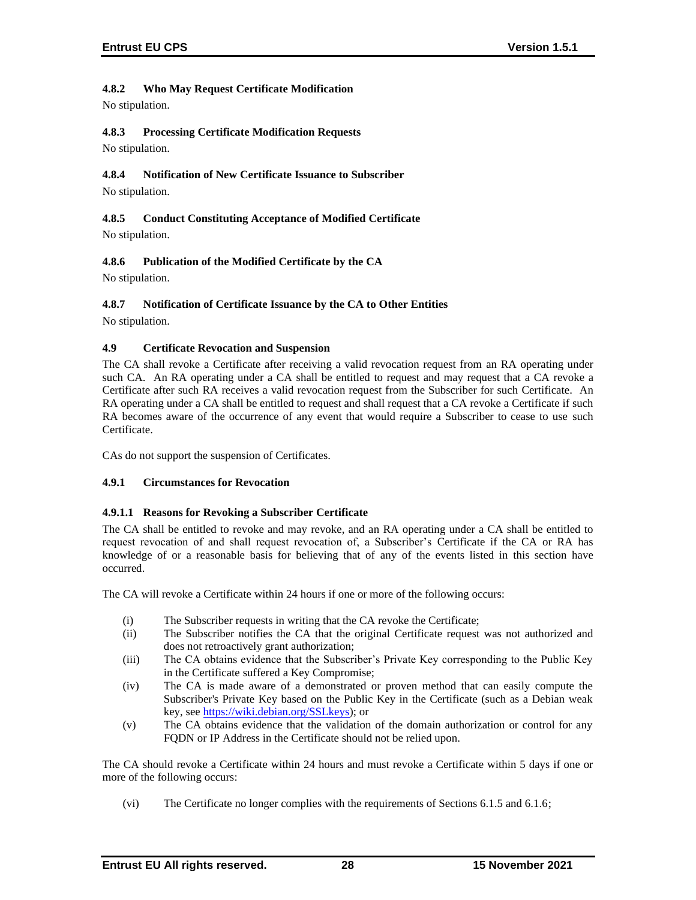#### 4.8.2 Who May Request Certificate Modification

No stipulation.

#### 4.8.3 Processing Certificate Modification Requests

No stipulation.

#### 4.8.4 Notification of New Certificate Issuance to Subscriber

No stipulation.

#### 4.8.5 Conduct Constituting Acceptance of Modified Certificate

No stipulation.

#### 4.8.6 Publication of the Modified Certificate by the CA

No stipulation.

#### 4.8.7 Notification of Certificate Issuance by the CA to Other Entities

No stipulation.

### 4.9 Certificate Revocation and Suspension

The CA shall revoke a Certificate after receiving a valid revocation request from an RA operating under such CA. An RA operating under a CA shall be entitled to request and may request that a CA revoke a Certificate after such RA receives a valid revocation request from the Subscriber for such Certificate. An RA operating under a CA shall be entitled to request and shall request that a CA revoke a Certificate if such RA becomes aware of the occurrence of any event that would require a Subscriber to cease to use such Certificate.

CAs do not support the suspension of Certificates.

#### 4.9.1 Circumstances for Revocation

##### 4.9.1.1 Reasons for Revoking a Subscriber Certificate

The CA shall be entitled to revoke and may revoke, and an RA operating under a CA shall be entitled to request revocation of and shall request revocation of, a Subscriber's Certificate if the CA or RA has knowledge of or a reasonable basis for believing that of any of the events listed in this section have occurred.

The CA will revoke a Certificate within 24 hours if one or more of the following occurs:

(i) The Subscriber requests in writing that the CA revoke the Certificate;

(ii) The Subscriber notifies the CA that the original Certificate request was not authorized and does not retroactively grant authorization;

(iii) The CA obtains evidence that the Subscriber's Private Key corresponding to the Public Key in the Certificate suffered a Key Compromise;

(iv) The CA is made aware of a demonstrated or proven method that can easily compute the Subscriber's Private Key based on the Public Key in the Certificate (such as a Debian weak key, see https://wiki.debian.org/SSLkeys); or

(v) The CA obtains evidence that the validation of the domain authorization or control for any FQDN or IP Address in the Certificate should not be relied upon.

The CA should revoke a Certificate within 24 hours and must revoke a Certificate within 5 days if one or more of the following occurs:

(vi) The Certificate no longer complies with the requirements of Sections 6.1.5 and 6.1.6;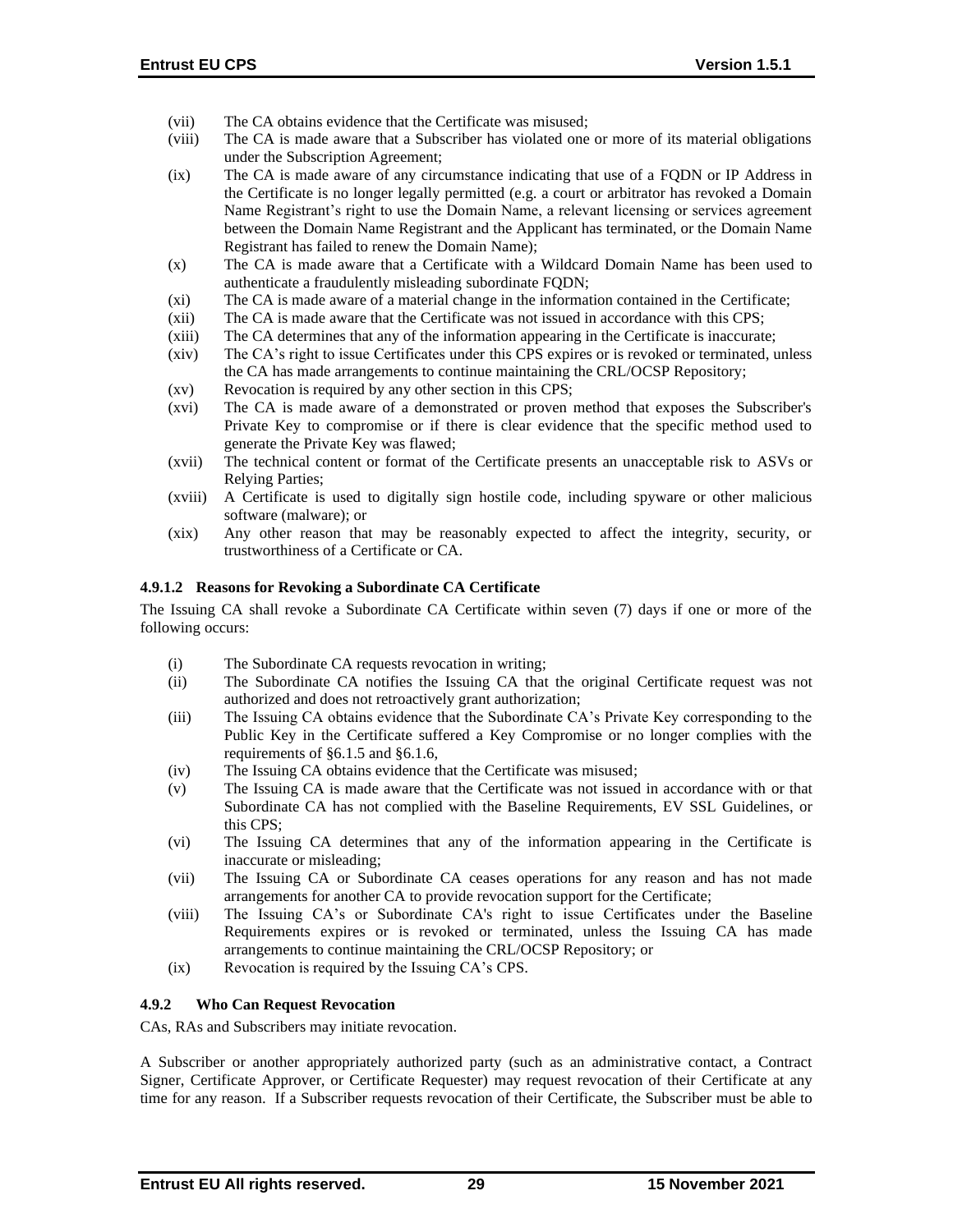- (vii) The CA obtains evidence that the Certificate was misused;
- (viii) The CA is made aware that a Subscriber has violated one or more of its material obligations under the Subscription Agreement;
- (ix) The CA is made aware of any circumstance indicating that use of a FQDN or IP Address in the Certificate is no longer legally permitted (e.g. a court or arbitrator has revoked a Domain Name Registrant's right to use the Domain Name, a relevant licensing or services agreement between the Domain Name Registrant and the Applicant has terminated, or the Domain Name Registrant has failed to renew the Domain Name);
- (x) The CA is made aware that a Certificate with a Wildcard Domain Name has been used to authenticate a fraudulently misleading subordinate FQDN;
- (xi) The CA is made aware of a material change in the information contained in the Certificate;
- (xii) The CA is made aware that the Certificate was not issued in accordance with this CPS;
- (xiii) The CA determines that any of the information appearing in the Certificate is inaccurate;
- (xiv) The CA's right to issue Certificates under this CPS expires or is revoked or terminated, unless the CA has made arrangements to continue maintaining the CRL/OCSP Repository;
- (xv) Revocation is required by any other section in this CPS;
- (xvi) The CA is made aware of a demonstrated or proven method that exposes the Subscriber's Private Key to compromise or if there is clear evidence that the specific method used to generate the Private Key was flawed;
- (xvii) The technical content or format of the Certificate presents an unacceptable risk to ASVs or Relying Parties;
- (xviii) A Certificate is used to digitally sign hostile code, including spyware or other malicious software (malware); or
- (xix) Any other reason that may be reasonably expected to affect the integrity, security, or trustworthiness of a Certificate or CA.

#### 4.9.1.2 Reasons for Revoking a Subordinate CA Certificate

The Issuing CA shall revoke a Subordinate CA Certificate within seven (7) days if one or more of the following occurs:

- (i) The Subordinate CA requests revocation in writing;
- (ii) The Subordinate CA notifies the Issuing CA that the original Certificate request was not authorized and does not retroactively grant authorization;
- (iii) The Issuing CA obtains evidence that the Subordinate CA's Private Key corresponding to the Public Key in the Certificate suffered a Key Compromise or no longer complies with the requirements of §6.1.5 and §6.1.6,
- (iv) The Issuing CA obtains evidence that the Certificate was misused;
- (v) The Issuing CA is made aware that the Certificate was not issued in accordance with or that Subordinate CA has not complied with the Baseline Requirements, EV SSL Guidelines, or this CPS;
- (vi) The Issuing CA determines that any of the information appearing in the Certificate is inaccurate or misleading;
- (vii) The Issuing CA or Subordinate CA ceases operations for any reason and has not made arrangements for another CA to provide revocation support for the Certificate;
- (viii) The Issuing CA's or Subordinate CA's right to issue Certificates under the Baseline Requirements expires or is revoked or terminated, unless the Issuing CA has made arrangements to continue maintaining the CRL/OCSP Repository; or
- (ix) Revocation is required by the Issuing CA's CPS.

### 4.9.2 Who Can Request Revocation

CAs, RAs and Subscribers may initiate revocation.

A Subscriber or another appropriately authorized party (such as an administrative contact, a Contract Signer, Certificate Approver, or Certificate Requester) may request revocation of their Certificate at any time for any reason. If a Subscriber requests revocation of their Certificate, the Subscriber must be able to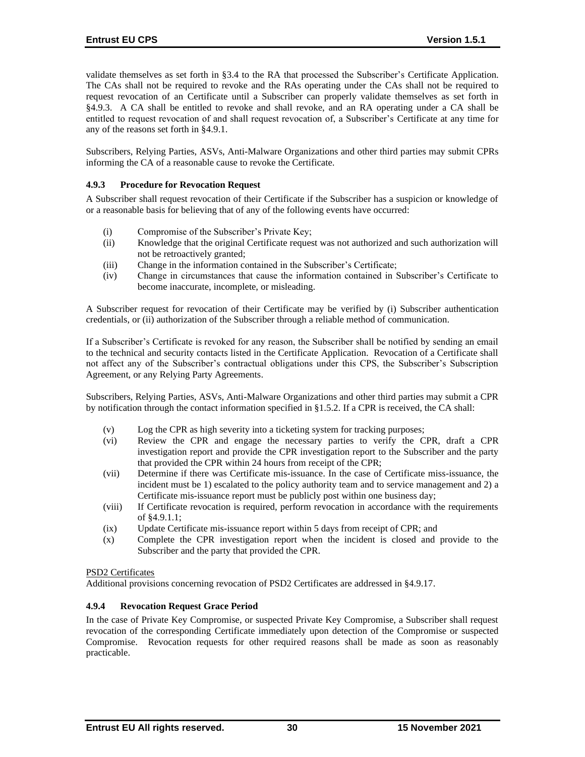validate themselves as set forth in §3.4 to the RA that processed the Subscriber's Certificate Application. The CAs shall not be required to revoke and the RAs operating under the CAs shall not be required to request revocation of an Certificate until a Subscriber can properly validate themselves as set forth in §4.9.3. A CA shall be entitled to revoke and shall revoke, and an RA operating under a CA shall be entitled to request revocation of and shall request revocation of, a Subscriber's Certificate at any time for any of the reasons set forth in §4.9.1.

Subscribers, Relying Parties, ASVs, Anti-Malware Organizations and other third parties may submit CPRs informing the CA of a reasonable cause to revoke the Certificate.

### 4.9.3 Procedure for Revocation Request

A Subscriber shall request revocation of their Certificate if the Subscriber has a suspicion or knowledge of or a reasonable basis for believing that of any of the following events have occurred:

- (i) Compromise of the Subscriber's Private Key;
- (ii) Knowledge that the original Certificate request was not authorized and such authorization will not be retroactively granted;
- (iii) Change in the information contained in the Subscriber's Certificate;
- (iv) Change in circumstances that cause the information contained in Subscriber's Certificate to become inaccurate, incomplete, or misleading.

A Subscriber request for revocation of their Certificate may be verified by (i) Subscriber authentication credentials, or (ii) authorization of the Subscriber through a reliable method of communication.

If a Subscriber's Certificate is revoked for any reason, the Subscriber shall be notified by sending an email to the technical and security contacts listed in the Certificate Application. Revocation of a Certificate shall not affect any of the Subscriber's contractual obligations under this CPS, the Subscriber's Subscription Agreement, or any Relying Party Agreements.

Subscribers, Relying Parties, ASVs, Anti-Malware Organizations and other third parties may submit a CPR by notification through the contact information specified in §1.5.2. If a CPR is received, the CA shall:

- (v) Log the CPR as high severity into a ticketing system for tracking purposes;
- (vi) Review the CPR and engage the necessary parties to verify the CPR, draft a CPR investigation report and provide the CPR investigation report to the Subscriber and the party that provided the CPR within 24 hours from receipt of the CPR;
- (vii) Determine if there was Certificate mis-issuance. In the case of Certificate miss-issuance, the incident must be 1) escalated to the policy authority team and to service management and 2) a Certificate mis-issuance report must be publicly post within one business day;
- (viii) If Certificate revocation is required, perform revocation in accordance with the requirements of §4.9.1.1;
- (ix) Update Certificate mis-issuance report within 5 days from receipt of CPR; and
- (x) Complete the CPR investigation report when the incident is closed and provide to the Subscriber and the party that provided the CPR.

<u>PSD2 Certificates</u>

Additional provisions concerning revocation of PSD2 Certificates are addressed in §4.9.17.

### 4.9.4 Revocation Request Grace Period

In the case of Private Key Compromise, or suspected Private Key Compromise, a Subscriber shall request revocation of the corresponding Certificate immediately upon detection of the Compromise or suspected Compromise. Revocation requests for other required reasons shall be made as soon as reasonably practicable.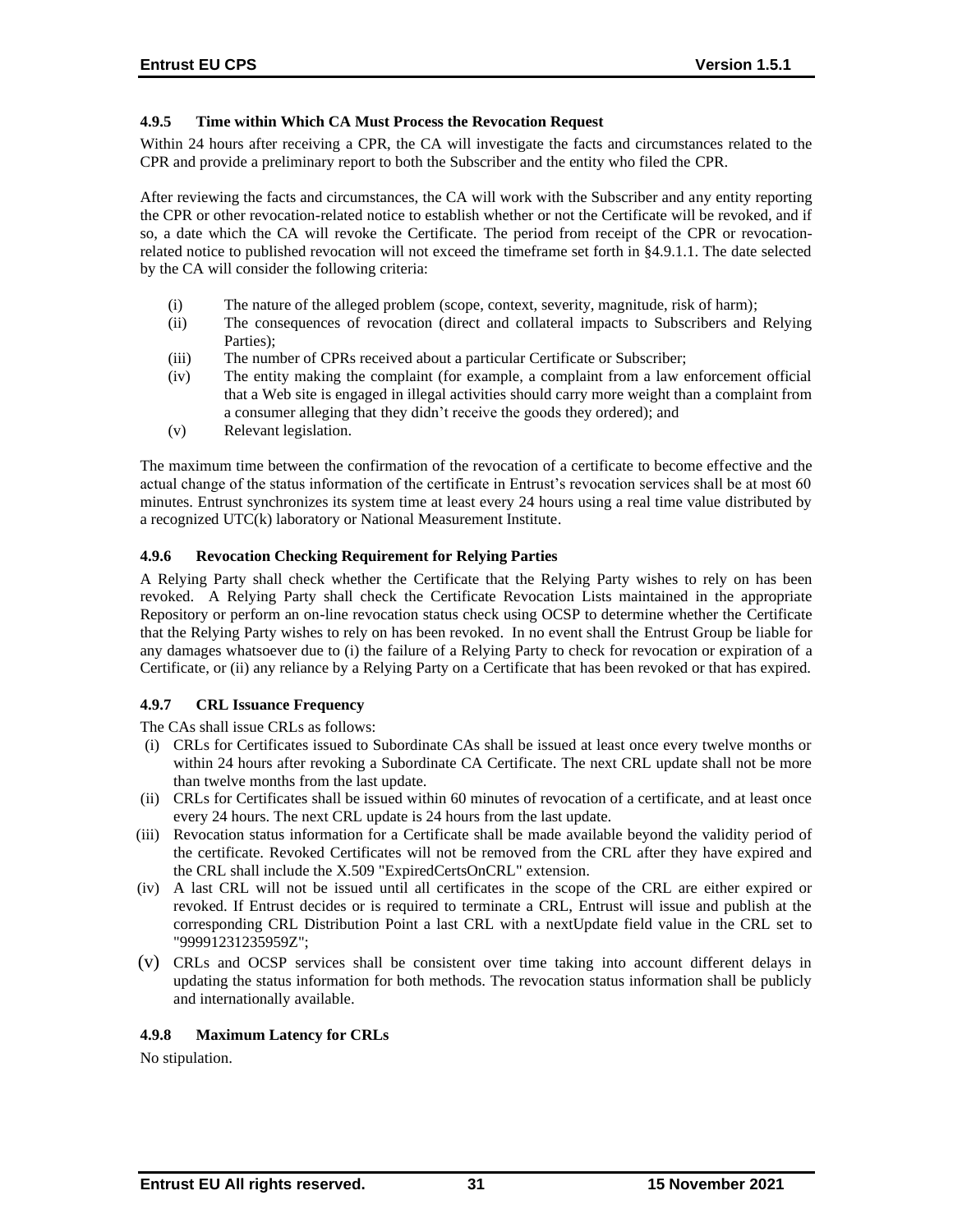#### 4.9.5 Time within Which CA Must Process the Revocation Request

Within 24 hours after receiving a CPR, the CA will investigate the facts and circumstances related to the CPR and provide a preliminary report to both the Subscriber and the entity who filed the CPR.

After reviewing the facts and circumstances, the CA will work with the Subscriber and any entity reporting the CPR or other revocation-related notice to establish whether or not the Certificate will be revoked, and if so, a date which the CA will revoke the Certificate. The period from receipt of the CPR or revocation-related notice to published revocation will not exceed the timeframe set forth in §4.9.1.1. The date selected by the CA will consider the following criteria:

(i) The nature of the alleged problem (scope, context, severity, magnitude, risk of harm);
(ii) The consequences of revocation (direct and collateral impacts to Subscribers and Relying Parties);
(iii) The number of CPRs received about a particular Certificate or Subscriber;
(iv) The entity making the complaint (for example, a complaint from a law enforcement official that a Web site is engaged in illegal activities should carry more weight than a complaint from a consumer alleging that they didn't receive the goods they ordered); and
(v) Relevant legislation.

The maximum time between the confirmation of the revocation of a certificate to become effective and the actual change of the status information of the certificate in Entrust's revocation services shall be at most 60 minutes. Entrust synchronizes its system time at least every 24 hours using a real time value distributed by a recognized UTC(k) laboratory or National Measurement Institute.

#### 4.9.6 Revocation Checking Requirement for Relying Parties

A Relying Party shall check whether the Certificate that the Relying Party wishes to rely on has been revoked. A Relying Party shall check the Certificate Revocation Lists maintained in the appropriate Repository or perform an on-line revocation status check using OCSP to determine whether the Certificate that the Relying Party wishes to rely on has been revoked. In no event shall the Entrust Group be liable for any damages whatsoever due to (i) the failure of a Relying Party to check for revocation or expiration of a Certificate, or (ii) any reliance by a Relying Party on a Certificate that has been revoked or that has expired.

#### 4.9.7 CRL Issuance Frequency

The CAs shall issue CRLs as follows:

(i) CRLs for Certificates issued to Subordinate CAs shall be issued at least once every twelve months or within 24 hours after revoking a Subordinate CA Certificate. The next CRL update shall not be more than twelve months from the last update.
(ii) CRLs for Certificates shall be issued within 60 minutes of revocation of a certificate, and at least once every 24 hours. The next CRL update is 24 hours from the last update.
(iii) Revocation status information for a Certificate shall be made available beyond the validity period of the certificate. Revoked Certificates will not be removed from the CRL after they have expired and the CRL shall include the X.509 "ExpiredCertsOnCRL" extension.
(iv) A last CRL will not be issued until all certificates in the scope of the CRL are either expired or revoked. If Entrust decides or is required to terminate a CRL, Entrust will issue and publish at the corresponding CRL Distribution Point a last CRL with a nextUpdate field value in the CRL set to "99991231235959Z";
(v) CRLs and OCSP services shall be consistent over time taking into account different delays in updating the status information for both methods. The revocation status information shall be publicly and internationally available.

#### 4.9.8 Maximum Latency for CRLs

No stipulation.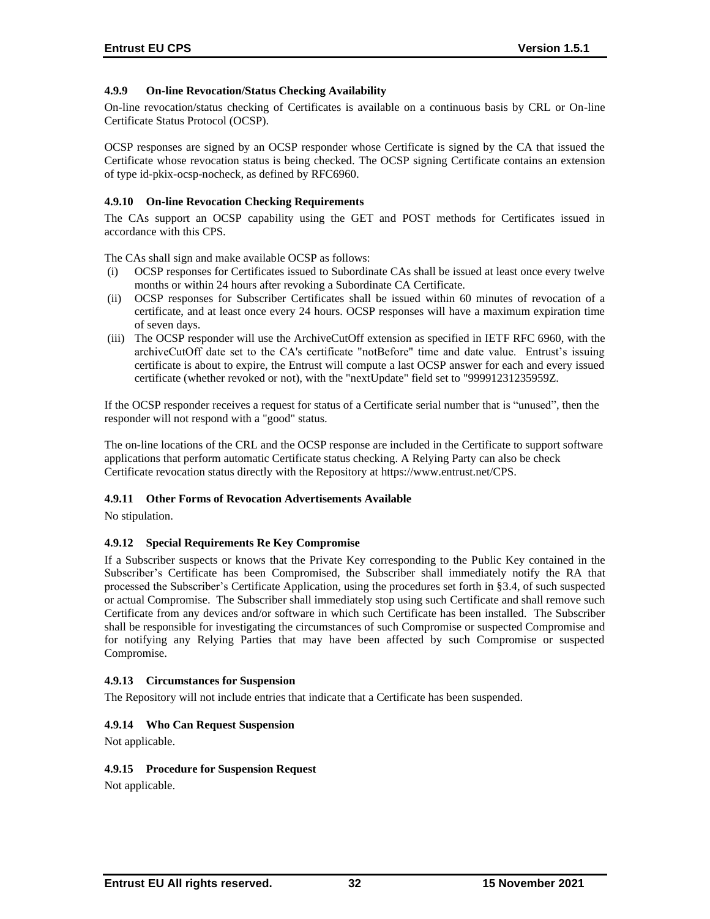#### 4.9.9 On-line Revocation/Status Checking Availability

On-line revocation/status checking of Certificates is available on a continuous basis by CRL or On-line Certificate Status Protocol (OCSP).

OCSP responses are signed by an OCSP responder whose Certificate is signed by the CA that issued the Certificate whose revocation status is being checked. The OCSP signing Certificate contains an extension of type id-pkix-ocsp-nocheck, as defined by RFC6960.

#### 4.9.10 On-line Revocation Checking Requirements

The CAs support an OCSP capability using the GET and POST methods for Certificates issued in accordance with this CPS.

The CAs shall sign and make available OCSP as follows:

(i) OCSP responses for Certificates issued to Subordinate CAs shall be issued at least once every twelve months or within 24 hours after revoking a Subordinate CA Certificate.

(ii) OCSP responses for Subscriber Certificates shall be issued within 60 minutes of revocation of a certificate, and at least once every 24 hours. OCSP responses will have a maximum expiration time of seven days.

(iii) The OCSP responder will use the ArchiveCutOff extension as specified in IETF RFC 6960, with the archiveCutOff date set to the CA's certificate "notBefore" time and date value. Entrust's issuing certificate is about to expire, the Entrust will compute a last OCSP answer for each and every issued certificate (whether revoked or not), with the "nextUpdate" field set to "99991231235959Z.

If the OCSP responder receives a request for status of a Certificate serial number that is "unused", then the responder will not respond with a "good" status.

The on-line locations of the CRL and the OCSP response are included in the Certificate to support software applications that perform automatic Certificate status checking. A Relying Party can also be check Certificate revocation status directly with the Repository at https://www.entrust.net/CPS.

#### 4.9.11 Other Forms of Revocation Advertisements Available

No stipulation.

#### 4.9.12 Special Requirements Re Key Compromise

If a Subscriber suspects or knows that the Private Key corresponding to the Public Key contained in the Subscriber's Certificate has been Compromised, the Subscriber shall immediately notify the RA that processed the Subscriber's Certificate Application, using the procedures set forth in §3.4, of such suspected or actual Compromise. The Subscriber shall immediately stop using such Certificate and shall remove such Certificate from any devices and/or software in which such Certificate has been installed. The Subscriber shall be responsible for investigating the circumstances of such Compromise or suspected Compromise and for notifying any Relying Parties that may have been affected by such Compromise or suspected Compromise.

#### 4.9.13 Circumstances for Suspension

The Repository will not include entries that indicate that a Certificate has been suspended.

#### 4.9.14 Who Can Request Suspension

Not applicable.

#### 4.9.15 Procedure for Suspension Request

Not applicable.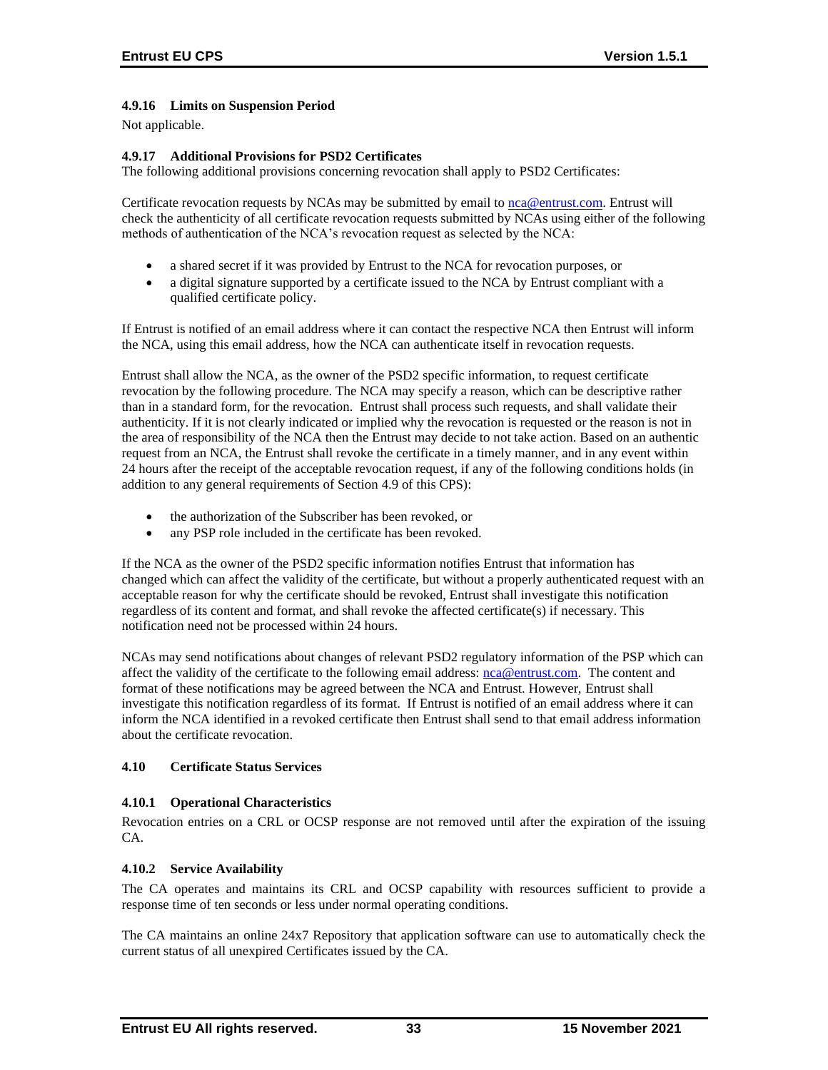#### 4.9.16 Limits on Suspension Period

Not applicable.

#### 4.9.17 Additional Provisions for PSD2 Certificates

The following additional provisions concerning revocation shall apply to PSD2 Certificates:

Certificate revocation requests by NCAs may be submitted by email to nca@entrust.com. Entrust will check the authenticity of all certificate revocation requests submitted by NCAs using either of the following methods of authentication of the NCA's revocation request as selected by the NCA:

- a shared secret if it was provided by Entrust to the NCA for revocation purposes, or
- a digital signature supported by a certificate issued to the NCA by Entrust compliant with a qualified certificate policy.

If Entrust is notified of an email address where it can contact the respective NCA then Entrust will inform the NCA, using this email address, how the NCA can authenticate itself in revocation requests.

Entrust shall allow the NCA, as the owner of the PSD2 specific information, to request certificate revocation by the following procedure. The NCA may specify a reason, which can be descriptive rather than in a standard form, for the revocation. Entrust shall process such requests, and shall validate their authenticity. If it is not clearly indicated or implied why the revocation is requested or the reason is not in the area of responsibility of the NCA then the Entrust may decide to not take action. Based on an authentic request from an NCA, the Entrust shall revoke the certificate in a timely manner, and in any event within 24 hours after the receipt of the acceptable revocation request, if any of the following conditions holds (in addition to any general requirements of Section 4.9 of this CPS):

- the authorization of the Subscriber has been revoked, or
- any PSP role included in the certificate has been revoked.

If the NCA as the owner of the PSD2 specific information notifies Entrust that information has changed which can affect the validity of the certificate, but without a properly authenticated request with an acceptable reason for why the certificate should be revoked, Entrust shall investigate this notification regardless of its content and format, and shall revoke the affected certificate(s) if necessary. This notification need not be processed within 24 hours.

NCAs may send notifications about changes of relevant PSD2 regulatory information of the PSP which can affect the validity of the certificate to the following email address: nca@entrust.com. The content and format of these notifications may be agreed between the NCA and Entrust. However, Entrust shall investigate this notification regardless of its format. If Entrust is notified of an email address where it can inform the NCA identified in a revoked certificate then Entrust shall send to that email address information about the certificate revocation.

### 4.10 Certificate Status Services

#### 4.10.1 Operational Characteristics

Revocation entries on a CRL or OCSP response are not removed until after the expiration of the issuing CA.

#### 4.10.2 Service Availability

The CA operates and maintains its CRL and OCSP capability with resources sufficient to provide a response time of ten seconds or less under normal operating conditions.

The CA maintains an online 24x7 Repository that application software can use to automatically check the current status of all unexpired Certificates issued by the CA.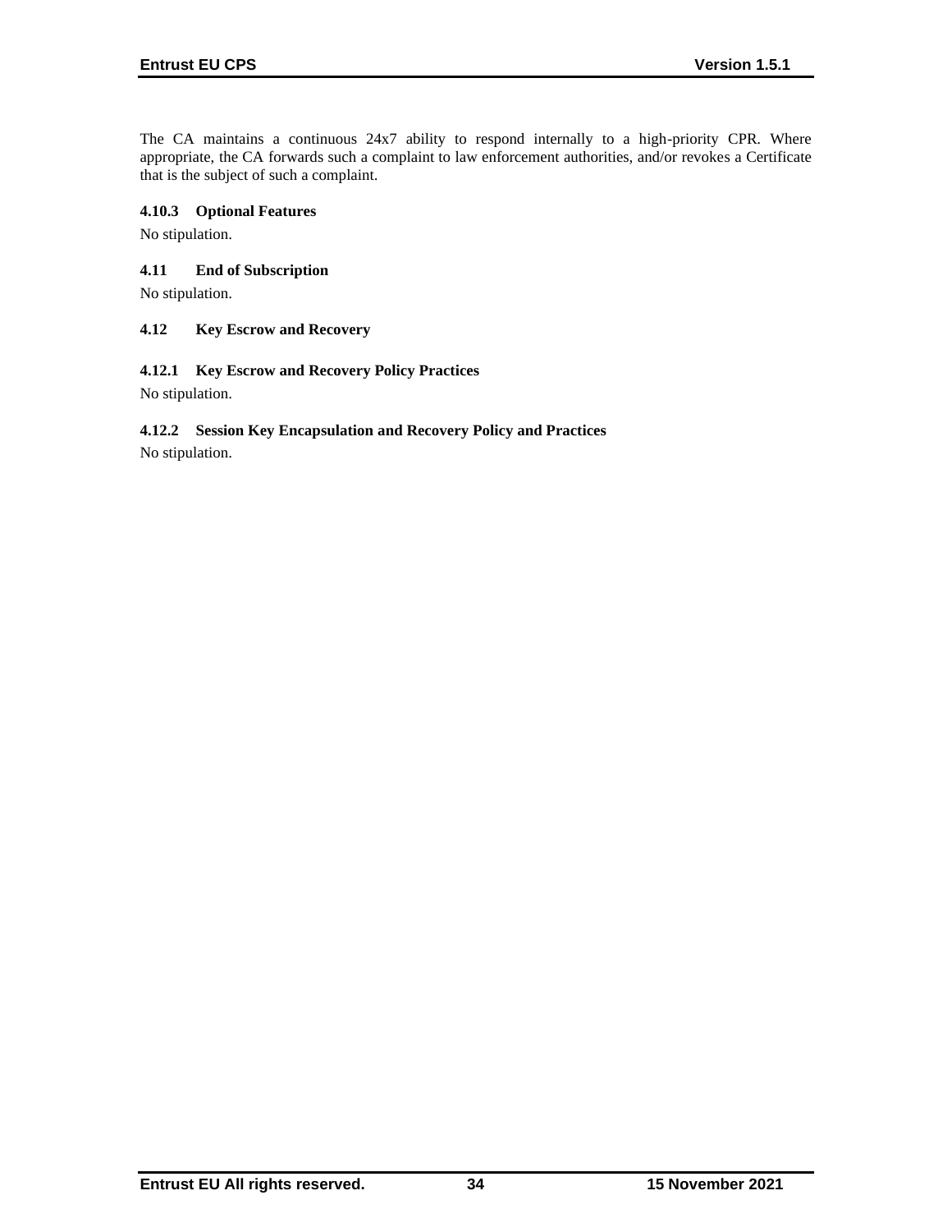The CA maintains a continuous 24x7 ability to respond internally to a high-priority CPR. Where appropriate, the CA forwards such a complaint to law enforcement authorities, and/or revokes a Certificate that is the subject of such a complaint.

#### 4.10.3 Optional Features

No stipulation.

### 4.11 End of Subscription

No stipulation.

### 4.12 Key Escrow and Recovery

#### 4.12.1 Key Escrow and Recovery Policy Practices

No stipulation.

#### 4.12.2 Session Key Encapsulation and Recovery Policy and Practices

No stipulation.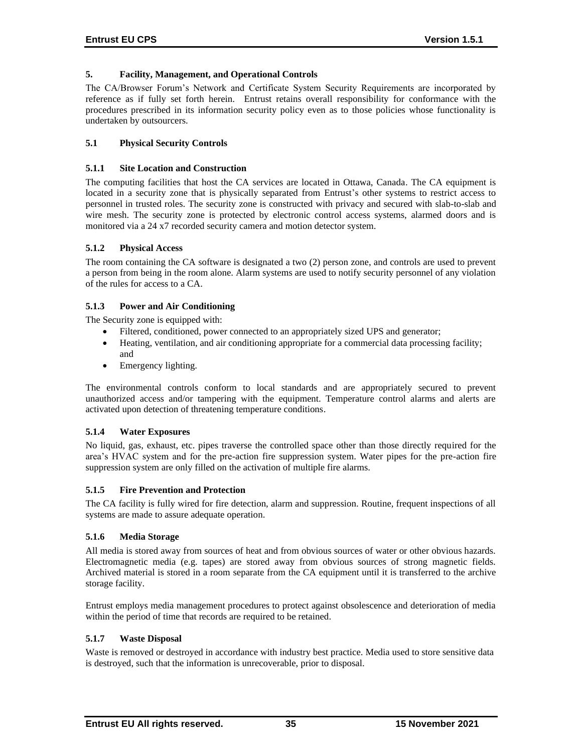# 5. Facility, Management, and Operational Controls

The CA/Browser Forum's Network and Certificate System Security Requirements are incorporated by reference as if fully set forth herein. Entrust retains overall responsibility for conformance with the procedures prescribed in its information security policy even as to those policies whose functionality is undertaken by outsourcers.

## 5.1 Physical Security Controls

### 5.1.1 Site Location and Construction

The computing facilities that host the CA services are located in Ottawa, Canada. The CA equipment is located in a security zone that is physically separated from Entrust's other systems to restrict access to personnel in trusted roles. The security zone is constructed with privacy and secured with slab-to-slab and wire mesh. The security zone is protected by electronic control access systems, alarmed doors and is monitored via a 24 x7 recorded security camera and motion detector system.

### 5.1.2 Physical Access

The room containing the CA software is designated a two (2) person zone, and controls are used to prevent a person from being in the room alone. Alarm systems are used to notify security personnel of any violation of the rules for access to a CA.

### 5.1.3 Power and Air Conditioning

The Security zone is equipped with:

- Filtered, conditioned, power connected to an appropriately sized UPS and generator;
- Heating, ventilation, and air conditioning appropriate for a commercial data processing facility; and
- Emergency lighting.

The environmental controls conform to local standards and are appropriately secured to prevent unauthorized access and/or tampering with the equipment. Temperature control alarms and alerts are activated upon detection of threatening temperature conditions.

### 5.1.4 Water Exposures

No liquid, gas, exhaust, etc. pipes traverse the controlled space other than those directly required for the area's HVAC system and for the pre-action fire suppression system. Water pipes for the pre-action fire suppression system are only filled on the activation of multiple fire alarms.

### 5.1.5 Fire Prevention and Protection

The CA facility is fully wired for fire detection, alarm and suppression. Routine, frequent inspections of all systems are made to assure adequate operation.

### 5.1.6 Media Storage

All media is stored away from sources of heat and from obvious sources of water or other obvious hazards. Electromagnetic media (e.g. tapes) are stored away from obvious sources of strong magnetic fields. Archived material is stored in a room separate from the CA equipment until it is transferred to the archive storage facility.

Entrust employs media management procedures to protect against obsolescence and deterioration of media within the period of time that records are required to be retained.

### 5.1.7 Waste Disposal

Waste is removed or destroyed in accordance with industry best practice. Media used to store sensitive data is destroyed, such that the information is unrecoverable, prior to disposal.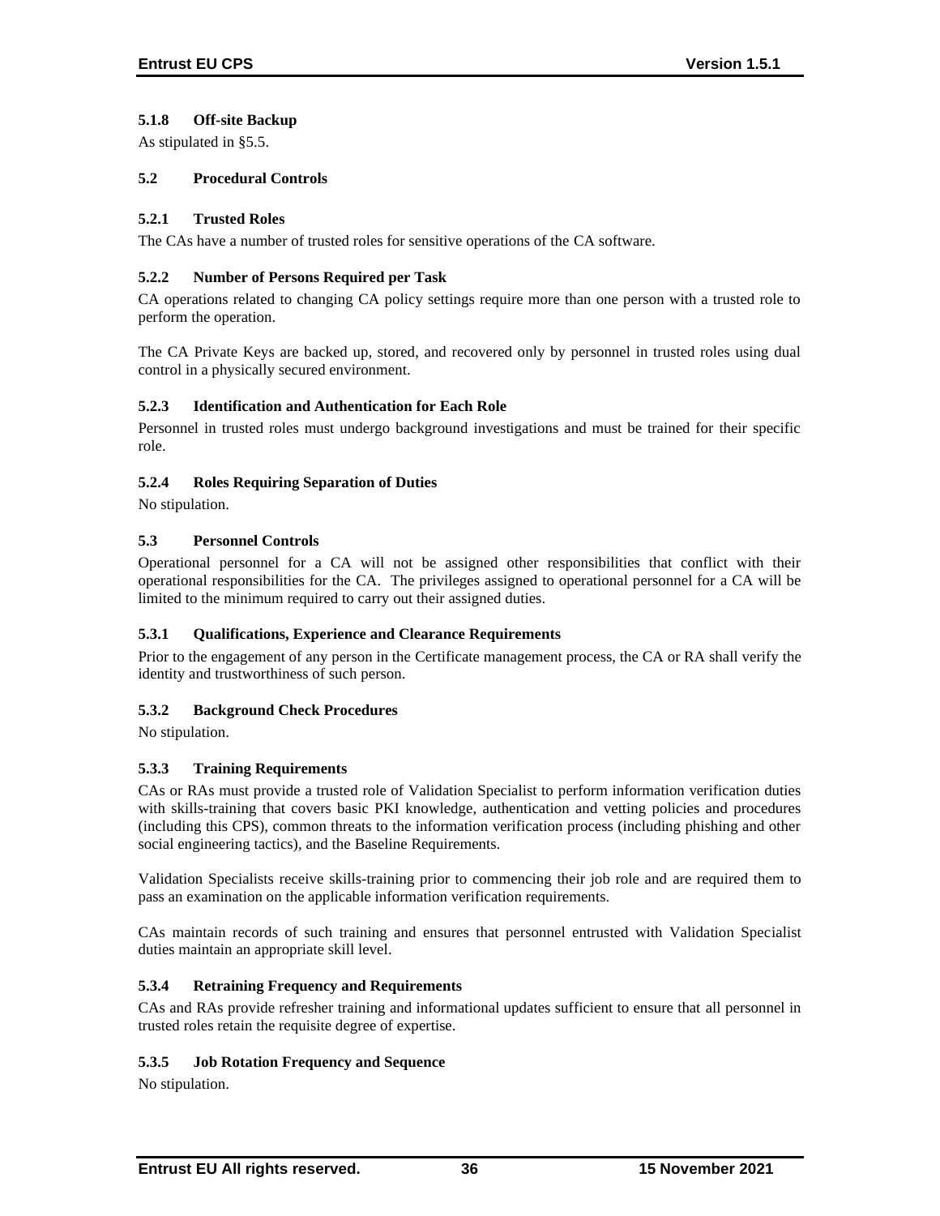### 5.1.8 Off-site Backup

As stipulated in §5.5.

### 5.2 Procedural Controls

### 5.2.1 Trusted Roles

The CAs have a number of trusted roles for sensitive operations of the CA software.

### 5.2.2 Number of Persons Required per Task

CA operations related to changing CA policy settings require more than one person with a trusted role to perform the operation.

The CA Private Keys are backed up, stored, and recovered only by personnel in trusted roles using dual control in a physically secured environment.

### 5.2.3 Identification and Authentication for Each Role

Personnel in trusted roles must undergo background investigations and must be trained for their specific role.

### 5.2.4 Roles Requiring Separation of Duties

No stipulation.

### 5.3 Personnel Controls

Operational personnel for a CA will not be assigned other responsibilities that conflict with their operational responsibilities for the CA. The privileges assigned to operational personnel for a CA will be limited to the minimum required to carry out their assigned duties.

### 5.3.1 Qualifications, Experience and Clearance Requirements

Prior to the engagement of any person in the Certificate management process, the CA or RA shall verify the identity and trustworthiness of such person.

### 5.3.2 Background Check Procedures

No stipulation.

### 5.3.3 Training Requirements

CAs or RAs must provide a trusted role of Validation Specialist to perform information verification duties with skills-training that covers basic PKI knowledge, authentication and vetting policies and procedures (including this CPS), common threats to the information verification process (including phishing and other social engineering tactics), and the Baseline Requirements.

Validation Specialists receive skills-training prior to commencing their job role and are required them to pass an examination on the applicable information verification requirements.

CAs maintain records of such training and ensures that personnel entrusted with Validation Specialist duties maintain an appropriate skill level.

### 5.3.4 Retraining Frequency and Requirements

CAs and RAs provide refresher training and informational updates sufficient to ensure that all personnel in trusted roles retain the requisite degree of expertise.

### 5.3.5 Job Rotation Frequency and Sequence

No stipulation.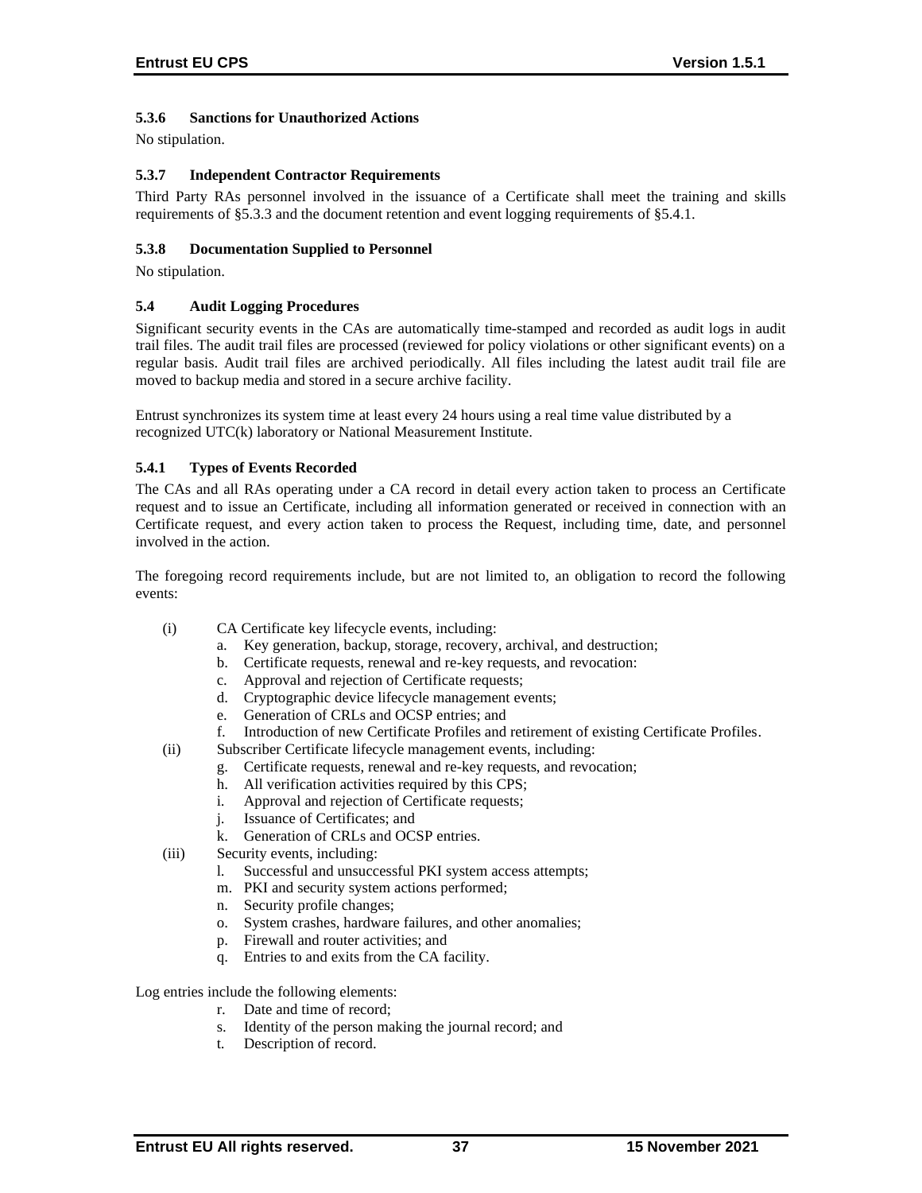### 5.3.6 Sanctions for Unauthorized Actions

No stipulation.

### 5.3.7 Independent Contractor Requirements

Third Party RAs personnel involved in the issuance of a Certificate shall meet the training and skills requirements of §5.3.3 and the document retention and event logging requirements of §5.4.1.

### 5.3.8 Documentation Supplied to Personnel

No stipulation.

## 5.4 Audit Logging Procedures

Significant security events in the CAs are automatically time-stamped and recorded as audit logs in audit trail files. The audit trail files are processed (reviewed for policy violations or other significant events) on a regular basis. Audit trail files are archived periodically. All files including the latest audit trail file are moved to backup media and stored in a secure archive facility.

Entrust synchronizes its system time at least every 24 hours using a real time value distributed by a recognized UTC(k) laboratory or National Measurement Institute.

### 5.4.1 Types of Events Recorded

The CAs and all RAs operating under a CA record in detail every action taken to process an Certificate request and to issue an Certificate, including all information generated or received in connection with an Certificate request, and every action taken to process the Request, including time, date, and personnel involved in the action.

The foregoing record requirements include, but are not limited to, an obligation to record the following events:

(i) CA Certificate key lifecycle events, including:
  a. Key generation, backup, storage, recovery, archival, and destruction;
  b. Certificate requests, renewal and re-key requests, and revocation:
  c. Approval and rejection of Certificate requests;
  d. Cryptographic device lifecycle management events;
  e. Generation of CRLs and OCSP entries; and
  f. Introduction of new Certificate Profiles and retirement of existing Certificate Profiles.

(ii) Subscriber Certificate lifecycle management events, including:
  g. Certificate requests, renewal and re-key requests, and revocation;
  h. All verification activities required by this CPS;
  i. Approval and rejection of Certificate requests;
  j. Issuance of Certificates; and
  k. Generation of CRLs and OCSP entries.

(iii) Security events, including:
  l. Successful and unsuccessful PKI system access attempts;
  m. PKI and security system actions performed;
  n. Security profile changes;
  o. System crashes, hardware failures, and other anomalies;
  p. Firewall and router activities; and
  q. Entries to and exits from the CA facility.

Log entries include the following elements:
  r. Date and time of record;
  s. Identity of the person making the journal record; and
  t. Description of record.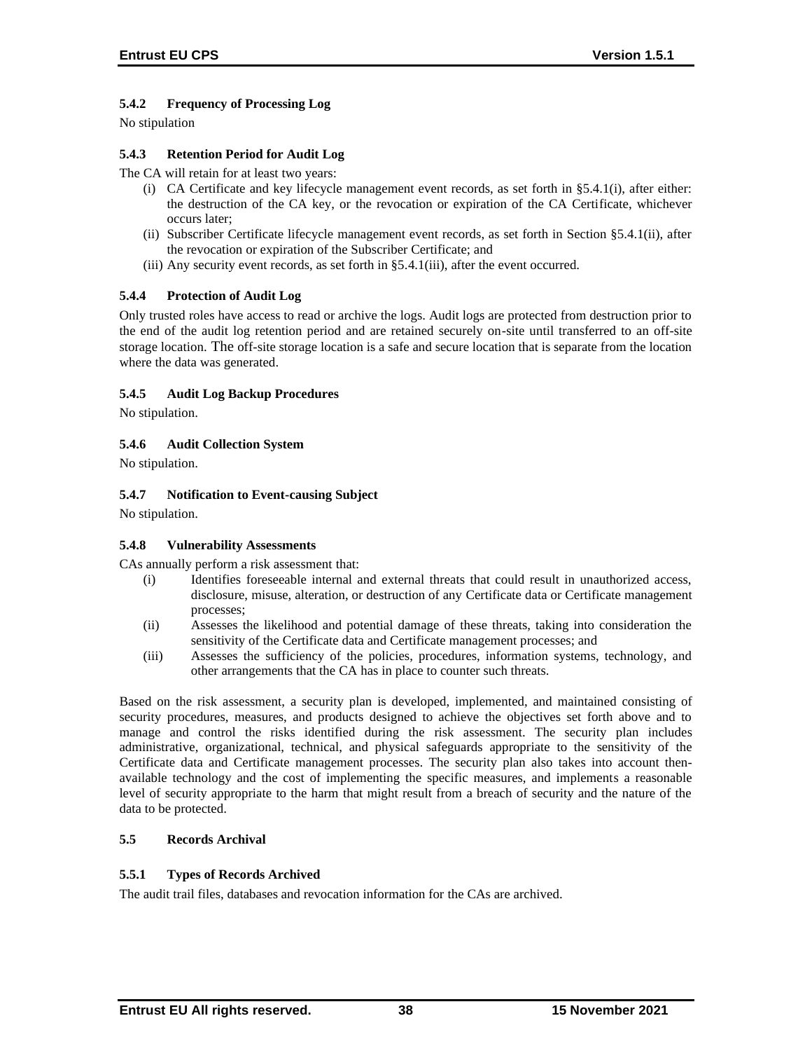### 5.4.2 Frequency of Processing Log

No stipulation

### 5.4.3 Retention Period for Audit Log

The CA will retain for at least two years:

(i) CA Certificate and key lifecycle management event records, as set forth in §5.4.1(i), after either: the destruction of the CA key, or the revocation or expiration of the CA Certificate, whichever occurs later;

(ii) Subscriber Certificate lifecycle management event records, as set forth in Section §5.4.1(ii), after the revocation or expiration of the Subscriber Certificate; and

(iii) Any security event records, as set forth in §5.4.1(iii), after the event occurred.

### 5.4.4 Protection of Audit Log

Only trusted roles have access to read or archive the logs. Audit logs are protected from destruction prior to the end of the audit log retention period and are retained securely on-site until transferred to an off-site storage location. The off-site storage location is a safe and secure location that is separate from the location where the data was generated.

### 5.4.5 Audit Log Backup Procedures

No stipulation.

### 5.4.6 Audit Collection System

No stipulation.

### 5.4.7 Notification to Event-causing Subject

No stipulation.

### 5.4.8 Vulnerability Assessments

CAs annually perform a risk assessment that:

(i) Identifies foreseeable internal and external threats that could result in unauthorized access, disclosure, misuse, alteration, or destruction of any Certificate data or Certificate management processes;

(ii) Assesses the likelihood and potential damage of these threats, taking into consideration the sensitivity of the Certificate data and Certificate management processes; and

(iii) Assesses the sufficiency of the policies, procedures, information systems, technology, and other arrangements that the CA has in place to counter such threats.

Based on the risk assessment, a security plan is developed, implemented, and maintained consisting of security procedures, measures, and products designed to achieve the objectives set forth above and to manage and control the risks identified during the risk assessment. The security plan includes administrative, organizational, technical, and physical safeguards appropriate to the sensitivity of the Certificate data and Certificate management processes. The security plan also takes into account then-available technology and the cost of implementing the specific measures, and implements a reasonable level of security appropriate to the harm that might result from a breach of security and the nature of the data to be protected.

## 5.5 Records Archival

### 5.5.1 Types of Records Archived

The audit trail files, databases and revocation information for the CAs are archived.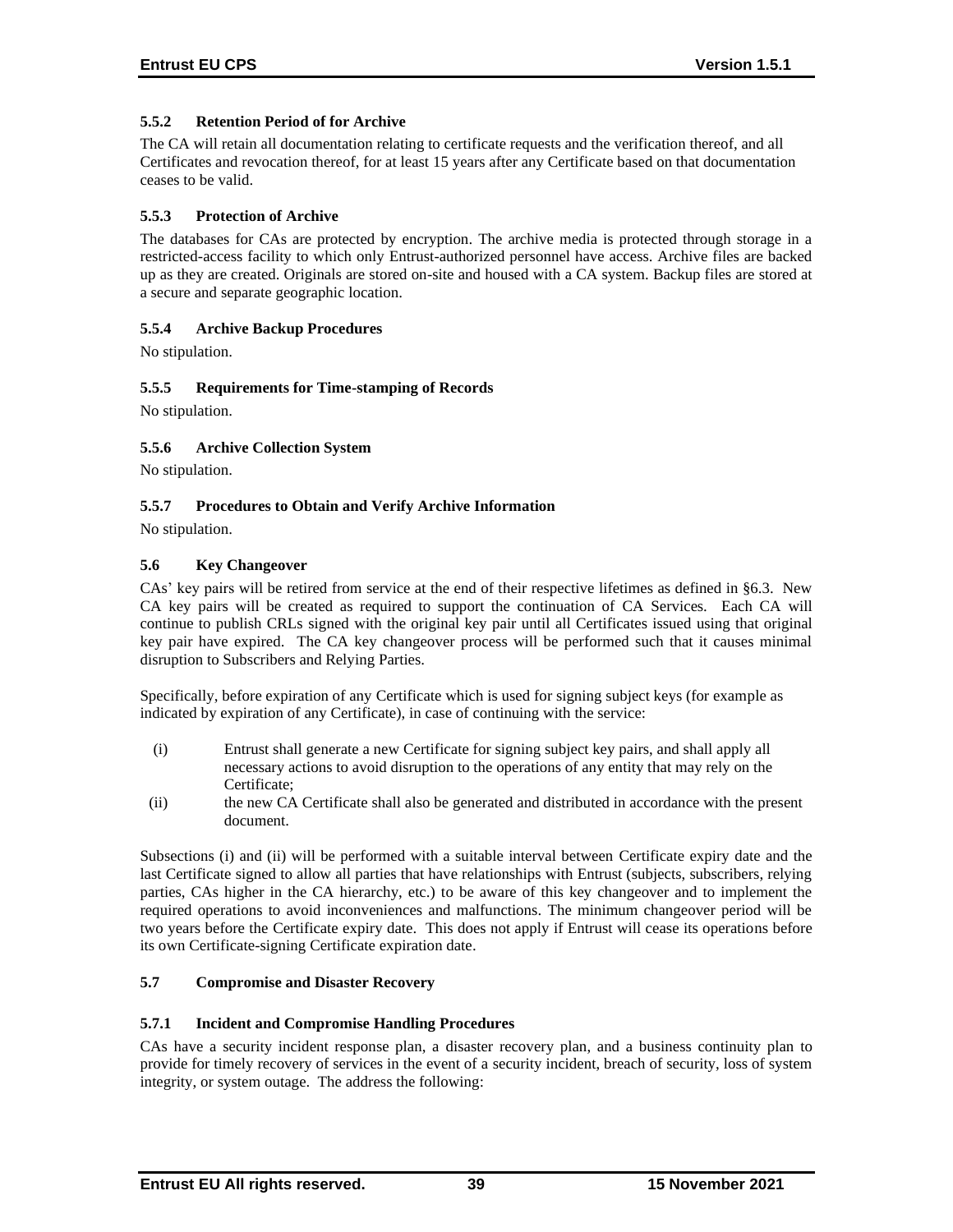### 5.5.2 Retention Period of for Archive

The CA will retain all documentation relating to certificate requests and the verification thereof, and all Certificates and revocation thereof, for at least 15 years after any Certificate based on that documentation ceases to be valid.

### 5.5.3 Protection of Archive

The databases for CAs are protected by encryption. The archive media is protected through storage in a restricted-access facility to which only Entrust-authorized personnel have access. Archive files are backed up as they are created. Originals are stored on-site and housed with a CA system. Backup files are stored at a secure and separate geographic location.

### 5.5.4 Archive Backup Procedures

No stipulation.

### 5.5.5 Requirements for Time-stamping of Records

No stipulation.

### 5.5.6 Archive Collection System

No stipulation.

### 5.5.7 Procedures to Obtain and Verify Archive Information

No stipulation.

## 5.6 Key Changeover

CAs' key pairs will be retired from service at the end of their respective lifetimes as defined in §6.3. New CA key pairs will be created as required to support the continuation of CA Services. Each CA will continue to publish CRLs signed with the original key pair until all Certificates issued using that original key pair have expired. The CA key changeover process will be performed such that it causes minimal disruption to Subscribers and Relying Parties.

Specifically, before expiration of any Certificate which is used for signing subject keys (for example as indicated by expiration of any Certificate), in case of continuing with the service:

(i) Entrust shall generate a new Certificate for signing subject key pairs, and shall apply all necessary actions to avoid disruption to the operations of any entity that may rely on the Certificate;

(ii) the new CA Certificate shall also be generated and distributed in accordance with the present document.

Subsections (i) and (ii) will be performed with a suitable interval between Certificate expiry date and the last Certificate signed to allow all parties that have relationships with Entrust (subjects, subscribers, relying parties, CAs higher in the CA hierarchy, etc.) to be aware of this key changeover and to implement the required operations to avoid inconveniences and malfunctions. The minimum changeover period will be two years before the Certificate expiry date. This does not apply if Entrust will cease its operations before its own Certificate-signing Certificate expiration date.

## 5.7 Compromise and Disaster Recovery

### 5.7.1 Incident and Compromise Handling Procedures

CAs have a security incident response plan, a disaster recovery plan, and a business continuity plan to provide for timely recovery of services in the event of a security incident, breach of security, loss of system integrity, or system outage. The address the following: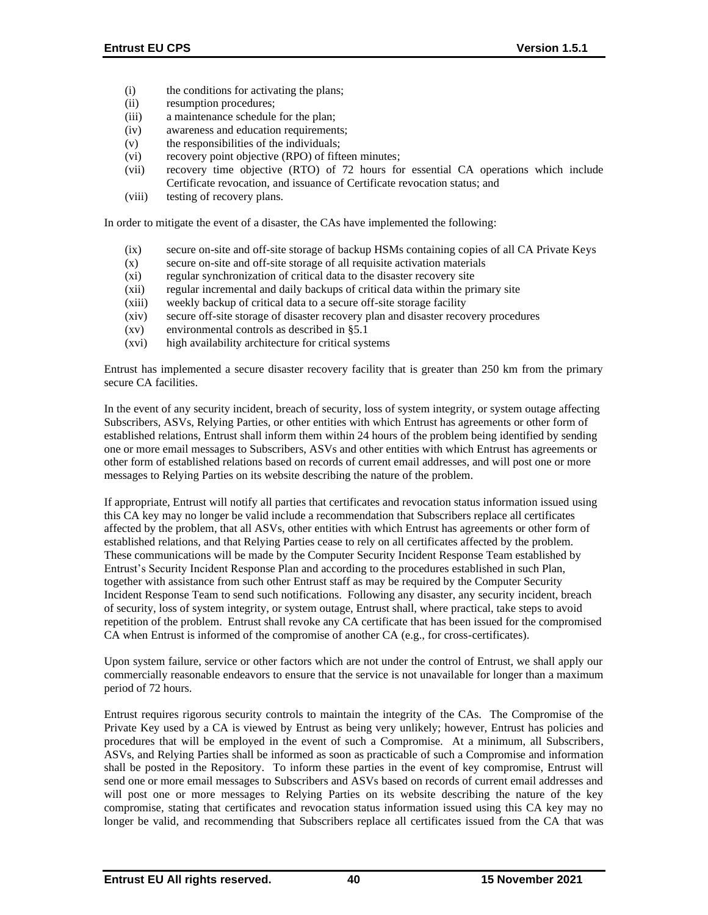- (i) the conditions for activating the plans;
- (ii) resumption procedures;
- (iii) a maintenance schedule for the plan;
- (iv) awareness and education requirements;
- (v) the responsibilities of the individuals;
- (vi) recovery point objective (RPO) of fifteen minutes;
- (vii) recovery time objective (RTO) of 72 hours for essential CA operations which include Certificate revocation, and issuance of Certificate revocation status; and
- (viii) testing of recovery plans.

In order to mitigate the event of a disaster, the CAs have implemented the following:

- (ix) secure on-site and off-site storage of backup HSMs containing copies of all CA Private Keys
- (x) secure on-site and off-site storage of all requisite activation materials
- (xi) regular synchronization of critical data to the disaster recovery site
- (xii) regular incremental and daily backups of critical data within the primary site
- (xiii) weekly backup of critical data to a secure off-site storage facility
- (xiv) secure off-site storage of disaster recovery plan and disaster recovery procedures
- (xv) environmental controls as described in §5.1
- (xvi) high availability architecture for critical systems

Entrust has implemented a secure disaster recovery facility that is greater than 250 km from the primary secure CA facilities.

In the event of any security incident, breach of security, loss of system integrity, or system outage affecting Subscribers, ASVs, Relying Parties, or other entities with which Entrust has agreements or other form of established relations, Entrust shall inform them within 24 hours of the problem being identified by sending one or more email messages to Subscribers, ASVs and other entities with which Entrust has agreements or other form of established relations based on records of current email addresses, and will post one or more messages to Relying Parties on its website describing the nature of the problem.

If appropriate, Entrust will notify all parties that certificates and revocation status information issued using this CA key may no longer be valid include a recommendation that Subscribers replace all certificates affected by the problem, that all ASVs, other entities with which Entrust has agreements or other form of established relations, and that Relying Parties cease to rely on all certificates affected by the problem. These communications will be made by the Computer Security Incident Response Team established by Entrust's Security Incident Response Plan and according to the procedures established in such Plan, together with assistance from such other Entrust staff as may be required by the Computer Security Incident Response Team to send such notifications. Following any disaster, any security incident, breach of security, loss of system integrity, or system outage, Entrust shall, where practical, take steps to avoid repetition of the problem. Entrust shall revoke any CA certificate that has been issued for the compromised CA when Entrust is informed of the compromise of another CA (e.g., for cross-certificates).

Upon system failure, service or other factors which are not under the control of Entrust, we shall apply our commercially reasonable endeavors to ensure that the service is not unavailable for longer than a maximum period of 72 hours.

Entrust requires rigorous security controls to maintain the integrity of the CAs. The Compromise of the Private Key used by a CA is viewed by Entrust as being very unlikely; however, Entrust has policies and procedures that will be employed in the event of such a Compromise. At a minimum, all Subscribers, ASVs, and Relying Parties shall be informed as soon as practicable of such a Compromise and information shall be posted in the Repository. To inform these parties in the event of key compromise, Entrust will send one or more email messages to Subscribers and ASVs based on records of current email addresses and will post one or more messages to Relying Parties on its website describing the nature of the key compromise, stating that certificates and revocation status information issued using this CA key may no longer be valid, and recommending that Subscribers replace all certificates issued from the CA that was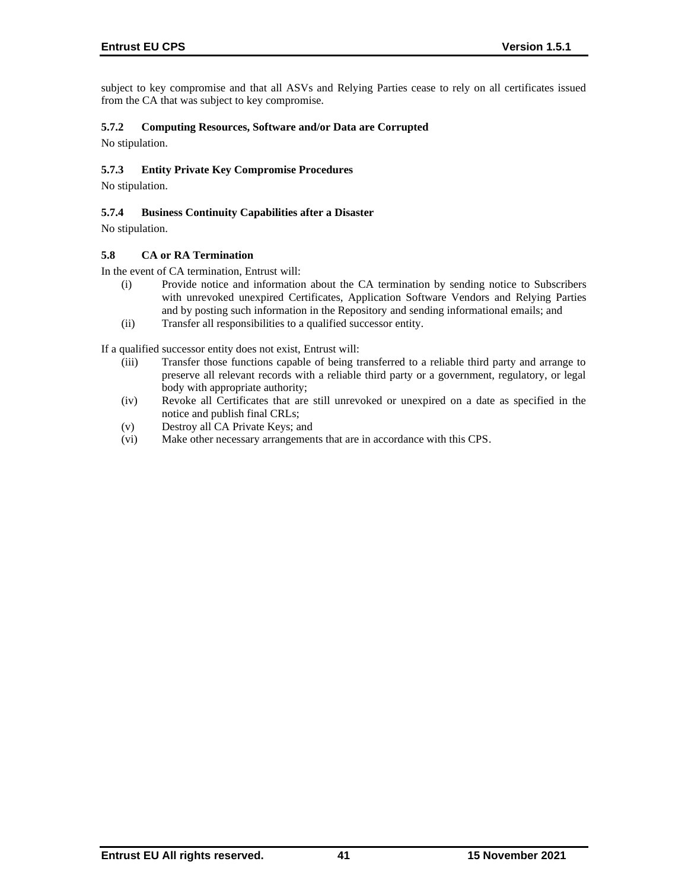subject to key compromise and that all ASVs and Relying Parties cease to rely on all certificates issued from the CA that was subject to key compromise.

#### 5.7.2 Computing Resources, Software and/or Data are Corrupted

No stipulation.

#### 5.7.3 Entity Private Key Compromise Procedures

No stipulation.

#### 5.7.4 Business Continuity Capabilities after a Disaster

No stipulation.

### 5.8 CA or RA Termination

In the event of CA termination, Entrust will:

(i) Provide notice and information about the CA termination by sending notice to Subscribers with unrevoked unexpired Certificates, Application Software Vendors and Relying Parties and by posting such information in the Repository and sending informational emails; and

(ii) Transfer all responsibilities to a qualified successor entity.

If a qualified successor entity does not exist, Entrust will:

(iii) Transfer those functions capable of being transferred to a reliable third party and arrange to preserve all relevant records with a reliable third party or a government, regulatory, or legal body with appropriate authority;

(iv) Revoke all Certificates that are still unrevoked or unexpired on a date as specified in the notice and publish final CRLs;

(v) Destroy all CA Private Keys; and

(vi) Make other necessary arrangements that are in accordance with this CPS.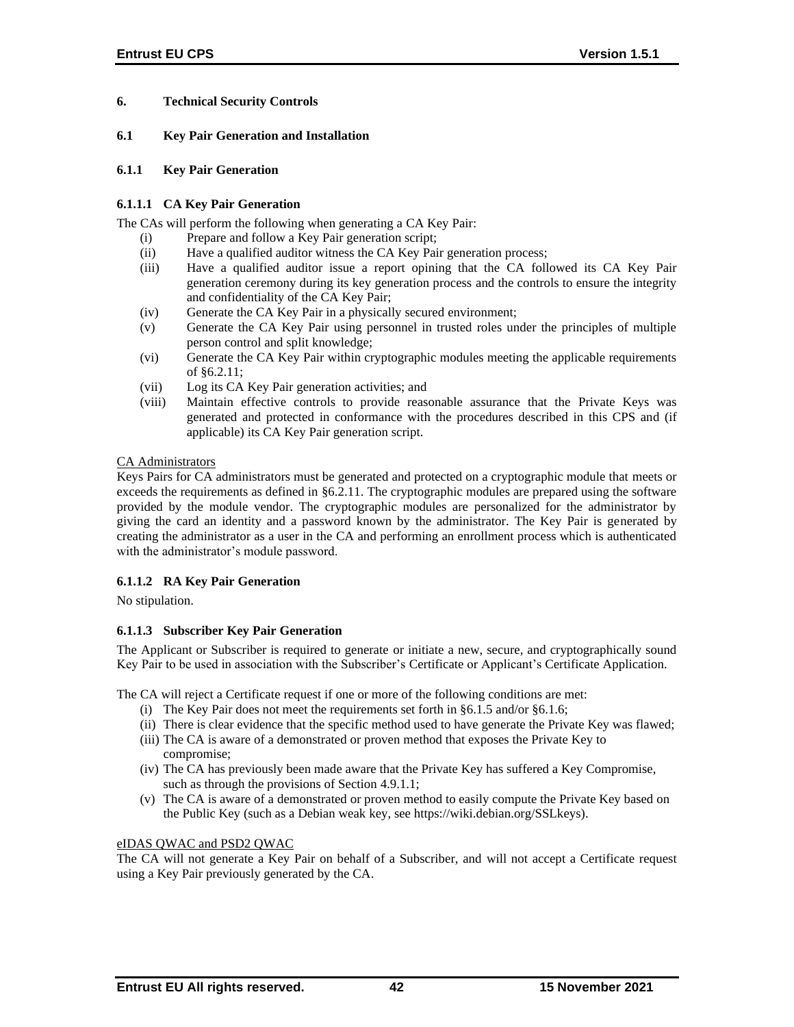# 6. Technical Security Controls

## 6.1 Key Pair Generation and Installation

### 6.1.1 Key Pair Generation

#### 6.1.1.1 CA Key Pair Generation

The CAs will perform the following when generating a CA Key Pair:

(i) Prepare and follow a Key Pair generation script;
(ii) Have a qualified auditor witness the CA Key Pair generation process;
(iii) Have a qualified auditor issue a report opining that the CA followed its CA Key Pair generation ceremony during its key generation process and the controls to ensure the integrity and confidentiality of the CA Key Pair;
(iv) Generate the CA Key Pair in a physically secured environment;
(v) Generate the CA Key Pair using personnel in trusted roles under the principles of multiple person control and split knowledge;
(vi) Generate the CA Key Pair within cryptographic modules meeting the applicable requirements of §6.2.11;
(vii) Log its CA Key Pair generation activities; and
(viii) Maintain effective controls to provide reasonable assurance that the Private Keys was generated and protected in conformance with the procedures described in this CPS and (if applicable) its CA Key Pair generation script.

<u>CA Administrators</u>
Keys Pairs for CA administrators must be generated and protected on a cryptographic module that meets or exceeds the requirements as defined in §6.2.11. The cryptographic modules are prepared using the software provided by the module vendor. The cryptographic modules are personalized for the administrator by giving the card an identity and a password known by the administrator. The Key Pair is generated by creating the administrator as a user in the CA and performing an enrollment process which is authenticated with the administrator's module password.

#### 6.1.1.2 RA Key Pair Generation

No stipulation.

#### 6.1.1.3 Subscriber Key Pair Generation

The Applicant or Subscriber is required to generate or initiate a new, secure, and cryptographically sound Key Pair to be used in association with the Subscriber's Certificate or Applicant's Certificate Application.

The CA will reject a Certificate request if one or more of the following conditions are met:

(i) The Key Pair does not meet the requirements set forth in §6.1.5 and/or §6.1.6;
(ii) There is clear evidence that the specific method used to have generate the Private Key was flawed;
(iii) The CA is aware of a demonstrated or proven method that exposes the Private Key to compromise;
(iv) The CA has previously been made aware that the Private Key has suffered a Key Compromise, such as through the provisions of Section 4.9.1.1;
(v) The CA is aware of a demonstrated or proven method to easily compute the Private Key based on the Public Key (such as a Debian weak key, see https://wiki.debian.org/SSLkeys).

<u>eIDAS QWAC and PSD2 QWAC</u>
The CA will not generate a Key Pair on behalf of a Subscriber, and will not accept a Certificate request using a Key Pair previously generated by the CA.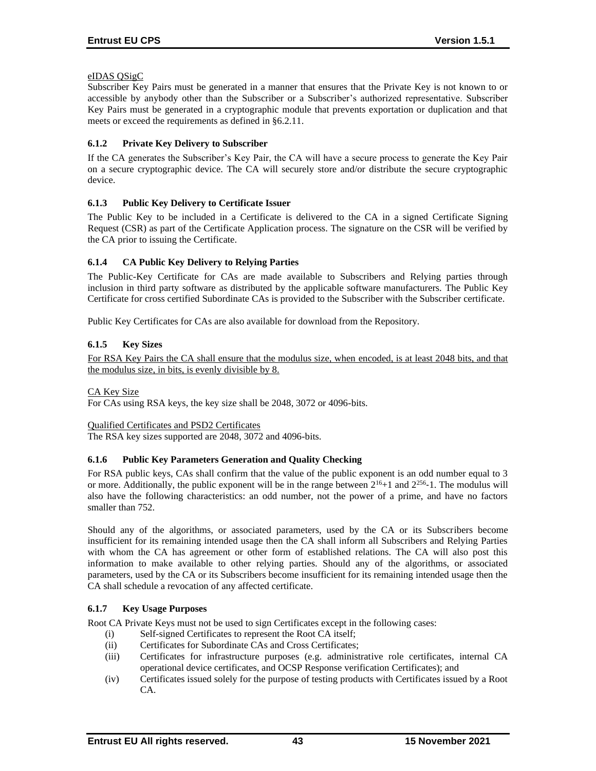eIDAS QSigC

Subscriber Key Pairs must be generated in a manner that ensures that the Private Key is not known to or accessible by anybody other than the Subscriber or a Subscriber's authorized representative. Subscriber Key Pairs must be generated in a cryptographic module that prevents exportation or duplication and that meets or exceed the requirements as defined in §6.2.11.

### 6.1.2 Private Key Delivery to Subscriber

If the CA generates the Subscriber's Key Pair, the CA will have a secure process to generate the Key Pair on a secure cryptographic device. The CA will securely store and/or distribute the secure cryptographic device.

### 6.1.3 Public Key Delivery to Certificate Issuer

The Public Key to be included in a Certificate is delivered to the CA in a signed Certificate Signing Request (CSR) as part of the Certificate Application process. The signature on the CSR will be verified by the CA prior to issuing the Certificate.

### 6.1.4 CA Public Key Delivery to Relying Parties

The Public-Key Certificate for CAs are made available to Subscribers and Relying parties through inclusion in third party software as distributed by the applicable software manufacturers. The Public Key Certificate for cross certified Subordinate CAs is provided to the Subscriber with the Subscriber certificate.

Public Key Certificates for CAs are also available for download from the Repository.

### 6.1.5 Key Sizes

For RSA Key Pairs the CA shall ensure that the modulus size, when encoded, is at least 2048 bits, and that the modulus size, in bits, is evenly divisible by 8.

CA Key Size

For CAs using RSA keys, the key size shall be 2048, 3072 or 4096-bits.

Qualified Certificates and PSD2 Certificates

The RSA key sizes supported are 2048, 3072 and 4096-bits.

### 6.1.6 Public Key Parameters Generation and Quality Checking

For RSA public keys, CAs shall confirm that the value of the public exponent is an odd number equal to 3 or more. Additionally, the public exponent will be in the range between $2^{16}+1$ and $2^{256}-1$. The modulus will also have the following characteristics: an odd number, not the power of a prime, and have no factors smaller than 752.

Should any of the algorithms, or associated parameters, used by the CA or its Subscribers become insufficient for its remaining intended usage then the CA shall inform all Subscribers and Relying Parties with whom the CA has agreement or other form of established relations. The CA will also post this information to make available to other relying parties. Should any of the algorithms, or associated parameters, used by the CA or its Subscribers become insufficient for its remaining intended usage then the CA shall schedule a revocation of any affected certificate.

### 6.1.7 Key Usage Purposes

Root CA Private Keys must not be used to sign Certificates except in the following cases:

- (i) Self-signed Certificates to represent the Root CA itself;
- (ii) Certificates for Subordinate CAs and Cross Certificates;
- (iii) Certificates for infrastructure purposes (e.g. administrative role certificates, internal CA operational device certificates, and OCSP Response verification Certificates); and
- (iv) Certificates issued solely for the purpose of testing products with Certificates issued by a Root CA.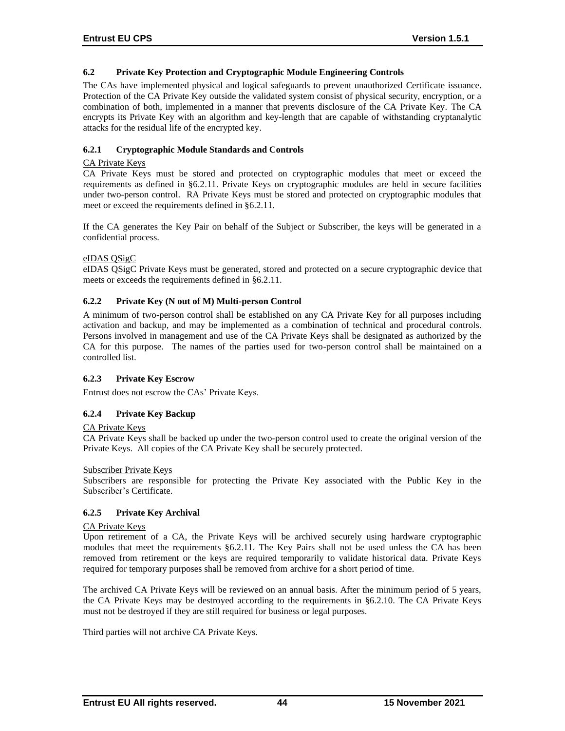### 6.2 Private Key Protection and Cryptographic Module Engineering Controls

The CAs have implemented physical and logical safeguards to prevent unauthorized Certificate issuance. Protection of the CA Private Key outside the validated system consist of physical security, encryption, or a combination of both, implemented in a manner that prevents disclosure of the CA Private Key. The CA encrypts its Private Key with an algorithm and key-length that are capable of withstanding cryptanalytic attacks for the residual life of the encrypted key.

#### 6.2.1 Cryptographic Module Standards and Controls

<u>CA Private Keys</u>

CA Private Keys must be stored and protected on cryptographic modules that meet or exceed the requirements as defined in §6.2.11. Private Keys on cryptographic modules are held in secure facilities under two-person control. RA Private Keys must be stored and protected on cryptographic modules that meet or exceed the requirements defined in §6.2.11.

If the CA generates the Key Pair on behalf of the Subject or Subscriber, the keys will be generated in a confidential process.

<u>eIDAS QSigC</u>

eIDAS QSigC Private Keys must be generated, stored and protected on a secure cryptographic device that meets or exceeds the requirements defined in §6.2.11.

#### 6.2.2 Private Key (N out of M) Multi-person Control

A minimum of two-person control shall be established on any CA Private Key for all purposes including activation and backup, and may be implemented as a combination of technical and procedural controls. Persons involved in management and use of the CA Private Keys shall be designated as authorized by the CA for this purpose. The names of the parties used for two-person control shall be maintained on a controlled list.

#### 6.2.3 Private Key Escrow

Entrust does not escrow the CAs' Private Keys.

#### 6.2.4 Private Key Backup

<u>CA Private Keys</u>

CA Private Keys shall be backed up under the two-person control used to create the original version of the Private Keys. All copies of the CA Private Key shall be securely protected.

<u>Subscriber Private Keys</u>

Subscribers are responsible for protecting the Private Key associated with the Public Key in the Subscriber's Certificate.

#### 6.2.5 Private Key Archival

<u>CA Private Keys</u>

Upon retirement of a CA, the Private Keys will be archived securely using hardware cryptographic modules that meet the requirements §6.2.11. The Key Pairs shall not be used unless the CA has been removed from retirement or the keys are required temporarily to validate historical data. Private Keys required for temporary purposes shall be removed from archive for a short period of time.

The archived CA Private Keys will be reviewed on an annual basis. After the minimum period of 5 years, the CA Private Keys may be destroyed according to the requirements in §6.2.10. The CA Private Keys must not be destroyed if they are still required for business or legal purposes.

Third parties will not archive CA Private Keys.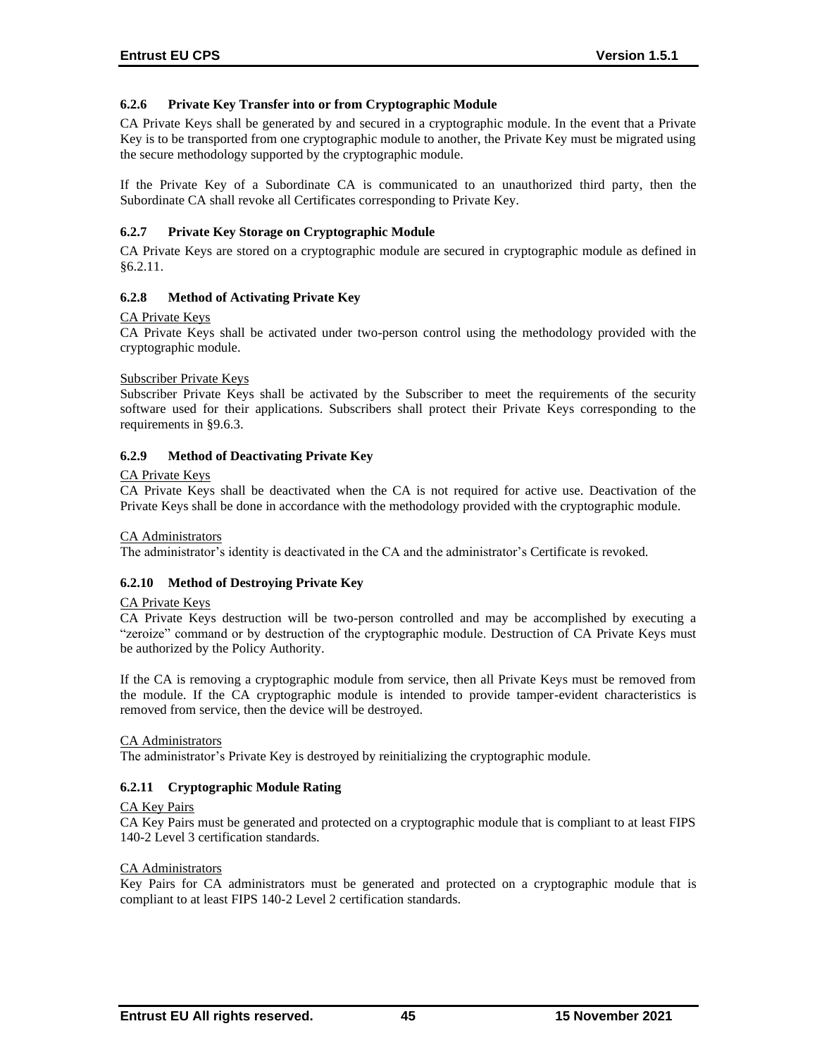### 6.2.6 Private Key Transfer into or from Cryptographic Module

CA Private Keys shall be generated by and secured in a cryptographic module. In the event that a Private Key is to be transported from one cryptographic module to another, the Private Key must be migrated using the secure methodology supported by the cryptographic module.

If the Private Key of a Subordinate CA is communicated to an unauthorized third party, then the Subordinate CA shall revoke all Certificates corresponding to Private Key.

### 6.2.7 Private Key Storage on Cryptographic Module

CA Private Keys are stored on a cryptographic module are secured in cryptographic module as defined in §6.2.11.

### 6.2.8 Method of Activating Private Key

<u>CA Private Keys</u>
CA Private Keys shall be activated under two-person control using the methodology provided with the cryptographic module.

<u>Subscriber Private Keys</u>
Subscriber Private Keys shall be activated by the Subscriber to meet the requirements of the security software used for their applications. Subscribers shall protect their Private Keys corresponding to the requirements in §9.6.3.

### 6.2.9 Method of Deactivating Private Key

<u>CA Private Keys</u>
CA Private Keys shall be deactivated when the CA is not required for active use. Deactivation of the Private Keys shall be done in accordance with the methodology provided with the cryptographic module.

<u>CA Administrators</u>
The administrator's identity is deactivated in the CA and the administrator's Certificate is revoked.

### 6.2.10 Method of Destroying Private Key

<u>CA Private Keys</u>
CA Private Keys destruction will be two-person controlled and may be accomplished by executing a "zeroize" command or by destruction of the cryptographic module. Destruction of CA Private Keys must be authorized by the Policy Authority.

If the CA is removing a cryptographic module from service, then all Private Keys must be removed from the module. If the CA cryptographic module is intended to provide tamper-evident characteristics is removed from service, then the device will be destroyed.

<u>CA Administrators</u>
The administrator's Private Key is destroyed by reinitializing the cryptographic module.

### 6.2.11 Cryptographic Module Rating

<u>CA Key Pairs</u>
CA Key Pairs must be generated and protected on a cryptographic module that is compliant to at least FIPS 140-2 Level 3 certification standards.

<u>CA Administrators</u>
Key Pairs for CA administrators must be generated and protected on a cryptographic module that is compliant to at least FIPS 140-2 Level 2 certification standards.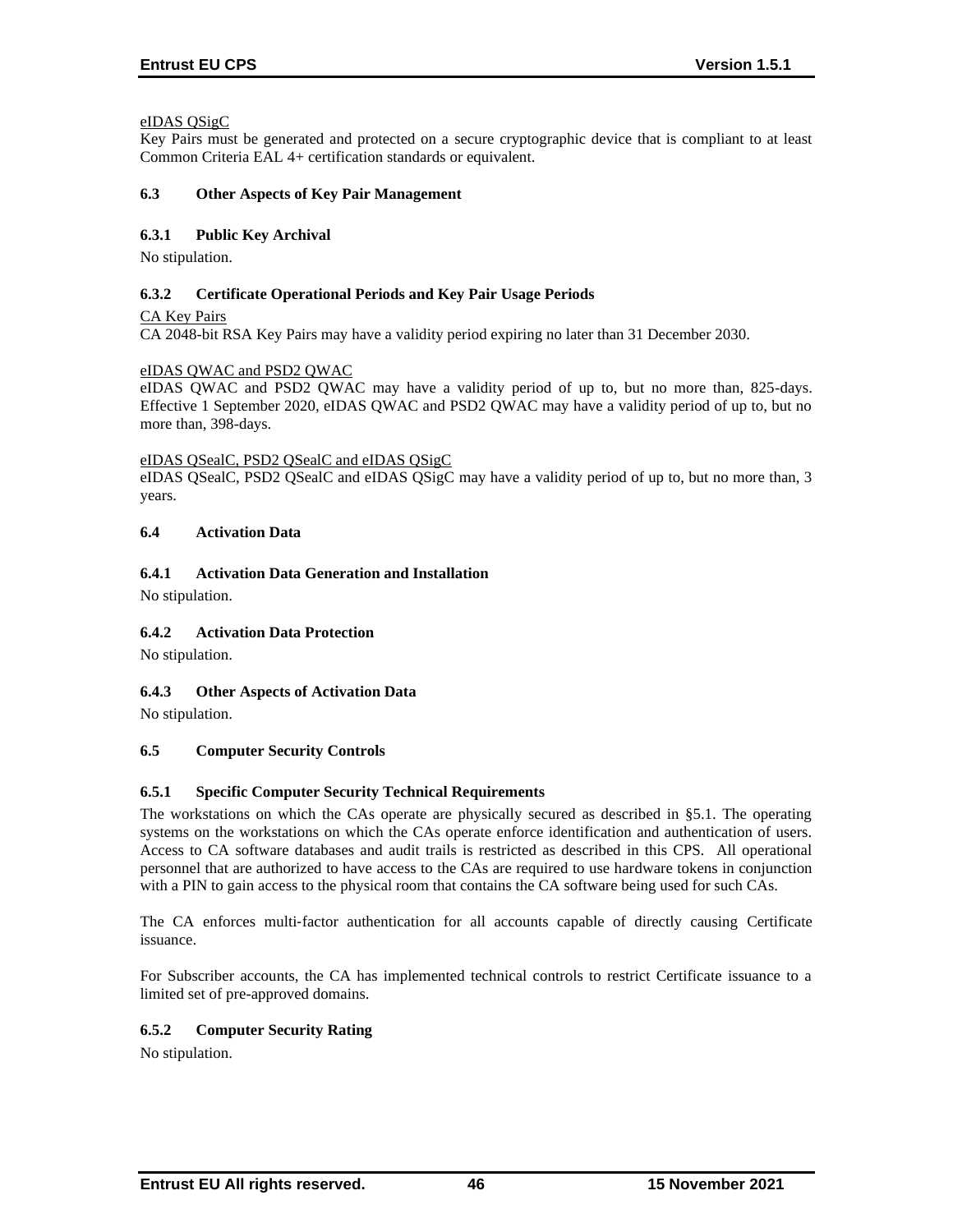<u>eIDAS QSigC</u>

Key Pairs must be generated and protected on a secure cryptographic device that is compliant to at least Common Criteria EAL 4+ certification standards or equivalent.

### 6.3 Other Aspects of Key Pair Management

#### 6.3.1 Public Key Archival

No stipulation.

#### 6.3.2 Certificate Operational Periods and Key Pair Usage Periods

<u>CA Key Pairs</u>

CA 2048-bit RSA Key Pairs may have a validity period expiring no later than 31 December 2030.

<u>eIDAS QWAC and PSD2 QWAC</u>

eIDAS QWAC and PSD2 QWAC may have a validity period of up to, but no more than, 825-days. Effective 1 September 2020, eIDAS QWAC and PSD2 QWAC may have a validity period of up to, but no more than, 398-days.

<u>eIDAS QSealC, PSD2 QSealC and eIDAS QSigC</u>

eIDAS QSealC, PSD2 QSealC and eIDAS QSigC may have a validity period of up to, but no more than, 3 years.

### 6.4 Activation Data

#### 6.4.1 Activation Data Generation and Installation

No stipulation.

#### 6.4.2 Activation Data Protection

No stipulation.

#### 6.4.3 Other Aspects of Activation Data

No stipulation.

### 6.5 Computer Security Controls

#### 6.5.1 Specific Computer Security Technical Requirements

The workstations on which the CAs operate are physically secured as described in §5.1. The operating systems on the workstations on which the CAs operate enforce identification and authentication of users. Access to CA software databases and audit trails is restricted as described in this CPS. All operational personnel that are authorized to have access to the CAs are required to use hardware tokens in conjunction with a PIN to gain access to the physical room that contains the CA software being used for such CAs.

The CA enforces multi-factor authentication for all accounts capable of directly causing Certificate issuance.

For Subscriber accounts, the CA has implemented technical controls to restrict Certificate issuance to a limited set of pre-approved domains.

#### 6.5.2 Computer Security Rating

No stipulation.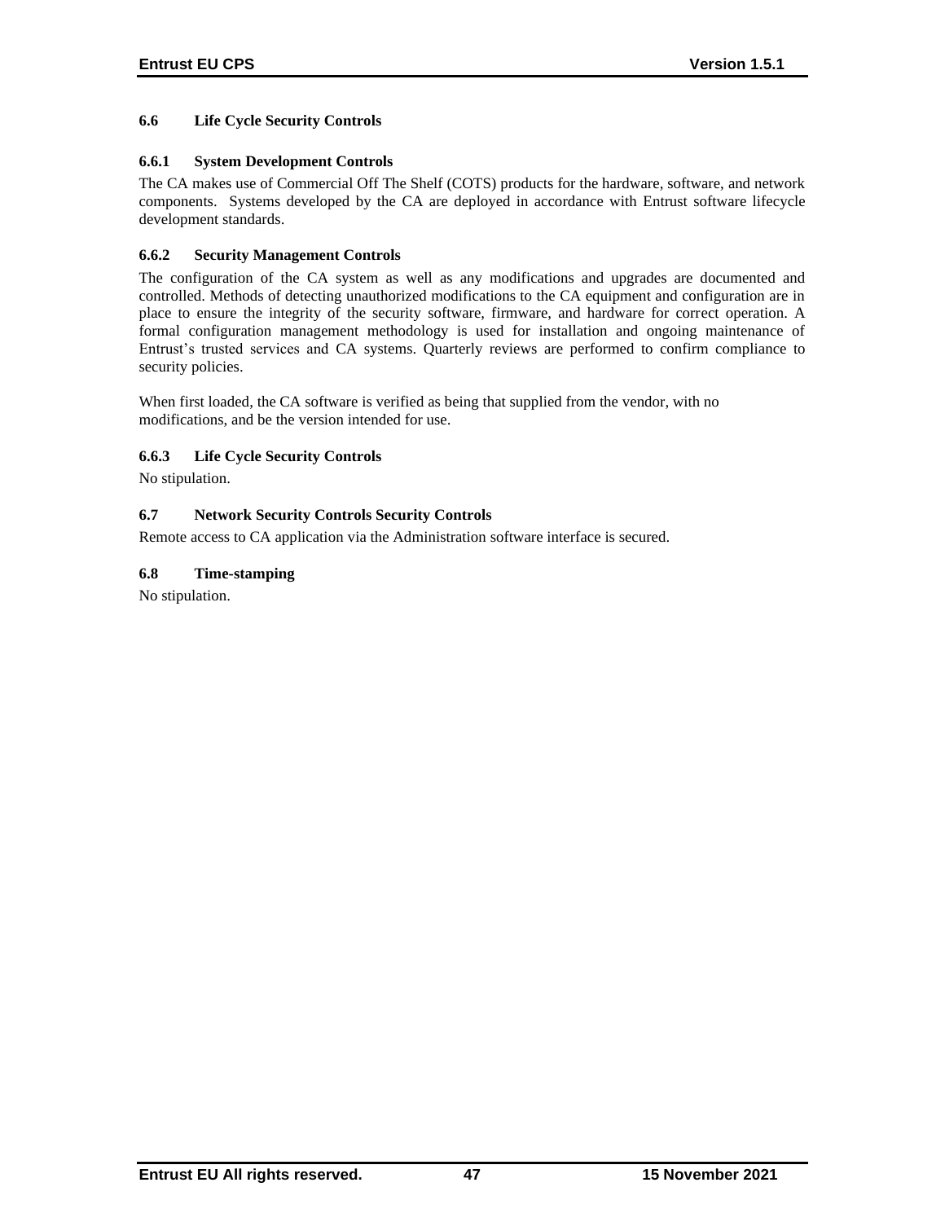## 6.6 Life Cycle Security Controls

### 6.6.1 System Development Controls

The CA makes use of Commercial Off The Shelf (COTS) products for the hardware, software, and network components. Systems developed by the CA are deployed in accordance with Entrust software lifecycle development standards.

### 6.6.2 Security Management Controls

The configuration of the CA system as well as any modifications and upgrades are documented and controlled. Methods of detecting unauthorized modifications to the CA equipment and configuration are in place to ensure the integrity of the security software, firmware, and hardware for correct operation. A formal configuration management methodology is used for installation and ongoing maintenance of Entrust's trusted services and CA systems. Quarterly reviews are performed to confirm compliance to security policies.

When first loaded, the CA software is verified as being that supplied from the vendor, with no modifications, and be the version intended for use.

### 6.6.3 Life Cycle Security Controls

No stipulation.

## 6.7 Network Security Controls Security Controls

Remote access to CA application via the Administration software interface is secured.

## 6.8 Time-stamping

No stipulation.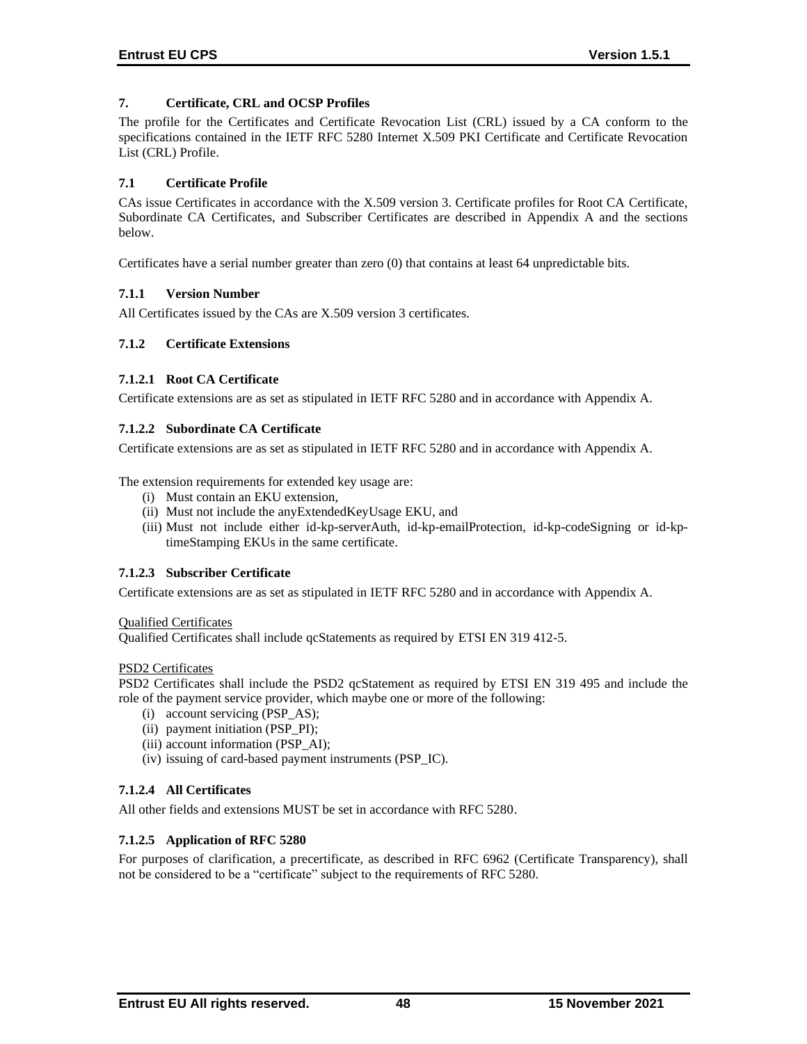# 7. Certificate, CRL and OCSP Profiles

The profile for the Certificates and Certificate Revocation List (CRL) issued by a CA conform to the specifications contained in the IETF RFC 5280 Internet X.509 PKI Certificate and Certificate Revocation List (CRL) Profile.

## 7.1 Certificate Profile

CAs issue Certificates in accordance with the X.509 version 3. Certificate profiles for Root CA Certificate, Subordinate CA Certificates, and Subscriber Certificates are described in Appendix A and the sections below.

Certificates have a serial number greater than zero (0) that contains at least 64 unpredictable bits.

### 7.1.1 Version Number

All Certificates issued by the CAs are X.509 version 3 certificates.

### 7.1.2 Certificate Extensions

#### 7.1.2.1 Root CA Certificate

Certificate extensions are as set as stipulated in IETF RFC 5280 and in accordance with Appendix A.

#### 7.1.2.2 Subordinate CA Certificate

Certificate extensions are as set as stipulated in IETF RFC 5280 and in accordance with Appendix A.

The extension requirements for extended key usage are:

- (i) Must contain an EKU extension,
- (ii) Must not include the anyExtendedKeyUsage EKU, and
- (iii) Must not include either id-kp-serverAuth, id-kp-emailProtection, id-kp-codeSigning or id-kp-timeStamping EKUs in the same certificate.

#### 7.1.2.3 Subscriber Certificate

Certificate extensions are as set as stipulated in IETF RFC 5280 and in accordance with Appendix A.

Qualified Certificates

Qualified Certificates shall include qcStatements as required by ETSI EN 319 412-5.

PSD2 Certificates

PSD2 Certificates shall include the PSD2 qcStatement as required by ETSI EN 319 495 and include the role of the payment service provider, which maybe one or more of the following:

- (i) account servicing (PSP_AS);
- (ii) payment initiation (PSP_PI);
- (iii) account information (PSP_AI);
- (iv) issuing of card-based payment instruments (PSP_IC).

#### 7.1.2.4 All Certificates

All other fields and extensions MUST be set in accordance with RFC 5280.

#### 7.1.2.5 Application of RFC 5280

For purposes of clarification, a precertificate, as described in RFC 6962 (Certificate Transparency), shall not be considered to be a "certificate" subject to the requirements of RFC 5280.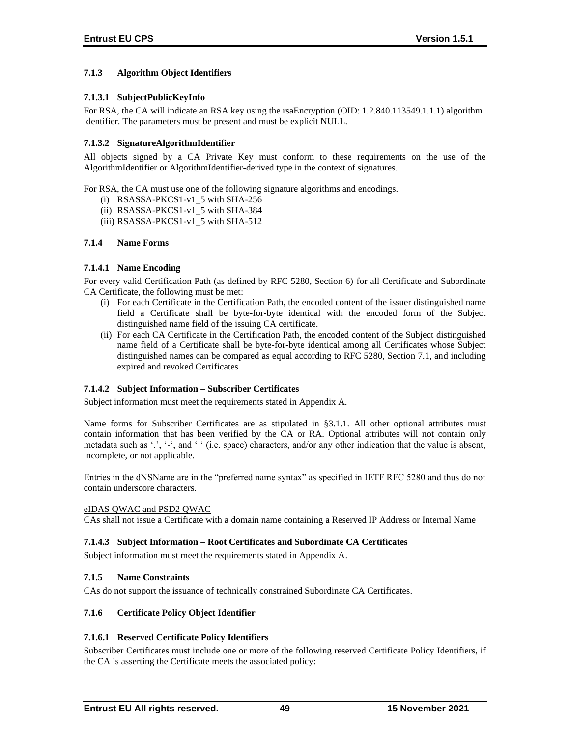### 7.1.3 Algorithm Object Identifiers

#### 7.1.3.1 SubjectPublicKeyInfo

For RSA, the CA will indicate an RSA key using the rsaEncryption (OID: 1.2.840.113549.1.1.1) algorithm identifier. The parameters must be present and must be explicit NULL.

#### 7.1.3.2 SignatureAlgorithmIdentifier

All objects signed by a CA Private Key must conform to these requirements on the use of the AlgorithmIdentifier or AlgorithmIdentifier-derived type in the context of signatures.

For RSA, the CA must use one of the following signature algorithms and encodings.

- (i) RSASSA-PKCS1-v1_5 with SHA-256
- (ii) RSASSA-PKCS1-v1_5 with SHA-384
- (iii) RSASSA-PKCS1-v1_5 with SHA-512

### 7.1.4 Name Forms

#### 7.1.4.1 Name Encoding

For every valid Certification Path (as defined by RFC 5280, Section 6) for all Certificate and Subordinate CA Certificate, the following must be met:

- (i) For each Certificate in the Certification Path, the encoded content of the issuer distinguished name field a Certificate shall be byte-for-byte identical with the encoded form of the Subject distinguished name field of the issuing CA certificate.
- (ii) For each CA Certificate in the Certification Path, the encoded content of the Subject distinguished name field of a Certificate shall be byte-for-byte identical among all Certificates whose Subject distinguished names can be compared as equal according to RFC 5280, Section 7.1, and including expired and revoked Certificates

#### 7.1.4.2 Subject Information – Subscriber Certificates

Subject information must meet the requirements stated in Appendix A.

Name forms for Subscriber Certificates are as stipulated in §3.1.1. All other optional attributes must contain information that has been verified by the CA or RA. Optional attributes will not contain only metadata such as '.', '-', and ' ' (i.e. space) characters, and/or any other indication that the value is absent, incomplete, or not applicable.

Entries in the dNSName are in the "preferred name syntax" as specified in IETF RFC 5280 and thus do not contain underscore characters.

eIDAS QWAC and PSD2 QWAC

CAs shall not issue a Certificate with a domain name containing a Reserved IP Address or Internal Name

#### 7.1.4.3 Subject Information – Root Certificates and Subordinate CA Certificates

Subject information must meet the requirements stated in Appendix A.

### 7.1.5 Name Constraints

CAs do not support the issuance of technically constrained Subordinate CA Certificates.

### 7.1.6 Certificate Policy Object Identifier

#### 7.1.6.1 Reserved Certificate Policy Identifiers

Subscriber Certificates must include one or more of the following reserved Certificate Policy Identifiers, if the CA is asserting the Certificate meets the associated policy: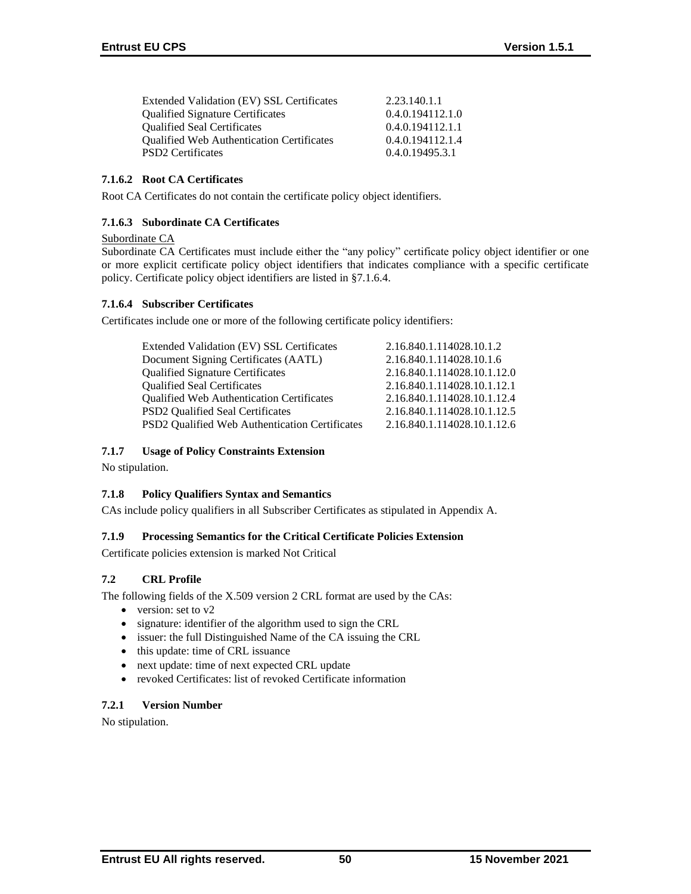| | |
|---|---|
| Extended Validation (EV) SSL Certificates | 2.23.140.1.1 |
| Qualified Signature Certificates | 0.4.0.194112.1.0 |
| Qualified Seal Certificates | 0.4.0.194112.1.1 |
| Qualified Web Authentication Certificates | 0.4.0.194112.1.4 |
| PSD2 Certificates | 0.4.0.19495.3.1 |

#### 7.1.6.2 Root CA Certificates

Root CA Certificates do not contain the certificate policy object identifiers.

#### 7.1.6.3 Subordinate CA Certificates

Subordinate CA

Subordinate CA Certificates must include either the "any policy" certificate policy object identifier or one or more explicit certificate policy object identifiers that indicates compliance with a specific certificate policy. Certificate policy object identifiers are listed in §7.1.6.4.

#### 7.1.6.4 Subscriber Certificates

Certificates include one or more of the following certificate policy identifiers:

| | |
|---|---|
| Extended Validation (EV) SSL Certificates | 2.16.840.1.114028.10.1.2 |
| Document Signing Certificates (AATL) | 2.16.840.1.114028.10.1.6 |
| Qualified Signature Certificates | 2.16.840.1.114028.10.1.12.0 |
| Qualified Seal Certificates | 2.16.840.1.114028.10.1.12.1 |
| Qualified Web Authentication Certificates | 2.16.840.1.114028.10.1.12.4 |
| PSD2 Qualified Seal Certificates | 2.16.840.1.114028.10.1.12.5 |
| PSD2 Qualified Web Authentication Certificates | 2.16.840.1.114028.10.1.12.6 |

### 7.1.7 Usage of Policy Constraints Extension

No stipulation.

### 7.1.8 Policy Qualifiers Syntax and Semantics

CAs include policy qualifiers in all Subscriber Certificates as stipulated in Appendix A.

### 7.1.9 Processing Semantics for the Critical Certificate Policies Extension

Certificate policies extension is marked Not Critical

## 7.2 CRL Profile

The following fields of the X.509 version 2 CRL format are used by the CAs:

- version: set to v2
- signature: identifier of the algorithm used to sign the CRL
- issuer: the full Distinguished Name of the CA issuing the CRL
- this update: time of CRL issuance
- next update: time of next expected CRL update
- revoked Certificates: list of revoked Certificate information

### 7.2.1 Version Number

No stipulation.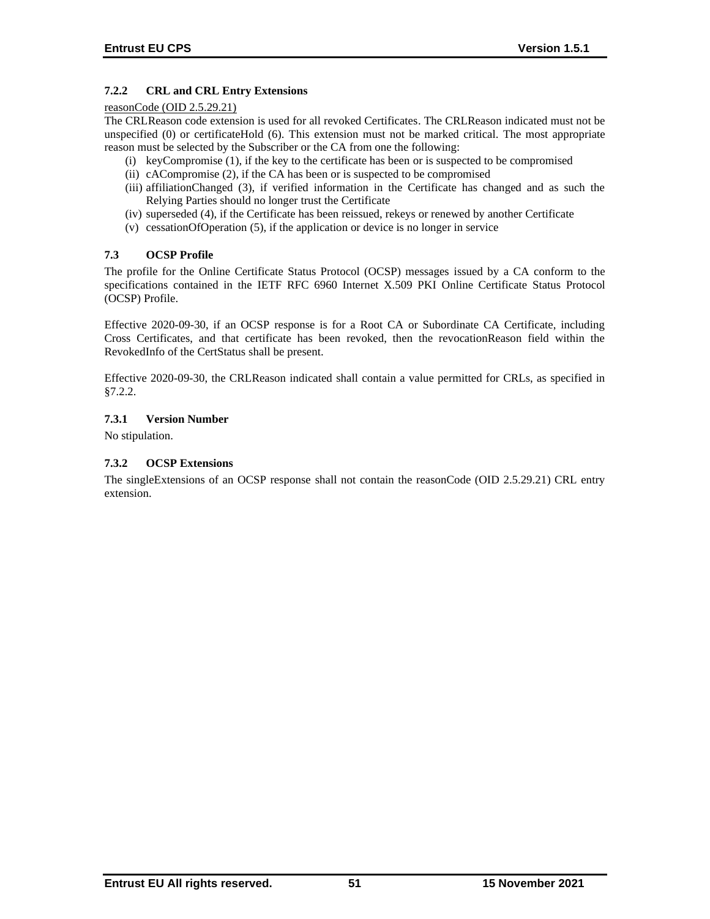### 7.2.2 CRL and CRL Entry Extensions

reasonCode (OID 2.5.29.21)

The CRLReason code extension is used for all revoked Certificates. The CRLReason indicated must not be unspecified (0) or certificateHold (6). This extension must not be marked critical. The most appropriate reason must be selected by the Subscriber or the CA from one the following:

(i) keyCompromise (1), if the key to the certificate has been or is suspected to be compromised
(ii) cACompromise (2), if the CA has been or is suspected to be compromised
(iii) affiliationChanged (3), if verified information in the Certificate has changed and as such the Relying Parties should no longer trust the Certificate
(iv) superseded (4), if the Certificate has been reissued, rekeys or renewed by another Certificate
(v) cessationOfOperation (5), if the application or device is no longer in service

## 7.3 OCSP Profile

The profile for the Online Certificate Status Protocol (OCSP) messages issued by a CA conform to the specifications contained in the IETF RFC 6960 Internet X.509 PKI Online Certificate Status Protocol (OCSP) Profile.

Effective 2020-09-30, if an OCSP response is for a Root CA or Subordinate CA Certificate, including Cross Certificates, and that certificate has been revoked, then the revocationReason field within the RevokedInfo of the CertStatus shall be present.

Effective 2020-09-30, the CRLReason indicated shall contain a value permitted for CRLs, as specified in §7.2.2.

### 7.3.1 Version Number

No stipulation.

### 7.3.2 OCSP Extensions

The singleExtensions of an OCSP response shall not contain the reasonCode (OID 2.5.29.21) CRL entry extension.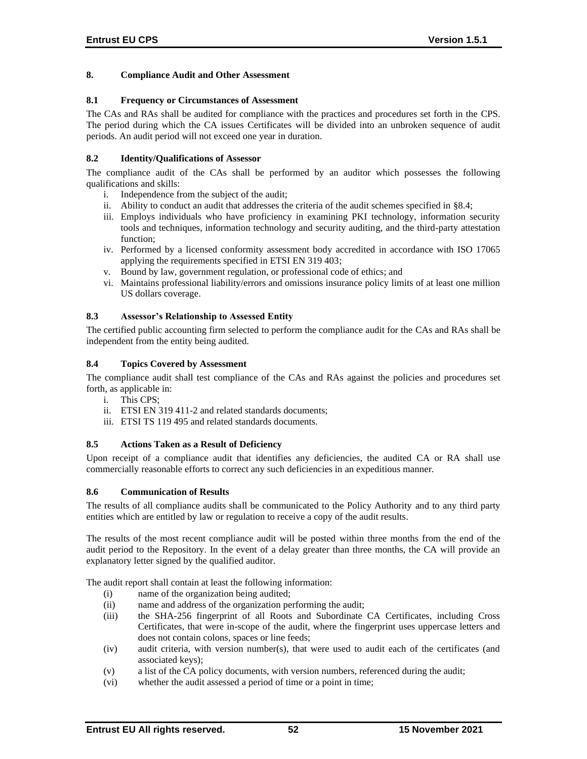# 8. Compliance Audit and Other Assessment

## 8.1 Frequency or Circumstances of Assessment

The CAs and RAs shall be audited for compliance with the practices and procedures set forth in the CPS. The period during which the CA issues Certificates will be divided into an unbroken sequence of audit periods. An audit period will not exceed one year in duration.

## 8.2 Identity/Qualifications of Assessor

The compliance audit of the CAs shall be performed by an auditor which possesses the following qualifications and skills:

i. Independence from the subject of the audit;
ii. Ability to conduct an audit that addresses the criteria of the audit schemes specified in §8.4;
iii. Employs individuals who have proficiency in examining PKI technology, information security tools and techniques, information technology and security auditing, and the third-party attestation function;
iv. Performed by a licensed conformity assessment body accredited in accordance with ISO 17065 applying the requirements specified in ETSI EN 319 403;
v. Bound by law, government regulation, or professional code of ethics; and
vi. Maintains professional liability/errors and omissions insurance policy limits of at least one million US dollars coverage.

## 8.3 Assessor's Relationship to Assessed Entity

The certified public accounting firm selected to perform the compliance audit for the CAs and RAs shall be independent from the entity being audited.

## 8.4 Topics Covered by Assessment

The compliance audit shall test compliance of the CAs and RAs against the policies and procedures set forth, as applicable in:

i. This CPS;
ii. ETSI EN 319 411-2 and related standards documents;
iii. ETSI TS 119 495 and related standards documents.

## 8.5 Actions Taken as a Result of Deficiency

Upon receipt of a compliance audit that identifies any deficiencies, the audited CA or RA shall use commercially reasonable efforts to correct any such deficiencies in an expeditious manner.

## 8.6 Communication of Results

The results of all compliance audits shall be communicated to the Policy Authority and to any third party entities which are entitled by law or regulation to receive a copy of the audit results.

The results of the most recent compliance audit will be posted within three months from the end of the audit period to the Repository. In the event of a delay greater than three months, the CA will provide an explanatory letter signed by the qualified auditor.

The audit report shall contain at least the following information:

(i) name of the organization being audited;
(ii) name and address of the organization performing the audit;
(iii) the SHA-256 fingerprint of all Roots and Subordinate CA Certificates, including Cross Certificates, that were in-scope of the audit, where the fingerprint uses uppercase letters and does not contain colons, spaces or line feeds;
(iv) audit criteria, with version number(s), that were used to audit each of the certificates (and associated keys);
(v) a list of the CA policy documents, with version numbers, referenced during the audit;
(vi) whether the audit assessed a period of time or a point in time;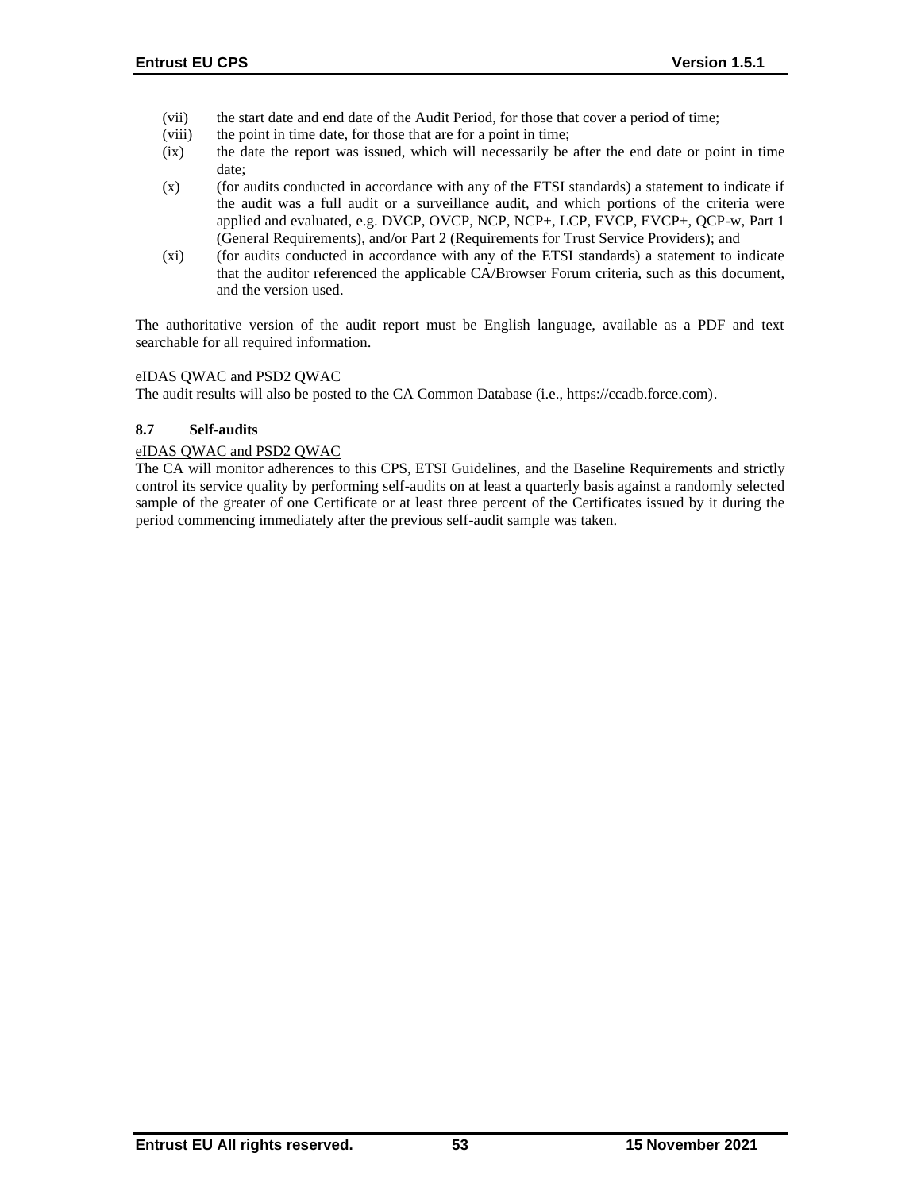(vii) the start date and end date of the Audit Period, for those that cover a period of time;

(viii) the point in time date, for those that are for a point in time;

(ix) the date the report was issued, which will necessarily be after the end date or point in time date;

(x) (for audits conducted in accordance with any of the ETSI standards) a statement to indicate if the audit was a full audit or a surveillance audit, and which portions of the criteria were applied and evaluated, e.g. DVCP, OVCP, NCP, NCP+, LCP, EVCP, EVCP+, QCP-w, Part 1 (General Requirements), and/or Part 2 (Requirements for Trust Service Providers); and

(xi) (for audits conducted in accordance with any of the ETSI standards) a statement to indicate that the auditor referenced the applicable CA/Browser Forum criteria, such as this document, and the version used.

The authoritative version of the audit report must be English language, available as a PDF and text searchable for all required information.

eIDAS QWAC and PSD2 QWAC

The audit results will also be posted to the CA Common Database (i.e., https://ccadb.force.com).

### 8.7 Self-audits

eIDAS QWAC and PSD2 QWAC

The CA will monitor adherences to this CPS, ETSI Guidelines, and the Baseline Requirements and strictly control its service quality by performing self-audits on at least a quarterly basis against a randomly selected sample of the greater of one Certificate or at least three percent of the Certificates issued by it during the period commencing immediately after the previous self-audit sample was taken.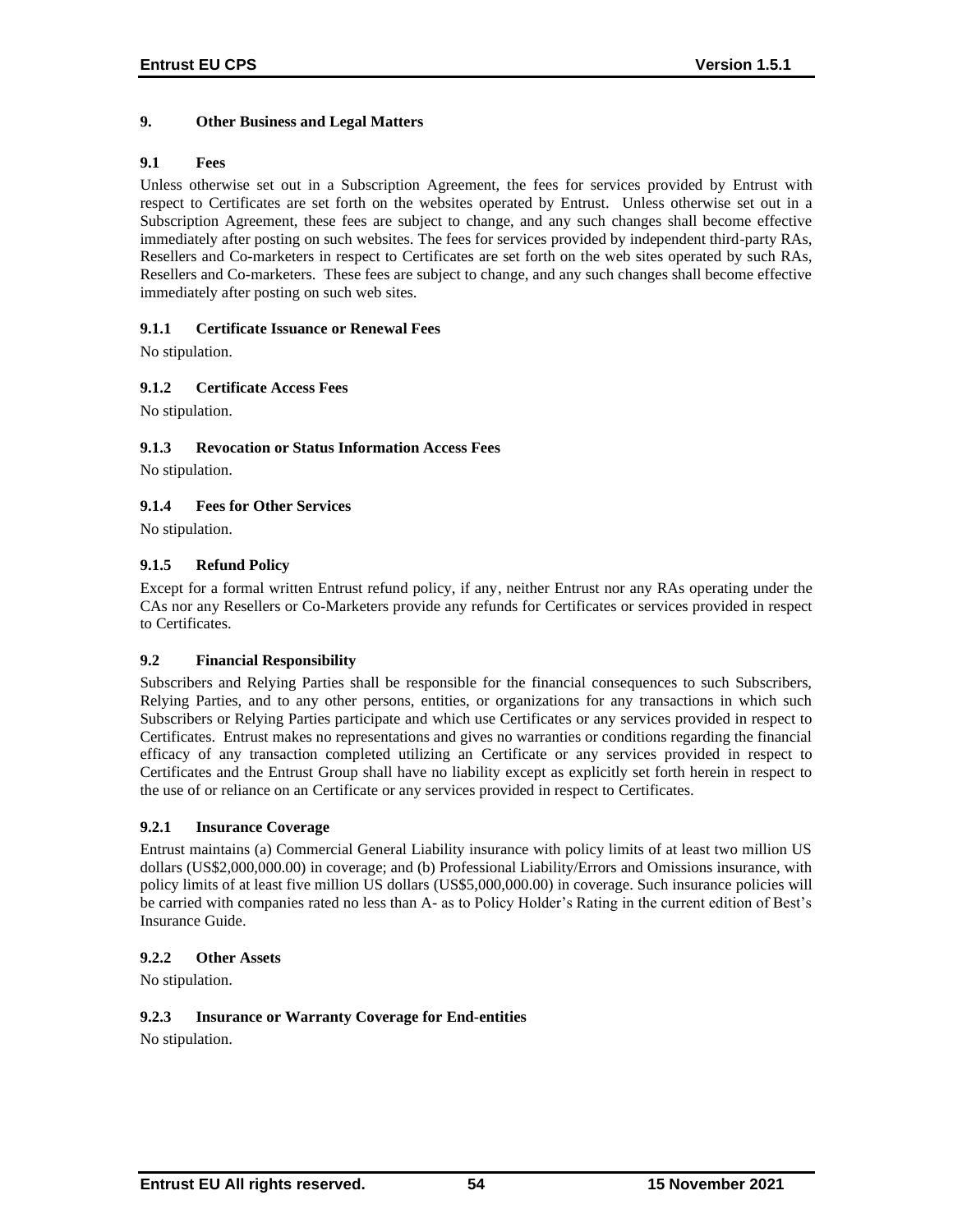# 9. Other Business and Legal Matters

## 9.1 Fees

Unless otherwise set out in a Subscription Agreement, the fees for services provided by Entrust with respect to Certificates are set forth on the websites operated by Entrust. Unless otherwise set out in a Subscription Agreement, these fees are subject to change, and any such changes shall become effective immediately after posting on such websites. The fees for services provided by independent third-party RAs, Resellers and Co-marketers in respect to Certificates are set forth on the web sites operated by such RAs, Resellers and Co-marketers. These fees are subject to change, and any such changes shall become effective immediately after posting on such web sites.

### 9.1.1 Certificate Issuance or Renewal Fees

No stipulation.

### 9.1.2 Certificate Access Fees

No stipulation.

### 9.1.3 Revocation or Status Information Access Fees

No stipulation.

### 9.1.4 Fees for Other Services

No stipulation.

### 9.1.5 Refund Policy

Except for a formal written Entrust refund policy, if any, neither Entrust nor any RAs operating under the CAs nor any Resellers or Co-Marketers provide any refunds for Certificates or services provided in respect to Certificates.

## 9.2 Financial Responsibility

Subscribers and Relying Parties shall be responsible for the financial consequences to such Subscribers, Relying Parties, and to any other persons, entities, or organizations for any transactions in which such Subscribers or Relying Parties participate and which use Certificates or any services provided in respect to Certificates. Entrust makes no representations and gives no warranties or conditions regarding the financial efficacy of any transaction completed utilizing an Certificate or any services provided in respect to Certificates and the Entrust Group shall have no liability except as explicitly set forth herein in respect to the use of or reliance on an Certificate or any services provided in respect to Certificates.

### 9.2.1 Insurance Coverage

Entrust maintains (a) Commercial General Liability insurance with policy limits of at least two million US dollars (US$2,000,000.00) in coverage; and (b) Professional Liability/Errors and Omissions insurance, with policy limits of at least five million US dollars (US$5,000,000.00) in coverage. Such insurance policies will be carried with companies rated no less than A- as to Policy Holder's Rating in the current edition of Best's Insurance Guide.

### 9.2.2 Other Assets

No stipulation.

### 9.2.3 Insurance or Warranty Coverage for End-entities

No stipulation.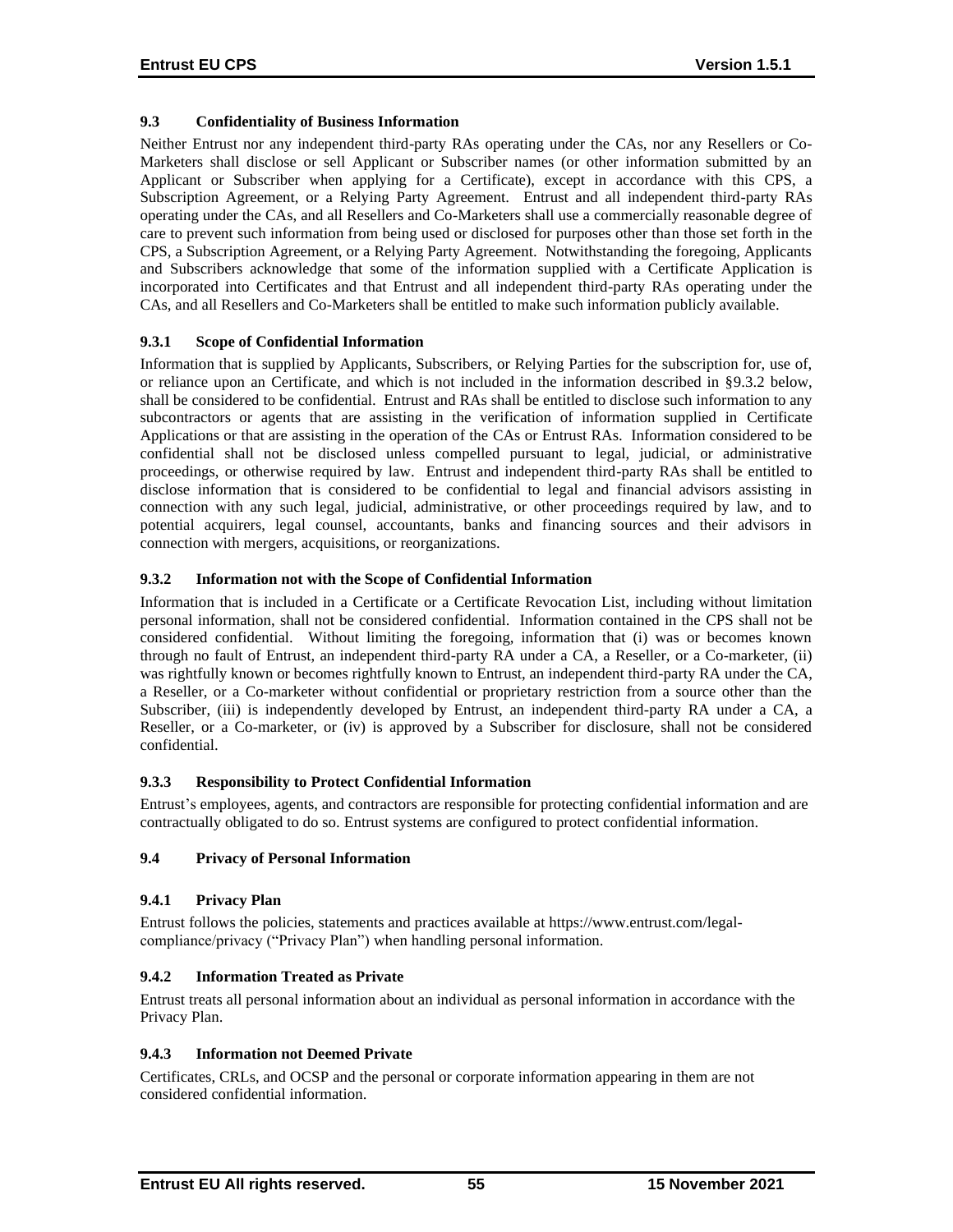### 9.3 Confidentiality of Business Information

Neither Entrust nor any independent third-party RAs operating under the CAs, nor any Resellers or Co-Marketers shall disclose or sell Applicant or Subscriber names (or other information submitted by an Applicant or Subscriber when applying for a Certificate), except in accordance with this CPS, a Subscription Agreement, or a Relying Party Agreement. Entrust and all independent third-party RAs operating under the CAs, and all Resellers and Co-Marketers shall use a commercially reasonable degree of care to prevent such information from being used or disclosed for purposes other than those set forth in the CPS, a Subscription Agreement, or a Relying Party Agreement. Notwithstanding the foregoing, Applicants and Subscribers acknowledge that some of the information supplied with a Certificate Application is incorporated into Certificates and that Entrust and all independent third-party RAs operating under the CAs, and all Resellers and Co-Marketers shall be entitled to make such information publicly available.

#### 9.3.1 Scope of Confidential Information

Information that is supplied by Applicants, Subscribers, or Relying Parties for the subscription for, use of, or reliance upon an Certificate, and which is not included in the information described in §9.3.2 below, shall be considered to be confidential. Entrust and RAs shall be entitled to disclose such information to any subcontractors or agents that are assisting in the verification of information supplied in Certificate Applications or that are assisting in the operation of the CAs or Entrust RAs. Information considered to be confidential shall not be disclosed unless compelled pursuant to legal, judicial, or administrative proceedings, or otherwise required by law. Entrust and independent third-party RAs shall be entitled to disclose information that is considered to be confidential to legal and financial advisors assisting in connection with any such legal, judicial, administrative, or other proceedings required by law, and to potential acquirers, legal counsel, accountants, banks and financing sources and their advisors in connection with mergers, acquisitions, or reorganizations.

#### 9.3.2 Information not with the Scope of Confidential Information

Information that is included in a Certificate or a Certificate Revocation List, including without limitation personal information, shall not be considered confidential. Information contained in the CPS shall not be considered confidential. Without limiting the foregoing, information that (i) was or becomes known through no fault of Entrust, an independent third-party RA under a CA, a Reseller, or a Co-marketer, (ii) was rightfully known or becomes rightfully known to Entrust, an independent third-party RA under the CA, a Reseller, or a Co-marketer without confidential or proprietary restriction from a source other than the Subscriber, (iii) is independently developed by Entrust, an independent third-party RA under a CA, a Reseller, or a Co-marketer, or (iv) is approved by a Subscriber for disclosure, shall not be considered confidential.

#### 9.3.3 Responsibility to Protect Confidential Information

Entrust's employees, agents, and contractors are responsible for protecting confidential information and are contractually obligated to do so. Entrust systems are configured to protect confidential information.

### 9.4 Privacy of Personal Information

#### 9.4.1 Privacy Plan

Entrust follows the policies, statements and practices available at https://www.entrust.com/legal-compliance/privacy ("Privacy Plan") when handling personal information.

#### 9.4.2 Information Treated as Private

Entrust treats all personal information about an individual as personal information in accordance with the Privacy Plan.

#### 9.4.3 Information not Deemed Private

Certificates, CRLs, and OCSP and the personal or corporate information appearing in them are not considered confidential information.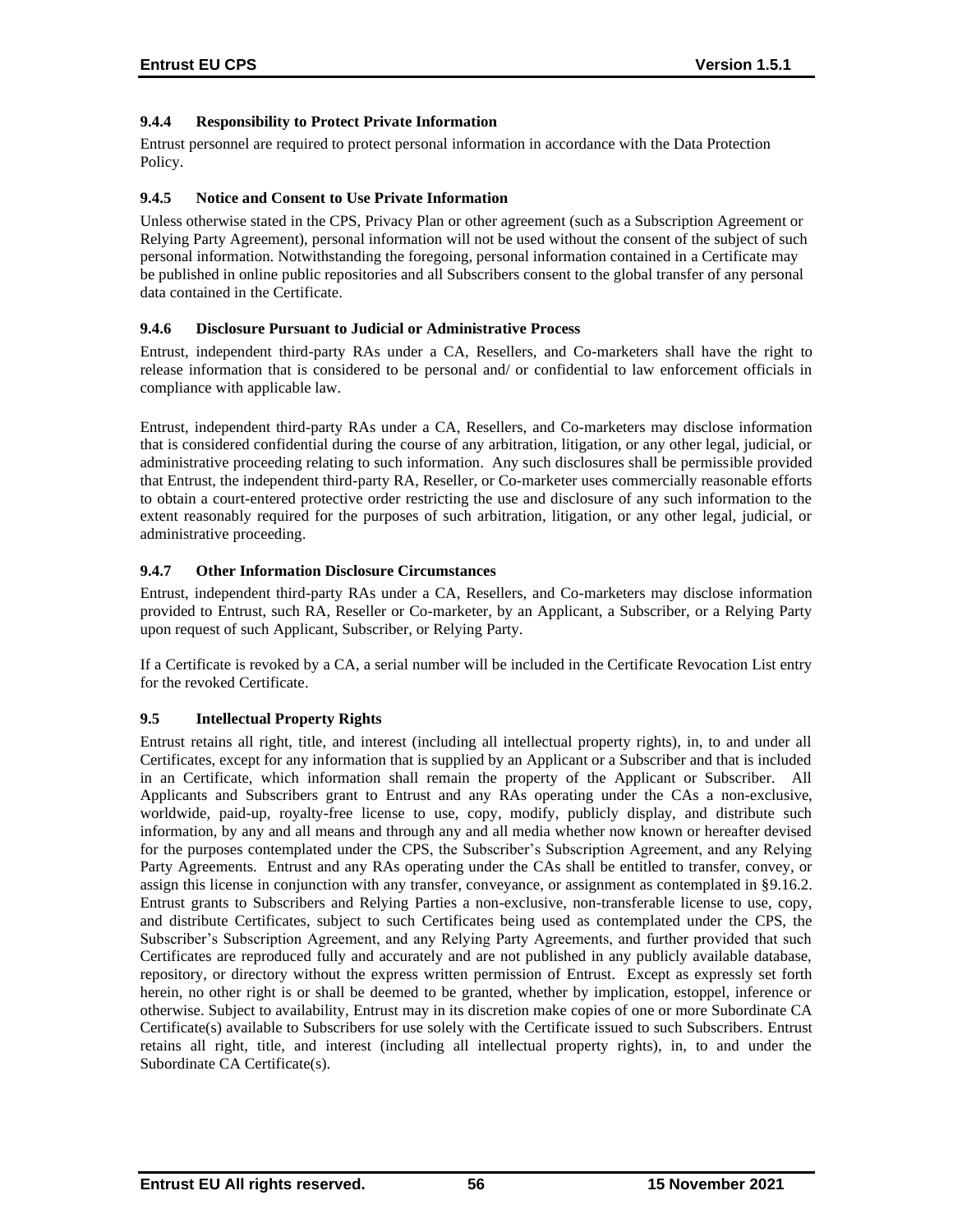### 9.4.4 Responsibility to Protect Private Information

Entrust personnel are required to protect personal information in accordance with the Data Protection Policy.

### 9.4.5 Notice and Consent to Use Private Information

Unless otherwise stated in the CPS, Privacy Plan or other agreement (such as a Subscription Agreement or Relying Party Agreement), personal information will not be used without the consent of the subject of such personal information. Notwithstanding the foregoing, personal information contained in a Certificate may be published in online public repositories and all Subscribers consent to the global transfer of any personal data contained in the Certificate.

### 9.4.6 Disclosure Pursuant to Judicial or Administrative Process

Entrust, independent third-party RAs under a CA, Resellers, and Co-marketers shall have the right to release information that is considered to be personal and/ or confidential to law enforcement officials in compliance with applicable law.

Entrust, independent third-party RAs under a CA, Resellers, and Co-marketers may disclose information that is considered confidential during the course of any arbitration, litigation, or any other legal, judicial, or administrative proceeding relating to such information. Any such disclosures shall be permissible provided that Entrust, the independent third-party RA, Reseller, or Co-marketer uses commercially reasonable efforts to obtain a court-entered protective order restricting the use and disclosure of any such information to the extent reasonably required for the purposes of such arbitration, litigation, or any other legal, judicial, or administrative proceeding.

### 9.4.7 Other Information Disclosure Circumstances

Entrust, independent third-party RAs under a CA, Resellers, and Co-marketers may disclose information provided to Entrust, such RA, Reseller or Co-marketer, by an Applicant, a Subscriber, or a Relying Party upon request of such Applicant, Subscriber, or Relying Party.

If a Certificate is revoked by a CA, a serial number will be included in the Certificate Revocation List entry for the revoked Certificate.

## 9.5 Intellectual Property Rights

Entrust retains all right, title, and interest (including all intellectual property rights), in, to and under all Certificates, except for any information that is supplied by an Applicant or a Subscriber and that is included in an Certificate, which information shall remain the property of the Applicant or Subscriber. All Applicants and Subscribers grant to Entrust and any RAs operating under the CAs a non-exclusive, worldwide, paid-up, royalty-free license to use, copy, modify, publicly display, and distribute such information, by any and all means and through any and all media whether now known or hereafter devised for the purposes contemplated under the CPS, the Subscriber's Subscription Agreement, and any Relying Party Agreements. Entrust and any RAs operating under the CAs shall be entitled to transfer, convey, or assign this license in conjunction with any transfer, conveyance, or assignment as contemplated in §9.16.2. Entrust grants to Subscribers and Relying Parties a non-exclusive, non-transferable license to use, copy, and distribute Certificates, subject to such Certificates being used as contemplated under the CPS, the Subscriber's Subscription Agreement, and any Relying Party Agreements, and further provided that such Certificates are reproduced fully and accurately and are not published in any publicly available database, repository, or directory without the express written permission of Entrust. Except as expressly set forth herein, no other right is or shall be deemed to be granted, whether by implication, estoppel, inference or otherwise. Subject to availability, Entrust may in its discretion make copies of one or more Subordinate CA Certificate(s) available to Subscribers for use solely with the Certificate issued to such Subscribers. Entrust retains all right, title, and interest (including all intellectual property rights), in, to and under the Subordinate CA Certificate(s).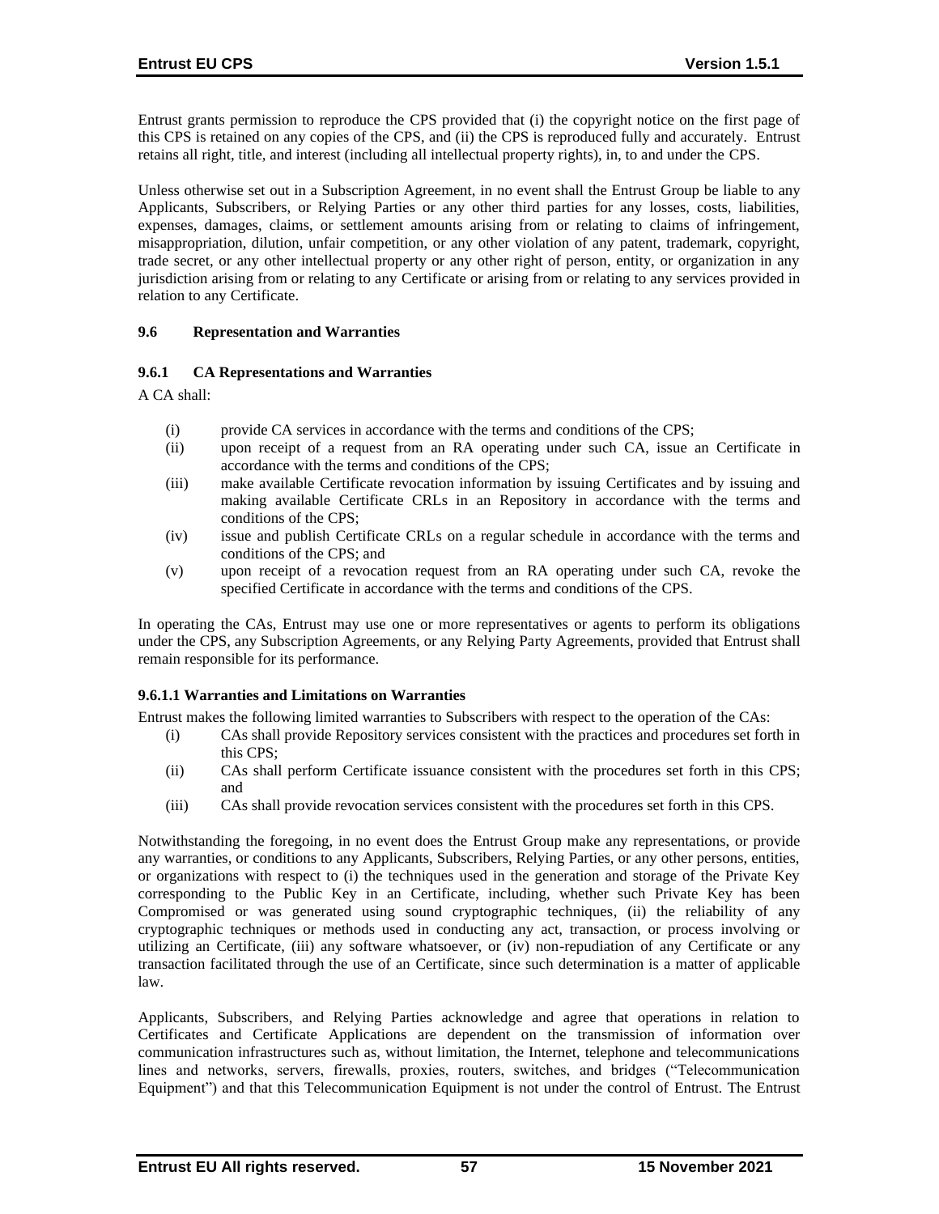Entrust grants permission to reproduce the CPS provided that (i) the copyright notice on the first page of this CPS is retained on any copies of the CPS, and (ii) the CPS is reproduced fully and accurately. Entrust retains all right, title, and interest (including all intellectual property rights), in, to and under the CPS.

Unless otherwise set out in a Subscription Agreement, in no event shall the Entrust Group be liable to any Applicants, Subscribers, or Relying Parties or any other third parties for any losses, costs, liabilities, expenses, damages, claims, or settlement amounts arising from or relating to claims of infringement, misappropriation, dilution, unfair competition, or any other violation of any patent, trademark, copyright, trade secret, or any other intellectual property or any other right of person, entity, or organization in any jurisdiction arising from or relating to any Certificate or arising from or relating to any services provided in relation to any Certificate.

## 9.6 Representation and Warranties

### 9.6.1 CA Representations and Warranties

A CA shall:

(i) provide CA services in accordance with the terms and conditions of the CPS;
(ii) upon receipt of a request from an RA operating under such CA, issue an Certificate in accordance with the terms and conditions of the CPS;
(iii) make available Certificate revocation information by issuing Certificates and by issuing and making available Certificate CRLs in an Repository in accordance with the terms and conditions of the CPS;
(iv) issue and publish Certificate CRLs on a regular schedule in accordance with the terms and conditions of the CPS; and
(v) upon receipt of a revocation request from an RA operating under such CA, revoke the specified Certificate in accordance with the terms and conditions of the CPS.

In operating the CAs, Entrust may use one or more representatives or agents to perform its obligations under the CPS, any Subscription Agreements, or any Relying Party Agreements, provided that Entrust shall remain responsible for its performance.

#### 9.6.1.1 Warranties and Limitations on Warranties

Entrust makes the following limited warranties to Subscribers with respect to the operation of the CAs:

(i) CAs shall provide Repository services consistent with the practices and procedures set forth in this CPS;
(ii) CAs shall perform Certificate issuance consistent with the procedures set forth in this CPS; and
(iii) CAs shall provide revocation services consistent with the procedures set forth in this CPS.

Notwithstanding the foregoing, in no event does the Entrust Group make any representations, or provide any warranties, or conditions to any Applicants, Subscribers, Relying Parties, or any other persons, entities, or organizations with respect to (i) the techniques used in the generation and storage of the Private Key corresponding to the Public Key in an Certificate, including, whether such Private Key has been Compromised or was generated using sound cryptographic techniques, (ii) the reliability of any cryptographic techniques or methods used in conducting any act, transaction, or process involving or utilizing an Certificate, (iii) any software whatsoever, or (iv) non-repudiation of any Certificate or any transaction facilitated through the use of an Certificate, since such determination is a matter of applicable law.

Applicants, Subscribers, and Relying Parties acknowledge and agree that operations in relation to Certificates and Certificate Applications are dependent on the transmission of information over communication infrastructures such as, without limitation, the Internet, telephone and telecommunications lines and networks, servers, firewalls, proxies, routers, switches, and bridges ("Telecommunication Equipment") and that this Telecommunication Equipment is not under the control of Entrust. The Entrust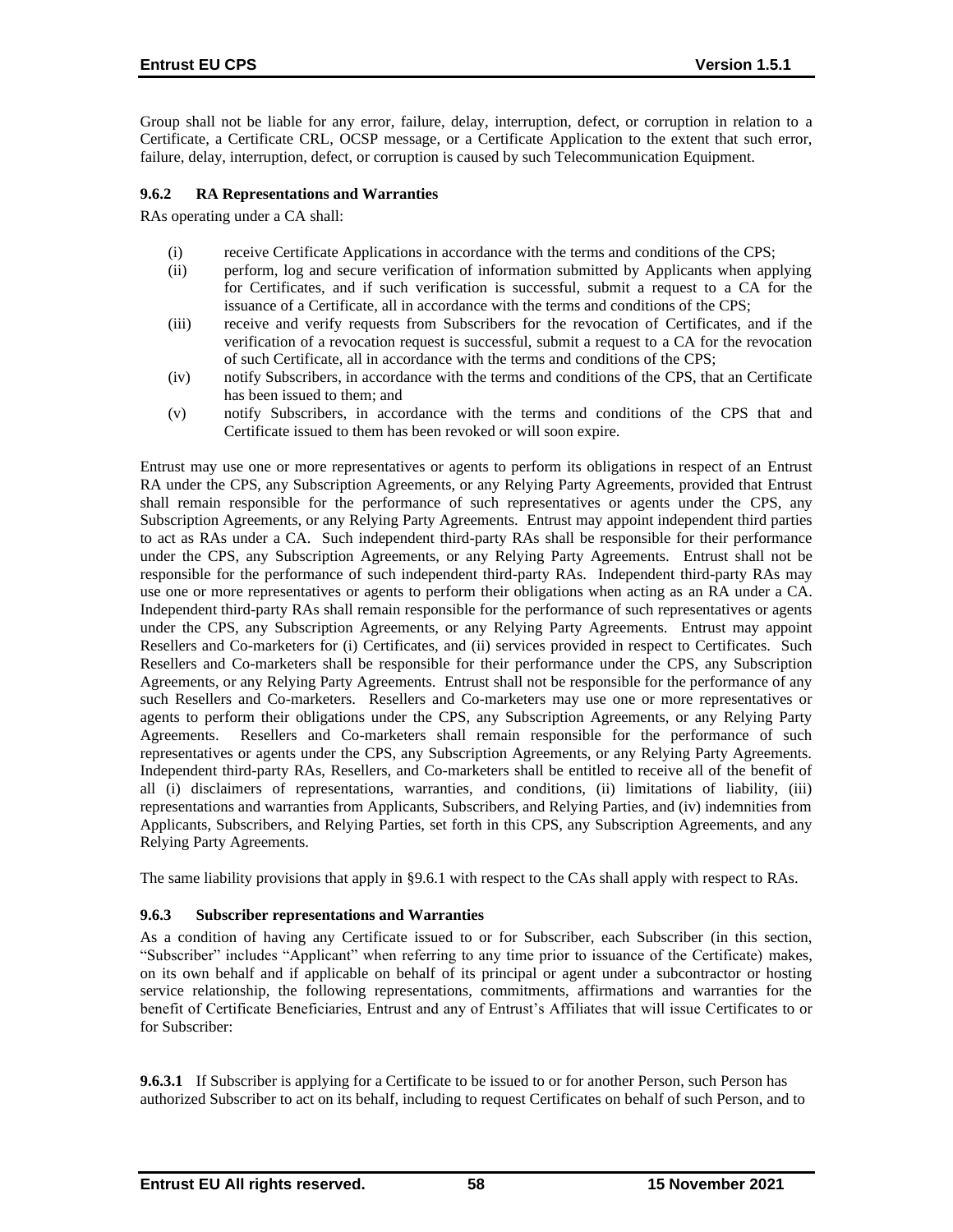Group shall not be liable for any error, failure, delay, interruption, defect, or corruption in relation to a Certificate, a Certificate CRL, OCSP message, or a Certificate Application to the extent that such error, failure, delay, interruption, defect, or corruption is caused by such Telecommunication Equipment.

### 9.6.2 RA Representations and Warranties

RAs operating under a CA shall:

(i) receive Certificate Applications in accordance with the terms and conditions of the CPS;
(ii) perform, log and secure verification of information submitted by Applicants when applying for Certificates, and if such verification is successful, submit a request to a CA for the issuance of a Certificate, all in accordance with the terms and conditions of the CPS;
(iii) receive and verify requests from Subscribers for the revocation of Certificates, and if the verification of a revocation request is successful, submit a request to a CA for the revocation of such Certificate, all in accordance with the terms and conditions of the CPS;
(iv) notify Subscribers, in accordance with the terms and conditions of the CPS, that an Certificate has been issued to them; and
(v) notify Subscribers, in accordance with the terms and conditions of the CPS that and Certificate issued to them has been revoked or will soon expire.

Entrust may use one or more representatives or agents to perform its obligations in respect of an Entrust RA under the CPS, any Subscription Agreements, or any Relying Party Agreements, provided that Entrust shall remain responsible for the performance of such representatives or agents under the CPS, any Subscription Agreements, or any Relying Party Agreements. Entrust may appoint independent third parties to act as RAs under a CA. Such independent third-party RAs shall be responsible for their performance under the CPS, any Subscription Agreements, or any Relying Party Agreements. Entrust shall not be responsible for the performance of such independent third-party RAs. Independent third-party RAs may use one or more representatives or agents to perform their obligations when acting as an RA under a CA. Independent third-party RAs shall remain responsible for the performance of such representatives or agents under the CPS, any Subscription Agreements, or any Relying Party Agreements. Entrust may appoint Resellers and Co-marketers for (i) Certificates, and (ii) services provided in respect to Certificates. Such Resellers and Co-marketers shall be responsible for their performance under the CPS, any Subscription Agreements, or any Relying Party Agreements. Entrust shall not be responsible for the performance of any such Resellers and Co-marketers. Resellers and Co-marketers may use one or more representatives or agents to perform their obligations under the CPS, any Subscription Agreements, or any Relying Party Agreements. Resellers and Co-marketers shall remain responsible for the performance of such representatives or agents under the CPS, any Subscription Agreements, or any Relying Party Agreements. Independent third-party RAs, Resellers, and Co-marketers shall be entitled to receive all of the benefit of all (i) disclaimers of representations, warranties, and conditions, (ii) limitations of liability, (iii) representations and warranties from Applicants, Subscribers, and Relying Parties, and (iv) indemnities from Applicants, Subscribers, and Relying Parties, set forth in this CPS, any Subscription Agreements, and any Relying Party Agreements.

The same liability provisions that apply in §9.6.1 with respect to the CAs shall apply with respect to RAs.

### 9.6.3 Subscriber representations and Warranties

As a condition of having any Certificate issued to or for Subscriber, each Subscriber (in this section, "Subscriber" includes "Applicant" when referring to any time prior to issuance of the Certificate) makes, on its own behalf and if applicable on behalf of its principal or agent under a subcontractor or hosting service relationship, the following representations, commitments, affirmations and warranties for the benefit of Certificate Beneficiaries, Entrust and any of Entrust's Affiliates that will issue Certificates to or for Subscriber:

**9.6.3.1** If Subscriber is applying for a Certificate to be issued to or for another Person, such Person has authorized Subscriber to act on its behalf, including to request Certificates on behalf of such Person, and to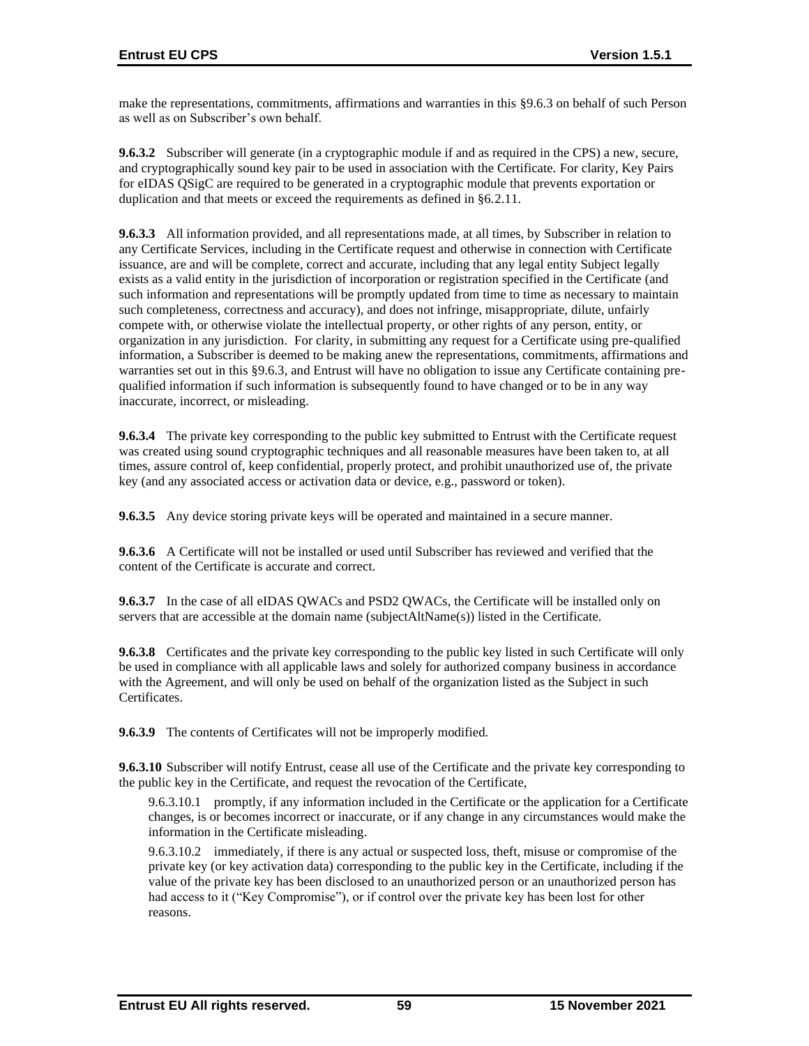make the representations, commitments, affirmations and warranties in this §9.6.3 on behalf of such Person as well as on Subscriber's own behalf.

**9.6.3.2** Subscriber will generate (in a cryptographic module if and as required in the CPS) a new, secure, and cryptographically sound key pair to be used in association with the Certificate. For clarity, Key Pairs for eIDAS QSigC are required to be generated in a cryptographic module that prevents exportation or duplication and that meets or exceed the requirements as defined in §6.2.11.

**9.6.3.3** All information provided, and all representations made, at all times, by Subscriber in relation to any Certificate Services, including in the Certificate request and otherwise in connection with Certificate issuance, are and will be complete, correct and accurate, including that any legal entity Subject legally exists as a valid entity in the jurisdiction of incorporation or registration specified in the Certificate (and such information and representations will be promptly updated from time to time as necessary to maintain such completeness, correctness and accuracy), and does not infringe, misappropriate, dilute, unfairly compete with, or otherwise violate the intellectual property, or other rights of any person, entity, or organization in any jurisdiction. For clarity, in submitting any request for a Certificate using pre-qualified information, a Subscriber is deemed to be making anew the representations, commitments, affirmations and warranties set out in this §9.6.3, and Entrust will have no obligation to issue any Certificate containing pre-qualified information if such information is subsequently found to have changed or to be in any way inaccurate, incorrect, or misleading.

**9.6.3.4** The private key corresponding to the public key submitted to Entrust with the Certificate request was created using sound cryptographic techniques and all reasonable measures have been taken to, at all times, assure control of, keep confidential, properly protect, and prohibit unauthorized use of, the private key (and any associated access or activation data or device, e.g., password or token).

**9.6.3.5** Any device storing private keys will be operated and maintained in a secure manner.

**9.6.3.6** A Certificate will not be installed or used until Subscriber has reviewed and verified that the content of the Certificate is accurate and correct.

**9.6.3.7** In the case of all eIDAS QWACs and PSD2 QWACs, the Certificate will be installed only on servers that are accessible at the domain name (subjectAltName(s)) listed in the Certificate.

**9.6.3.8** Certificates and the private key corresponding to the public key listed in such Certificate will only be used in compliance with all applicable laws and solely for authorized company business in accordance with the Agreement, and will only be used on behalf of the organization listed as the Subject in such Certificates.

**9.6.3.9** The contents of Certificates will not be improperly modified.

**9.6.3.10** Subscriber will notify Entrust, cease all use of the Certificate and the private key corresponding to the public key in the Certificate, and request the revocation of the Certificate,

9.6.3.10.1 promptly, if any information included in the Certificate or the application for a Certificate changes, is or becomes incorrect or inaccurate, or if any change in any circumstances would make the information in the Certificate misleading.

9.6.3.10.2 immediately, if there is any actual or suspected loss, theft, misuse or compromise of the private key (or key activation data) corresponding to the public key in the Certificate, including if the value of the private key has been disclosed to an unauthorized person or an unauthorized person has had access to it ("Key Compromise"), or if control over the private key has been lost for other reasons.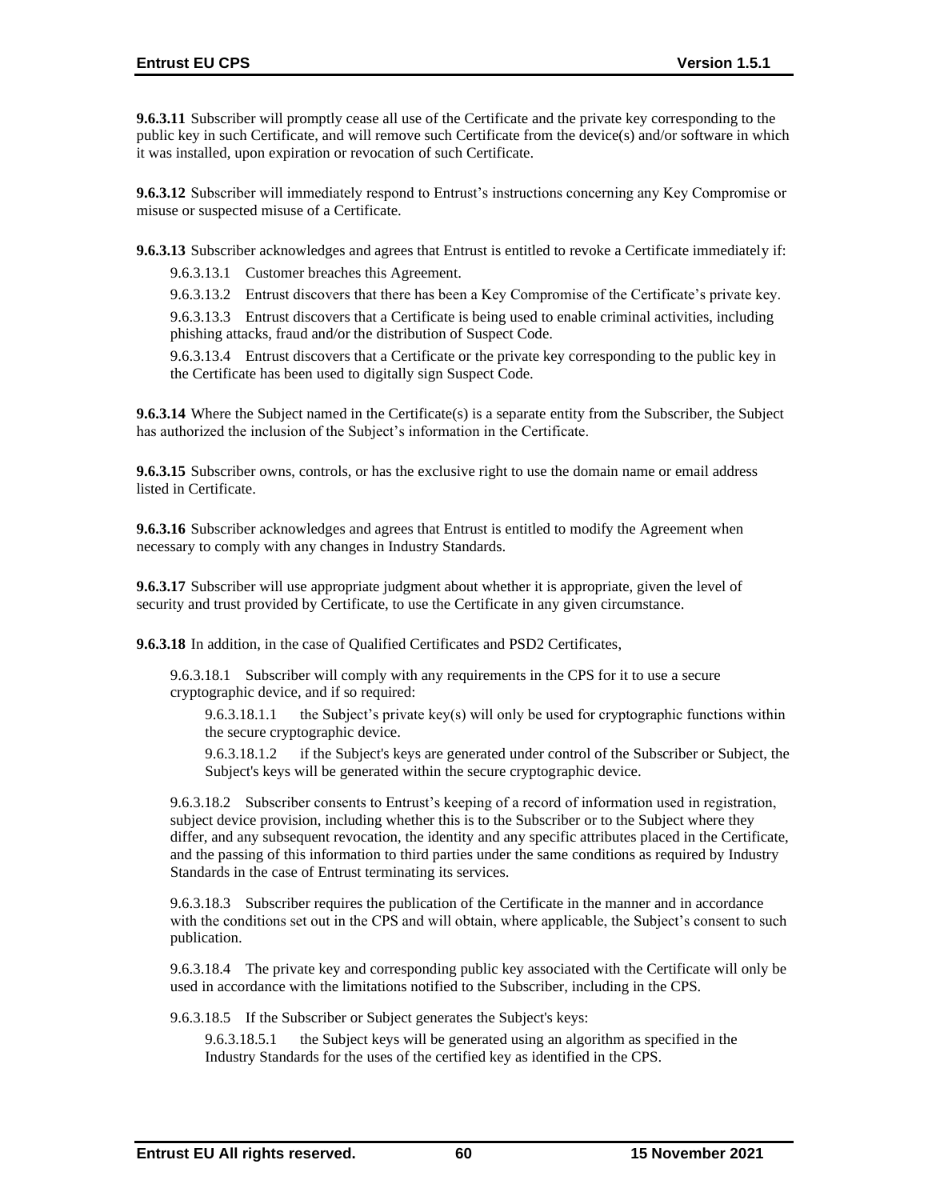**9.6.3.11** Subscriber will promptly cease all use of the Certificate and the private key corresponding to the public key in such Certificate, and will remove such Certificate from the device(s) and/or software in which it was installed, upon expiration or revocation of such Certificate.

**9.6.3.12** Subscriber will immediately respond to Entrust's instructions concerning any Key Compromise or misuse or suspected misuse of a Certificate.

**9.6.3.13** Subscriber acknowledges and agrees that Entrust is entitled to revoke a Certificate immediately if:

9.6.3.13.1 Customer breaches this Agreement.

9.6.3.13.2 Entrust discovers that there has been a Key Compromise of the Certificate's private key.

9.6.3.13.3 Entrust discovers that a Certificate is being used to enable criminal activities, including phishing attacks, fraud and/or the distribution of Suspect Code.

9.6.3.13.4 Entrust discovers that a Certificate or the private key corresponding to the public key in the Certificate has been used to digitally sign Suspect Code.

**9.6.3.14** Where the Subject named in the Certificate(s) is a separate entity from the Subscriber, the Subject has authorized the inclusion of the Subject's information in the Certificate.

**9.6.3.15** Subscriber owns, controls, or has the exclusive right to use the domain name or email address listed in Certificate.

**9.6.3.16** Subscriber acknowledges and agrees that Entrust is entitled to modify the Agreement when necessary to comply with any changes in Industry Standards.

**9.6.3.17** Subscriber will use appropriate judgment about whether it is appropriate, given the level of security and trust provided by Certificate, to use the Certificate in any given circumstance.

**9.6.3.18** In addition, in the case of Qualified Certificates and PSD2 Certificates,

9.6.3.18.1 Subscriber will comply with any requirements in the CPS for it to use a secure cryptographic device, and if so required:

9.6.3.18.1.1 the Subject's private key(s) will only be used for cryptographic functions within the secure cryptographic device.

9.6.3.18.1.2 if the Subject's keys are generated under control of the Subscriber or Subject, the Subject's keys will be generated within the secure cryptographic device.

9.6.3.18.2 Subscriber consents to Entrust's keeping of a record of information used in registration, subject device provision, including whether this is to the Subscriber or to the Subject where they differ, and any subsequent revocation, the identity and any specific attributes placed in the Certificate, and the passing of this information to third parties under the same conditions as required by Industry Standards in the case of Entrust terminating its services.

9.6.3.18.3 Subscriber requires the publication of the Certificate in the manner and in accordance with the conditions set out in the CPS and will obtain, where applicable, the Subject's consent to such publication.

9.6.3.18.4 The private key and corresponding public key associated with the Certificate will only be used in accordance with the limitations notified to the Subscriber, including in the CPS.

9.6.3.18.5 If the Subscriber or Subject generates the Subject's keys:

9.6.3.18.5.1 the Subject keys will be generated using an algorithm as specified in the Industry Standards for the uses of the certified key as identified in the CPS.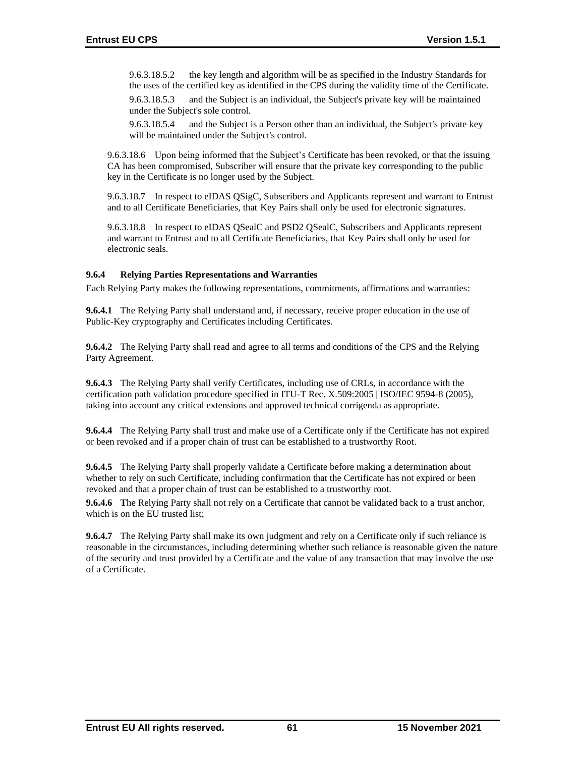9.6.3.18.5.2 the key length and algorithm will be as specified in the Industry Standards for the uses of the certified key as identified in the CPS during the validity time of the Certificate.

9.6.3.18.5.3 and the Subject is an individual, the Subject's private key will be maintained under the Subject's sole control.

9.6.3.18.5.4 and the Subject is a Person other than an individual, the Subject's private key will be maintained under the Subject's control.

9.6.3.18.6 Upon being informed that the Subject's Certificate has been revoked, or that the issuing CA has been compromised, Subscriber will ensure that the private key corresponding to the public key in the Certificate is no longer used by the Subject.

9.6.3.18.7 In respect to eIDAS QSigC, Subscribers and Applicants represent and warrant to Entrust and to all Certificate Beneficiaries, that Key Pairs shall only be used for electronic signatures.

9.6.3.18.8 In respect to eIDAS QSealC and PSD2 QSealC, Subscribers and Applicants represent and warrant to Entrust and to all Certificate Beneficiaries, that Key Pairs shall only be used for electronic seals.

### 9.6.4 Relying Parties Representations and Warranties

Each Relying Party makes the following representations, commitments, affirmations and warranties:

**9.6.4.1** The Relying Party shall understand and, if necessary, receive proper education in the use of Public-Key cryptography and Certificates including Certificates.

**9.6.4.2** The Relying Party shall read and agree to all terms and conditions of the CPS and the Relying Party Agreement.

**9.6.4.3** The Relying Party shall verify Certificates, including use of CRLs, in accordance with the certification path validation procedure specified in ITU-T Rec. X.509:2005 | ISO/IEC 9594-8 (2005), taking into account any critical extensions and approved technical corrigenda as appropriate.

**9.6.4.4** The Relying Party shall trust and make use of a Certificate only if the Certificate has not expired or been revoked and if a proper chain of trust can be established to a trustworthy Root.

**9.6.4.5** The Relying Party shall properly validate a Certificate before making a determination about whether to rely on such Certificate, including confirmation that the Certificate has not expired or been revoked and that a proper chain of trust can be established to a trustworthy root.

**9.6.4.6** **T**he Relying Party shall not rely on a Certificate that cannot be validated back to a trust anchor, which is on the EU trusted list;

**9.6.4.7** The Relying Party shall make its own judgment and rely on a Certificate only if such reliance is reasonable in the circumstances, including determining whether such reliance is reasonable given the nature of the security and trust provided by a Certificate and the value of any transaction that may involve the use of a Certificate.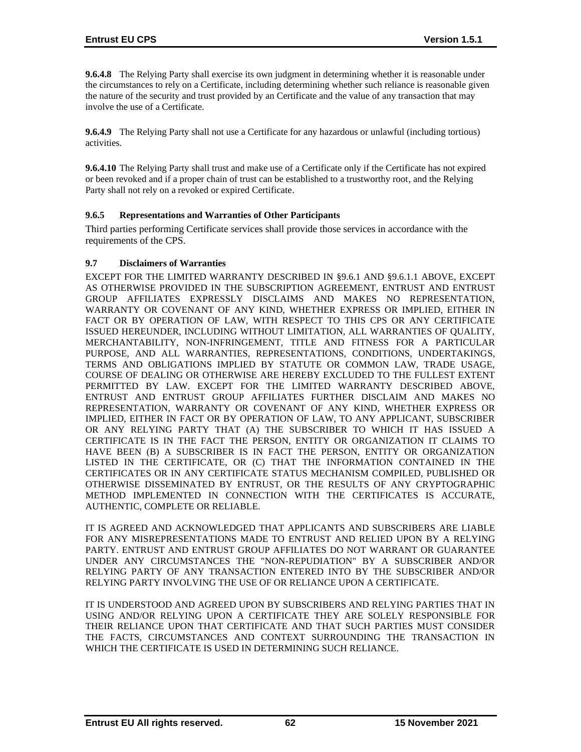**9.6.4.8** The Relying Party shall exercise its own judgment in determining whether it is reasonable under the circumstances to rely on a Certificate, including determining whether such reliance is reasonable given the nature of the security and trust provided by an Certificate and the value of any transaction that may involve the use of a Certificate.

**9.6.4.9** The Relying Party shall not use a Certificate for any hazardous or unlawful (including tortious) activities.

**9.6.4.10** The Relying Party shall trust and make use of a Certificate only if the Certificate has not expired or been revoked and if a proper chain of trust can be established to a trustworthy root, and the Relying Party shall not rely on a revoked or expired Certificate.

### 9.6.5 Representations and Warranties of Other Participants

Third parties performing Certificate services shall provide those services in accordance with the requirements of the CPS.

## 9.7 Disclaimers of Warranties

EXCEPT FOR THE LIMITED WARRANTY DESCRIBED IN §9.6.1 AND §9.6.1.1 ABOVE, EXCEPT AS OTHERWISE PROVIDED IN THE SUBSCRIPTION AGREEMENT, ENTRUST AND ENTRUST GROUP AFFILIATES EXPRESSLY DISCLAIMS AND MAKES NO REPRESENTATION, WARRANTY OR COVENANT OF ANY KIND, WHETHER EXPRESS OR IMPLIED, EITHER IN FACT OR BY OPERATION OF LAW, WITH RESPECT TO THIS CPS OR ANY CERTIFICATE ISSUED HEREUNDER, INCLUDING WITHOUT LIMITATION, ALL WARRANTIES OF QUALITY, MERCHANTABILITY, NON-INFRINGEMENT, TITLE AND FITNESS FOR A PARTICULAR PURPOSE, AND ALL WARRANTIES, REPRESENTATIONS, CONDITIONS, UNDERTAKINGS, TERMS AND OBLIGATIONS IMPLIED BY STATUTE OR COMMON LAW, TRADE USAGE, COURSE OF DEALING OR OTHERWISE ARE HEREBY EXCLUDED TO THE FULLEST EXTENT PERMITTED BY LAW. EXCEPT FOR THE LIMITED WARRANTY DESCRIBED ABOVE, ENTRUST AND ENTRUST GROUP AFFILIATES FURTHER DISCLAIM AND MAKES NO REPRESENTATION, WARRANTY OR COVENANT OF ANY KIND, WHETHER EXPRESS OR IMPLIED, EITHER IN FACT OR BY OPERATION OF LAW, TO ANY APPLICANT, SUBSCRIBER OR ANY RELYING PARTY THAT (A) THE SUBSCRIBER TO WHICH IT HAS ISSUED A CERTIFICATE IS IN THE FACT THE PERSON, ENTITY OR ORGANIZATION IT CLAIMS TO HAVE BEEN (B) A SUBSCRIBER IS IN FACT THE PERSON, ENTITY OR ORGANIZATION LISTED IN THE CERTIFICATE, OR (C) THAT THE INFORMATION CONTAINED IN THE CERTIFICATES OR IN ANY CERTIFICATE STATUS MECHANISM COMPILED, PUBLISHED OR OTHERWISE DISSEMINATED BY ENTRUST, OR THE RESULTS OF ANY CRYPTOGRAPHIC METHOD IMPLEMENTED IN CONNECTION WITH THE CERTIFICATES IS ACCURATE, AUTHENTIC, COMPLETE OR RELIABLE.

IT IS AGREED AND ACKNOWLEDGED THAT APPLICANTS AND SUBSCRIBERS ARE LIABLE FOR ANY MISREPRESENTATIONS MADE TO ENTRUST AND RELIED UPON BY A RELYING PARTY. ENTRUST AND ENTRUST GROUP AFFILIATES DO NOT WARRANT OR GUARANTEE UNDER ANY CIRCUMSTANCES THE "NON-REPUDIATION" BY A SUBSCRIBER AND/OR RELYING PARTY OF ANY TRANSACTION ENTERED INTO BY THE SUBSCRIBER AND/OR RELYING PARTY INVOLVING THE USE OF OR RELIANCE UPON A CERTIFICATE.

IT IS UNDERSTOOD AND AGREED UPON BY SUBSCRIBERS AND RELYING PARTIES THAT IN USING AND/OR RELYING UPON A CERTIFICATE THEY ARE SOLELY RESPONSIBLE FOR THEIR RELIANCE UPON THAT CERTIFICATE AND THAT SUCH PARTIES MUST CONSIDER THE FACTS, CIRCUMSTANCES AND CONTEXT SURROUNDING THE TRANSACTION IN WHICH THE CERTIFICATE IS USED IN DETERMINING SUCH RELIANCE.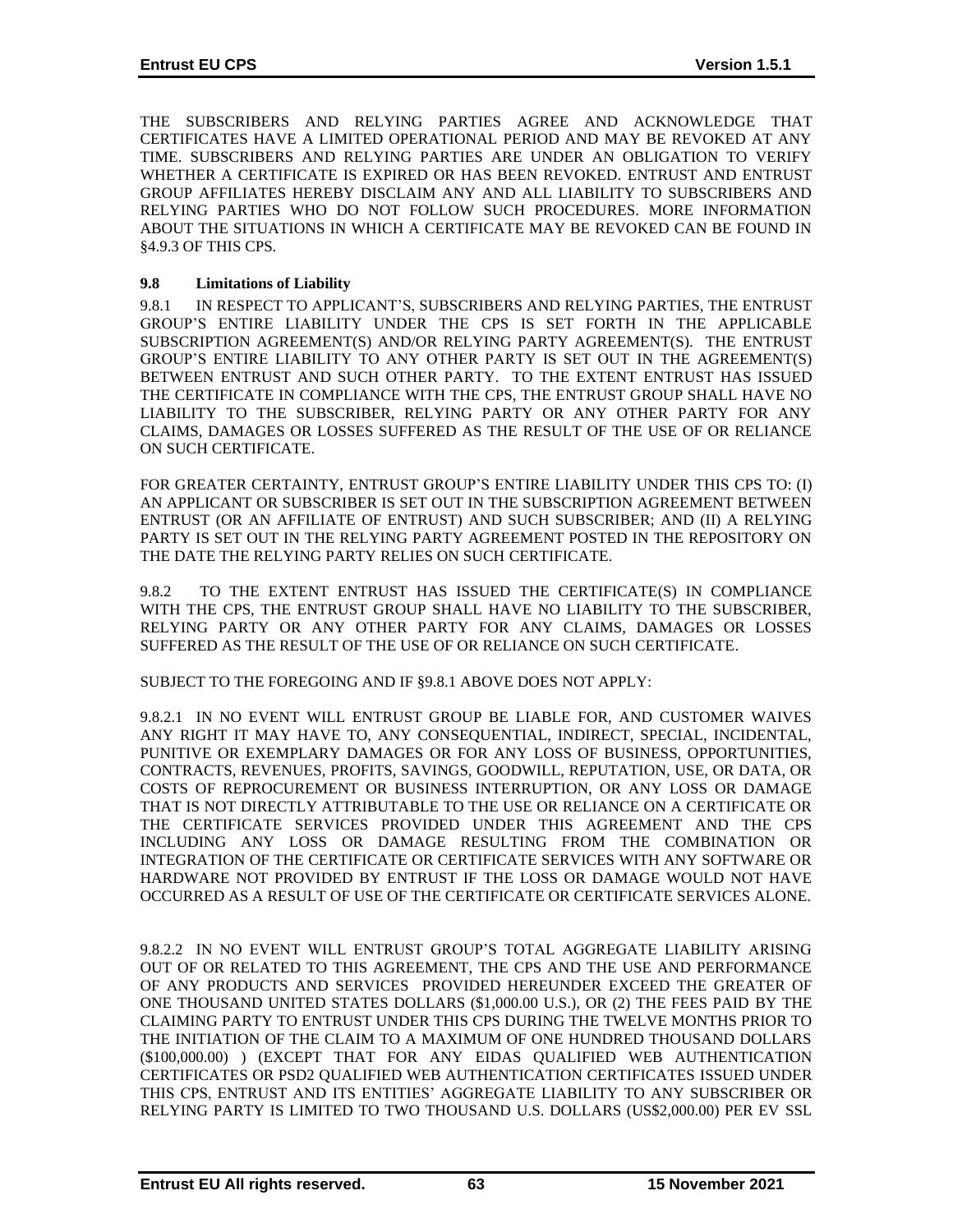THE SUBSCRIBERS AND RELYING PARTIES AGREE AND ACKNOWLEDGE THAT CERTIFICATES HAVE A LIMITED OPERATIONAL PERIOD AND MAY BE REVOKED AT ANY TIME. SUBSCRIBERS AND RELYING PARTIES ARE UNDER AN OBLIGATION TO VERIFY WHETHER A CERTIFICATE IS EXPIRED OR HAS BEEN REVOKED. ENTRUST AND ENTRUST GROUP AFFILIATES HEREBY DISCLAIM ANY AND ALL LIABILITY TO SUBSCRIBERS AND RELYING PARTIES WHO DO NOT FOLLOW SUCH PROCEDURES. MORE INFORMATION ABOUT THE SITUATIONS IN WHICH A CERTIFICATE MAY BE REVOKED CAN BE FOUND IN §4.9.3 OF THIS CPS.

### 9.8 Limitations of Liability

9.8.1 IN RESPECT TO APPLICANT'S, SUBSCRIBERS AND RELYING PARTIES, THE ENTRUST GROUP'S ENTIRE LIABILITY UNDER THE CPS IS SET FORTH IN THE APPLICABLE SUBSCRIPTION AGREEMENT(S) AND/OR RELYING PARTY AGREEMENT(S). THE ENTRUST GROUP'S ENTIRE LIABILITY TO ANY OTHER PARTY IS SET OUT IN THE AGREEMENT(S) BETWEEN ENTRUST AND SUCH OTHER PARTY. TO THE EXTENT ENTRUST HAS ISSUED THE CERTIFICATE IN COMPLIANCE WITH THE CPS, THE ENTRUST GROUP SHALL HAVE NO LIABILITY TO THE SUBSCRIBER, RELYING PARTY OR ANY OTHER PARTY FOR ANY CLAIMS, DAMAGES OR LOSSES SUFFERED AS THE RESULT OF THE USE OF OR RELIANCE ON SUCH CERTIFICATE.

FOR GREATER CERTAINTY, ENTRUST GROUP'S ENTIRE LIABILITY UNDER THIS CPS TO: (I) AN APPLICANT OR SUBSCRIBER IS SET OUT IN THE SUBSCRIPTION AGREEMENT BETWEEN ENTRUST (OR AN AFFILIATE OF ENTRUST) AND SUCH SUBSCRIBER; AND (II) A RELYING PARTY IS SET OUT IN THE RELYING PARTY AGREEMENT POSTED IN THE REPOSITORY ON THE DATE THE RELYING PARTY RELIES ON SUCH CERTIFICATE.

9.8.2 TO THE EXTENT ENTRUST HAS ISSUED THE CERTIFICATE(S) IN COMPLIANCE WITH THE CPS, THE ENTRUST GROUP SHALL HAVE NO LIABILITY TO THE SUBSCRIBER, RELYING PARTY OR ANY OTHER PARTY FOR ANY CLAIMS, DAMAGES OR LOSSES SUFFERED AS THE RESULT OF THE USE OF OR RELIANCE ON SUCH CERTIFICATE.

SUBJECT TO THE FOREGOING AND IF §9.8.1 ABOVE DOES NOT APPLY:

9.8.2.1 IN NO EVENT WILL ENTRUST GROUP BE LIABLE FOR, AND CUSTOMER WAIVES ANY RIGHT IT MAY HAVE TO, ANY CONSEQUENTIAL, INDIRECT, SPECIAL, INCIDENTAL, PUNITIVE OR EXEMPLARY DAMAGES OR FOR ANY LOSS OF BUSINESS, OPPORTUNITIES, CONTRACTS, REVENUES, PROFITS, SAVINGS, GOODWILL, REPUTATION, USE, OR DATA, OR COSTS OF REPROCUREMENT OR BUSINESS INTERRUPTION, OR ANY LOSS OR DAMAGE THAT IS NOT DIRECTLY ATTRIBUTABLE TO THE USE OR RELIANCE ON A CERTIFICATE OR THE CERTIFICATE SERVICES PROVIDED UNDER THIS AGREEMENT AND THE CPS INCLUDING ANY LOSS OR DAMAGE RESULTING FROM THE COMBINATION OR INTEGRATION OF THE CERTIFICATE OR CERTIFICATE SERVICES WITH ANY SOFTWARE OR HARDWARE NOT PROVIDED BY ENTRUST IF THE LOSS OR DAMAGE WOULD NOT HAVE OCCURRED AS A RESULT OF USE OF THE CERTIFICATE OR CERTIFICATE SERVICES ALONE.

9.8.2.2 IN NO EVENT WILL ENTRUST GROUP'S TOTAL AGGREGATE LIABILITY ARISING OUT OF OR RELATED TO THIS AGREEMENT, THE CPS AND THE USE AND PERFORMANCE OF ANY PRODUCTS AND SERVICES PROVIDED HEREUNDER EXCEED THE GREATER OF ONE THOUSAND UNITED STATES DOLLARS ($1,000.00 U.S.), OR (2) THE FEES PAID BY THE CLAIMING PARTY TO ENTRUST UNDER THIS CPS DURING THE TWELVE MONTHS PRIOR TO THE INITIATION OF THE CLAIM TO A MAXIMUM OF ONE HUNDRED THOUSAND DOLLARS ($100,000.00) ) (EXCEPT THAT FOR ANY EIDAS QUALIFIED WEB AUTHENTICATION CERTIFICATES OR PSD2 QUALIFIED WEB AUTHENTICATION CERTIFICATES ISSUED UNDER THIS CPS, ENTRUST AND ITS ENTITIES' AGGREGATE LIABILITY TO ANY SUBSCRIBER OR RELYING PARTY IS LIMITED TO TWO THOUSAND U.S. DOLLARS (US$2,000.00) PER EV SSL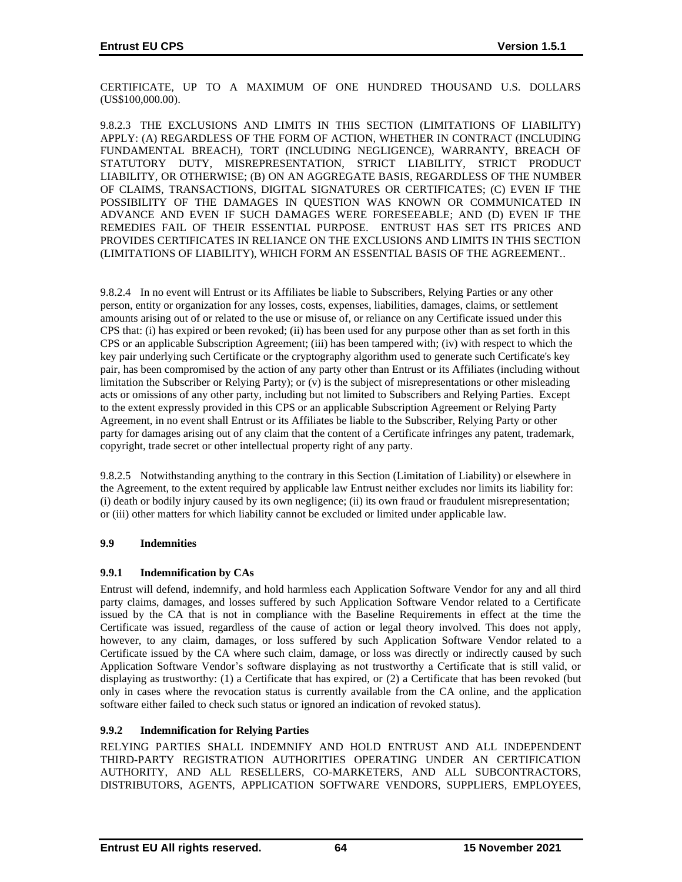CERTIFICATE, UP TO A MAXIMUM OF ONE HUNDRED THOUSAND U.S. DOLLARS (US$100,000.00).

9.8.2.3 THE EXCLUSIONS AND LIMITS IN THIS SECTION (LIMITATIONS OF LIABILITY) APPLY: (A) REGARDLESS OF THE FORM OF ACTION, WHETHER IN CONTRACT (INCLUDING FUNDAMENTAL BREACH), TORT (INCLUDING NEGLIGENCE), WARRANTY, BREACH OF STATUTORY DUTY, MISREPRESENTATION, STRICT LIABILITY, STRICT PRODUCT LIABILITY, OR OTHERWISE; (B) ON AN AGGREGATE BASIS, REGARDLESS OF THE NUMBER OF CLAIMS, TRANSACTIONS, DIGITAL SIGNATURES OR CERTIFICATES; (C) EVEN IF THE POSSIBILITY OF THE DAMAGES IN QUESTION WAS KNOWN OR COMMUNICATED IN ADVANCE AND EVEN IF SUCH DAMAGES WERE FORESEEABLE; AND (D) EVEN IF THE REMEDIES FAIL OF THEIR ESSENTIAL PURPOSE. ENTRUST HAS SET ITS PRICES AND PROVIDES CERTIFICATES IN RELIANCE ON THE EXCLUSIONS AND LIMITS IN THIS SECTION (LIMITATIONS OF LIABILITY), WHICH FORM AN ESSENTIAL BASIS OF THE AGREEMENT..

9.8.2.4 In no event will Entrust or its Affiliates be liable to Subscribers, Relying Parties or any other person, entity or organization for any losses, costs, expenses, liabilities, damages, claims, or settlement amounts arising out of or related to the use or misuse of, or reliance on any Certificate issued under this CPS that: (i) has expired or been revoked; (ii) has been used for any purpose other than as set forth in this CPS or an applicable Subscription Agreement; (iii) has been tampered with; (iv) with respect to which the key pair underlying such Certificate or the cryptography algorithm used to generate such Certificate's key pair, has been compromised by the action of any party other than Entrust or its Affiliates (including without limitation the Subscriber or Relying Party); or (v) is the subject of misrepresentations or other misleading acts or omissions of any other party, including but not limited to Subscribers and Relying Parties. Except to the extent expressly provided in this CPS or an applicable Subscription Agreement or Relying Party Agreement, in no event shall Entrust or its Affiliates be liable to the Subscriber, Relying Party or other party for damages arising out of any claim that the content of a Certificate infringes any patent, trademark, copyright, trade secret or other intellectual property right of any party.

9.8.2.5 Notwithstanding anything to the contrary in this Section (Limitation of Liability) or elsewhere in the Agreement, to the extent required by applicable law Entrust neither excludes nor limits its liability for: (i) death or bodily injury caused by its own negligence; (ii) its own fraud or fraudulent misrepresentation; or (iii) other matters for which liability cannot be excluded or limited under applicable law.

## 9.9 Indemnities

### 9.9.1 Indemnification by CAs

Entrust will defend, indemnify, and hold harmless each Application Software Vendor for any and all third party claims, damages, and losses suffered by such Application Software Vendor related to a Certificate issued by the CA that is not in compliance with the Baseline Requirements in effect at the time the Certificate was issued, regardless of the cause of action or legal theory involved. This does not apply, however, to any claim, damages, or loss suffered by such Application Software Vendor related to a Certificate issued by the CA where such claim, damage, or loss was directly or indirectly caused by such Application Software Vendor's software displaying as not trustworthy a Certificate that is still valid, or displaying as trustworthy: (1) a Certificate that has expired, or (2) a Certificate that has been revoked (but only in cases where the revocation status is currently available from the CA online, and the application software either failed to check such status or ignored an indication of revoked status).

### 9.9.2 Indemnification for Relying Parties

RELYING PARTIES SHALL INDEMNIFY AND HOLD ENTRUST AND ALL INDEPENDENT THIRD-PARTY REGISTRATION AUTHORITIES OPERATING UNDER AN CERTIFICATION AUTHORITY, AND ALL RESELLERS, CO-MARKETERS, AND ALL SUBCONTRACTORS, DISTRIBUTORS, AGENTS, APPLICATION SOFTWARE VENDORS, SUPPLIERS, EMPLOYEES,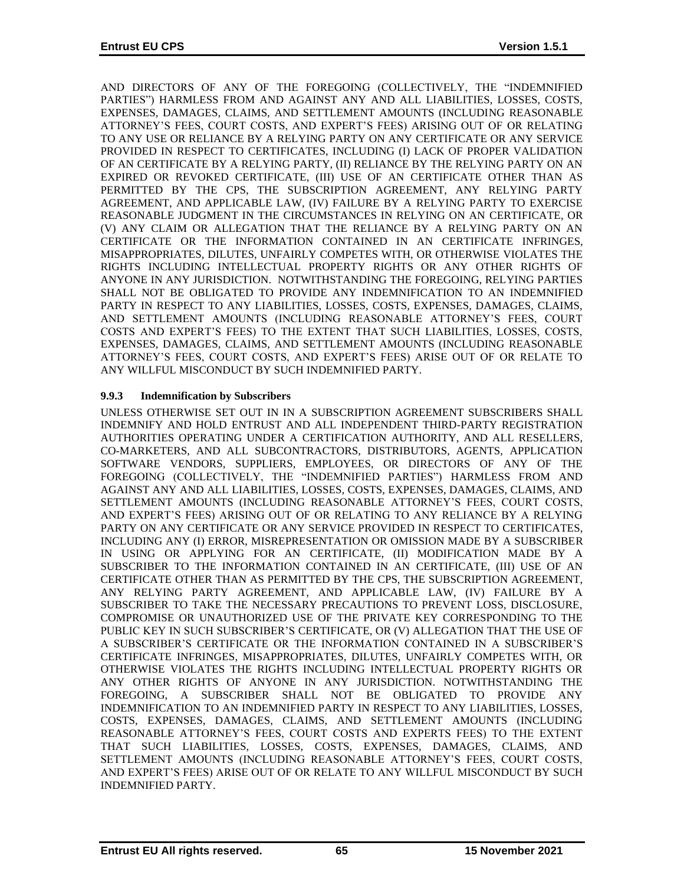AND DIRECTORS OF ANY OF THE FOREGOING (COLLECTIVELY, THE "INDEMNIFIED PARTIES") HARMLESS FROM AND AGAINST ANY AND ALL LIABILITIES, LOSSES, COSTS, EXPENSES, DAMAGES, CLAIMS, AND SETTLEMENT AMOUNTS (INCLUDING REASONABLE ATTORNEY'S FEES, COURT COSTS, AND EXPERT'S FEES) ARISING OUT OF OR RELATING TO ANY USE OR RELIANCE BY A RELYING PARTY ON ANY CERTIFICATE OR ANY SERVICE PROVIDED IN RESPECT TO CERTIFICATES, INCLUDING (I) LACK OF PROPER VALIDATION OF AN CERTIFICATE BY A RELYING PARTY, (II) RELIANCE BY THE RELYING PARTY ON AN EXPIRED OR REVOKED CERTIFICATE, (III) USE OF AN CERTIFICATE OTHER THAN AS PERMITTED BY THE CPS, THE SUBSCRIPTION AGREEMENT, ANY RELYING PARTY AGREEMENT, AND APPLICABLE LAW, (IV) FAILURE BY A RELYING PARTY TO EXERCISE REASONABLE JUDGMENT IN THE CIRCUMSTANCES IN RELYING ON AN CERTIFICATE, OR (V) ANY CLAIM OR ALLEGATION THAT THE RELIANCE BY A RELYING PARTY ON AN CERTIFICATE OR THE INFORMATION CONTAINED IN AN CERTIFICATE INFRINGES, MISAPPROPRIATES, DILUTES, UNFAIRLY COMPETES WITH, OR OTHERWISE VIOLATES THE RIGHTS INCLUDING INTELLECTUAL PROPERTY RIGHTS OR ANY OTHER RIGHTS OF ANYONE IN ANY JURISDICTION. NOTWITHSTANDING THE FOREGOING, RELYING PARTIES SHALL NOT BE OBLIGATED TO PROVIDE ANY INDEMNIFICATION TO AN INDEMNIFIED PARTY IN RESPECT TO ANY LIABILITIES, LOSSES, COSTS, EXPENSES, DAMAGES, CLAIMS, AND SETTLEMENT AMOUNTS (INCLUDING REASONABLE ATTORNEY'S FEES, COURT COSTS AND EXPERT'S FEES) TO THE EXTENT THAT SUCH LIABILITIES, LOSSES, COSTS, EXPENSES, DAMAGES, CLAIMS, AND SETTLEMENT AMOUNTS (INCLUDING REASONABLE ATTORNEY'S FEES, COURT COSTS, AND EXPERT'S FEES) ARISE OUT OF OR RELATE TO ANY WILLFUL MISCONDUCT BY SUCH INDEMNIFIED PARTY.

### 9.9.3 Indemnification by Subscribers

UNLESS OTHERWISE SET OUT IN IN A SUBSCRIPTION AGREEMENT SUBSCRIBERS SHALL INDEMNIFY AND HOLD ENTRUST AND ALL INDEPENDENT THIRD-PARTY REGISTRATION AUTHORITIES OPERATING UNDER A CERTIFICATION AUTHORITY, AND ALL RESELLERS, CO-MARKETERS, AND ALL SUBCONTRACTORS, DISTRIBUTORS, AGENTS, APPLICATION SOFTWARE VENDORS, SUPPLIERS, EMPLOYEES, OR DIRECTORS OF ANY OF THE FOREGOING (COLLECTIVELY, THE "INDEMNIFIED PARTIES") HARMLESS FROM AND AGAINST ANY AND ALL LIABILITIES, LOSSES, COSTS, EXPENSES, DAMAGES, CLAIMS, AND SETTLEMENT AMOUNTS (INCLUDING REASONABLE ATTORNEY'S FEES, COURT COSTS, AND EXPERT'S FEES) ARISING OUT OF OR RELATING TO ANY RELIANCE BY A RELYING PARTY ON ANY CERTIFICATE OR ANY SERVICE PROVIDED IN RESPECT TO CERTIFICATES, INCLUDING ANY (I) ERROR, MISREPRESENTATION OR OMISSION MADE BY A SUBSCRIBER IN USING OR APPLYING FOR AN CERTIFICATE, (II) MODIFICATION MADE BY A SUBSCRIBER TO THE INFORMATION CONTAINED IN AN CERTIFICATE, (III) USE OF AN CERTIFICATE OTHER THAN AS PERMITTED BY THE CPS, THE SUBSCRIPTION AGREEMENT, ANY RELYING PARTY AGREEMENT, AND APPLICABLE LAW, (IV) FAILURE BY A SUBSCRIBER TO TAKE THE NECESSARY PRECAUTIONS TO PREVENT LOSS, DISCLOSURE, COMPROMISE OR UNAUTHORIZED USE OF THE PRIVATE KEY CORRESPONDING TO THE PUBLIC KEY IN SUCH SUBSCRIBER'S CERTIFICATE, OR (V) ALLEGATION THAT THE USE OF A SUBSCRIBER'S CERTIFICATE OR THE INFORMATION CONTAINED IN A SUBSCRIBER'S CERTIFICATE INFRINGES, MISAPPROPRIATES, DILUTES, UNFAIRLY COMPETES WITH, OR OTHERWISE VIOLATES THE RIGHTS INCLUDING INTELLECTUAL PROPERTY RIGHTS OR ANY OTHER RIGHTS OF ANYONE IN ANY JURISDICTION. NOTWITHSTANDING THE FOREGOING, A SUBSCRIBER SHALL NOT BE OBLIGATED TO PROVIDE ANY INDEMNIFICATION TO AN INDEMNIFIED PARTY IN RESPECT TO ANY LIABILITIES, LOSSES, COSTS, EXPENSES, DAMAGES, CLAIMS, AND SETTLEMENT AMOUNTS (INCLUDING REASONABLE ATTORNEY'S FEES, COURT COSTS AND EXPERTS FEES) TO THE EXTENT THAT SUCH LIABILITIES, LOSSES, COSTS, EXPENSES, DAMAGES, CLAIMS, AND SETTLEMENT AMOUNTS (INCLUDING REASONABLE ATTORNEY'S FEES, COURT COSTS, AND EXPERT'S FEES) ARISE OUT OF OR RELATE TO ANY WILLFUL MISCONDUCT BY SUCH INDEMNIFIED PARTY.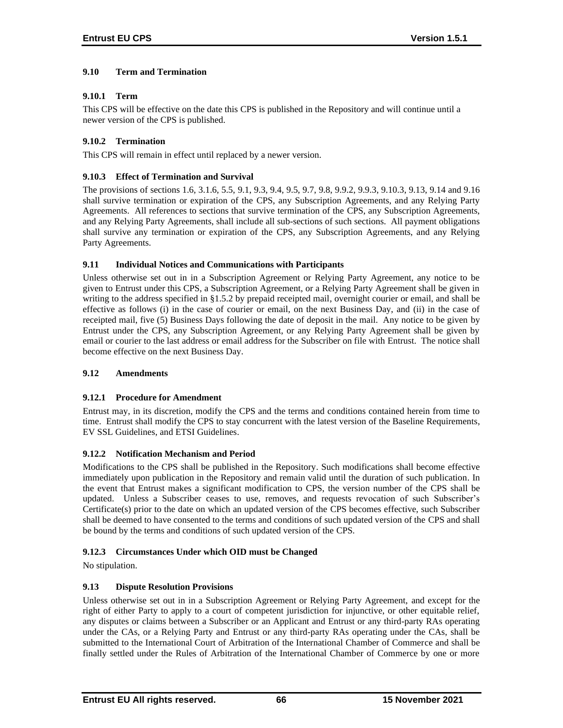## 9.10 Term and Termination

### 9.10.1 Term

This CPS will be effective on the date this CPS is published in the Repository and will continue until a newer version of the CPS is published.

### 9.10.2 Termination

This CPS will remain in effect until replaced by a newer version.

### 9.10.3 Effect of Termination and Survival

The provisions of sections 1.6, 3.1.6, 5.5, 9.1, 9.3, 9.4, 9.5, 9.7, 9.8, 9.9.2, 9.9.3, 9.10.3, 9.13, 9.14 and 9.16 shall survive termination or expiration of the CPS, any Subscription Agreements, and any Relying Party Agreements. All references to sections that survive termination of the CPS, any Subscription Agreements, and any Relying Party Agreements, shall include all sub-sections of such sections. All payment obligations shall survive any termination or expiration of the CPS, any Subscription Agreements, and any Relying Party Agreements.

## 9.11 Individual Notices and Communications with Participants

Unless otherwise set out in in a Subscription Agreement or Relying Party Agreement, any notice to be given to Entrust under this CPS, a Subscription Agreement, or a Relying Party Agreement shall be given in writing to the address specified in §1.5.2 by prepaid receipted mail, overnight courier or email, and shall be effective as follows (i) in the case of courier or email, on the next Business Day, and (ii) in the case of receipted mail, five (5) Business Days following the date of deposit in the mail. Any notice to be given by Entrust under the CPS, any Subscription Agreement, or any Relying Party Agreement shall be given by email or courier to the last address or email address for the Subscriber on file with Entrust. The notice shall become effective on the next Business Day.

## 9.12 Amendments

### 9.12.1 Procedure for Amendment

Entrust may, in its discretion, modify the CPS and the terms and conditions contained herein from time to time. Entrust shall modify the CPS to stay concurrent with the latest version of the Baseline Requirements, EV SSL Guidelines, and ETSI Guidelines.

### 9.12.2 Notification Mechanism and Period

Modifications to the CPS shall be published in the Repository. Such modifications shall become effective immediately upon publication in the Repository and remain valid until the duration of such publication. In the event that Entrust makes a significant modification to CPS, the version number of the CPS shall be updated. Unless a Subscriber ceases to use, removes, and requests revocation of such Subscriber's Certificate(s) prior to the date on which an updated version of the CPS becomes effective, such Subscriber shall be deemed to have consented to the terms and conditions of such updated version of the CPS and shall be bound by the terms and conditions of such updated version of the CPS.

### 9.12.3 Circumstances Under which OID must be Changed

No stipulation.

## 9.13 Dispute Resolution Provisions

Unless otherwise set out in in a Subscription Agreement or Relying Party Agreement, and except for the right of either Party to apply to a court of competent jurisdiction for injunctive, or other equitable relief, any disputes or claims between a Subscriber or an Applicant and Entrust or any third-party RAs operating under the CAs, or a Relying Party and Entrust or any third-party RAs operating under the CAs, shall be submitted to the International Court of Arbitration of the International Chamber of Commerce and shall be finally settled under the Rules of Arbitration of the International Chamber of Commerce by one or more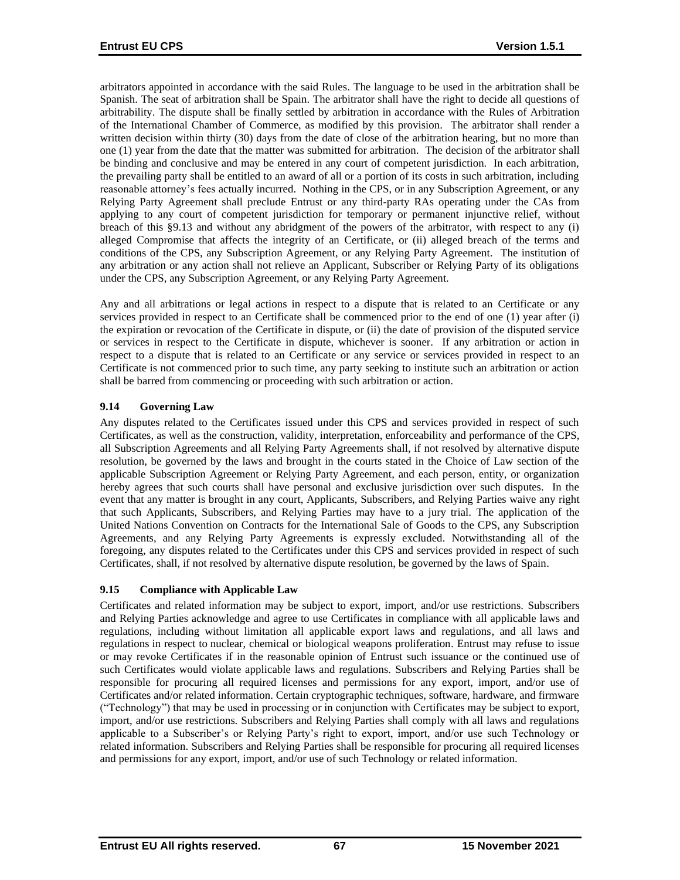arbitrators appointed in accordance with the said Rules. The language to be used in the arbitration shall be Spanish. The seat of arbitration shall be Spain. The arbitrator shall have the right to decide all questions of arbitrability. The dispute shall be finally settled by arbitration in accordance with the Rules of Arbitration of the International Chamber of Commerce, as modified by this provision. The arbitrator shall render a written decision within thirty (30) days from the date of close of the arbitration hearing, but no more than one (1) year from the date that the matter was submitted for arbitration. The decision of the arbitrator shall be binding and conclusive and may be entered in any court of competent jurisdiction. In each arbitration, the prevailing party shall be entitled to an award of all or a portion of its costs in such arbitration, including reasonable attorney's fees actually incurred. Nothing in the CPS, or in any Subscription Agreement, or any Relying Party Agreement shall preclude Entrust or any third-party RAs operating under the CAs from applying to any court of competent jurisdiction for temporary or permanent injunctive relief, without breach of this §9.13 and without any abridgment of the powers of the arbitrator, with respect to any (i) alleged Compromise that affects the integrity of an Certificate, or (ii) alleged breach of the terms and conditions of the CPS, any Subscription Agreement, or any Relying Party Agreement. The institution of any arbitration or any action shall not relieve an Applicant, Subscriber or Relying Party of its obligations under the CPS, any Subscription Agreement, or any Relying Party Agreement.

Any and all arbitrations or legal actions in respect to a dispute that is related to an Certificate or any services provided in respect to an Certificate shall be commenced prior to the end of one (1) year after (i) the expiration or revocation of the Certificate in dispute, or (ii) the date of provision of the disputed service or services in respect to the Certificate in dispute, whichever is sooner. If any arbitration or action in respect to a dispute that is related to an Certificate or any service or services provided in respect to an Certificate is not commenced prior to such time, any party seeking to institute such an arbitration or action shall be barred from commencing or proceeding with such arbitration or action.

### 9.14 Governing Law

Any disputes related to the Certificates issued under this CPS and services provided in respect of such Certificates, as well as the construction, validity, interpretation, enforceability and performance of the CPS, all Subscription Agreements and all Relying Party Agreements shall, if not resolved by alternative dispute resolution, be governed by the laws and brought in the courts stated in the Choice of Law section of the applicable Subscription Agreement or Relying Party Agreement, and each person, entity, or organization hereby agrees that such courts shall have personal and exclusive jurisdiction over such disputes. In the event that any matter is brought in any court, Applicants, Subscribers, and Relying Parties waive any right that such Applicants, Subscribers, and Relying Parties may have to a jury trial. The application of the United Nations Convention on Contracts for the International Sale of Goods to the CPS, any Subscription Agreements, and any Relying Party Agreements is expressly excluded. Notwithstanding all of the foregoing, any disputes related to the Certificates under this CPS and services provided in respect of such Certificates, shall, if not resolved by alternative dispute resolution, be governed by the laws of Spain.

### 9.15 Compliance with Applicable Law

Certificates and related information may be subject to export, import, and/or use restrictions. Subscribers and Relying Parties acknowledge and agree to use Certificates in compliance with all applicable laws and regulations, including without limitation all applicable export laws and regulations, and all laws and regulations in respect to nuclear, chemical or biological weapons proliferation. Entrust may refuse to issue or may revoke Certificates if in the reasonable opinion of Entrust such issuance or the continued use of such Certificates would violate applicable laws and regulations. Subscribers and Relying Parties shall be responsible for procuring all required licenses and permissions for any export, import, and/or use of Certificates and/or related information. Certain cryptographic techniques, software, hardware, and firmware ("Technology") that may be used in processing or in conjunction with Certificates may be subject to export, import, and/or use restrictions. Subscribers and Relying Parties shall comply with all laws and regulations applicable to a Subscriber's or Relying Party's right to export, import, and/or use such Technology or related information. Subscribers and Relying Parties shall be responsible for procuring all required licenses and permissions for any export, import, and/or use of such Technology or related information.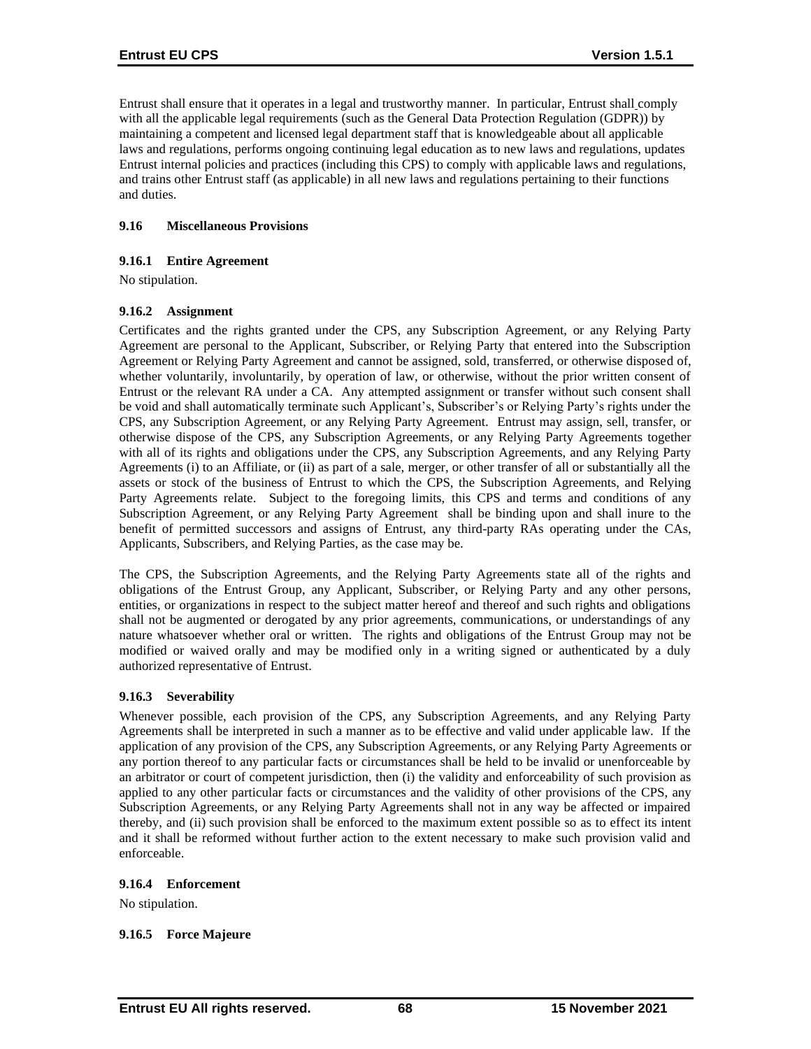Entrust shall ensure that it operates in a legal and trustworthy manner. In particular, Entrust shall comply with all the applicable legal requirements (such as the General Data Protection Regulation (GDPR)) by maintaining a competent and licensed legal department staff that is knowledgeable about all applicable laws and regulations, performs ongoing continuing legal education as to new laws and regulations, updates Entrust internal policies and practices (including this CPS) to comply with applicable laws and regulations, and trains other Entrust staff (as applicable) in all new laws and regulations pertaining to their functions and duties.

### 9.16 Miscellaneous Provisions

#### 9.16.1 Entire Agreement

No stipulation.

#### 9.16.2 Assignment

Certificates and the rights granted under the CPS, any Subscription Agreement, or any Relying Party Agreement are personal to the Applicant, Subscriber, or Relying Party that entered into the Subscription Agreement or Relying Party Agreement and cannot be assigned, sold, transferred, or otherwise disposed of, whether voluntarily, involuntarily, by operation of law, or otherwise, without the prior written consent of Entrust or the relevant RA under a CA. Any attempted assignment or transfer without such consent shall be void and shall automatically terminate such Applicant's, Subscriber's or Relying Party's rights under the CPS, any Subscription Agreement, or any Relying Party Agreement. Entrust may assign, sell, transfer, or otherwise dispose of the CPS, any Subscription Agreements, or any Relying Party Agreements together with all of its rights and obligations under the CPS, any Subscription Agreements, and any Relying Party Agreements (i) to an Affiliate, or (ii) as part of a sale, merger, or other transfer of all or substantially all the assets or stock of the business of Entrust to which the CPS, the Subscription Agreements, and Relying Party Agreements relate. Subject to the foregoing limits, this CPS and terms and conditions of any Subscription Agreement, or any Relying Party Agreement shall be binding upon and shall inure to the benefit of permitted successors and assigns of Entrust, any third-party RAs operating under the CAs, Applicants, Subscribers, and Relying Parties, as the case may be.

The CPS, the Subscription Agreements, and the Relying Party Agreements state all of the rights and obligations of the Entrust Group, any Applicant, Subscriber, or Relying Party and any other persons, entities, or organizations in respect to the subject matter hereof and thereof and such rights and obligations shall not be augmented or derogated by any prior agreements, communications, or understandings of any nature whatsoever whether oral or written. The rights and obligations of the Entrust Group may not be modified or waived orally and may be modified only in a writing signed or authenticated by a duly authorized representative of Entrust.

#### 9.16.3 Severability

Whenever possible, each provision of the CPS, any Subscription Agreements, and any Relying Party Agreements shall be interpreted in such a manner as to be effective and valid under applicable law. If the application of any provision of the CPS, any Subscription Agreements, or any Relying Party Agreements or any portion thereof to any particular facts or circumstances shall be held to be invalid or unenforceable by an arbitrator or court of competent jurisdiction, then (i) the validity and enforceability of such provision as applied to any other particular facts or circumstances and the validity of other provisions of the CPS, any Subscription Agreements, or any Relying Party Agreements shall not in any way be affected or impaired thereby, and (ii) such provision shall be enforced to the maximum extent possible so as to effect its intent and it shall be reformed without further action to the extent necessary to make such provision valid and enforceable.

#### 9.16.4 Enforcement

No stipulation.

#### 9.16.5 Force Majeure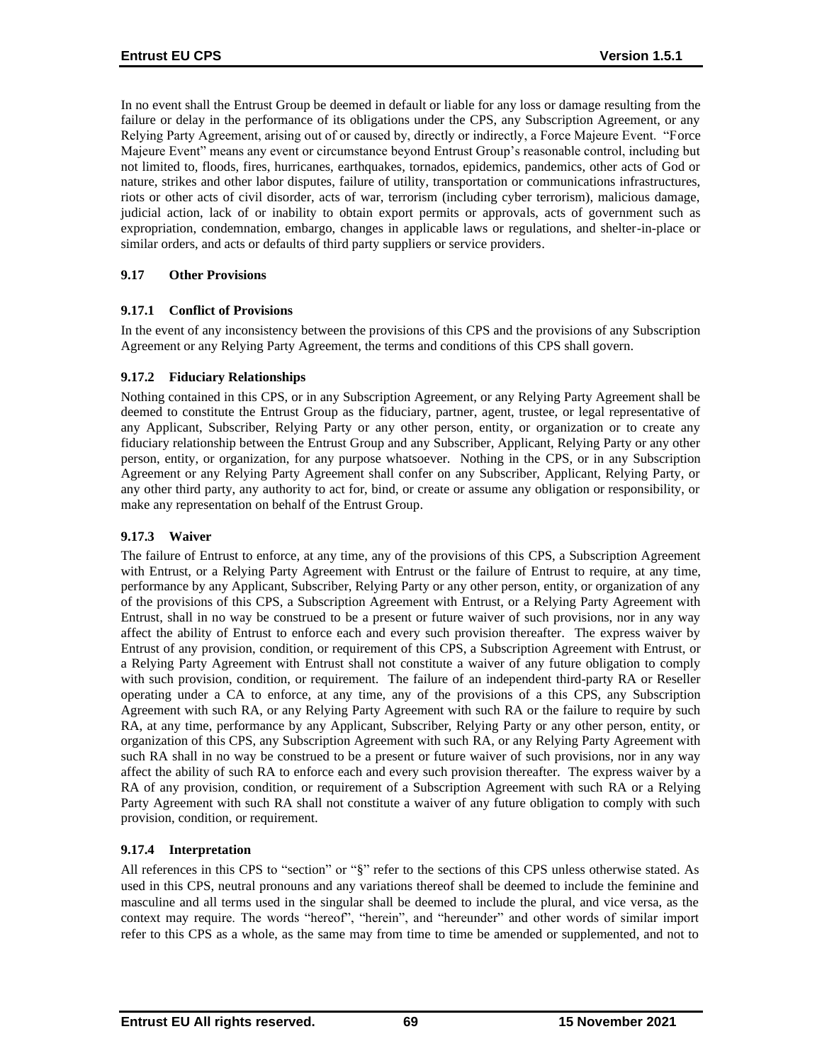In no event shall the Entrust Group be deemed in default or liable for any loss or damage resulting from the failure or delay in the performance of its obligations under the CPS, any Subscription Agreement, or any Relying Party Agreement, arising out of or caused by, directly or indirectly, a Force Majeure Event. "Force Majeure Event" means any event or circumstance beyond Entrust Group's reasonable control, including but not limited to, floods, fires, hurricanes, earthquakes, tornados, epidemics, pandemics, other acts of God or nature, strikes and other labor disputes, failure of utility, transportation or communications infrastructures, riots or other acts of civil disorder, acts of war, terrorism (including cyber terrorism), malicious damage, judicial action, lack of or inability to obtain export permits or approvals, acts of government such as expropriation, condemnation, embargo, changes in applicable laws or regulations, and shelter-in-place or similar orders, and acts or defaults of third party suppliers or service providers.

### 9.17 Other Provisions

#### 9.17.1 Conflict of Provisions

In the event of any inconsistency between the provisions of this CPS and the provisions of any Subscription Agreement or any Relying Party Agreement, the terms and conditions of this CPS shall govern.

#### 9.17.2 Fiduciary Relationships

Nothing contained in this CPS, or in any Subscription Agreement, or any Relying Party Agreement shall be deemed to constitute the Entrust Group as the fiduciary, partner, agent, trustee, or legal representative of any Applicant, Subscriber, Relying Party or any other person, entity, or organization or to create any fiduciary relationship between the Entrust Group and any Subscriber, Applicant, Relying Party or any other person, entity, or organization, for any purpose whatsoever. Nothing in the CPS, or in any Subscription Agreement or any Relying Party Agreement shall confer on any Subscriber, Applicant, Relying Party, or any other third party, any authority to act for, bind, or create or assume any obligation or responsibility, or make any representation on behalf of the Entrust Group.

#### 9.17.3 Waiver

The failure of Entrust to enforce, at any time, any of the provisions of this CPS, a Subscription Agreement with Entrust, or a Relying Party Agreement with Entrust or the failure of Entrust to require, at any time, performance by any Applicant, Subscriber, Relying Party or any other person, entity, or organization of any of the provisions of this CPS, a Subscription Agreement with Entrust, or a Relying Party Agreement with Entrust, shall in no way be construed to be a present or future waiver of such provisions, nor in any way affect the ability of Entrust to enforce each and every such provision thereafter. The express waiver by Entrust of any provision, condition, or requirement of this CPS, a Subscription Agreement with Entrust, or a Relying Party Agreement with Entrust shall not constitute a waiver of any future obligation to comply with such provision, condition, or requirement. The failure of an independent third-party RA or Reseller operating under a CA to enforce, at any time, any of the provisions of a this CPS, any Subscription Agreement with such RA, or any Relying Party Agreement with such RA or the failure to require by such RA, at any time, performance by any Applicant, Subscriber, Relying Party or any other person, entity, or organization of this CPS, any Subscription Agreement with such RA, or any Relying Party Agreement with such RA shall in no way be construed to be a present or future waiver of such provisions, nor in any way affect the ability of such RA to enforce each and every such provision thereafter. The express waiver by a RA of any provision, condition, or requirement of a Subscription Agreement with such RA or a Relying Party Agreement with such RA shall not constitute a waiver of any future obligation to comply with such provision, condition, or requirement.

#### 9.17.4 Interpretation

All references in this CPS to "section" or "§" refer to the sections of this CPS unless otherwise stated. As used in this CPS, neutral pronouns and any variations thereof shall be deemed to include the feminine and masculine and all terms used in the singular shall be deemed to include the plural, and vice versa, as the context may require. The words "hereof", "herein", and "hereunder" and other words of similar import refer to this CPS as a whole, as the same may from time to time be amended or supplemented, and not to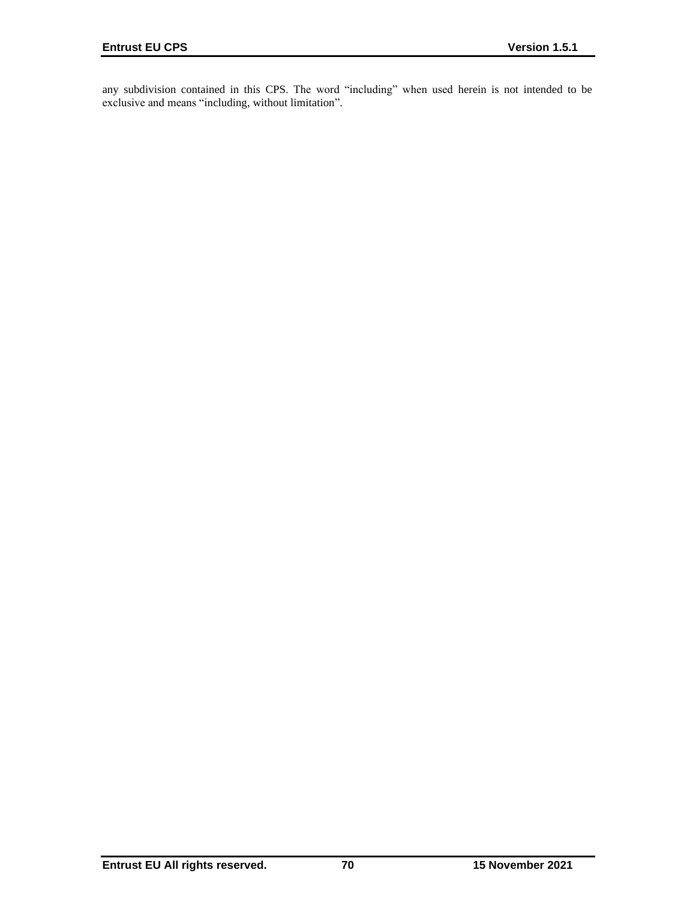any subdivision contained in this CPS. The word “including” when used herein is not intended to be exclusive and means “including, without limitation”.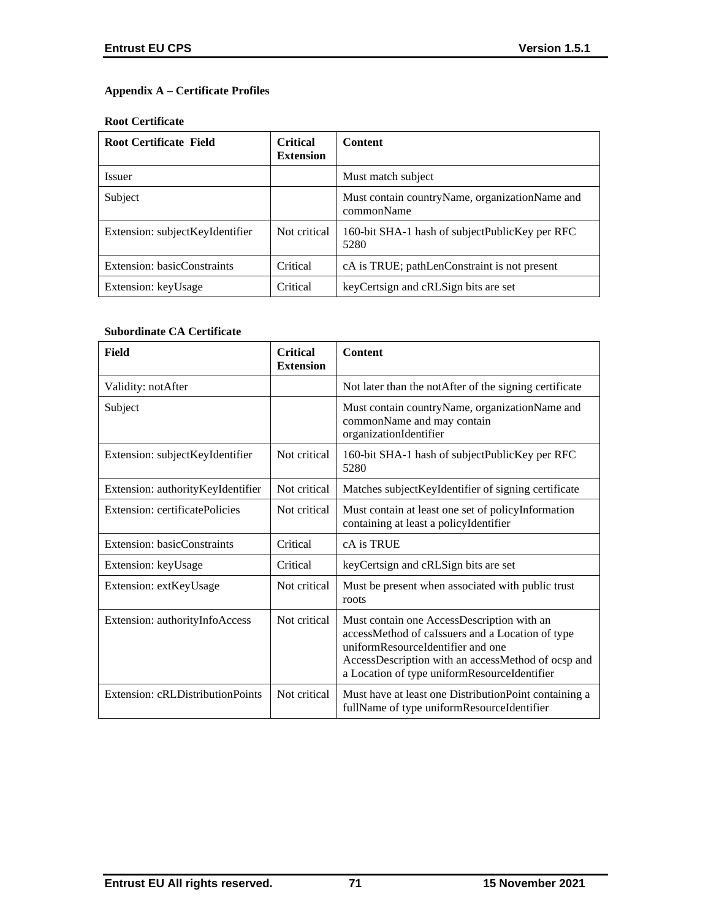## Appendix A – Certificate Profiles

### Root Certificate

| Root Certificate Field | Critical Extension | Content |
|---|---|---|
| Issuer | | Must match subject |
| Subject | | Must contain countryName, organizationName and commonName |
| Extension: subjectKeyIdentifier | Not critical | 160-bit SHA-1 hash of subjectPublicKey per RFC 5280 |
| Extension: basicConstraints | Critical | cA is TRUE; pathLenConstraint is not present |
| Extension: keyUsage | Critical | keyCertsign and cRLSign bits are set |

### Subordinate CA Certificate

| Field | Critical Extension | Content |
|---|---|---|
| Validity: notAfter | | Not later than the notAfter of the signing certificate |
| Subject | | Must contain countryName, organizationName and commonName and may contain organizationIdentifier |
| Extension: subjectKeyIdentifier | Not critical | 160-bit SHA-1 hash of subjectPublicKey per RFC 5280 |
| Extension: authorityKeyIdentifier | Not critical | Matches subjectKeyIdentifier of signing certificate |
| Extension: certificatePolicies | Not critical | Must contain at least one set of policyInformation containing at least a policyIdentifier |
| Extension: basicConstraints | Critical | cA is TRUE |
| Extension: keyUsage | Critical | keyCertsign and cRLSign bits are set |
| Extension: extKeyUsage | Not critical | Must be present when associated with public trust roots |
| Extension: authorityInfoAccess | Not critical | Must contain one AccessDescription with an accessMethod of caIssuers and a Location of type uniformResourceIdentifier and one AccessDescription with an accessMethod of ocsp and a Location of type uniformResourceIdentifier |
| Extension: cRLDistributionPoints | Not critical | Must have at least one DistributionPoint containing a fullName of type uniformResourceIdentifier |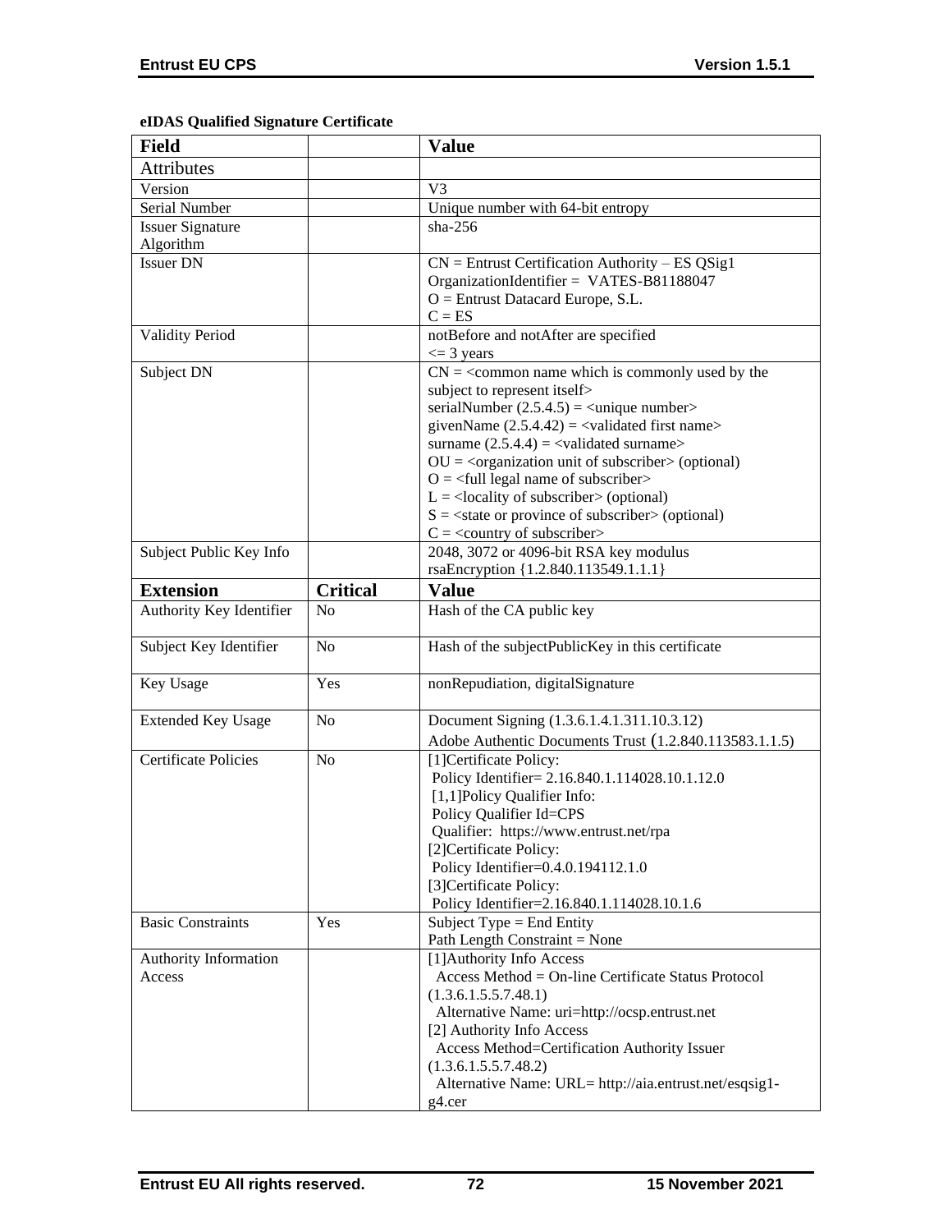**eIDAS Qualified Signature Certificate**

| Field | | Value |
|---|---|---|
| Attributes | | |
| Version | | V3 |
| Serial Number | | Unique number with 64-bit entropy |
| Issuer Signature Algorithm | | sha-256 |
| Issuer DN | | CN = Entrust Certification Authority – ES QSig1<br>OrganizationIdentifier = VATES-B81188047<br>O = Entrust Datacard Europe, S.L.<br>C = ES |
| Validity Period | | notBefore and notAfter are specified<br><= 3 years |
| Subject DN | | CN = <common name which is commonly used by the subject to represent itself><br>serialNumber (2.5.4.5) = <unique number><br>givenName (2.5.4.42) = <validated first name><br>surname (2.5.4.4) = <validated surname><br>OU = <organization unit of subscriber> (optional)<br>O = <full legal name of subscriber><br>L = <locality of subscriber> (optional)<br>S = <state or province of subscriber> (optional)<br>C = <country of subscriber> |
| Subject Public Key Info | | 2048, 3072 or 4096-bit RSA key modulus<br>rsaEncryption {1.2.840.113549.1.1.1} |
| **Extension** | **Critical** | **Value** |
| Authority Key Identifier | No | Hash of the CA public key |
| Subject Key Identifier | No | Hash of the subjectPublicKey in this certificate |
| Key Usage | Yes | nonRepudiation, digitalSignature |
| Extended Key Usage | No | Document Signing (1.3.6.1.4.1.311.10.3.12)<br>Adobe Authentic Documents Trust (1.2.840.113583.1.1.5) |
| Certificate Policies | No | [1]Certificate Policy:<br>Policy Identifier= 2.16.840.1.114028.10.1.12.0<br>[1,1]Policy Qualifier Info:<br>Policy Qualifier Id=CPS<br>Qualifier: https://www.entrust.net/rpa<br>[2]Certificate Policy:<br>Policy Identifier=0.4.0.194112.1.0<br>[3]Certificate Policy:<br>Policy Identifier=2.16.840.1.114028.10.1.6 |
| Basic Constraints | Yes | Subject Type = End Entity<br>Path Length Constraint = None |
| Authority Information Access | | [1]Authority Info Access<br>Access Method = On-line Certificate Status Protocol (1.3.6.1.5.5.7.48.1)<br>Alternative Name: uri=http://ocsp.entrust.net<br>[2] Authority Info Access<br>Access Method=Certification Authority Issuer (1.3.6.1.5.5.7.48.2)<br>Alternative Name: URL= http://aia.entrust.net/esqsig1-g4.cer |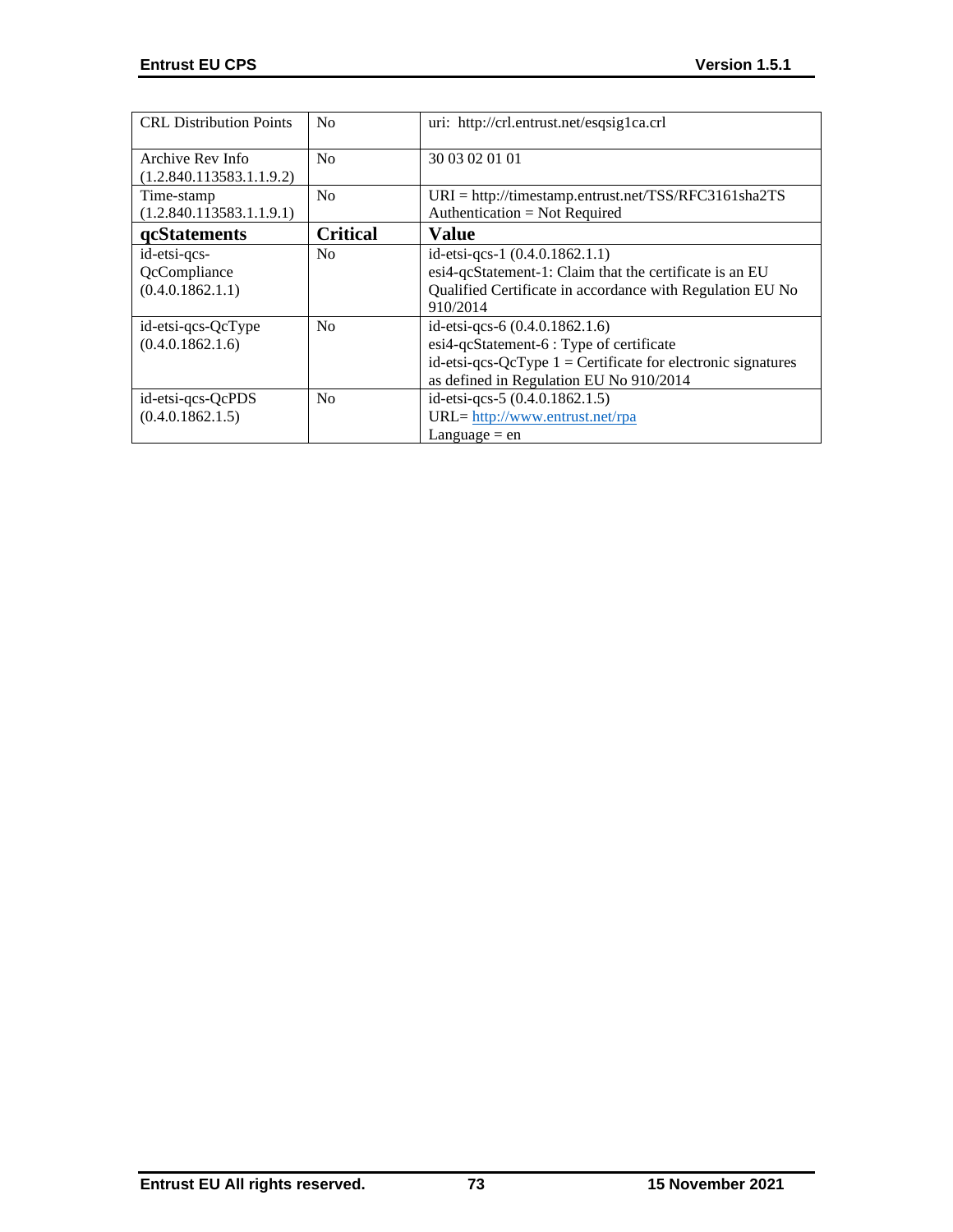| CRL Distribution Points | No | uri: http://crl.entrust.net/esqsig1ca.crl |
|---|---|---|
| Archive Rev Info (1.2.840.113583.1.1.9.2) | No | 30 03 02 01 01 |
| Time-stamp (1.2.840.113583.1.1.9.1) | No | URI = http://timestamp.entrust.net/TSS/RFC3161sha2TS<br>Authentication = Not Required |
| **qcStatements** | **Critical** | **Value** |
| id-etsi-qcs-QcCompliance (0.4.0.1862.1.1) | No | id-etsi-qcs-1 (0.4.0.1862.1.1)<br>esi4-qcStatement-1: Claim that the certificate is an EU Qualified Certificate in accordance with Regulation EU No 910/2014 |
| id-etsi-qcs-QcType (0.4.0.1862.1.6) | No | id-etsi-qcs-6 (0.4.0.1862.1.6)<br>esi4-qcStatement-6 : Type of certificate<br>id-etsi-qcs-QcType 1 = Certificate for electronic signatures as defined in Regulation EU No 910/2014 |
| id-etsi-qcs-QcPDS (0.4.0.1862.1.5) | No | id-etsi-qcs-5 (0.4.0.1862.1.5)<br>URL= http://www.entrust.net/rpa<br>Language = en |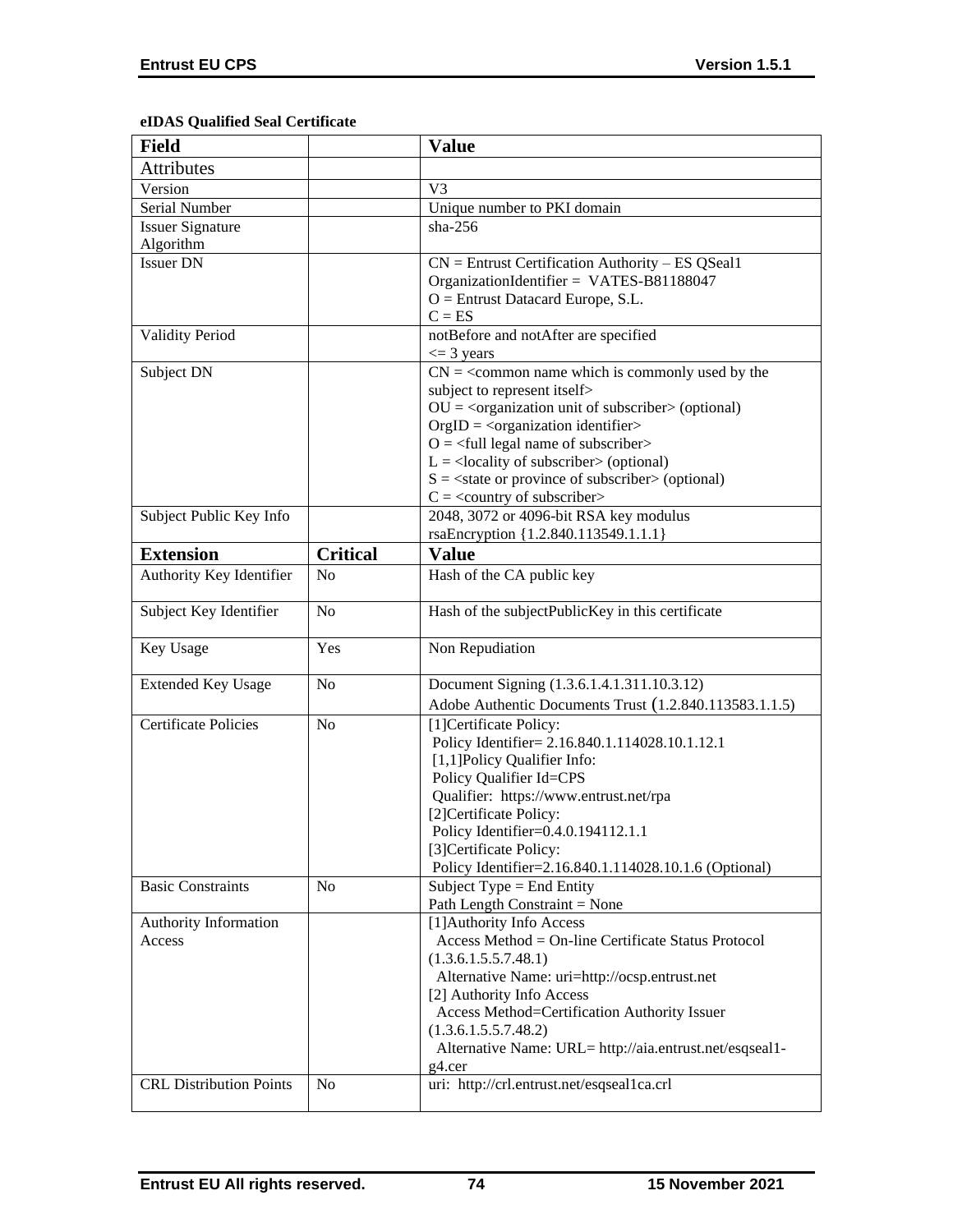**eIDAS Qualified Seal Certificate**

| Field | | Value |
|---|---|---|
| Attributes | | |
| Version | | V3 |
| Serial Number | | Unique number to PKI domain |
| Issuer Signature Algorithm | | sha-256 |
| Issuer DN | | CN = Entrust Certification Authority – ES QSeal1<br>OrganizationIdentifier = VATES-B81188047<br>O = Entrust Datacard Europe, S.L.<br>C = ES |
| Validity Period | | notBefore and notAfter are specified<br><= 3 years |
| Subject DN | | CN = <common name which is commonly used by the subject to represent itself><br>OU = <organization unit of subscriber> (optional)<br>OrgID = <organization identifier><br>O = <full legal name of subscriber><br>L = <locality of subscriber> (optional)<br>S = <state or province of subscriber> (optional)<br>C = <country of subscriber> |
| Subject Public Key Info | | 2048, 3072 or 4096-bit RSA key modulus<br>rsaEncryption {1.2.840.113549.1.1.1} |
| **Extension** | **Critical** | **Value** |
| Authority Key Identifier | No | Hash of the CA public key |
| Subject Key Identifier | No | Hash of the subjectPublicKey in this certificate |
| Key Usage | Yes | Non Repudiation |
| Extended Key Usage | No | Document Signing (1.3.6.1.4.1.311.10.3.12)<br>Adobe Authentic Documents Trust (1.2.840.113583.1.1.5) |
| Certificate Policies | No | [1]Certificate Policy:<br>Policy Identifier= 2.16.840.1.114028.10.1.12.1<br>[1,1]Policy Qualifier Info:<br>Policy Qualifier Id=CPS<br>Qualifier: https://www.entrust.net/rpa<br>[2]Certificate Policy:<br>Policy Identifier=0.4.0.194112.1.1<br>[3]Certificate Policy:<br>Policy Identifier=2.16.840.1.114028.10.1.6 (Optional) |
| Basic Constraints | No | Subject Type = End Entity<br>Path Length Constraint = None |
| Authority Information Access | | [1]Authority Info Access<br>Access Method = On-line Certificate Status Protocol (1.3.6.1.5.5.7.48.1)<br>Alternative Name: uri=http://ocsp.entrust.net<br>[2] Authority Info Access<br>Access Method=Certification Authority Issuer (1.3.6.1.5.5.7.48.2)<br>Alternative Name: URL= http://aia.entrust.net/esqseal1-g4.cer |
| CRL Distribution Points | No | uri: http://crl.entrust.net/esqseal1ca.crl |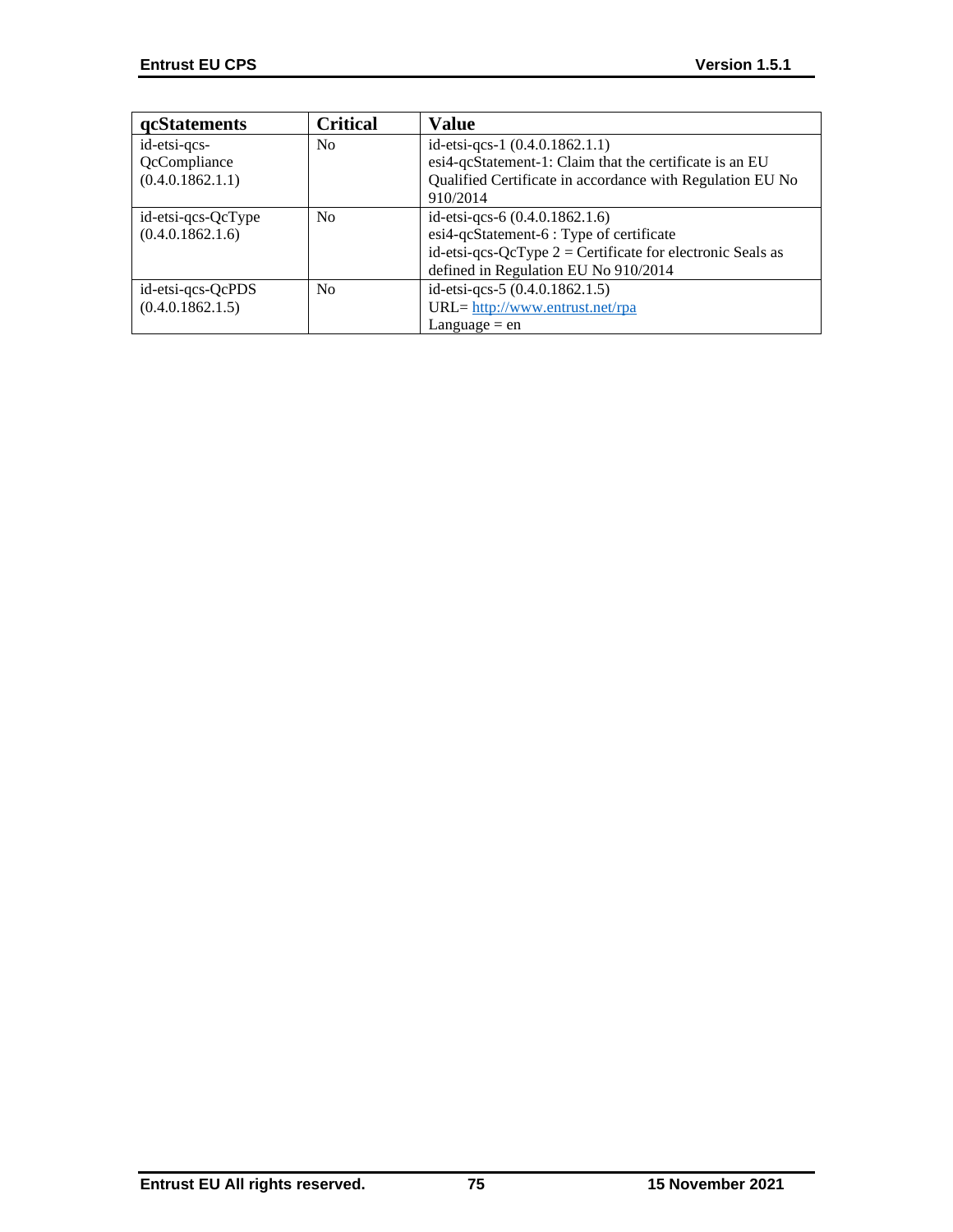| qcStatements | Critical | Value |
|---|---|---|
| id-etsi-qcs-QcCompliance (0.4.0.1862.1.1) | No | id-etsi-qcs-1 (0.4.0.1862.1.1) esi4-qcStatement-1: Claim that the certificate is an EU Qualified Certificate in accordance with Regulation EU No 910/2014 |
| id-etsi-qcs-QcType (0.4.0.1862.1.6) | No | id-etsi-qcs-6 (0.4.0.1862.1.6) esi4-qcStatement-6 : Type of certificate id-etsi-qcs-QcType 2 = Certificate for electronic Seals as defined in Regulation EU No 910/2014 |
| id-etsi-qcs-QcPDS (0.4.0.1862.1.5) | No | id-etsi-qcs-5 (0.4.0.1862.1.5) URL= http://www.entrust.net/rpa Language = en |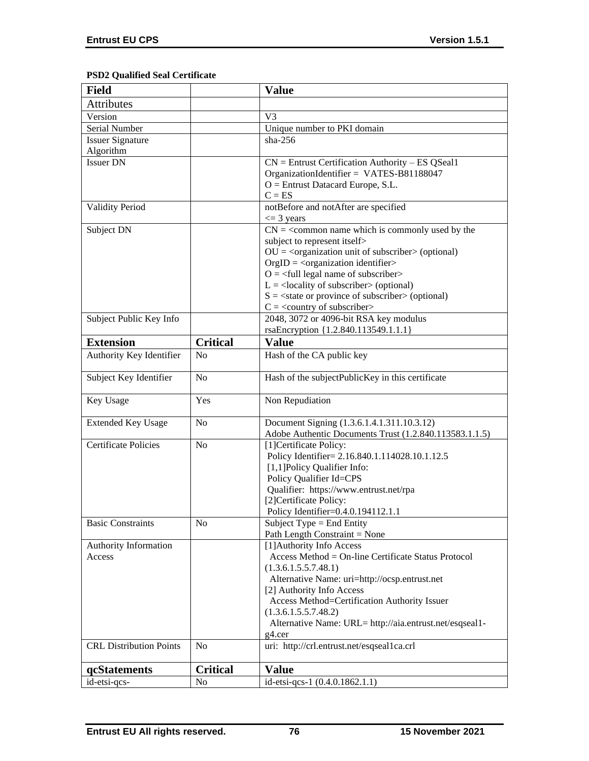**PSD2 Qualified Seal Certificate**

| Field | | Value |
|---|---|---|
| Attributes | | |
| Version | | V3 |
| Serial Number | | Unique number to PKI domain |
| Issuer Signature Algorithm | | sha-256 |
| Issuer DN | | CN = Entrust Certification Authority – ES QSeal1<br>OrganizationIdentifier = VATES-B81188047<br>O = Entrust Datacard Europe, S.L.<br>C = ES |
| Validity Period | | notBefore and notAfter are specified<br><= 3 years |
| Subject DN | | CN = <common name which is commonly used by the subject to represent itself><br>OU = <organization unit of subscriber> (optional)<br>OrgID = <organization identifier><br>O = <full legal name of subscriber><br>L = <locality of subscriber> (optional)<br>S = <state or province of subscriber> (optional)<br>C = <country of subscriber> |
| Subject Public Key Info | | 2048, 3072 or 4096-bit RSA key modulus<br>rsaEncryption {1.2.840.113549.1.1.1} |
| **Extension** | **Critical** | **Value** |
| Authority Key Identifier | No | Hash of the CA public key |
| Subject Key Identifier | No | Hash of the subjectPublicKey in this certificate |
| Key Usage | Yes | Non Repudiation |
| Extended Key Usage | No | Document Signing (1.3.6.1.4.1.311.10.3.12)<br>Adobe Authentic Documents Trust (1.2.840.113583.1.1.5) |
| Certificate Policies | No | [1]Certificate Policy:<br>Policy Identifier= 2.16.840.1.114028.10.1.12.5<br>[1,1]Policy Qualifier Info:<br>Policy Qualifier Id=CPS<br>Qualifier: https://www.entrust.net/rpa<br>[2]Certificate Policy:<br>Policy Identifier=0.4.0.194112.1.1 |
| Basic Constraints | No | Subject Type = End Entity<br>Path Length Constraint = None |
| Authority Information Access | | [1]Authority Info Access<br>Access Method = On-line Certificate Status Protocol (1.3.6.1.5.5.7.48.1)<br>Alternative Name: uri=http://ocsp.entrust.net<br>[2] Authority Info Access<br>Access Method=Certification Authority Issuer (1.3.6.1.5.5.7.48.2)<br>Alternative Name: URL= http://aia.entrust.net/esqseal1-g4.cer |
| CRL Distribution Points | No | uri: http://crl.entrust.net/esqseal1ca.crl |
| **qcStatements** | **Critical** | **Value** |
| id-etsi-qcs- | No | id-etsi-qcs-1 (0.4.0.1862.1.1) |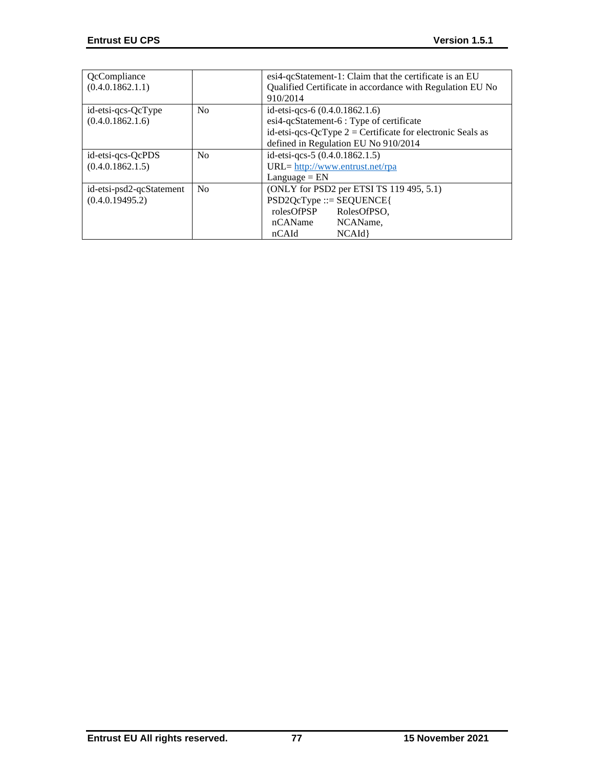| | | |
|---|---|---|
| QcCompliance (0.4.0.1862.1.1) | | esi4-qcStatement-1: Claim that the certificate is an EU Qualified Certificate in accordance with Regulation EU No 910/2014 |
| id-etsi-qcs-QcType (0.4.0.1862.1.6) | No | id-etsi-qcs-6 (0.4.0.1862.1.6)<br>esi4-qcStatement-6 : Type of certificate<br>id-etsi-qcs-QcType 2 = Certificate for electronic Seals as defined in Regulation EU No 910/2014 |
| id-etsi-qcs-QcPDS (0.4.0.1862.1.5) | No | id-etsi-qcs-5 (0.4.0.1862.1.5)<br>URL= http://www.entrust.net/rpa<br>Language = EN |
| id-etsi-psd2-qcStatement (0.4.0.19495.2) | No | (ONLY for PSD2 per ETSI TS 119 495, 5.1)<br>PSD2QcType ::= SEQUENCE{<br>rolesOfPSP RolesOfPSO,<br>nCAName NCAName,<br>nCAId NCAId} |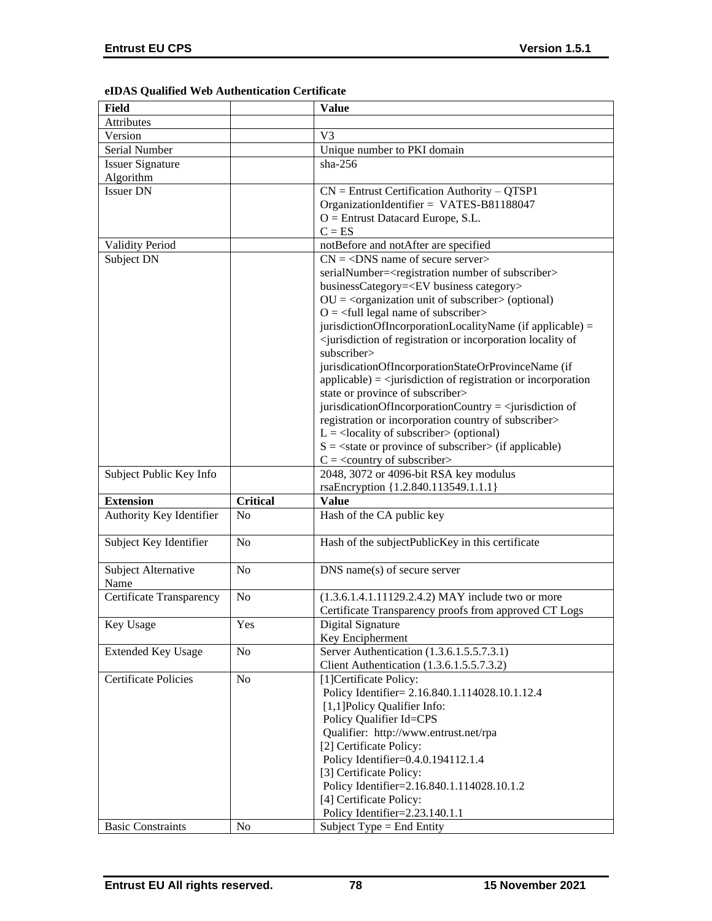**eIDAS Qualified Web Authentication Certificate**

| Field | | Value |
|---|---|---|
| Attributes | | |
| Version | | V3 |
| Serial Number | | Unique number to PKI domain |
| Issuer Signature Algorithm | | sha-256 |
| Issuer DN | | CN = Entrust Certification Authority – QTSP1<br>OrganizationIdentifier = VATES-B81188047<br>O = Entrust Datacard Europe, S.L.<br>C = ES |
| Validity Period | | notBefore and notAfter are specified |
| Subject DN | | CN = <DNS name of secure server><br>serialNumber=<registration number of subscriber><br>businessCategory=<EV business category><br>OU = <organization unit of subscriber> (optional)<br>O = <full legal name of subscriber><br>jurisdictionOfIncorporationLocalityName (if applicable) = <jurisdiction of registration or incorporation locality of subscriber><br>jurisdicationOfIncorporationStateOrProvinceName (if applicable) = <jurisdiction of registration or incorporation state or province of subscriber><br>jurisdicationOfIncorporationCountry = <jurisdiction of registration or incorporation country of subscriber><br>L = <locality of subscriber> (optional)<br>S = <state or province of subscriber> (if applicable)<br>C = <country of subscriber> |
| Subject Public Key Info | | 2048, 3072 or 4096-bit RSA key modulus<br>rsaEncryption {1.2.840.113549.1.1.1} |
| **Extension** | **Critical** | **Value** |
| Authority Key Identifier | No | Hash of the CA public key |
| Subject Key Identifier | No | Hash of the subjectPublicKey in this certificate |
| Subject Alternative Name | No | DNS name(s) of secure server |
| Certificate Transparency | No | (1.3.6.1.4.1.11129.2.4.2) MAY include two or more Certificate Transparency proofs from approved CT Logs |
| Key Usage | Yes | Digital Signature<br>Key Encipherment |
| Extended Key Usage | No | Server Authentication (1.3.6.1.5.5.7.3.1)<br>Client Authentication (1.3.6.1.5.5.7.3.2) |
| Certificate Policies | No | [1]Certificate Policy:<br>Policy Identifier= 2.16.840.1.114028.10.1.12.4<br>[1,1]Policy Qualifier Info:<br>Policy Qualifier Id=CPS<br>Qualifier: http://www.entrust.net/rpa<br>[2] Certificate Policy:<br>Policy Identifier=0.4.0.194112.1.4<br>[3] Certificate Policy:<br>Policy Identifier=2.16.840.1.114028.10.1.2<br>[4] Certificate Policy:<br>Policy Identifier=2.23.140.1.1 |
| Basic Constraints | No | Subject Type = End Entity |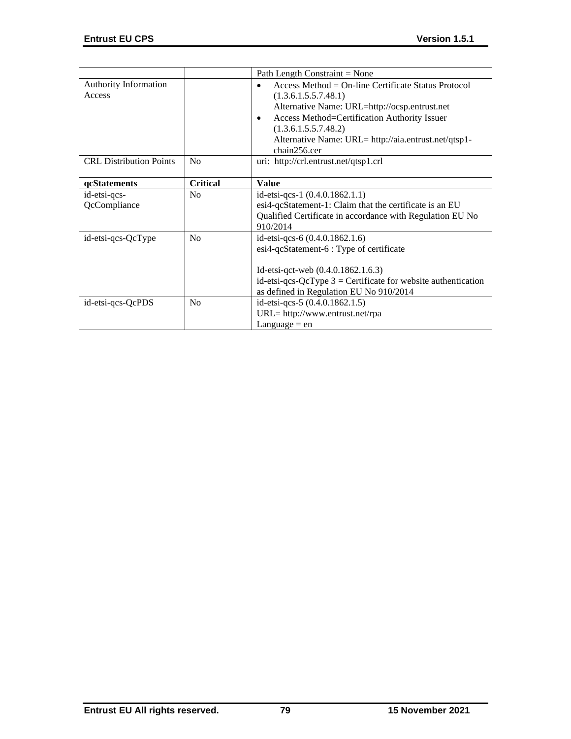|  |  | Path Length Constraint = None |
| --- | --- | --- |
| Authority Information Access |  | • Access Method = On-line Certificate Status Protocol (1.3.6.1.5.5.7.48.1) Alternative Name: URL=http://ocsp.entrust.net<br>• Access Method=Certification Authority Issuer (1.3.6.1.5.5.7.48.2) Alternative Name: URL= http://aia.entrust.net/qtsp1-chain256.cer |
| CRL Distribution Points | No | uri: http://crl.entrust.net/qtsp1.crl |
| **qcStatements** | **Critical** | **Value** |
| id-etsi-qcs-QcCompliance | No | id-etsi-qcs-1 (0.4.0.1862.1.1)<br>esi4-qcStatement-1: Claim that the certificate is an EU Qualified Certificate in accordance with Regulation EU No 910/2014 |
| id-etsi-qcs-QcType | No | id-etsi-qcs-6 (0.4.0.1862.1.6)<br>esi4-qcStatement-6 : Type of certificate<br><br>Id-etsi-qct-web (0.4.0.1862.1.6.3)<br>id-etsi-qcs-QcType 3 = Certificate for website authentication as defined in Regulation EU No 910/2014 |
| id-etsi-qcs-QcPDS | No | id-etsi-qcs-5 (0.4.0.1862.1.5)<br>URL= http://www.entrust.net/rpa<br>Language = en |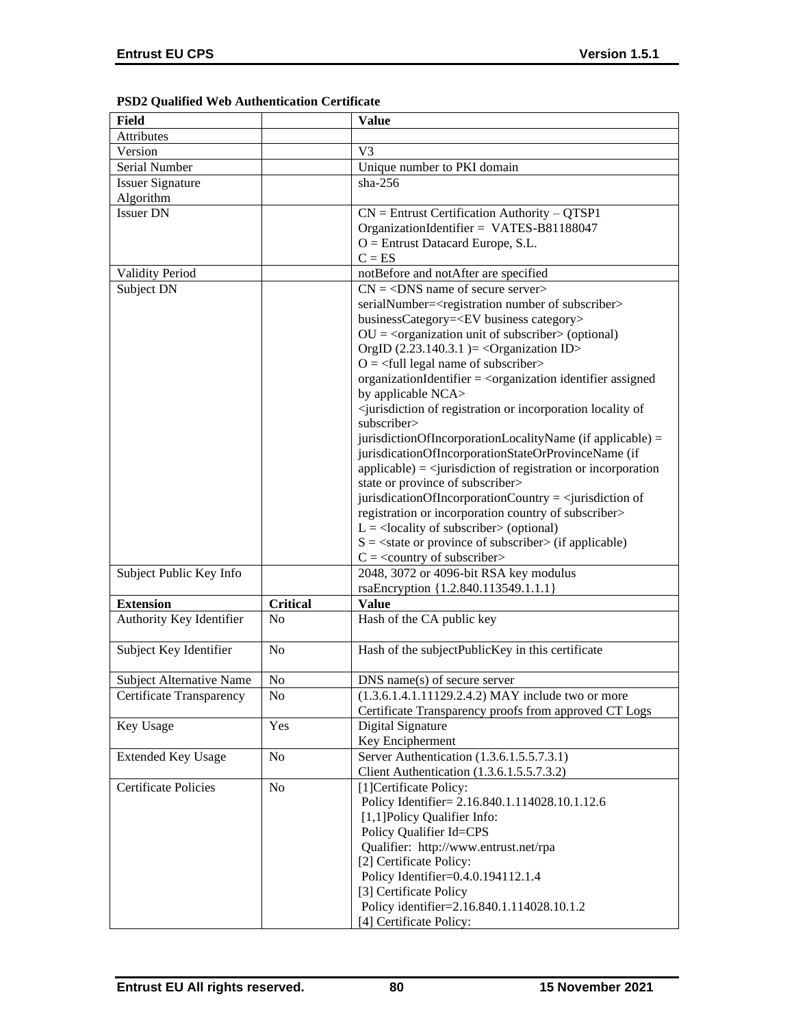**PSD2 Qualified Web Authentication Certificate**

| Field | | Value |
|---|---|---|
| Attributes | | |
| Version | | V3 |
| Serial Number | | Unique number to PKI domain |
| Issuer Signature Algorithm | | sha-256 |
| Issuer DN | | CN = Entrust Certification Authority – QTSP1<br>OrganizationIdentifier = VATES-B81188047<br>O = Entrust Datacard Europe, S.L.<br>C = ES |
| Validity Period | | notBefore and notAfter are specified |
| Subject DN | | CN = <DNS name of secure server><br>serialNumber=<registration number of subscriber><br>businessCategory=<EV business category><br>OU = <organization unit of subscriber> (optional)<br>OrgID (2.23.140.3.1 )= <Organization ID><br>O = <full legal name of subscriber><br>organizationIdentifier = <organization identifier assigned by applicable NCA><br><jurisdiction of registration or incorporation locality of subscriber><br>jurisdictionOfIncorporationLocalityName (if applicable) = jurisdicationOfIncorporationStateOrProvinceName (if applicable) = <jurisdiction of registration or incorporation state or province of subscriber><br>jurisdicationOfIncorporationCountry = <jurisdiction of registration or incorporation country of subscriber><br>L = <locality of subscriber> (optional)<br>S = <state or province of subscriber> (if applicable)<br>C = <country of subscriber> |
| Subject Public Key Info | | 2048, 3072 or 4096-bit RSA key modulus<br>rsaEncryption {1.2.840.113549.1.1.1} |
| **Extension** | **Critical** | **Value** |
| Authority Key Identifier | No | Hash of the CA public key |
| Subject Key Identifier | No | Hash of the subjectPublicKey in this certificate |
| Subject Alternative Name | No | DNS name(s) of secure server |
| Certificate Transparency | No | (1.3.6.1.4.1.11129.2.4.2) MAY include two or more Certificate Transparency proofs from approved CT Logs |
| Key Usage | Yes | Digital Signature<br>Key Encipherment |
| Extended Key Usage | No | Server Authentication (1.3.6.1.5.5.7.3.1)<br>Client Authentication (1.3.6.1.5.5.7.3.2) |
| Certificate Policies | No | [1]Certificate Policy:<br>Policy Identifier= 2.16.840.1.114028.10.1.12.6<br>[1,1]Policy Qualifier Info:<br>Policy Qualifier Id=CPS<br>Qualifier: http://www.entrust.net/rpa<br>[2] Certificate Policy:<br>Policy Identifier=0.4.0.194112.1.4<br>[3] Certificate Policy<br>Policy identifier=2.16.840.1.114028.10.1.2<br>[4] Certificate Policy: |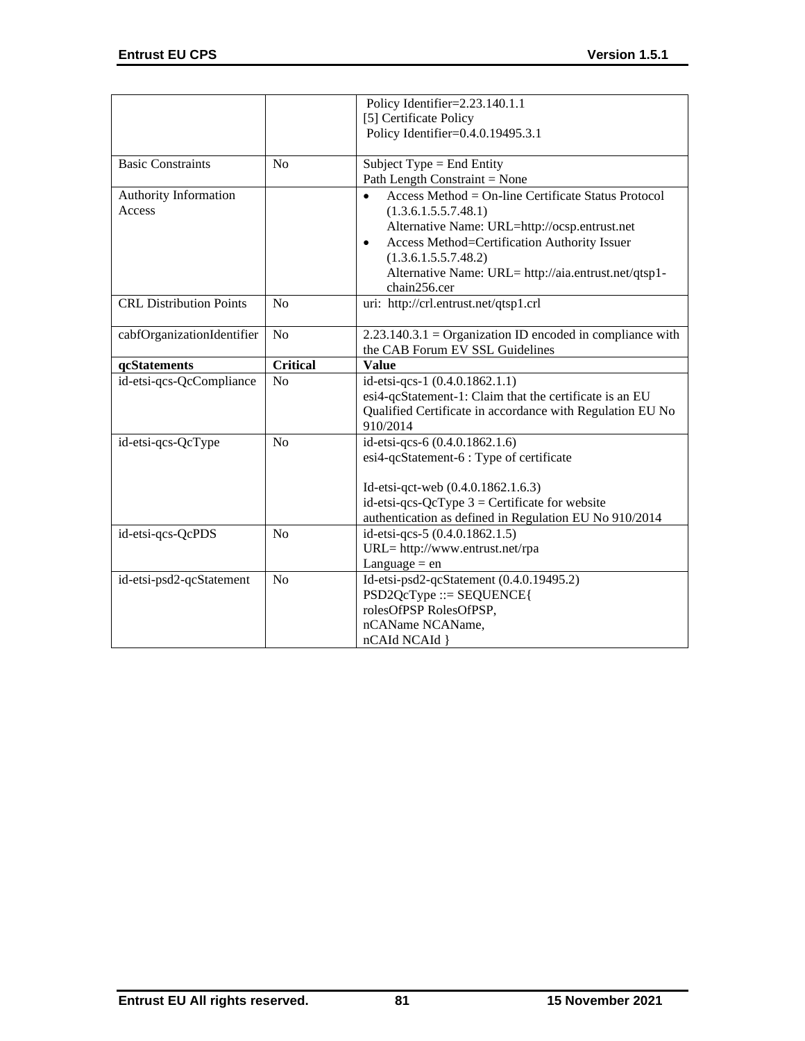|  |  | Policy Identifier=2.23.140.1.1<br>[5] Certificate Policy<br>Policy Identifier=0.4.0.19495.3.1 |
| --- | --- | --- |
| Basic Constraints | No | Subject Type = End Entity<br>Path Length Constraint = None |
| Authority Information Access |  | • Access Method = On-line Certificate Status Protocol (1.3.6.1.5.5.7.48.1)<br>Alternative Name: URL=http://ocsp.entrust.net<br>• Access Method=Certification Authority Issuer (1.3.6.1.5.5.7.48.2)<br>Alternative Name: URL= http://aia.entrust.net/qtsp1-chain256.cer |
| CRL Distribution Points | No | uri: http://crl.entrust.net/qtsp1.crl |
| cabfOrganizationIdentifier | No | 2.23.140.3.1 = Organization ID encoded in compliance with the CAB Forum EV SSL Guidelines |
| **qcStatements** | **Critical** | **Value** |
| id-etsi-qcs-QcCompliance | No | id-etsi-qcs-1 (0.4.0.1862.1.1)<br>esi4-qcStatement-1: Claim that the certificate is an EU Qualified Certificate in accordance with Regulation EU No 910/2014 |
| id-etsi-qcs-QcType | No | id-etsi-qcs-6 (0.4.0.1862.1.6)<br>esi4-qcStatement-6 : Type of certificate<br><br>Id-etsi-qct-web (0.4.0.1862.1.6.3)<br>id-etsi-qcs-QcType 3 = Certificate for website authentication as defined in Regulation EU No 910/2014 |
| id-etsi-qcs-QcPDS | No | id-etsi-qcs-5 (0.4.0.1862.1.5)<br>URL= http://www.entrust.net/rpa<br>Language = en |
| id-etsi-psd2-qcStatement | No | Id-etsi-psd2-qcStatement (0.4.0.19495.2)<br>PSD2QcType ::= SEQUENCE{<br>rolesOfPSP RolesOfPSP,<br>nCAName NCAName,<br>nCAId NCAId } |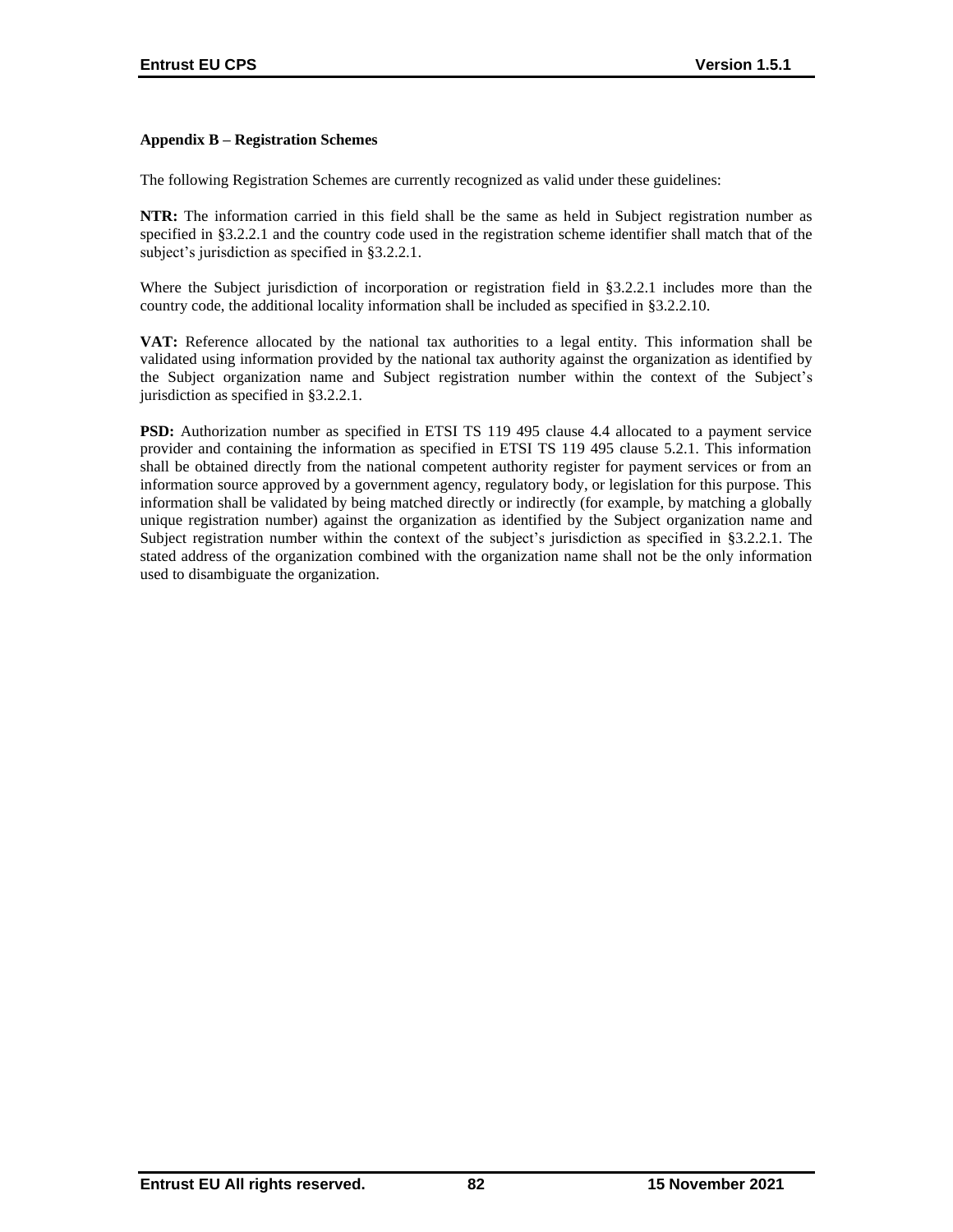**Appendix B – Registration Schemes**

The following Registration Schemes are currently recognized as valid under these guidelines:

**NTR:** The information carried in this field shall be the same as held in Subject registration number as specified in §3.2.2.1 and the country code used in the registration scheme identifier shall match that of the subject's jurisdiction as specified in §3.2.2.1.

Where the Subject jurisdiction of incorporation or registration field in §3.2.2.1 includes more than the country code, the additional locality information shall be included as specified in §3.2.2.10.

**VAT:** Reference allocated by the national tax authorities to a legal entity. This information shall be validated using information provided by the national tax authority against the organization as identified by the Subject organization name and Subject registration number within the context of the Subject's jurisdiction as specified in §3.2.2.1.

**PSD:** Authorization number as specified in ETSI TS 119 495 clause 4.4 allocated to a payment service provider and containing the information as specified in ETSI TS 119 495 clause 5.2.1. This information shall be obtained directly from the national competent authority register for payment services or from an information source approved by a government agency, regulatory body, or legislation for this purpose. This information shall be validated by being matched directly or indirectly (for example, by matching a globally unique registration number) against the organization as identified by the Subject organization name and Subject registration number within the context of the subject's jurisdiction as specified in §3.2.2.1. The stated address of the organization combined with the organization name shall not be the only information used to disambiguate the organization.